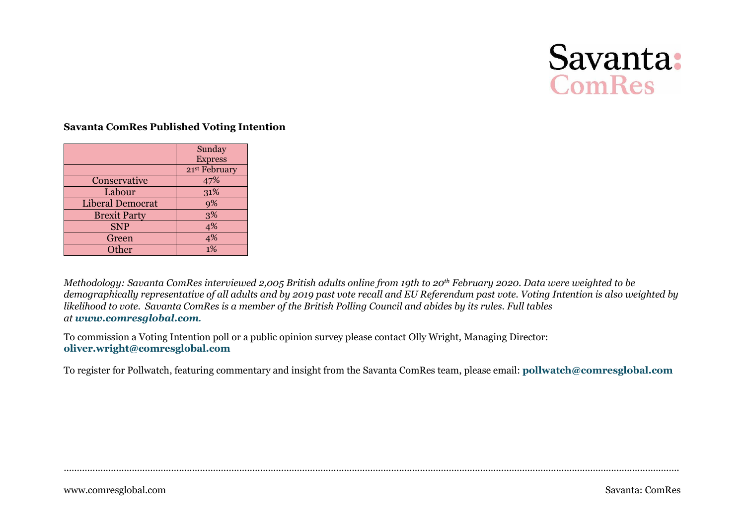Savanta: ComRes

**Savanta ComRes Published Voting Intention**

| | Sunday Express |
|---|---|
| | 21st February |
| Conservative | 47% |
| Labour | 31% |
| Liberal Democrat | 9% |
| Brexit Party | 3% |
| SNP | 4% |
| Green | 4% |
| Other | 1% |

*Methodology: Savanta ComRes interviewed 2,005 British adults online from 19th to 20th February 2020. Data were weighted to be demographically representative of all adults and by 2019 past vote recall and EU Referendum past vote. Voting Intention is also weighted by likelihood to vote. Savanta ComRes is a member of the British Polling Council and abides by its rules. Full tables at* ***www.comresglobal.com.***

To commission a Voting Intention poll or a public opinion survey please contact Olly Wright, Managing Director: **oliver.wright@comresglobal.com**

To register for Pollwatch, featuring commentary and insight from the Savanta ComRes team, please email: **pollwatch@comresglobal.com**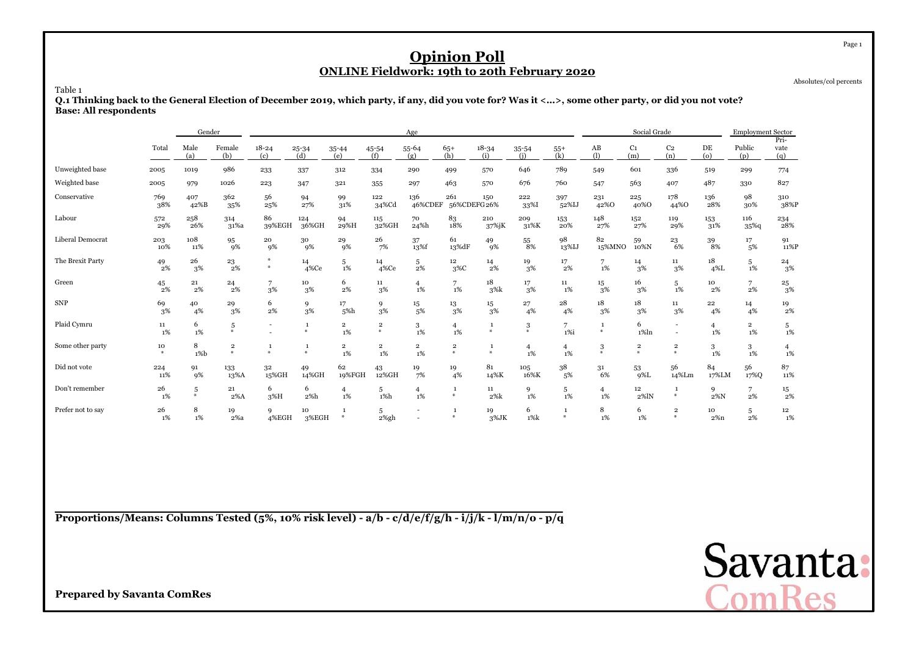# Opinion Poll

## ONLINE Fieldwork: 19th to 20th February 2020

Absolutes/col percents

Table 1

**Q.1 Thinking back to the General Election of December 2019, which party, if any, did you vote for? Was it <...>, some other party, or did you not vote?**

**Base: All respondents**

| | | Gender | | Age | | | | | | | | | Social Grade | | | | Employment Sector | |
|---|---|---|---|---|---|---|---|---|---|---|---|---|---|---|---|---|---|---|
| | Total | Male (a) | Female (b) | 18-24 (c) | 25-34 (d) | 35-44 (e) | 45-54 (f) | 55-64 (g) | 65+ (h) | 18-34 (i) | 35-54 (j) | 55+ (k) | AB (l) | C1 (m) | C2 (n) | DE (o) | Public (p) | Pri-vate (q) |
| Unweighted base | 2005 | 1019 | 986 | 233 | 337 | 312 | 334 | 290 | 499 | 570 | 646 | 789 | 549 | 601 | 336 | 519 | 299 | 774 |
| Weighted base | 2005 | 979 | 1026 | 223 | 347 | 321 | 355 | 297 | 463 | 570 | 676 | 760 | 547 | 563 | 407 | 487 | 330 | 827 |
| Conservative | 769 38% | 407 42%B | 362 35% | 56 25% | 94 27% | 99 31% | 122 34%Cd | 136 46%CDEF | 261 56%CDEFG | 150 26% | 222 33%I | 397 52%IJ | 231 42%O | 225 40%O | 178 44%O | 136 28% | 98 30% | 310 38%P |
| Labour | 572 29% | 258 26% | 314 31%a | 86 39%EGH | 124 36%GH | 94 29%H | 115 32%GH | 70 24%h | 83 18% | 210 37%jK | 209 31%K | 153 20% | 148 27% | 152 27% | 119 29% | 153 31% | 116 35%q | 234 28% |
| Liberal Democrat | 203 10% | 108 11% | 95 9% | 20 9% | 30 9% | 29 9% | 26 7% | 37 13%f | 61 13%dF | 49 9% | 55 8% | 98 13%IJ | 82 15%MNO | 59 10%N | 23 6% | 39 8% | 17 5% | 91 11%P |
| The Brexit Party | 49 2% | 26 3% | 23 2% | * * | 14 4%Ce | 5 1% | 14 4%Ce | 5 2% | 12 3%C | 14 2% | 19 3% | 17 2% | 7 1% | 14 3% | 11 3% | 18 4%L | 5 1% | 24 3% |
| Green | 45 2% | 21 2% | 24 2% | 7 3% | 10 3% | 6 2% | 11 3% | 4 1% | 7 1% | 18 3%k | 17 3% | 11 1% | 15 3% | 16 3% | 5 1% | 10 2% | 7 2% | 25 3% |
| SNP | 69 3% | 40 4% | 29 3% | 6 2% | 9 3% | 17 5%h | 9 3% | 15 5% | 13 3% | 15 3% | 27 4% | 28 4% | 18 3% | 18 3% | 11 3% | 22 4% | 14 4% | 19 2% |
| Plaid Cymru | 11 1% | 6 1% | 5 * | - - | 1 * | 2 1% | 2 * | 3 1% | 4 1% | 1 * | 3 * | 7 1%i | 1 * | 6 1%ln | - - | 4 1% | 2 1% | 5 1% |
| Some other party | 10 * | 8 1%b | 2 * | 1 * | 1 * | 2 1% | 2 1% | 2 1% | 2 * | 1 * | 4 1% | 4 1% | 3 * | 2 * | 2 * | 3 1% | 3 1% | 4 1% |
| Did not vote | 224 11% | 91 9% | 133 13%A | 32 15%GH | 49 14%GH | 62 19%FGH | 43 12%GH | 19 7% | 19 4% | 81 14%K | 105 16%K | 38 5% | 31 6% | 53 9%L | 56 14%Lm | 84 17%LM | 56 17%Q | 87 11% |
| Don't remember | 26 1% | 5 * | 21 2%A | 6 3%H | 6 2%h | 4 1% | 5 1%h | 4 1% | 1 * | 11 2%k | 9 1% | 5 1% | 4 1% | 12 2%lN | 1 * | 9 2%N | 7 2% | 15 2% |
| Prefer not to say | 26 1% | 8 1% | 19 2%a | 9 4%EGH | 10 3%EGH | 1 * | 5 2%gh | - - | 1 * | 19 3%JK | 6 1%k | 1 * | 8 1% | 6 1% | 2 * | 10 2%n | 5 2% | 12 1% |

**Proportions/Means: Columns Tested (5%, 10% risk level) - a/b - c/d/e/f/g/h - i/j/k - l/m/n/o - p/q**

**Prepared by Savanta ComRes**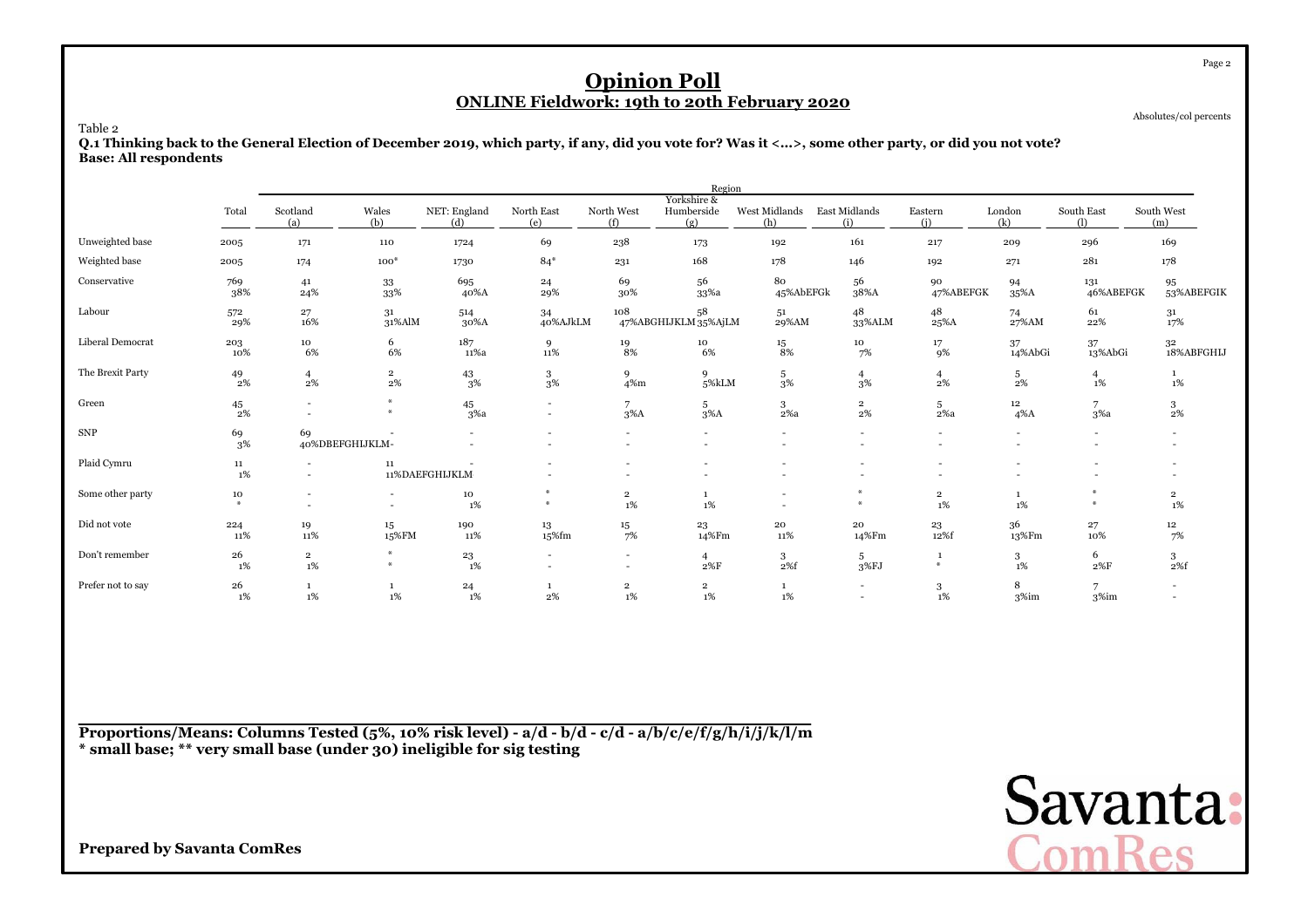# Opinion Poll

## ONLINE Fieldwork: 19th to 20th February 2020

Absolutes/col percents

Table 2

**Q.1 Thinking back to the General Election of December 2019, which party, if any, did you vote for? Was it <...>, some other party, or did you not vote?**
**Base: All respondents**

| | Total | Region | | | | | | | | | | | |
|---|---|---|---|---|---|---|---|---|---|---|---|---|---|
| | | Scotland (a) | Wales (b) | NET: England (d) | North East (e) | North West (f) | Yorkshire & Humberside (g) | West Midlands (h) | East Midlands (i) | Eastern (j) | London (k) | South East (l) | South West (m) |
| Unweighted base | 2005 | 171 | 110 | 1724 | 69 | 238 | 173 | 192 | 161 | 217 | 209 | 296 | 169 |
| Weighted base | 2005 | 174 | 100* | 1730 | 84* | 231 | 168 | 178 | 146 | 192 | 271 | 281 | 178 |
| Conservative | 769 38% | 41 24% | 33 33% | 695 40%A | 24 29% | 69 30% | 56 33%a | 80 45%AbEFGk | 56 38%A | 90 47%ABEFGK | 94 35%A | 131 46%ABEFGK | 95 53%ABEFGIK |
| Labour | 572 29% | 27 16% | 31 31%AlM | 514 30%A | 34 40%AJkLM | 108 47%ABGHIJKLM | 58 35%AjLM | 51 29%AM | 48 33%ALM | 48 25%A | 74 27%AM | 61 22% | 31 17% |
| Liberal Democrat | 203 10% | 10 6% | 6 6% | 187 11%a | 9 11% | 19 8% | 10 6% | 15 8% | 10 7% | 17 9% | 37 14%AbGi | 37 13%AbGi | 32 18%ABFGHIJ |
| The Brexit Party | 49 2% | 4 2% | 2 2% | 43 3% | 3 3% | 9 4%m | 9 5%kLM | 5 3% | 4 3% | 4 2% | 5 2% | 4 1% | 1 1% |
| Green | 45 2% | - - | * * | 45 3%a | - - | 7 3%A | 5 3%A | 3 2%a | 2 2% | 5 2%a | 12 4%A | 7 3%a | 3 2% |
| SNP | 69 3% | 69 40%DBEFGHIJKLM | - - | - - | - - | - - | - - | - - | - - | - - | - - | - - | - - |
| Plaid Cymru | 11 1% | - - | 11 11%DAEFGHIJKLM | - - | - - | - - | - - | - - | - - | - - | - - | - - | - - |
| Some other party | 10 * | - - | - - | 10 1% | * * | 2 1% | 1 1% | - - | * * | 2 1% | 1 1% | * * | 2 1% |
| Did not vote | 224 11% | 19 11% | 15 15%FM | 190 11% | 13 15%fm | 15 7% | 23 14%Fm | 20 11% | 20 14%Fm | 23 12%f | 36 13%Fm | 27 10% | 12 7% |
| Don't remember | 26 1% | 2 1% | * * | 23 1% | - - | - - | 4 2%F | 3 2%f | 5 3%FJ | 1 * | 3 1% | 6 2%F | 3 2%f |
| Prefer not to say | 26 1% | 1 1% | 1 1% | 24 1% | 1 2% | 2 1% | 2 1% | 1 1% | - - | 3 1% | 8 3%im | 7 3%im | - - |

**Proportions/Means: Columns Tested (5%, 10% risk level) - a/d - b/d - c/d - a/b/c/e/f/g/h/i/j/k/l/m**
*** small base; ** very small base (under 30) ineligible for sig testing**

**Prepared by Savanta ComRes**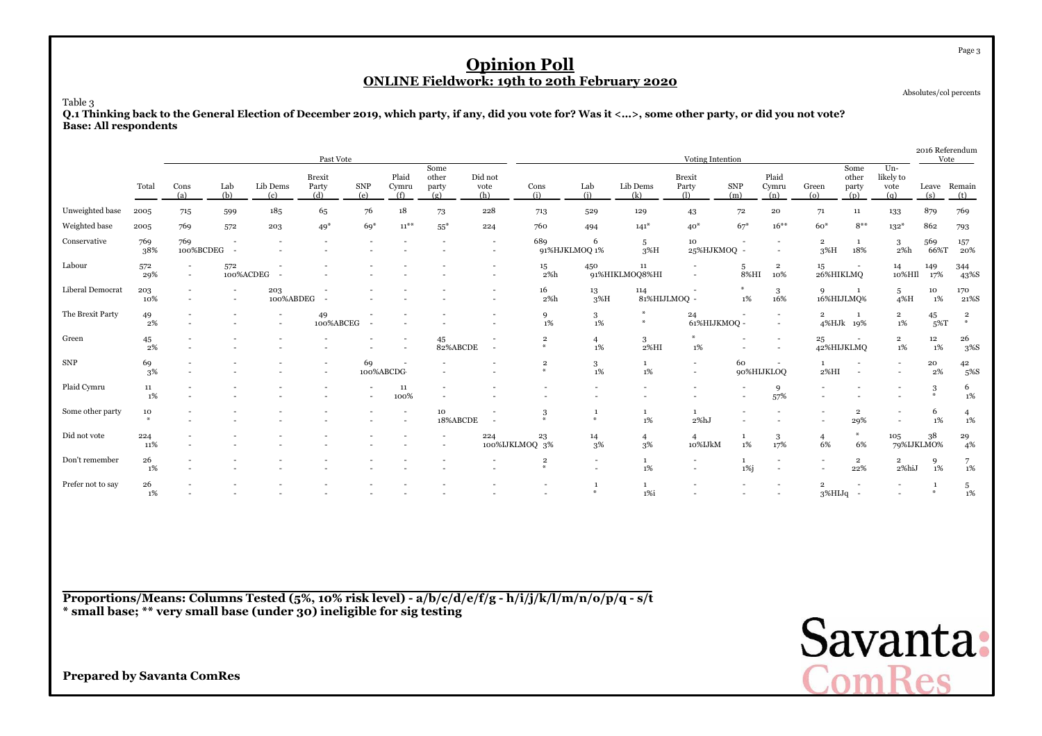# Opinion Poll

## ONLINE Fieldwork: 19th to 20th February 2020

Absolutes/col percents

Table 3

**Q.1 Thinking back to the General Election of December 2019, which party, if any, did you vote for? Was it <...>, some other party, or did you not vote?**

**Base: All respondents**

| | | Past Vote | | | | | | | | Voting Intention | | | | | | | | | 2016 Referendum Vote | |
|---|---|---|---|---|---|---|---|---|---|---|---|---|---|---|---|---|---|---|---|---|
| | Total | Cons (a) | Lab (b) | Lib Dems (c) | Brexit Party (d) | SNP (e) | Plaid Cymru (f) | Some other party (g) | Did not vote (h) | Cons (i) | Lab (j) | Lib Dems (k) | Brexit Party (l) | SNP (m) | Plaid Cymru (n) | Green (o) | Some other party (p) | Un-likely to vote (q) | Leave (s) | Remain (t) |
| Unweighted base | 2005 | 715 | 599 | 185 | 65 | 76 | 18 | 73 | 228 | 713 | 529 | 129 | 43 | 72 | 20 | 71 | 11 | 133 | 879 | 769 |
| Weighted base | 2005 | 769 | 572 | 203 | 49* | 69* | 11** | 55* | 224 | 760 | 494 | 141* | 40* | 67* | 16** | 60* | 8** | 132* | 862 | 793 |
| Conservative | 769<br>38% | 769<br>100%BCDEG | -<br>- | -<br>- | -<br>- | -<br>- | -<br>- | -<br>- | -<br>- | 689<br>91%HJKLMOQ | 6<br>1% | 5<br>3%H | 10<br>25%HJKMOQ | -<br>- | -<br>- | 2<br>3%H | 1<br>18% | 3<br>2%h | 569<br>66%T | 157<br>20% |
| Labour | 572<br>29% | -<br>- | 572<br>100%ACDEG | -<br>- | -<br>- | -<br>- | -<br>- | -<br>- | -<br>- | 15<br>2%h | 450<br>91%HIKLMOQ | 11<br>8%HI | -<br>- | 5<br>8%HI | 2<br>10% | 15<br>26%HIKLMQ | -<br>- | 14<br>10%HIl | 149<br>17% | 344<br>43%S |
| Liberal Democrat | 203<br>10% | -<br>- | -<br>- | 203<br>100%ABDEG | -<br>- | -<br>- | -<br>- | -<br>- | -<br>- | 16<br>2%h | 13<br>3%H | 114<br>81%HIJLMOQ | -<br>- | *<br>1% | 3<br>16% | 9<br>16%HIJLMQ | 1<br>% | 5<br>4%H | 10<br>1% | 170<br>21%S |
| The Brexit Party | 49<br>2% | -<br>- | -<br>- | -<br>- | 49<br>100%ABCEG | -<br>- | -<br>- | -<br>- | -<br>- | 9<br>1% | 3<br>1% | *<br>* | 24<br>61%HIJKMOQ | -<br>- | -<br>- | 2<br>4%HJk | 1<br>19% | 2<br>1% | 45<br>5%T | 2<br>* |
| Green | 45<br>2% | -<br>- | -<br>- | -<br>- | -<br>- | -<br>- | -<br>- | 45<br>82%ABCDE | -<br>- | 2<br>* | 4<br>1% | 3<br>2%HI | *<br>1% | -<br>- | -<br>- | 25<br>42%HIJKLMQ | -<br>- | 2<br>1% | 12<br>1% | 26<br>3%S |
| SNP | 69<br>3% | -<br>- | -<br>- | -<br>- | -<br>- | 69<br>100%ABCDG | -<br>- | -<br>- | -<br>- | 2<br>* | 3<br>1% | 1<br>1% | -<br>- | 60<br>90%HIJKLOQ | -<br>- | 1<br>2%HI | -<br>- | -<br>- | 20<br>2% | 42<br>5%S |
| Plaid Cymru | 11<br>1% | -<br>- | -<br>- | -<br>- | -<br>- | -<br>- | 11<br>100% | -<br>- | -<br>- | -<br>- | -<br>- | -<br>- | -<br>- | -<br>- | 9<br>57% | -<br>- | -<br>- | -<br>- | 3<br>* | 6<br>1% |
| Some other party | 10<br>* | -<br>- | -<br>- | -<br>- | -<br>- | -<br>- | -<br>- | 10<br>18%ABCDE | -<br>- | 3<br>* | 1<br>* | 1<br>1% | 1<br>2%hJ | -<br>- | -<br>- | -<br>- | 2<br>29% | -<br>- | 6<br>1% | 4<br>1% |
| Did not vote | 224<br>11% | -<br>- | -<br>- | -<br>- | -<br>- | -<br>- | -<br>- | -<br>- | 224<br>100%IJKLMOQ | 23<br>3% | 14<br>3% | 4<br>3% | 4<br>10%IJkM | 1<br>1% | 3<br>17% | 4<br>6% | *<br>6% | 105<br>79%IJKLMO% | 38<br>4% | 29<br>4% |
| Don't remember | 26<br>1% | -<br>- | -<br>- | -<br>- | -<br>- | -<br>- | -<br>- | -<br>- | -<br>- | 2<br>* | -<br>- | 1<br>1% | -<br>- | 1<br>1%j | -<br>- | -<br>- | 2<br>22% | 2<br>2%hiJ | 9<br>1% | 7<br>1% |
| Prefer not to say | 26<br>1% | -<br>- | -<br>- | -<br>- | -<br>- | -<br>- | -<br>- | -<br>- | -<br>- | -<br>- | 1<br>* | 1<br>1%i | -<br>- | -<br>- | -<br>- | 2<br>3%HIJq | -<br>- | -<br>- | 1<br>* | 5<br>1% |

**Proportions/Means: Columns Tested (5%, 10% risk level) - a/b/c/d/e/f/g - h/i/j/k/l/m/n/o/p/q - s/t**
**\* small base; \*\* very small base (under 30) ineligible for sig testing**

**Prepared by Savanta ComRes**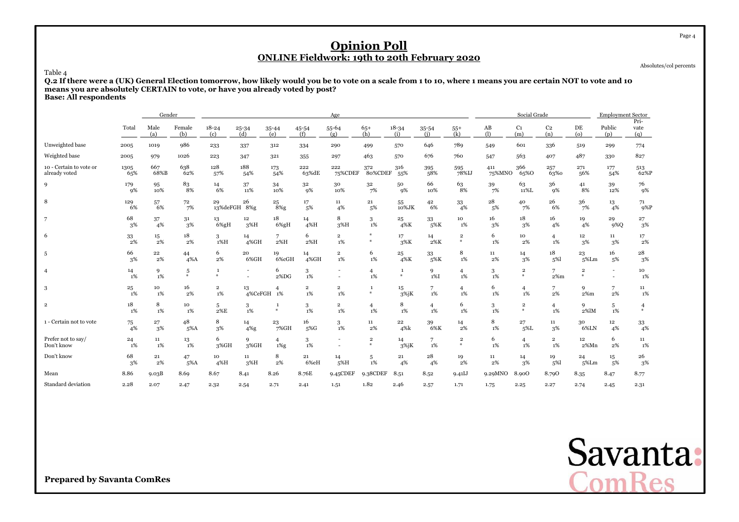# Opinion Poll

## ONLINE Fieldwork: 19th to 20th February 2020

Absolutes/col percents

Table 4

**Q.2 If there were a (UK) General Election tomorrow, how likely would you be to vote on a scale from 1 to 10, where 1 means you are certain NOT to vote and 10 means you are absolutely CERTAIN to vote, or have you already voted by post?**
**Base: All respondents**

| | | Gender | | Age | | | | | | | | | | Social Grade | | | | Employment Sector | |
|---|---|---|---|---|---|---|---|---|---|---|---|---|---|---|---|---|---|---|---|
| | Total | Male (a) | Female (b) | 18-24 (c) | 25-34 (d) | 35-44 (e) | 45-54 (f) | 55-64 (g) | 65+ (h) | 18-34 (i) | 35-54 (j) | 55+ (k) | AB (l) | C1 (m) | C2 (n) | DE (o) | Public (p) | Pri-vate (q) |
| Unweighted base | 2005 | 1019 | 986 | 233 | 337 | 312 | 334 | 290 | 499 | 570 | 646 | 789 | 549 | 601 | 336 | 519 | 299 | 774 |
| Weighted base | 2005 | 979 | 1026 | 223 | 347 | 321 | 355 | 297 | 463 | 570 | 676 | 760 | 547 | 563 | 407 | 487 | 330 | 827 |
| 10 - Certain to vote or already voted | 1305 65% | 667 68%B | 638 62% | 128 57% | 188 54% | 173 54% | 222 63%dE | 222 75%CDEF | 372 80%CDEF | 316 55% | 395 58% | 595 78%IJ | 411 75%MNO | 366 65%O | 257 63%o | 271 56% | 177 54% | 513 62%P |
| 9 | 179 9% | 95 10% | 83 8% | 14 6% | 37 11% | 34 10% | 32 9% | 30 10% | 32 7% | 50 9% | 66 10% | 63 8% | 39 7% | 63 11%L | 36 9% | 41 8% | 39 12% | 76 9% |
| 8 | 129 6% | 57 6% | 72 7% | 29 13%deFGH | 26 8%g | 25 8%g | 17 5% | 11 4% | 21 5% | 55 10%JK | 42 6% | 33 4% | 28 5% | 40 7% | 26 6% | 36 7% | 13 4% | 71 9%P |
| 7 | 68 3% | 37 4% | 31 3% | 13 6%gH | 12 3%H | 18 6%gH | 14 4%H | 8 3%H | 3 1% | 25 4%K | 33 5%K | 10 1% | 16 3% | 18 3% | 16 4% | 19 4% | 29 9%Q | 27 3% |
| 6 | 33 2% | 15 2% | 18 2% | 3 1%H | 14 4%GH | 7 2%H | 6 2%H | 2 1% | * * | 17 3%K | 14 2%K | 2 * | 6 1% | 10 2% | 4 1% | 12 3% | 11 3% | 17 2% |
| 5 | 66 3% | 22 2% | 44 4%A | 6 2% | 20 6%GH | 19 6%cGH | 14 4%GH | 2 1% | 6 1% | 25 4%K | 33 5%K | 8 1% | 11 2% | 14 3% | 18 5%l | 23 5%Lm | 16 5% | 28 3% |
| 4 | 14 1% | 9 1% | 5 * | 1 * | - - | 6 2%DG | 3 1% | - - | 4 1% | 1 * | 9 1%I | 4 1% | 3 1% | 2 * | 7 2%m | 2 * | - - | 10 1% |
| 3 | 25 1% | 10 1% | 16 2% | 2 1% | 13 4%CeFGH | 4 1% | 2 1% | 2 1% | 1 * | 15 3%jK | 7 1% | 4 1% | 6 1% | 4 1% | 7 2% | 9 2%m | 7 2% | 11 1% |
| 2 | 18 1% | 8 1% | 10 1% | 5 2%E | 3 1% | 1 * | 3 1% | 2 1% | 4 1% | 8 1% | 4 1% | 6 1% | 3 1% | 2 * | 4 1% | 9 2%lM | 5 1% | 4 * |
| 1 - Certain not to vote | 75 4% | 27 3% | 48 5%A | 8 3% | 14 4%g | 23 7%GH | 16 5%G | 3 1% | 11 2% | 22 4%k | 39 6%K | 14 2% | 8 1% | 27 5%L | 11 3% | 30 6%LN | 12 4% | 33 4% |
| Prefer not to say/ Don't know | 24 1% | 11 1% | 13 1% | 6 3%GH | 9 3%GH | 4 1%g | 3 1% | - - | 2 * | 14 3%jK | 7 1% | 2 * | 6 1% | 4 1% | 2 1% | 12 2%Mn | 6 2% | 11 1% |
| Don't know | 68 3% | 21 2% | 47 5%A | 10 4%H | 11 3%H | 8 2% | 21 6%eH | 14 5%H | 5 1% | 21 4% | 28 4% | 19 2% | 11 2% | 14 3% | 19 5%l | 24 5%Lm | 15 5% | 26 3% |
| Mean | 8.86 | 9.03B | 8.69 | 8.67 | 8.41 | 8.26 | 8.76E | 9.45CDEF | 9.38CDEF | 8.51 | 8.52 | 9.41IJ | 9.29MNO | 8.90O | 8.79O | 8.35 | 8.47 | 8.77 |
| Standard deviation | 2.28 | 2.07 | 2.47 | 2.32 | 2.54 | 2.71 | 2.41 | 1.51 | 1.82 | 2.46 | 2.57 | 1.71 | 1.75 | 2.25 | 2.27 | 2.74 | 2.45 | 2.31 |

**Prepared by Savanta ComRes**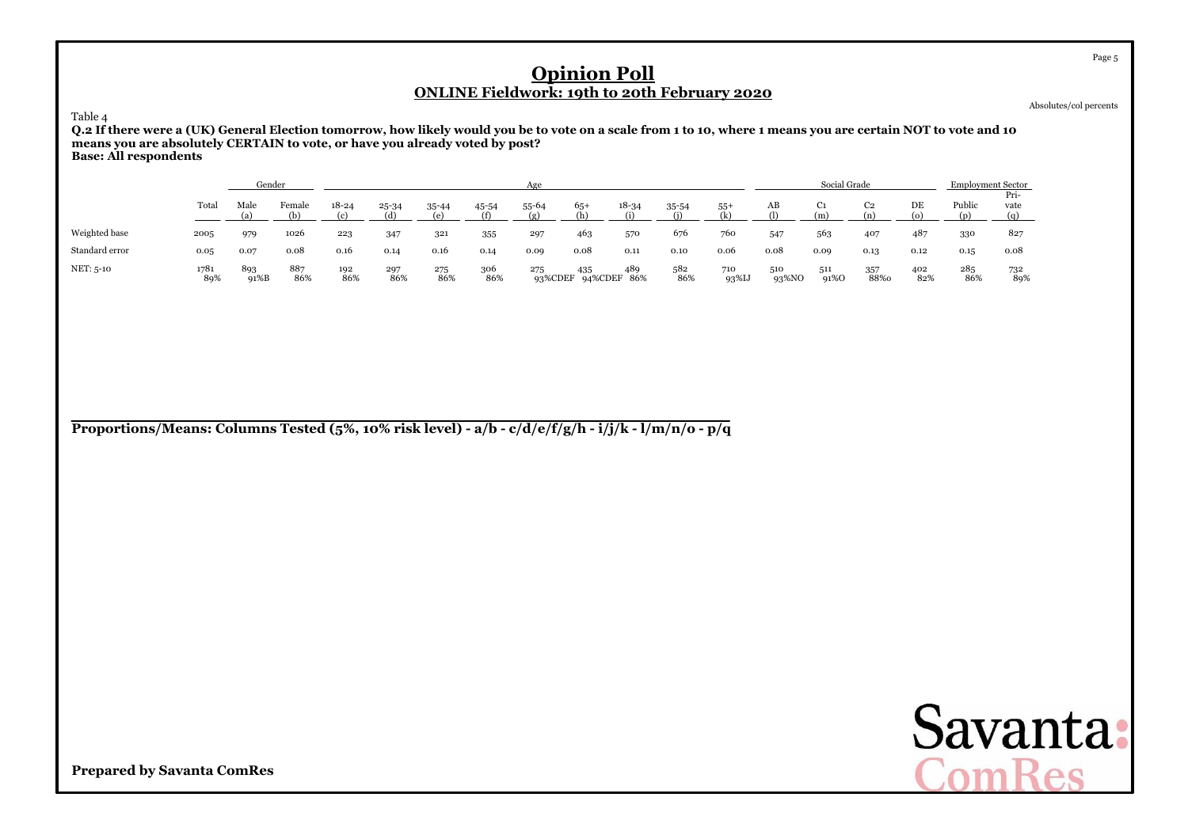# Opinion Poll

## ONLINE Fieldwork: 19th to 20th February 2020

Absolutes/col percents

Table 4

**Q.2 If there were a (UK) General Election tomorrow, how likely would you be to vote on a scale from 1 to 10, where 1 means you are certain NOT to vote and 10 means you are absolutely CERTAIN to vote, or have you already voted by post?**
**Base: All respondents**

| | | Gender | | Age | | | | | | | | | Social Grade | | | | Employment Sector | |
|---|---|---|---|---|---|---|---|---|---|---|---|---|---|---|---|---|---|---|
| | Total | Male (a) | Female (b) | 18-24 (c) | 25-34 (d) | 35-44 (e) | 45-54 (f) | 55-64 (g) | 65+ (h) | 18-34 (i) | 35-54 (j) | 55+ (k) | AB (l) | C1 (m) | C2 (n) | DE (o) | Public (p) | Private (q) |
| Weighted base | 2005 | 979 | 1026 | 223 | 347 | 321 | 355 | 297 | 463 | 570 | 676 | 760 | 547 | 563 | 407 | 487 | 330 | 827 |
| Standard error | 0.05 | 0.07 | 0.08 | 0.16 | 0.14 | 0.16 | 0.14 | 0.09 | 0.08 | 0.11 | 0.10 | 0.06 | 0.08 | 0.09 | 0.13 | 0.12 | 0.15 | 0.08 |
| NET: 5-10 | 1781 | 893 | 887 | 192 | 297 | 275 | 306 | 275 | 435 | 489 | 582 | 710 | 510 | 511 | 357 | 402 | 285 | 732 |
| | 89% | 91%B | 86% | 86% | 86% | 86% | 86% | 93%CDEF | 94%CDEF | 86% | 86% | 93%IJ | 93%NO | 91%O | 88%o | 82% | 86% | 89% |

**Proportions/Means: Columns Tested (5%, 10% risk level) - a/b - c/d/e/f/g/h - i/j/k - l/m/n/o - p/q**

**Prepared by Savanta ComRes**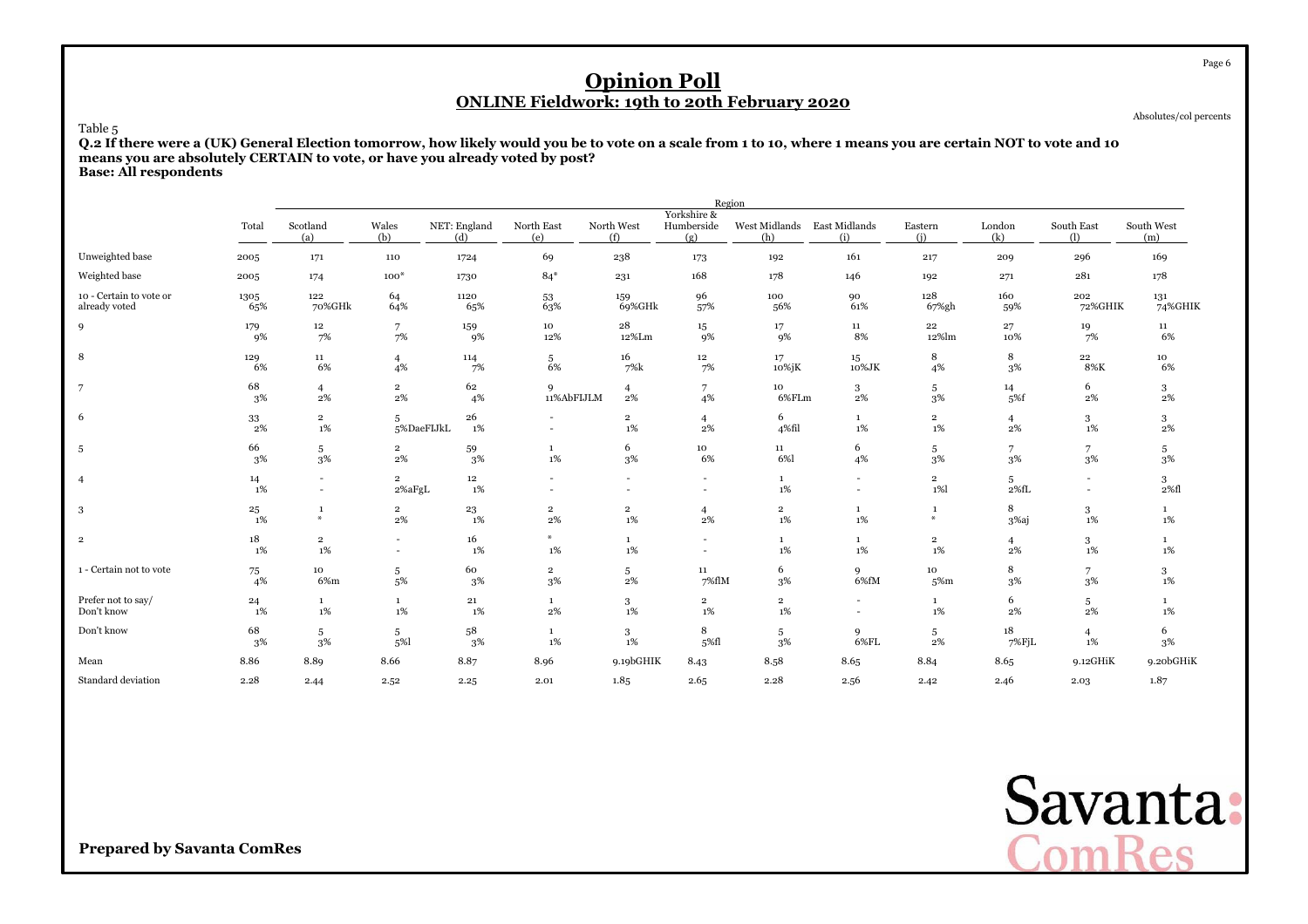# Opinion Poll

## ONLINE Fieldwork: 19th to 20th February 2020

Absolutes/col percents

Table 5

**Q.2 If there were a (UK) General Election tomorrow, how likely would you be to vote on a scale from 1 to 10, where 1 means you are certain NOT to vote and 10 means you are absolutely CERTAIN to vote, or have you already voted by post?**
**Base: All respondents**

| | Total | Region | | | | | | | | | | | |
|---|---|---|---|---|---|---|---|---|---|---|---|---|---|
| | | Scotland (a) | Wales (b) | NET: England (d) | North East (e) | North West (f) | Yorkshire & Humberside (g) | West Midlands (h) | East Midlands (i) | Eastern (j) | London (k) | South East (l) | South West (m) |
| Unweighted base | 2005 | 171 | 110 | 1724 | 69 | 238 | 173 | 192 | 161 | 217 | 209 | 296 | 169 |
| Weighted base | 2005 | 174 | 100* | 1730 | 84* | 231 | 168 | 178 | 146 | 192 | 271 | 281 | 178 |
| 10 - Certain to vote or already voted | 1305 | 122 | 64 | 1120 | 53 | 159 | 96 | 100 | 90 | 128 | 160 | 202 | 131 |
| | 65% | 70%GHk | 64% | 65% | 63% | 69%GHk | 57% | 56% | 61% | 67%gh | 59% | 72%GHIK | 74%GHIK |
| 9 | 179 | 12 | 7 | 159 | 10 | 28 | 15 | 17 | 11 | 22 | 27 | 19 | 11 |
| | 9% | 7% | 7% | 9% | 12% | 12%Lm | 9% | 9% | 8% | 12%lm | 10% | 7% | 6% |
| 8 | 129 | 11 | 4 | 114 | 5 | 16 | 12 | 17 | 15 | 8 | 8 | 22 | 10 |
| | 6% | 6% | 4% | 7% | 6% | 7%k | 7% | 10%jK | 10%JK | 4% | 3% | 8%K | 6% |
| 7 | 68 | 4 | 2 | 62 | 9 | 4 | 7 | 10 | 3 | 5 | 14 | 6 | 3 |
| | 3% | 2% | 2% | 4% | 11%AbFIJLM | 2% | 4% | 6%FLm | 2% | 3% | 5%f | 2% | 2% |
| 6 | 33 | 2 | 5 | 26 | - | 2 | 4 | 6 | 1 | 2 | 4 | 3 | 3 |
| | 2% | 1% | 5%DaeFIJkL | 1% | - | 1% | 2% | 4%fil | 1% | 1% | 2% | 1% | 2% |
| 5 | 66 | 5 | 2 | 59 | 1 | 6 | 10 | 11 | 6 | 5 | 7 | 7 | 5 |
| | 3% | 3% | 2% | 3% | 1% | 3% | 6% | 6%l | 4% | 3% | 3% | 3% | 3% |
| 4 | 14 | - | 2 | 12 | - | - | - | 1 | - | 2 | 5 | - | 3 |
| | 1% | - | 2%aFgL | 1% | - | - | - | 1% | - | 1%l | 2%fL | - | 2%fl |
| 3 | 25 | 1 | 2 | 23 | 2 | 2 | 4 | 2 | 1 | 1 | 8 | 3 | 1 |
| | 1% | * | 2% | 1% | 2% | 1% | 2% | 1% | 1% | * | 3%aj | 1% | 1% |
| 2 | 18 | 2 | - | 16 | * | 1 | - | 1 | 1 | 2 | 4 | 3 | 1 |
| | 1% | 1% | - | 1% | 1% | 1% | - | 1% | 1% | 1% | 2% | 1% | 1% |
| 1 - Certain not to vote | 75 | 10 | 5 | 60 | 2 | 5 | 11 | 6 | 9 | 10 | 8 | 7 | 3 |
| | 4% | 6%m | 5% | 3% | 3% | 2% | 7%flM | 3% | 6%fM | 5%m | 3% | 3% | 1% |
| Prefer not to say/ Don't know | 24 | 1 | 1 | 21 | 1 | 3 | 2 | 2 | - | 1 | 6 | 5 | 1 |
| | 1% | 1% | 1% | 1% | 2% | 1% | 1% | 1% | - | 1% | 2% | 2% | 1% |
| Don't know | 68 | 5 | 5 | 58 | 1 | 3 | 8 | 5 | 9 | 5 | 18 | 4 | 6 |
| | 3% | 3% | 5%l | 3% | 1% | 1% | 5%fl | 3% | 6%FL | 2% | 7%FjL | 1% | 3% |
| Mean | 8.86 | 8.89 | 8.66 | 8.87 | 8.96 | 9.19bGHIK | 8.43 | 8.58 | 8.65 | 8.84 | 8.65 | 9.12GHiK | 9.20bGHiK |
| Standard deviation | 2.28 | 2.44 | 2.52 | 2.25 | 2.01 | 1.85 | 2.65 | 2.28 | 2.56 | 2.42 | 2.46 | 2.03 | 1.87 |

**Prepared by Savanta ComRes**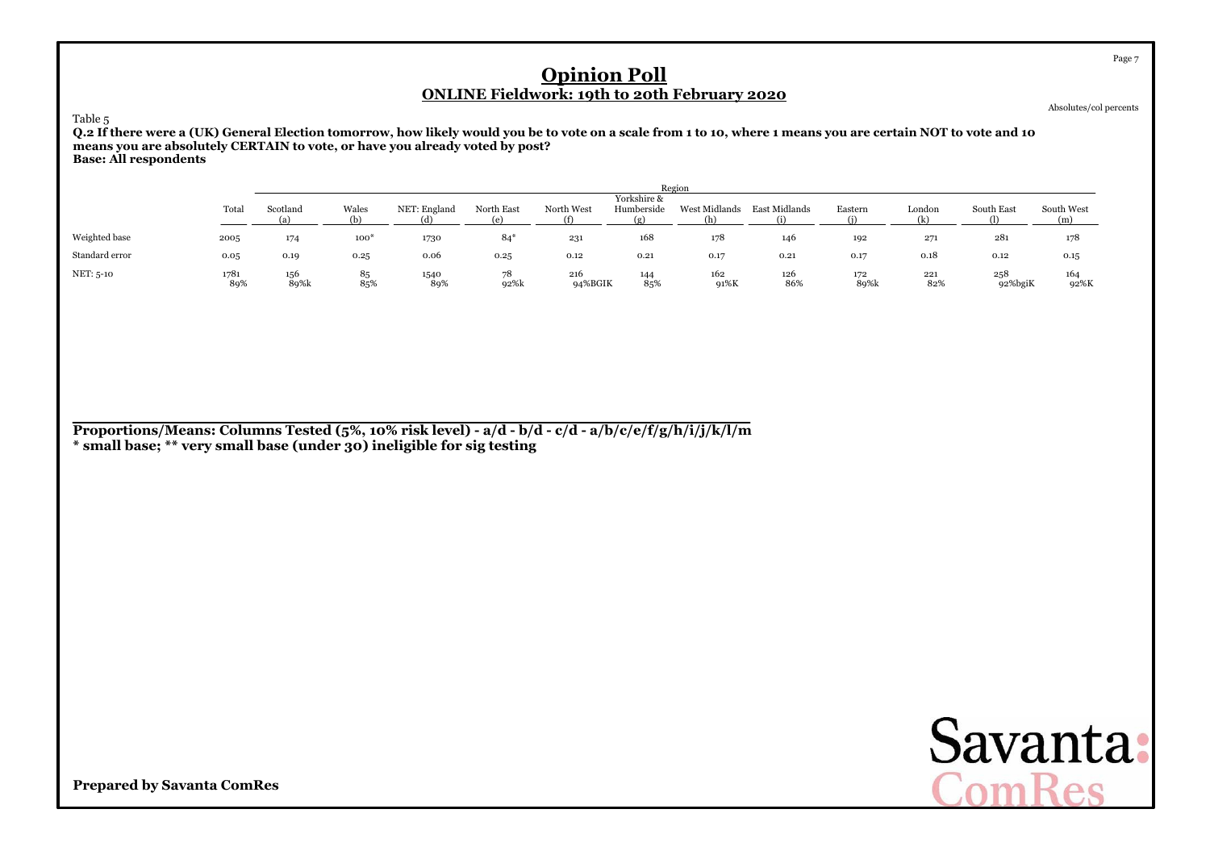# Opinion Poll

## ONLINE Fieldwork: 19th to 20th February 2020

Absolutes/col percents

Table 5

**Q.2 If there were a (UK) General Election tomorrow, how likely would you be to vote on a scale from 1 to 10, where 1 means you are certain NOT to vote and 10 means you are absolutely CERTAIN to vote, or have you already voted by post?**
**Base: All respondents**

| | | Region | | | | | | | | | | | | |
|---|---|---|---|---|---|---|---|---|---|---|---|---|---|---|
| | Total | Scotland (a) | Wales (b) | NET: England (d) | North East (e) | North West (f) | Yorkshire & Humberside (g) | West Midlands (h) | East Midlands (i) | Eastern (j) | London (k) | South East (l) | South West (m) |
| Weighted base | 2005 | 174 | 100* | 1730 | 84* | 231 | 168 | 178 | 146 | 192 | 271 | 281 | 178 |
| Standard error | 0.05 | 0.19 | 0.25 | 0.06 | 0.25 | 0.12 | 0.21 | 0.17 | 0.21 | 0.17 | 0.18 | 0.12 | 0.15 |
| NET: 5-10 | 1781<br>89% | 156<br>89%k | 85<br>85% | 1540<br>89% | 78<br>92%k | 216<br>94%BGIK | 144<br>85% | 162<br>91%K | 126<br>86% | 172<br>89%k | 221<br>82% | 258<br>92%bgiK | 164<br>92%K |

**Proportions/Means: Columns Tested (5%, 10% risk level) - a/d - b/d - c/d - a/b/c/e/f/g/h/i/j/k/l/m**
**\* small base; \*\* very small base (under 30) ineligible for sig testing**

**Prepared by Savanta ComRes**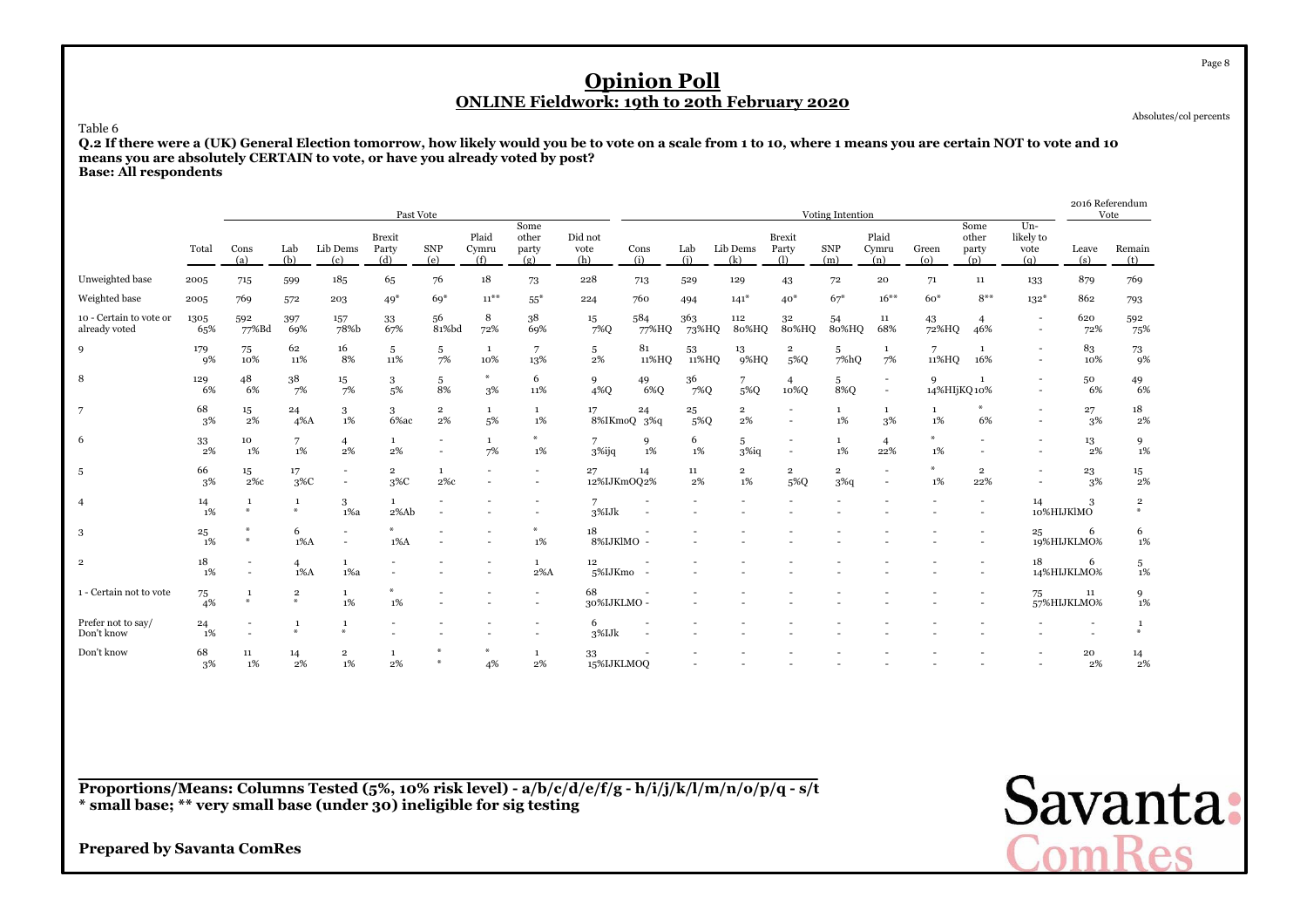# Opinion Poll

## ONLINE Fieldwork: 19th to 20th February 2020

Absolutes/col percents

Table 6

**Q.2 If there were a (UK) General Election tomorrow, how likely would you be to vote on a scale from 1 to 10, where 1 means you are certain NOT to vote and 10 means you are absolutely CERTAIN to vote, or have you already voted by post?**
**Base: All respondents**

| | | Past Vote | | | | | | | | | Voting Intention | | | | | | | | | | 2016 Referendum Vote | |
|---|---|---|---|---|---|---|---|---|---|---|---|---|---|---|---|---|---|---|---|---|---|---|
| | Total | Cons (a) | Lab (b) | Lib Dems (c) | Brexit Party (d) | SNP (e) | Plaid Cymru (f) | Some other party (g) | Did not vote (h) | Cons (i) | Lab (j) | Lib Dems (k) | Brexit Party (l) | SNP (m) | Plaid Cymru (n) | Green (o) | Some other party (p) | Un-likely to vote (q) | Leave (s) | Remain (t) |
| Unweighted base | 2005 | 715 | 599 | 185 | 65 | 76 | 18 | 73 | 228 | 713 | 529 | 129 | 43 | 72 | 20 | 71 | 11 | 133 | 879 | 769 |
| Weighted base | 2005 | 769 | 572 | 203 | 49* | 69* | 11** | 55* | 224 | 760 | 494 | 141* | 40* | 67* | 16** | 60* | 8** | 132* | 862 | 793 |
| 10 - Certain to vote or already voted | 1305 65% | 592 77%Bd | 397 69% | 157 78%b | 33 67% | 56 81%bd | 8 72% | 38 69% | 15 7%Q | 584 77%HQ | 363 73%HQ | 112 80%HQ | 32 80%HQ | 54 80%HQ | 11 68% | 43 72%HQ | 4 46% | - - | 620 72% | 592 75% |
| 9 | 179 9% | 75 10% | 62 11% | 16 8% | 5 11% | 5 7% | 1 10% | 7 13% | 5 2% | 81 11%HQ | 53 11%HQ | 13 9%HQ | 2 5%Q | 5 7%hQ | 1 7% | 7 11%HQ | 1 16% | - - | 83 10% | 73 9% |
| 8 | 129 6% | 48 6% | 38 7% | 15 7% | 3 5% | 5 8% | * 3% | 6 11% | 9 4%Q | 49 6%Q | 36 7%Q | 7 5%Q | 4 10%Q | 5 8%Q | - - | 9 14%HIJKQ | 1 10% | - - | 50 6% | 49 6% |
| 7 | 68 3% | 15 2% | 24 4%A | 3 1% | 3 6%ac | 2 2% | 1 5% | 1 1% | 17 8%IKmoQ | 24 3%q | 25 5%Q | 2 2% | - - | 1 1% | 1 3% | 1 1% | * 6% | - - | 27 3% | 18 2% |
| 6 | 33 2% | 10 1% | 7 1% | 4 2% | 1 2% | - - | 1 7% | * 1% | 7 3%ijq | 9 1% | 6 1% | 5 3%iq | - - | 1 1% | 4 22% | * 1% | - - | - - | 13 2% | 9 1% |
| 5 | 66 3% | 15 2%c | 17 3%C | - - | 2 3%C | 1 2%c | - - | - - | 27 12%IJKmOQ | 14 2% | 11 2% | 2 1% | 2 5%Q | 2 3%q | - - | * 1% | 2 22% | - - | 23 3% | 15 2% |
| 4 | 14 1% | 1 * | 1 * | 3 1%a | 1 2%Ab | - - | - - | - - | 7 3%IJk | - - | - - | - - | - - | - - | - - | - - | - - | 14 10%HIJKlMO | 3 * | 2 * |
| 3 | 25 1% | * * | 6 1%A | - - | * 1%A | - - | - - | * 1% | 18 8%IJKlMO | - - | - - | - - | - - | - - | - - | - - | - - | 25 19%HIJKLMO | 6 % | 6 1% |
| 2 | 18 1% | - - | 4 1%A | 1 1%a | - - | - - | - - | 1 2%A | 12 5%IJKmo | - - | - - | - - | - - | - - | - - | - - | - - | 18 14%HIJKLMO | 6 % | 5 1% |
| 1 - Certain not to vote | 75 4% | 1 * | 2 * | 1 1% | * 1% | - - | - - | - - | 68 30%IJKLMO | - - | - - | - - | - - | - - | - - | - - | - - | 75 57%HIJKLMO | 11 % | 9 1% |
| Prefer not to say/ Don't know | 24 1% | - - | 1 * | 1 * | - - | - - | - - | - - | 6 3%IJk | - - | - - | - - | - - | - - | - - | - - | - - | - - | - - | 1 * |
| Don't know | 68 3% | 11 1% | 14 2% | 2 1% | 1 2% | * * | * 4% | 1 2% | 33 15%IJKLMOQ | - - | - - | - - | - - | - - | - - | - - | - - | - - | 20 2% | 14 2% |

**Proportions/Means: Columns Tested (5%, 10% risk level) - a/b/c/d/e/f/g - h/i/j/k/l/m/n/o/p/q - s/t**
*** small base; ** very small base (under 30) ineligible for sig testing**

**Prepared by Savanta ComRes**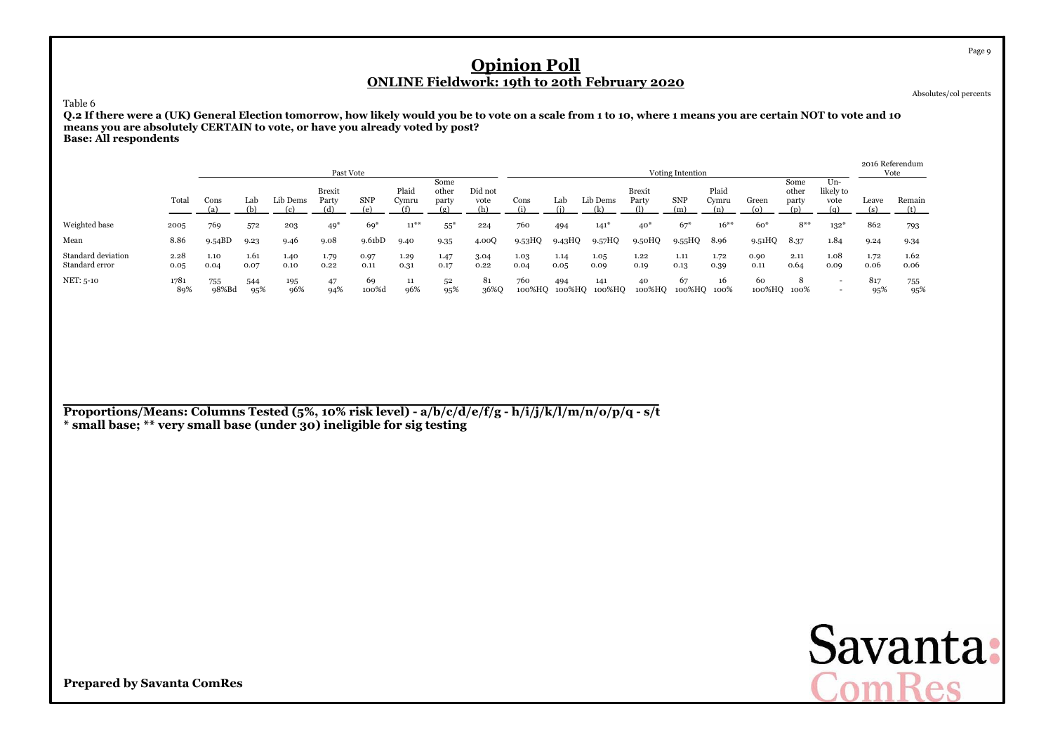# Opinion Poll

## ONLINE Fieldwork: 19th to 20th February 2020

Absolutes/col percents

Table 6

**Q.2 If there were a (UK) General Election tomorrow, how likely would you be to vote on a scale from 1 to 10, where 1 means you are certain NOT to vote and 10 means you are absolutely CERTAIN to vote, or have you already voted by post?**
**Base: All respondents**

| | | Past Vote | | | | | | | | | Voting Intention | | | | | | | | | | 2016 Referendum Vote | |
|---|---|---|---|---|---|---|---|---|---|---|---|---|---|---|---|---|---|---|---|---|---|
| | Total | Cons (a) | Lab (b) | Lib Dems (c) | Brexit Party (d) | SNP (e) | Plaid Cymru (f) | Some other party (g) | Did not vote (h) | Cons (i) | Lab (j) | Lib Dems (k) | Brexit Party (l) | SNP (m) | Plaid Cymru (n) | Green (o) | Some other party (p) | Un-likely to vote (q) | Leave (s) | Remain (t) |
| Weighted base | 2005 | 769 | 572 | 203 | 49* | 69* | 11** | 55* | 224 | 760 | 494 | 141* | 40* | 67* | 16** | 60* | 8** | 132* | 862 | 793 |
| Mean | 8.86 | 9.54BD | 9.23 | 9.46 | 9.08 | 9.61bD | 9.40 | 9.35 | 4.00Q | 9.53HQ | 9.43HQ | 9.57HQ | 9.50HQ | 9.55HQ | 8.96 | 9.51HQ | 8.37 | 1.84 | 9.24 | 9.34 |
| Standard deviation | 2.28 | 1.10 | 1.61 | 1.40 | 1.79 | 0.97 | 1.29 | 1.47 | 3.04 | 1.03 | 1.14 | 1.05 | 1.22 | 1.11 | 1.72 | 0.90 | 2.11 | 1.08 | 1.72 | 1.62 |
| Standard error | 0.05 | 0.04 | 0.07 | 0.10 | 0.22 | 0.11 | 0.31 | 0.17 | 0.22 | 0.04 | 0.05 | 0.09 | 0.19 | 0.13 | 0.39 | 0.11 | 0.64 | 0.09 | 0.06 | 0.06 |
| NET: 5-10 | 1781 | 755 | 544 | 195 | 47 | 69 | 11 | 52 | 81 | 760 | 494 | 141 | 40 | 67 | 16 | 60 | 8 | - | 817 | 755 |
| | 89% | 98%Bd | 95% | 96% | 94% | 100%d | 96% | 95% | 36%Q | 100%HQ | 100%HQ | 100%HQ | 100%HQ | 100%HQ | 100% | 100%HQ | 100% | - | 95% | 95% |

**Proportions/Means: Columns Tested (5%, 10% risk level) - a/b/c/d/e/f/g - h/i/j/k/l/m/n/o/p/q - s/t**
**\* small base; \*\* very small base (under 30) ineligible for sig testing**

**Prepared by Savanta ComRes**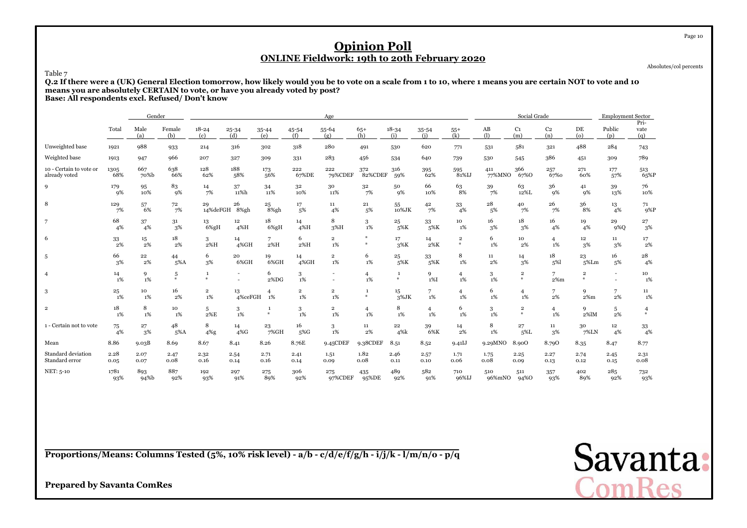# Opinion Poll

## ONLINE Fieldwork: 19th to 20th February 2020

Absolutes/col percents

Table 7

**Q.2 If there were a (UK) General Election tomorrow, how likely would you be to vote on a scale from 1 to 10, where 1 means you are certain NOT to vote and 10 means you are absolutely CERTAIN to vote, or have you already voted by post?**
**Base: All respondents excl. Refused/ Don't know**

| | | Gender | | Age | | | | | | | | | | Social Grade | | | | Employment Sector | |
|---|---|---|---|---|---|---|---|---|---|---|---|---|---|---|---|---|---|---|---|
| | Total | Male (a) | Female (b) | 18-24 (c) | 25-34 (d) | 35-44 (e) | 45-54 (f) | 55-64 (g) | 65+ (h) | 18-34 (i) | 35-54 (j) | 55+ (k) | AB (l) | C1 (m) | C2 (n) | DE (o) | Public (p) | Private (q) |
| Unweighted base | 1921 | 988 | 933 | 214 | 316 | 302 | 318 | 280 | 491 | 530 | 620 | 771 | 531 | 581 | 321 | 488 | 284 | 743 |
| Weighted base | 1913 | 947 | 966 | 207 | 327 | 309 | 331 | 283 | 456 | 534 | 640 | 739 | 530 | 545 | 386 | 451 | 309 | 789 |
| 10 - Certain to vote or already voted | 1305<br>68% | 667<br>70%b | 638<br>66% | 128<br>62% | 188<br>58% | 173<br>56% | 222<br>67%DE | 222<br>79%CDEF | 372<br>82%CDEF | 316<br>59% | 395<br>62% | 595<br>81%IJ | 411<br>77%MNO | 366<br>67%O | 257<br>67%o | 271<br>60% | 177<br>57% | 513<br>65%P |
| 9 | 179<br>9% | 95<br>10% | 83<br>9% | 14<br>7% | 37<br>11%h | 34<br>11% | 32<br>10% | 30<br>11% | 32<br>7% | 50<br>9% | 66<br>10% | 63<br>8% | 39<br>7% | 63<br>12%L | 36<br>9% | 41<br>9% | 39<br>13% | 76<br>10% |
| 8 | 129<br>7% | 57<br>6% | 72<br>7% | 29<br>14%deFGH | 26<br>8%gh | 25<br>8%gh | 17<br>5% | 11<br>4% | 21<br>5% | 55<br>10%JK | 42<br>7% | 33<br>4% | 28<br>5% | 40<br>7% | 26<br>7% | 36<br>8% | 13<br>4% | 71<br>9%P |
| 7 | 68<br>4% | 37<br>4% | 31<br>3% | 13<br>6%gH | 12<br>4%H | 18<br>6%gH | 14<br>4%H | 8<br>3%H | 3<br>1% | 25<br>5%K | 33<br>5%K | 10<br>1% | 16<br>3% | 18<br>3% | 16<br>4% | 19<br>4% | 29<br>9%Q | 27<br>3% |
| 6 | 33<br>2% | 15<br>2% | 18<br>2% | 3<br>2%H | 14<br>4%GH | 7<br>2%H | 6<br>2%H | 2<br>1% | *<br>* | 17<br>3%K | 14<br>2%K | 2<br>* | 6<br>1% | 10<br>2% | 4<br>1% | 12<br>3% | 11<br>3% | 17<br>2% |
| 5 | 66<br>3% | 22<br>2% | 44<br>5%A | 6<br>3% | 20<br>6%GH | 19<br>6%GH | 14<br>4%GH | 2<br>1% | 6<br>1% | 25<br>5%K | 33<br>5%K | 8<br>1% | 11<br>2% | 14<br>3% | 18<br>5%l | 23<br>5%Lm | 16<br>5% | 28<br>4% |
| 4 | 14<br>1% | 9<br>1% | 5<br>* | 1<br>* | -<br>- | 6<br>2%DG | 3<br>1% | -<br>- | 4<br>1% | 1<br>* | 9<br>1%I | 4<br>1% | 3<br>1% | 2<br>* | 7<br>2%m | 2<br>* | -<br>- | 10<br>1% |
| 3 | 25<br>1% | 10<br>1% | 16<br>2% | 2<br>1% | 13<br>4%ceFGH | 4<br>1% | 2<br>1% | 2<br>1% | 1<br>* | 15<br>3%JK | 7<br>1% | 4<br>1% | 6<br>1% | 4<br>1% | 7<br>2% | 9<br>2%m | 7<br>2% | 11<br>1% |
| 2 | 18<br>1% | 8<br>1% | 10<br>1% | 5<br>2%E | 3<br>1% | 1<br>* | 3<br>1% | 2<br>1% | 4<br>1% | 8<br>1% | 4<br>1% | 6<br>1% | 3<br>1% | 2<br>* | 4<br>1% | 9<br>2%lM | 5<br>2% | 4<br>* |
| 1 - Certain not to vote | 75<br>4% | 27<br>3% | 48<br>5%A | 8<br>4%g | 14<br>4%G | 23<br>7%GH | 16<br>5%G | 3<br>1% | 11<br>2% | 22<br>4%k | 39<br>6%K | 14<br>2% | 8<br>1% | 27<br>5%L | 11<br>3% | 30<br>7%LN | 12<br>4% | 33<br>4% |
| Mean | 8.86 | 9.03B | 8.69 | 8.67 | 8.41 | 8.26 | 8.76E | 9.45CDEF | 9.38CDEF | 8.51 | 8.52 | 9.41IJ | 9.29MNO | 8.90O | 8.79O | 8.35 | 8.47 | 8.77 |
| Standard deviation | 2.28 | 2.07 | 2.47 | 2.32 | 2.54 | 2.71 | 2.41 | 1.51 | 1.82 | 2.46 | 2.57 | 1.71 | 1.75 | 2.25 | 2.27 | 2.74 | 2.45 | 2.31 |
| Standard error | 0.05 | 0.07 | 0.08 | 0.16 | 0.14 | 0.16 | 0.14 | 0.09 | 0.08 | 0.11 | 0.10 | 0.06 | 0.08 | 0.09 | 0.13 | 0.12 | 0.15 | 0.08 |
| NET: 5-10 | 1781<br>93% | 893<br>94%b | 887<br>92% | 192<br>93% | 297<br>91% | 275<br>89% | 306<br>92% | 275<br>97%CDEF | 435<br>95%DE | 489<br>92% | 582<br>91% | 710<br>96%IJ | 510<br>96%mNO | 511<br>94%O | 357<br>93% | 402<br>89% | 285<br>92% | 732<br>93% |

**Proportions/Means: Columns Tested (5%, 10% risk level) - a/b - c/d/e/f/g/h - i/j/k - l/m/n/o - p/q**

**Prepared by Savanta ComRes**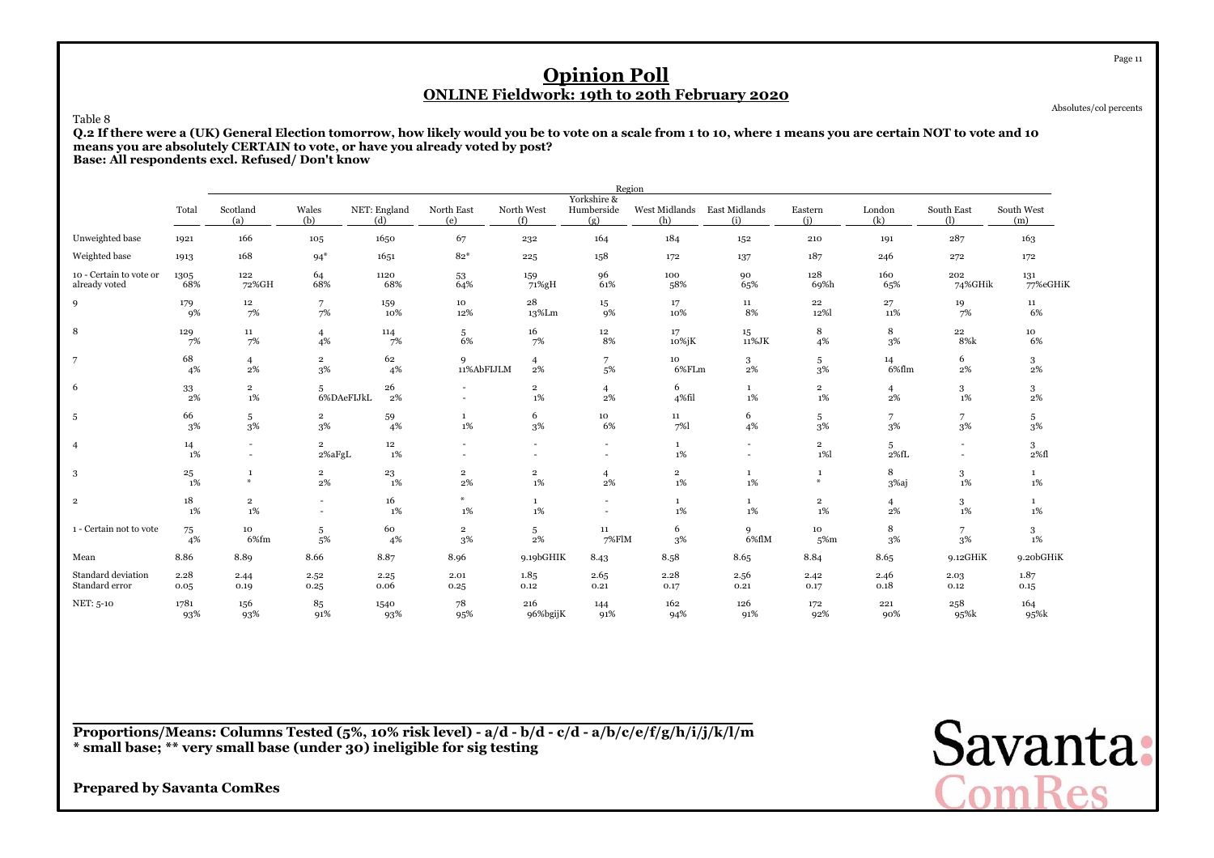# Opinion Poll

## ONLINE Fieldwork: 19th to 20th February 2020

Absolutes/col percents

Table 8

**Q.2 If there were a (UK) General Election tomorrow, how likely would you be to vote on a scale from 1 to 10, where 1 means you are certain NOT to vote and 10 means you are absolutely CERTAIN to vote, or have you already voted by post?**
**Base: All respondents excl. Refused/ Don't know**

| | | Region | | | | | | | | | | | | |
|---|---|---|---|---|---|---|---|---|---|---|---|---|---|---|
| | Total | Scotland (a) | Wales (b) | NET: England (d) | North East (e) | North West (f) | Yorkshire & Humberside (g) | West Midlands (h) | East Midlands (i) | Eastern (j) | London (k) | South East (l) | South West (m) |
| Unweighted base | 1921 | 166 | 105 | 1650 | 67 | 232 | 164 | 184 | 152 | 210 | 191 | 287 | 163 |
| Weighted base | 1913 | 168 | 94* | 1651 | 82* | 225 | 158 | 172 | 137 | 187 | 246 | 272 | 172 |
| 10 - Certain to vote or already voted | 1305 68% | 122 72%GH | 64 68% | 1120 68% | 53 64% | 159 71%gH | 96 61% | 100 58% | 90 65% | 128 69%h | 160 65% | 202 74%GHik | 131 77%eGHiK |
| 9 | 179 9% | 12 7% | 7 7% | 159 10% | 10 12% | 28 13%Lm | 15 9% | 17 10% | 11 8% | 22 12%l | 27 11% | 19 7% | 11 6% |
| 8 | 129 7% | 11 7% | 4 4% | 114 7% | 5 6% | 16 7% | 12 8% | 17 10%jK | 15 11%JK | 8 4% | 8 3% | 22 8%k | 10 6% |
| 7 | 68 4% | 4 2% | 2 3% | 62 4% | 9 11%AbFIJLM | 4 2% | 7 5% | 10 6%FLm | 3 2% | 5 3% | 14 6%flm | 6 2% | 3 2% |
| 6 | 33 2% | 2 1% | 5 6%DAeFIJkL | 26 2% | - - | 2 1% | 4 2% | 6 4%fil | 1 1% | 2 1% | 4 2% | 3 1% | 3 2% |
| 5 | 66 3% | 5 3% | 2 3% | 59 4% | 1 1% | 6 3% | 10 6% | 11 7%l | 6 4% | 5 3% | 7 3% | 7 3% | 5 3% |
| 4 | 14 1% | - - | 2 2%aFgL | 12 1% | - - | - - | - - | 1 1% | - - | 2 1%l | 5 2%fL | - - | 3 2%fl |
| 3 | 25 1% | 1 * | 2 2% | 23 1% | 2 2% | 2 1% | 4 2% | 2 1% | 1 1% | 1 * | 8 3%aj | 3 1% | 1 1% |
| 2 | 18 1% | 2 1% | - - | 16 1% | * 1% | 1 1% | - - | 1 1% | 1 1% | 2 1% | 4 2% | 3 1% | 1 1% |
| 1 - Certain not to vote | 75 4% | 10 6%fm | 5 5% | 60 4% | 2 3% | 5 2% | 11 7%FlM | 6 3% | 9 6%flM | 10 5%m | 8 3% | 7 3% | 3 1% |
| Mean | 8.86 | 8.89 | 8.66 | 8.87 | 8.96 | 9.19bGHIK | 8.43 | 8.58 | 8.65 | 8.84 | 8.65 | 9.12GHiK | 9.20bGHiK |
| Standard deviation | 2.28 | 2.44 | 2.52 | 2.25 | 2.01 | 1.85 | 2.65 | 2.28 | 2.56 | 2.42 | 2.46 | 2.03 | 1.87 |
| Standard error | 0.05 | 0.19 | 0.25 | 0.06 | 0.25 | 0.12 | 0.21 | 0.17 | 0.21 | 0.17 | 0.18 | 0.12 | 0.15 |
| NET: 5-10 | 1781 93% | 156 93% | 85 91% | 1540 93% | 78 95% | 216 96%bgijK | 144 91% | 162 94% | 126 91% | 172 92% | 221 90% | 258 95%k | 164 95%k |

**Proportions/Means: Columns Tested (5%, 10% risk level) - a/d - b/d - c/d - a/b/c/e/f/g/h/i/j/k/l/m**
*** small base; ** very small base (under 30) ineligible for sig testing**

**Prepared by Savanta ComRes**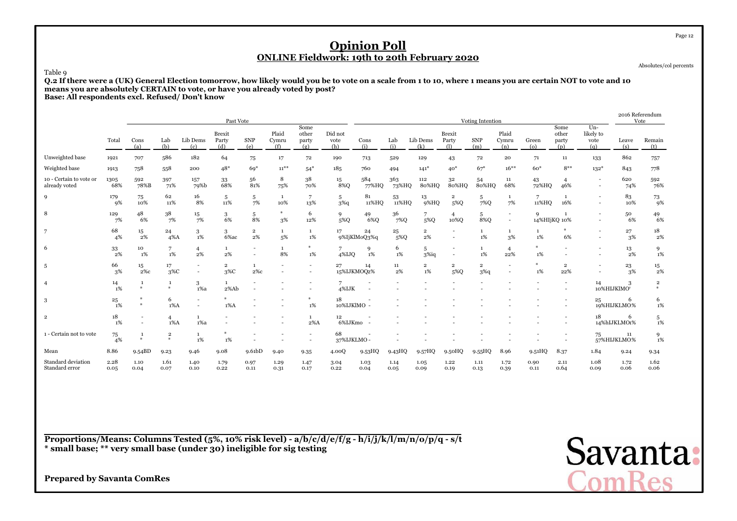# Opinion Poll

## ONLINE Fieldwork: 19th to 20th February 2020

Absolutes/col percents

Table 9

**Q.2 If there were a (UK) General Election tomorrow, how likely would you be to vote on a scale from 1 to 10, where 1 means you are certain NOT to vote and 10 means you are absolutely CERTAIN to vote, or have you already voted by post?**
**Base: All respondents excl. Refused/ Don't know**

| | | Past Vote | | | | | | | | Voting Intention | | | | | | | | | | 2016 Referendum Vote | |
|---|---|---|---|---|---|---|---|---|---|---|---|---|---|---|---|---|---|---|---|---|---|
| | Total | Cons (a) | Lab (b) | Lib Dems (c) | Brexit Party (d) | SNP (e) | Plaid Cymru (f) | Some other party (g) | Did not vote (h) | Cons (i) | Lab (j) | Lib Dems (k) | Brexit Party (l) | SNP (m) | Plaid Cymru (n) | Green (o) | Some other party (p) | Un-likely to vote (q) | Leave (s) | Remain (t) |
| Unweighted base | 1921 | 707 | 586 | 182 | 64 | 75 | 17 | 72 | 190 | 713 | 529 | 129 | 43 | 72 | 20 | 71 | 11 | 133 | 862 | 757 |
| Weighted base | 1913 | 758 | 558 | 200 | 48* | 69* | 11** | 54* | 185 | 760 | 494 | 141* | 40* | 67* | 16** | 60* | 8** | 132* | 843 | 778 |
| 10 - Certain to vote or already voted | 1305<br>68% | 592<br>78%B | 397<br>71% | 157<br>79%b | 33<br>68% | 56<br>81% | 8<br>75% | 38<br>70% | 15<br>8%Q | 584<br>77%HQ | 363<br>73%HQ | 112<br>80%HQ | 32<br>80%HQ | 54<br>80%HQ | 11<br>68% | 43<br>72%HQ | 4<br>46% | -<br>- | 620<br>74% | 592<br>76% |
| 9 | 179<br>9% | 75<br>10% | 62<br>11% | 16<br>8% | 5<br>11% | 5<br>7% | 1<br>10% | 7<br>13% | 5<br>3%q | 81<br>11%HQ | 53<br>11%HQ | 13<br>9%HQ | 2<br>5%Q | 5<br>7%Q | 1<br>7% | 7<br>11%HQ | 1<br>16% | -<br>- | 83<br>10% | 73<br>9% |
| 8 | 129<br>7% | 48<br>6% | 38<br>7% | 15<br>7% | 3<br>6% | 5<br>8% | *<br>3% | 6<br>12% | 9<br>5%Q | 49<br>6%Q | 36<br>7%Q | 7<br>5%Q | 4<br>10%Q | 5<br>8%Q | -<br>- | 9<br>14%HIJKQ | 1<br>10% | -<br>- | 50<br>6% | 49<br>6% |
| 7 | 68<br>4% | 15<br>2% | 24<br>4%A | 3<br>1% | 3<br>6%ac | 2<br>2% | 1<br>5% | 1<br>1% | 17<br>9%IjKlMoQ | 24<br>3%q | 25<br>5%Q | 2<br>2% | -<br>- | 1<br>1% | 1<br>3% | 1<br>1% | *<br>6% | -<br>- | 27<br>3% | 18<br>2% |
| 6 | 33<br>2% | 10<br>1% | 7<br>1% | 4<br>2% | 1<br>2% | -<br>- | 1<br>8% | *<br>1% | 7<br>4%IJQ | 9<br>1% | 6<br>1% | 5<br>3%iq | -<br>- | 1<br>1% | 4<br>22% | *<br>1% | -<br>- | -<br>- | 13<br>2% | 9<br>1% |
| 5 | 66<br>3% | 15<br>2%c | 17<br>3%C | -<br>- | 2<br>3%C | 1<br>2%c | -<br>- | -<br>- | 27<br>15%IJKMOQ | 14<br>2% | 11<br>2% | 2<br>1% | 2<br>5%Q | 2<br>3%q | -<br>- | *<br>1% | 2<br>22% | -<br>- | 23<br>3% | 15<br>2% |
| 4 | 14<br>1% | 1<br>* | 1<br>* | 3<br>1%a | 1<br>2%Ab | -<br>- | -<br>- | -<br>- | 7<br>4%IJK | -<br>- | -<br>- | -<br>- | -<br>- | -<br>- | -<br>- | -<br>- | -<br>- | 14<br>10%HIJKlMO | 3<br>* | 2<br>* |
| 3 | 25<br>1% | *<br>* | 6<br>1%A | -<br>- | *<br>1%A | -<br>- | -<br>- | *<br>1% | 18<br>10%IJKlMO | -<br>- | -<br>- | -<br>- | -<br>- | -<br>- | -<br>- | -<br>- | -<br>- | 25<br>19%HIJKLMO | 6<br>1% | 6<br>1% |
| 2 | 18<br>1% | -<br>- | 4<br>1%A | 1<br>1%a | -<br>- | -<br>- | -<br>- | 1<br>2%A | 12<br>6%IJKmo | -<br>- | -<br>- | -<br>- | -<br>- | -<br>- | -<br>- | -<br>- | -<br>- | 18<br>14%hIJKLMOt | 6<br>1% | 5<br>1% |
| 1 - Certain not to vote | 75<br>4% | 1<br>* | 2<br>* | 1<br>1% | *<br>1% | -<br>- | -<br>- | -<br>- | 68<br>37%IJKLMO | -<br>- | -<br>- | -<br>- | -<br>- | -<br>- | -<br>- | -<br>- | -<br>- | 75<br>57%HIJKLMO | 11<br>1% | 9<br>1% |
| Mean | 8.86 | 9.54BD | 9.23 | 9.46 | 9.08 | 9.61bD | 9.40 | 9.35 | 4.00Q | 9.53HQ | 9.43HQ | 9.57HQ | 9.50HQ | 9.55HQ | 8.96 | 9.51HQ | 8.37 | 1.84 | 9.24 | 9.34 |
| Standard deviation | 2.28 | 1.10 | 1.61 | 1.40 | 1.79 | 0.97 | 1.29 | 1.47 | 3.04 | 1.03 | 1.14 | 1.05 | 1.22 | 1.11 | 1.72 | 0.90 | 2.11 | 1.08 | 1.72 | 1.62 |
| Standard error | 0.05 | 0.04 | 0.07 | 0.10 | 0.22 | 0.11 | 0.31 | 0.17 | 0.22 | 0.04 | 0.05 | 0.09 | 0.19 | 0.13 | 0.39 | 0.11 | 0.64 | 0.09 | 0.06 | 0.06 |

**Proportions/Means: Columns Tested (5%, 10% risk level) - a/b/c/d/e/f/g - h/i/j/k/l/m/n/o/p/q - s/t**
*** small base; ** very small base (under 30) ineligible for sig testing**

**Prepared by Savanta ComRes**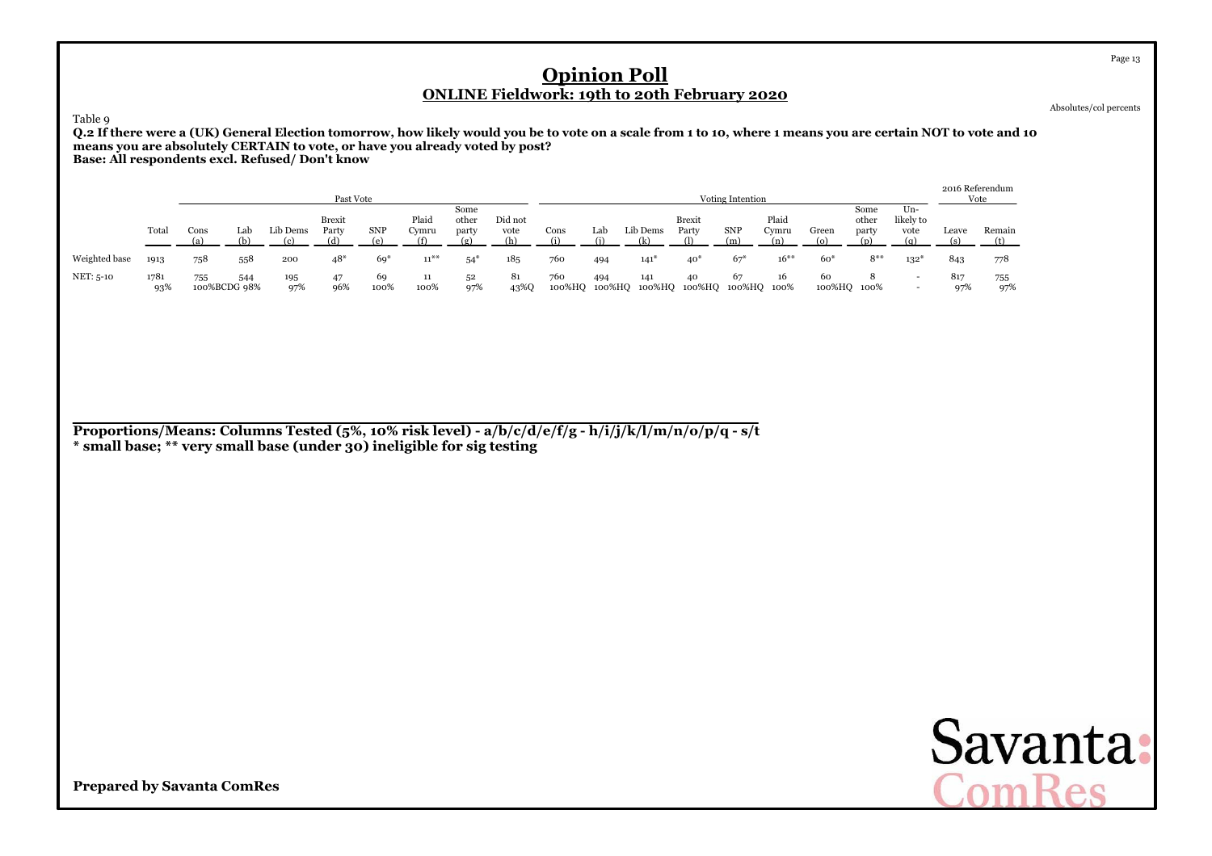# Opinion Poll

## ONLINE Fieldwork: 19th to 20th February 2020

Absolutes/col percents

Table 9

**Q.2 If there were a (UK) General Election tomorrow, how likely would you be to vote on a scale from 1 to 10, where 1 means you are certain NOT to vote and 10 means you are absolutely CERTAIN to vote, or have you already voted by post?**
**Base: All respondents excl. Refused/ Don't know**

| | | Past Vote | | | | | | | | Voting Intention | | | | | | | | | 2016 Referendum Vote | |
|---|---|---|---|---|---|---|---|---|---|---|---|---|---|---|---|---|---|---|---|---|
| | Total | Cons (a) | Lab (b) | Lib Dems (c) | Brexit Party (d) | SNP (e) | Plaid Cymru (f) | Some other party (g) | Did not vote (h) | Cons (i) | Lab (j) | Lib Dems (k) | Brexit Party (l) | SNP (m) | Plaid Cymru (n) | Green (o) | Some other party (p) | Un-likely to vote (q) | Leave (s) | Remain (t) |
| Weighted base | 1913 | 758 | 558 | 200 | 48* | 69* | 11** | 54* | 185 | 760 | 494 | 141* | 40* | 67* | 16** | 60* | 8** | 132* | 843 | 778 |
| NET: 5-10 | 1781 | 755 | 544 | 195 | 47 | 69 | 11 | 52 | 81 | 760 | 494 | 141 | 40 | 67 | 16 | 60 | 8 | - | 817 | 755 |
| | 93% | 100%BCDG | 98% | 97% | 96% | 100% | 100% | 97% | 43%Q | 100%HQ | 100%HQ | 100%HQ | 100%HQ | 100%HQ | 100% | 100%HQ | 100% | - | 97% | 97% |

**Proportions/Means: Columns Tested (5%, 10% risk level) - a/b/c/d/e/f/g - h/i/j/k/l/m/n/o/p/q - s/t**
**\* small base; \*\* very small base (under 30) ineligible for sig testing**

**Prepared by Savanta ComRes**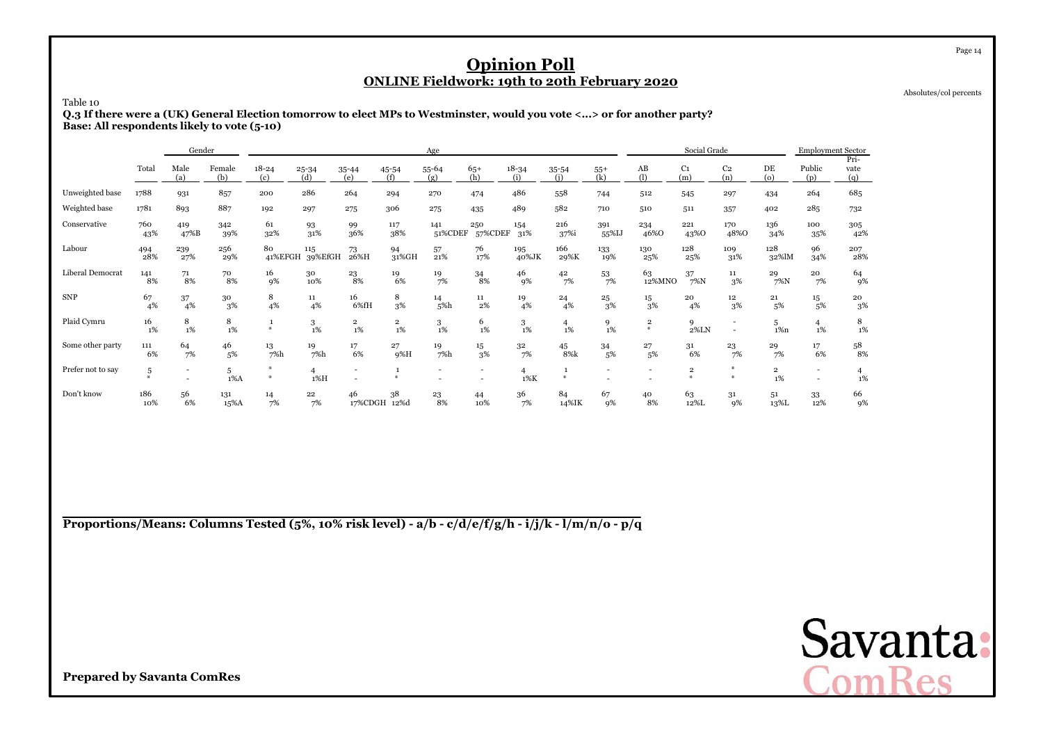## Opinion Poll
### ONLINE Fieldwork: 19th to 20th February 2020

Absolutes/col percents

Table 10
**Q.3 If there were a (UK) General Election tomorrow to elect MPs to Westminster, would you vote <...> or for another party?**
**Base: All respondents likely to vote (5-10)**

| | Total | Gender | | Age | | | | | | | | | Social Grade | | | | Employment Sector | |
|---|---|---|---|---|---|---|---|---|---|---|---|---|---|---|---|---|---|---|
| | Total | Male (a) | Female (b) | 18-24 (c) | 25-34 (d) | 35-44 (e) | 45-54 (f) | 55-64 (g) | 65+ (h) | 18-34 (i) | 35-54 (j) | 55+ (k) | AB (l) | C1 (m) | C2 (n) | DE (o) | Public (p) | Private (q) |
| Unweighted base | 1788 | 931 | 857 | 200 | 286 | 264 | 294 | 270 | 474 | 486 | 558 | 744 | 512 | 545 | 297 | 434 | 264 | 685 |
| Weighted base | 1781 | 893 | 887 | 192 | 297 | 275 | 306 | 275 | 435 | 489 | 582 | 710 | 510 | 511 | 357 | 402 | 285 | 732 |
| Conservative | 760<br>43% | 419<br>47%B | 342<br>39% | 61<br>32% | 93<br>31% | 99<br>36% | 117<br>38% | 141<br>51%CDEF | 250<br>57%CDEF | 154<br>31% | 216<br>37%i | 391<br>55%IJ | 234<br>46%O | 221<br>43%O | 170<br>48%O | 136<br>34% | 100<br>35% | 305<br>42% |
| Labour | 494<br>28% | 239<br>27% | 256<br>29% | 80<br>41%EFGH | 115<br>39%EfGH | 73<br>26%H | 94<br>31%GH | 57<br>21% | 76<br>17% | 195<br>40%JK | 166<br>29%K | 133<br>19% | 130<br>25% | 128<br>25% | 109<br>31% | 128<br>32%lM | 96<br>34% | 207<br>28% |
| Liberal Democrat | 141<br>8% | 71<br>8% | 70<br>8% | 16<br>9% | 30<br>10% | 23<br>8% | 19<br>6% | 19<br>7% | 34<br>8% | 46<br>9% | 42<br>7% | 53<br>7% | 63<br>12%MNO | 37<br>7%N | 11<br>3% | 29<br>7%N | 20<br>7% | 64<br>9% |
| SNP | 67<br>4% | 37<br>4% | 30<br>3% | 8<br>4% | 11<br>4% | 16<br>6%fH | 8<br>3% | 14<br>5%h | 11<br>2% | 19<br>4% | 24<br>4% | 25<br>3% | 15<br>3% | 20<br>4% | 12<br>3% | 21<br>5% | 15<br>5% | 20<br>3% |
| Plaid Cymru | 16<br>1% | 8<br>1% | 8<br>1% | 1<br>* | 3<br>1% | 2<br>1% | 2<br>1% | 3<br>1% | 6<br>1% | 3<br>1% | 4<br>1% | 9<br>1% | 2<br>* | 9<br>2%LN | -<br>- | 5<br>1%n | 4<br>1% | 8<br>1% |
| Some other party | 111<br>6% | 64<br>7% | 46<br>5% | 13<br>7%h | 19<br>7%h | 17<br>6% | 27<br>9%H | 19<br>7%h | 15<br>3% | 32<br>7% | 45<br>8%k | 34<br>5% | 27<br>5% | 31<br>6% | 23<br>7% | 29<br>7% | 17<br>6% | 58<br>8% |
| Prefer not to say | 5<br>* | -<br>- | 5<br>1%A | *<br>* | 4<br>1%H | -<br>- | 1<br>* | -<br>- | -<br>- | 4<br>1%K | 1<br>* | -<br>- | -<br>- | 2<br>* | *<br>* | 2<br>1% | -<br>- | 4<br>1% |
| Don't know | 186<br>10% | 56<br>6% | 131<br>15%A | 14<br>7% | 22<br>7% | 46<br>17%CDGH | 38<br>12%d | 23<br>8% | 44<br>10% | 36<br>7% | 84<br>14%IK | 67<br>9% | 40<br>8% | 63<br>12%L | 31<br>9% | 51<br>13%L | 33<br>12% | 66<br>9% |

**Proportions/Means: Columns Tested (5%, 10% risk level) - a/b - c/d/e/f/g/h - i/j/k - l/m/n/o - p/q**

**Prepared by Savanta ComRes**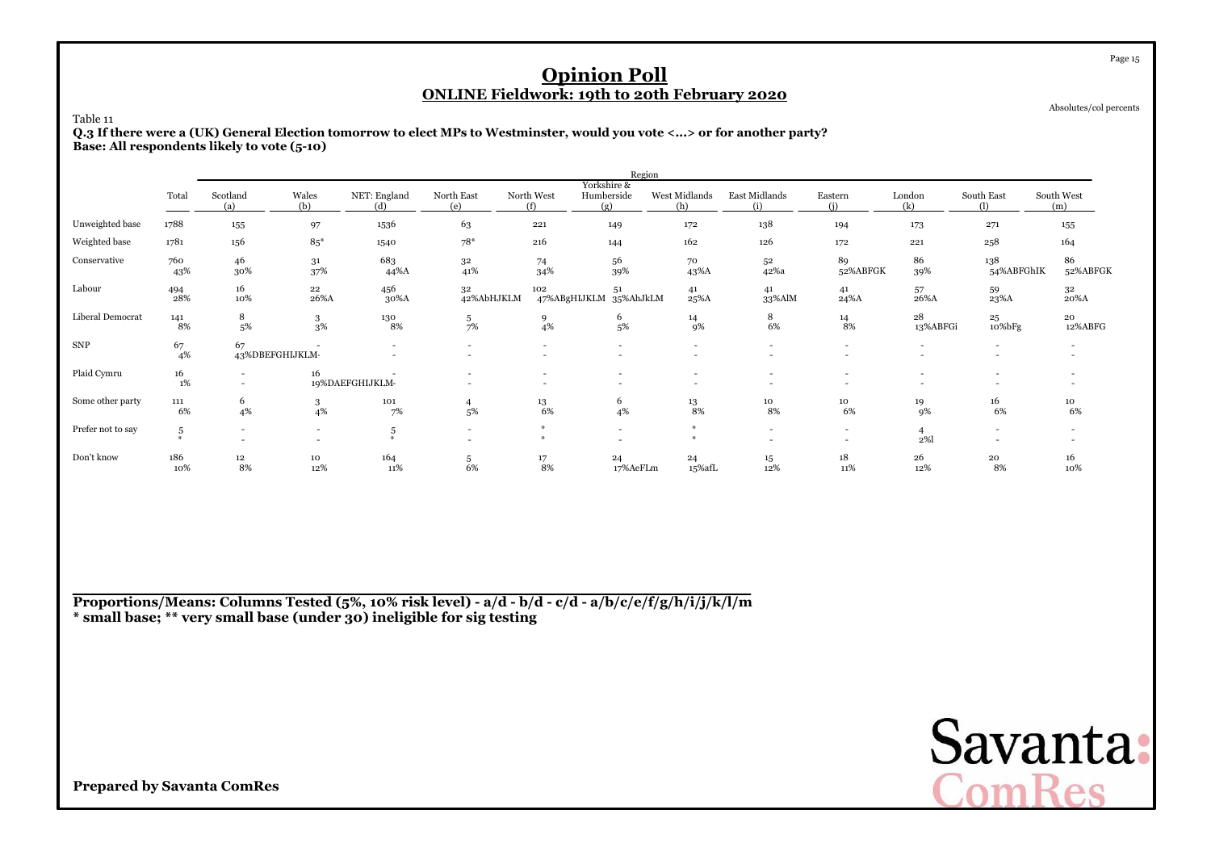# Opinion Poll

## ONLINE Fieldwork: 19th to 20th February 2020

Absolutes/col percents

Table 11

**Q.3 If there were a (UK) General Election tomorrow to elect MPs to Westminster, would you vote <...> or for another party?**
**Base: All respondents likely to vote (5-10)**

| | | Region | | | | | | | | | | | | |
|---|---|---|---|---|---|---|---|---|---|---|---|---|---|---|
| | Total | Scotland (a) | Wales (b) | NET: England (d) | North East (e) | North West (f) | Yorkshire & Humberside (g) | West Midlands (h) | East Midlands (i) | Eastern (j) | London (k) | South East (l) | South West (m) |
| Unweighted base | 1788 | 155 | 97 | 1536 | 63 | 221 | 149 | 172 | 138 | 194 | 173 | 271 | 155 |
| Weighted base | 1781 | 156 | 85* | 1540 | 78* | 216 | 144 | 162 | 126 | 172 | 221 | 258 | 164 |
| Conservative | 760<br>43% | 46<br>30% | 31<br>37% | 683<br>44%A | 32<br>41% | 74<br>34% | 56<br>39% | 70<br>43%A | 52<br>42%a | 89<br>52%ABFGK | 86<br>39% | 138<br>54%ABFGhIK | 86<br>52%ABFGK |
| Labour | 494<br>28% | 16<br>10% | 22<br>26%A | 456<br>30%A | 32<br>42%AbHJKLM | 102<br>47%ABgHIJKLM | 51<br>35%AhJkLM | 41<br>25%A | 41<br>33%AlM | 41<br>24%A | 57<br>26%A | 59<br>23%A | 32<br>20%A |
| Liberal Democrat | 141<br>8% | 8<br>5% | 3<br>3% | 130<br>8% | 5<br>7% | 9<br>4% | 6<br>5% | 14<br>9% | 8<br>6% | 14<br>8% | 28<br>13%ABFGi | 25<br>10%bFg | 20<br>12%ABFG |
| SNP | 67<br>4% | 67<br>43%DBEFGHIJKLM- | -<br>- | -<br>- | -<br>- | -<br>- | -<br>- | -<br>- | -<br>- | -<br>- | -<br>- | -<br>- | -<br>- |
| Plaid Cymru | 16<br>1% | -<br>- | 16<br>19%DAEFGHIJKLM- | -<br>- | -<br>- | -<br>- | -<br>- | -<br>- | -<br>- | -<br>- | -<br>- | -<br>- | -<br>- |
| Some other party | 111<br>6% | 6<br>4% | 3<br>4% | 101<br>7% | 4<br>5% | 13<br>6% | 6<br>4% | 13<br>8% | 10<br>8% | 10<br>6% | 19<br>9% | 16<br>6% | 10<br>6% |
| Prefer not to say | 5<br>* | -<br>- | -<br>- | 5<br>* | -<br>- | *<br>* | -<br>- | *<br>* | -<br>- | -<br>- | 4<br>2%l | -<br>- | -<br>- |
| Don't know | 186<br>10% | 12<br>8% | 10<br>12% | 164<br>11% | 5<br>6% | 17<br>8% | 24<br>17%AeFLm | 24<br>15%afL | 15<br>12% | 18<br>11% | 26<br>12% | 20<br>8% | 16<br>10% |

**Proportions/Means: Columns Tested (5%, 10% risk level) - a/d - b/d - c/d - a/b/c/e/f/g/h/i/j/k/l/m**
**\* small base; \*\* very small base (under 30) ineligible for sig testing**

**Prepared by Savanta ComRes**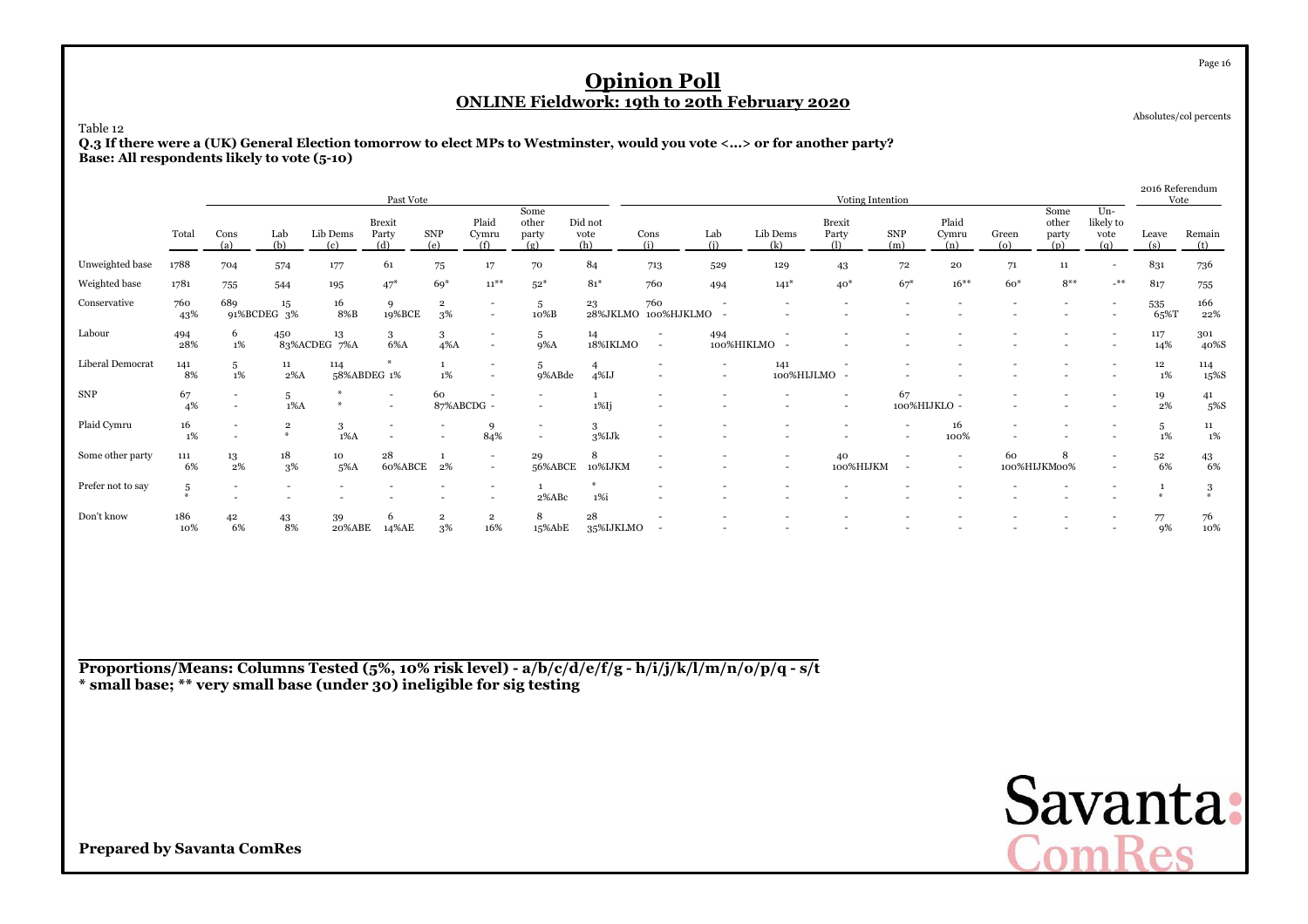# Opinion Poll

## ONLINE Fieldwork: 19th to 20th February 2020

Absolutes/col percents

Table 12

**Q.3 If there were a (UK) General Election tomorrow to elect MPs to Westminster, would you vote <...> or for another party?**
**Base: All respondents likely to vote (5-10)**

| | | Past Vote | | | | | | | | Voting Intention | | | | | | | | | 2016 Referendum Vote | |
|---|---|---|---|---|---|---|---|---|---|---|---|---|---|---|---|---|---|---|---|---|
| | Total | Cons (a) | Lab (b) | Lib Dems (c) | Brexit Party (d) | SNP (e) | Plaid Cymru (f) | Some other party (g) | Did not vote (h) | Cons (i) | Lab (j) | Lib Dems (k) | Brexit Party (l) | SNP (m) | Plaid Cymru (n) | Green (o) | Some other party (p) | Un-likely to vote (q) | Leave (s) | Remain (t) |
| Unweighted base | 1788 | 704 | 574 | 177 | 61 | 75 | 17 | 70 | 84 | 713 | 529 | 129 | 43 | 72 | 20 | 71 | 11 | - | 831 | 736 |
| Weighted base | 1781 | 755 | 544 | 195 | 47* | 69* | 11** | 52* | 81* | 760 | 494 | 141* | 40* | 67* | 16** | 60* | 8** | -** | 817 | 755 |
| Conservative | 760<br>43% | 689<br>91%BCDEG | 15<br>3% | 16<br>8%B | 9<br>19%BCE | 2<br>3% | -<br>- | 5<br>10%B | 23<br>28%JKLMO | 760<br>100%HJKLMO | -<br>- | -<br>- | -<br>- | -<br>- | -<br>- | -<br>- | -<br>- | -<br>- | 535<br>65%T | 166<br>22% |
| Labour | 494<br>28% | 6<br>1% | 450<br>83%ACDEG | 13<br>7%A | 3<br>6%A | 3<br>4%A | -<br>- | 5<br>9%A | 14<br>18%IKLMO | -<br>- | 494<br>100%HIKLMO | -<br>- | -<br>- | -<br>- | -<br>- | -<br>- | -<br>- | -<br>- | 117<br>14% | 301<br>40%S |
| Liberal Democrat | 141<br>8% | 5<br>1% | 11<br>2%A | 114<br>58%ABDEG | *<br>1% | 1<br>1% | -<br>- | 5<br>9%ABde | 4<br>4%IJ | -<br>- | -<br>- | 141<br>100%HIJLMO | -<br>- | -<br>- | -<br>- | -<br>- | -<br>- | -<br>- | 12<br>1% | 114<br>15%S |
| SNP | 67<br>4% | -<br>- | 5<br>1%A | *<br>* | -<br>- | 60<br>87%ABCDG | -<br>- | -<br>- | 1<br>1%Ij | -<br>- | -<br>- | -<br>- | -<br>- | 67<br>100%HIJKLO | -<br>- | -<br>- | -<br>- | -<br>- | 19<br>2% | 41<br>5%S |
| Plaid Cymru | 16<br>1% | -<br>- | 2<br>* | 3<br>1%A | -<br>- | -<br>- | 9<br>84% | -<br>- | 3<br>3%IJk | -<br>- | -<br>- | -<br>- | -<br>- | -<br>- | 16<br>100% | -<br>- | -<br>- | -<br>- | 5<br>1% | 11<br>1% |
| Some other party | 111<br>6% | 13<br>2% | 18<br>3% | 10<br>5%A | 28<br>60%ABCE | 1<br>2% | -<br>- | 29<br>56%ABCE | 8<br>10%IJKM | -<br>- | -<br>- | -<br>- | 40<br>100%HIJKM | -<br>- | -<br>- | 60<br>100%HIJKM | 8<br>o0% | -<br>- | 52<br>6% | 43<br>6% |
| Prefer not to say | 5<br>* | -<br>- | -<br>- | -<br>- | -<br>- | -<br>- | -<br>- | 1<br>2%ABc | *<br>1%i | -<br>- | -<br>- | -<br>- | -<br>- | -<br>- | -<br>- | -<br>- | -<br>- | -<br>- | 1<br>* | 3<br>* |
| Don't know | 186<br>10% | 42<br>6% | 43<br>8% | 39<br>20%ABE | 6<br>14%AE | 2<br>3% | 2<br>16% | 8<br>15%AbE | 28<br>35%IJKLMO | -<br>- | -<br>- | -<br>- | -<br>- | -<br>- | -<br>- | -<br>- | -<br>- | -<br>- | 77<br>9% | 76<br>10% |

**Proportions/Means: Columns Tested (5%, 10% risk level) - a/b/c/d/e/f/g - h/i/j/k/l/m/n/o/p/q - s/t**
*** small base; ** very small base (under 30) ineligible for sig testing**

**Prepared by Savanta ComRes**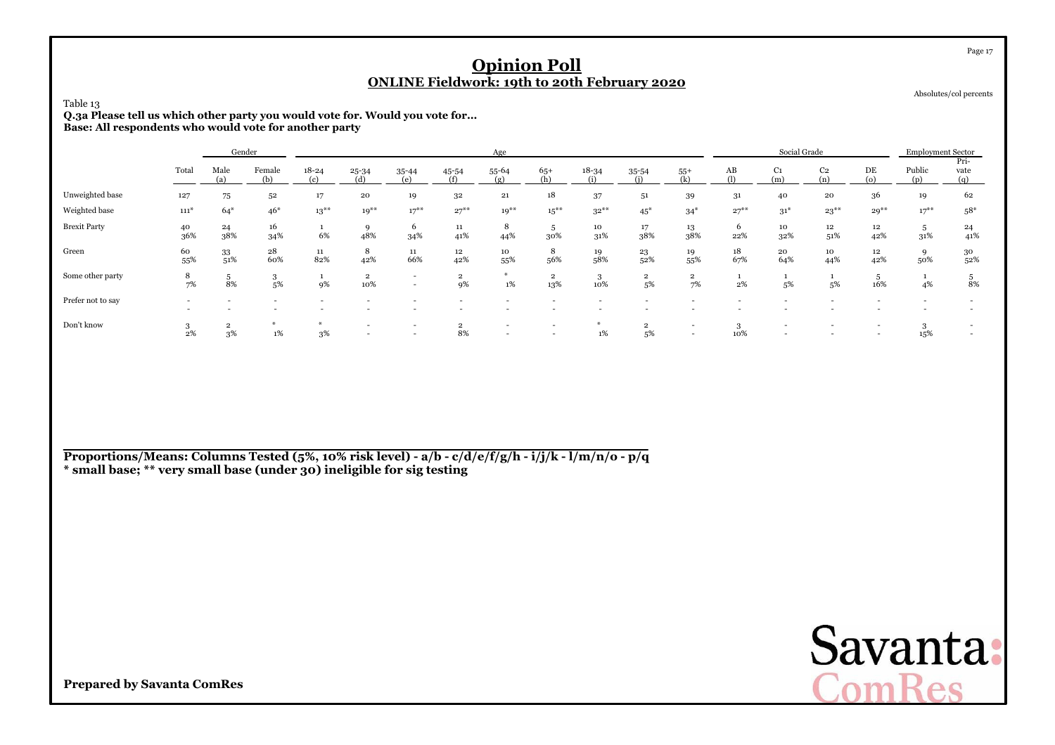# Opinion Poll

## ONLINE Fieldwork: 19th to 20th February 2020

Absolutes/col percents

Table 13

**Q.3a Please tell us which other party you would vote for. Would you vote for...**
**Base: All respondents who would vote for another party**

| | Total | Gender | | Age | | | | | | | | | Social Grade | | | | Employment Sector | |
|---|---|---|---|---|---|---|---|---|---|---|---|---|---|---|---|---|---|---|
| | | Male (a) | Female (b) | 18-24 (c) | 25-34 (d) | 35-44 (e) | 45-54 (f) | 55-64 (g) | 65+ (h) | 18-34 (i) | 35-54 (j) | 55+ (k) | AB (l) | C1 (m) | C2 (n) | DE (o) | Public (p) | Pri-vate (q) |
| Unweighted base | 127 | 75 | 52 | 17 | 20 | 19 | 32 | 21 | 18 | 37 | 51 | 39 | 31 | 40 | 20 | 36 | 19 | 62 |
| Weighted base | 111* | 64* | 46* | 13** | 19** | 17** | 27** | 19** | 15** | 32** | 45* | 34* | 27** | 31* | 23** | 29** | 17** | 58* |
| Brexit Party | 40 | 24 | 16 | 1 | 9 | 6 | 11 | 8 | 5 | 10 | 17 | 13 | 6 | 10 | 12 | 12 | 5 | 24 |
| | 36% | 38% | 34% | 6% | 48% | 34% | 41% | 44% | 30% | 31% | 38% | 38% | 22% | 32% | 51% | 42% | 31% | 41% |
| Green | 60 | 33 | 28 | 11 | 8 | 11 | 12 | 10 | 8 | 19 | 23 | 19 | 18 | 20 | 10 | 12 | 9 | 30 |
| | 55% | 51% | 60% | 82% | 42% | 66% | 42% | 55% | 56% | 58% | 52% | 55% | 67% | 64% | 44% | 42% | 50% | 52% |
| Some other party | 8 | 5 | 3 | 1 | 2 | - | 2 | * | 2 | 3 | 2 | 2 | 1 | 1 | 1 | 5 | 1 | 5 |
| | 7% | 8% | 5% | 9% | 10% | - | 9% | 1% | 13% | 10% | 5% | 7% | 2% | 5% | 5% | 16% | 4% | 8% |
| Prefer not to say | - | - | - | - | - | - | - | - | - | - | - | - | - | - | - | - | - | - |
| | - | - | - | - | - | - | - | - | - | - | - | - | - | - | - | - | - | - |
| Don't know | 3 | 2 | * | * | - | - | 2 | - | - | * | 2 | - | 3 | - | - | - | 3 | - |
| | 2% | 3% | 1% | 3% | - | - | 8% | - | - | 1% | 5% | - | 10% | - | - | - | 15% | - |

**Proportions/Means: Columns Tested (5%, 10% risk level) - a/b - c/d/e/f/g/h - i/j/k - l/m/n/o - p/q**
**\* small base; \*\* very small base (under 30) ineligible for sig testing**

**Prepared by Savanta ComRes**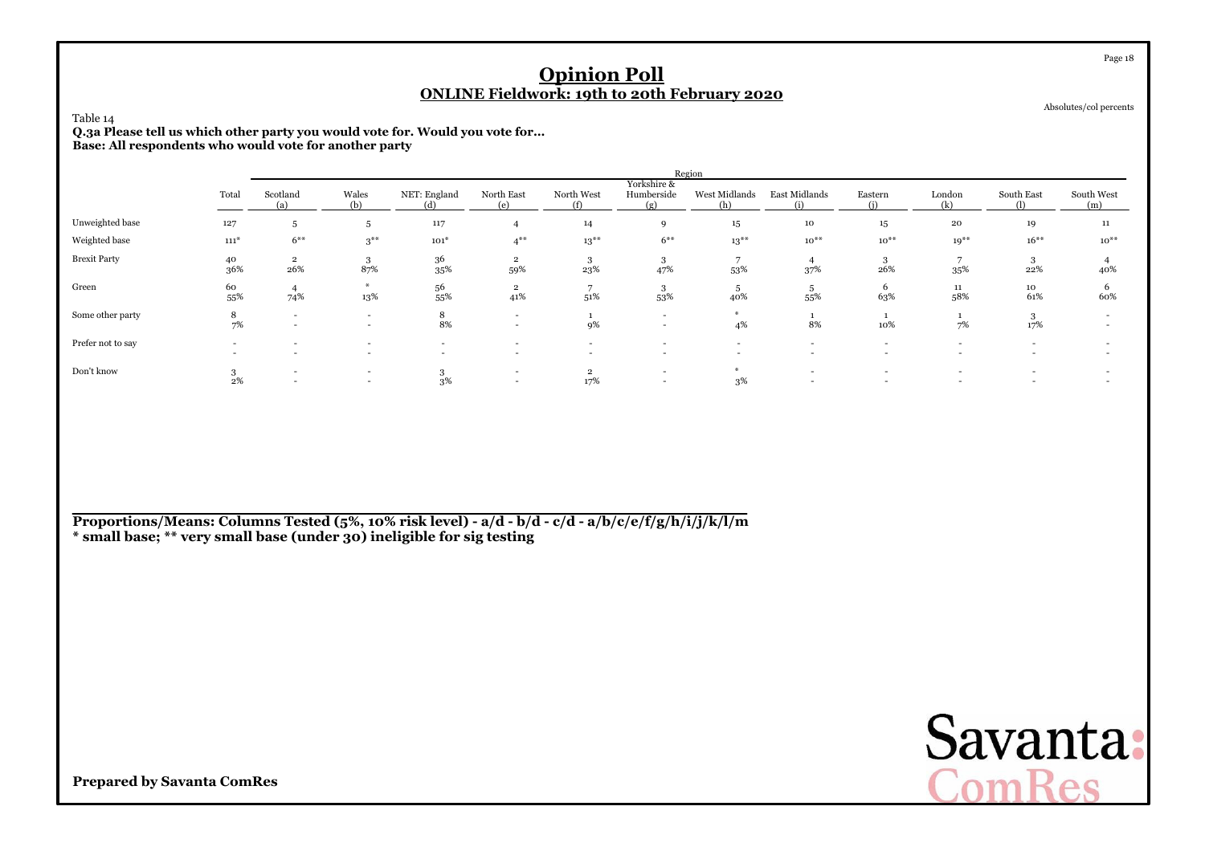# Opinion Poll

## ONLINE Fieldwork: 19th to 20th February 2020

Absolutes/col percents

Table 14

**Q.3a Please tell us which other party you would vote for. Would you vote for...**
**Base: All respondents who would vote for another party**

| | Total | Region | | | | | | | | | | | |
|---|---|---|---|---|---|---|---|---|---|---|---|---|---|
| | | Scotland (a) | Wales (b) | NET: England (d) | North East (e) | North West (f) | Yorkshire & Humberside (g) | West Midlands (h) | East Midlands (i) | Eastern (j) | London (k) | South East (l) | South West (m) |
| Unweighted base | 127 | 5 | 5 | 117 | 4 | 14 | 9 | 15 | 10 | 15 | 20 | 19 | 11 |
| Weighted base | 111* | 6** | 3** | 101* | 4** | 13** | 6** | 13** | 10** | 10** | 19** | 16** | 10** |
| Brexit Party | 40<br>36% | 2<br>26% | 3<br>87% | 36<br>35% | 2<br>59% | 3<br>23% | 3<br>47% | 7<br>53% | 4<br>37% | 3<br>26% | 7<br>35% | 3<br>22% | 4<br>40% |
| Green | 60<br>55% | 4<br>74% | *<br>13% | 56<br>55% | 2<br>41% | 7<br>51% | 3<br>53% | 5<br>40% | 5<br>55% | 6<br>63% | 11<br>58% | 10<br>61% | 6<br>60% |
| Some other party | 8<br>7% | -<br>- | -<br>- | 8<br>8% | -<br>- | 1<br>9% | -<br>- | *<br>4% | 1<br>8% | 1<br>10% | 1<br>7% | 3<br>17% | -<br>- |
| Prefer not to say | -<br>- | -<br>- | -<br>- | -<br>- | -<br>- | -<br>- | -<br>- | -<br>- | -<br>- | -<br>- | -<br>- | -<br>- | -<br>- |
| Don't know | 3<br>2% | -<br>- | -<br>- | 3<br>3% | -<br>- | 2<br>17% | -<br>- | *<br>3% | -<br>- | -<br>- | -<br>- | -<br>- | -<br>- |

**Proportions/Means: Columns Tested (5%, 10% risk level) - a/d - b/d - c/d - a/b/c/e/f/g/h/i/j/k/l/m**
**\* small base; \*\* very small base (under 30) ineligible for sig testing**

**Prepared by Savanta ComRes**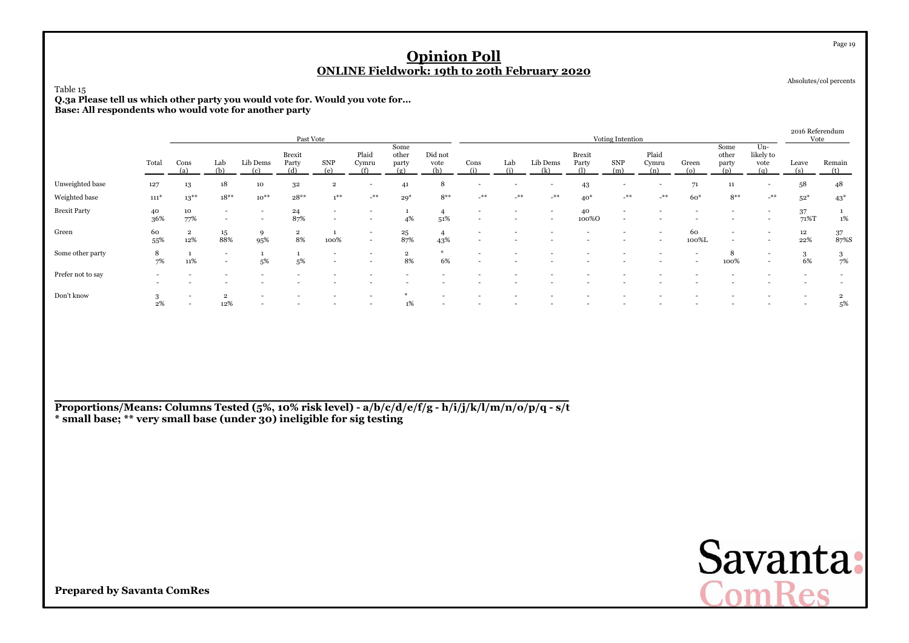# Opinion Poll

## ONLINE Fieldwork: 19th to 20th February 2020

Absolutes/col percents

Table 15

**Q.3a Please tell us which other party you would vote for. Would you vote for...**
**Base: All respondents who would vote for another party**

| | | Past Vote | | | | | | | | Voting Intention | | | | | | | | | | 2016 Referendum Vote | |
|---|---|---|---|---|---|---|---|---|---|---|---|---|---|---|---|---|---|---|---|---|---|
| | Total | Cons (a) | Lab (b) | Lib Dems (c) | Brexit Party (d) | SNP (e) | Plaid Cymru (f) | Some other party (g) | Did not vote (h) | Cons (i) | Lab (j) | Lib Dems (k) | Brexit Party (l) | SNP (m) | Plaid Cymru (n) | Green (o) | Some other party (p) | Un-likely to vote (q) | Leave (s) | Remain (t) |
| Unweighted base | 127 | 13 | 18 | 10 | 32 | 2 | - | 41 | 8 | - | - | - | 43 | - | - | 71 | 11 | - | 58 | 48 |
| Weighted base | 111* | 13** | 18** | 10** | 28** | 1** | -** | 29* | 8** | -** | -** | -** | 40* | -** | -** | 60* | 8** | -** | 52* | 43* |
| Brexit Party | 40 | 10 | - | - | 24 | - | - | 1 | 4 | - | - | - | 40 | - | - | - | - | - | 37 | 1 |
| | 36% | 77% | - | - | 87% | - | - | 4% | 51% | - | - | - | 100%O | - | - | - | - | - | 71%T | 1% |
| Green | 60 | 2 | 15 | 9 | 2 | 1 | - | 25 | 4 | - | - | - | - | - | - | 60 | - | - | 12 | 37 |
| | 55% | 12% | 88% | 95% | 8% | 100% | - | 87% | 43% | - | - | - | - | - | - | 100%L | - | - | 22% | 87%S |
| Some other party | 8 | 1 | - | 1 | 1 | - | - | 2 | * | - | - | - | - | - | - | - | 8 | - | 3 | 3 |
| | 7% | 11% | - | 5% | 5% | - | - | 8% | 6% | - | - | - | - | - | - | - | 100% | - | 6% | 7% |
| Prefer not to say | - | - | - | - | - | - | - | - | - | - | - | - | - | - | - | - | - | - | - | - |
| | - | - | - | - | - | - | - | - | - | - | - | - | - | - | - | - | - | - | - | - |
| Don't know | 3 | - | 2 | - | - | - | - | * | - | - | - | - | - | - | - | - | - | - | - | 2 |
| | 2% | - | 12% | - | - | - | - | 1% | - | - | - | - | - | - | - | - | - | - | - | 5% |

**Proportions/Means: Columns Tested (5%, 10% risk level) - a/b/c/d/e/f/g - h/i/j/k/l/m/n/o/p/q - s/t**
**\* small base; \*\* very small base (under 30) ineligible for sig testing**

**Prepared by Savanta ComRes**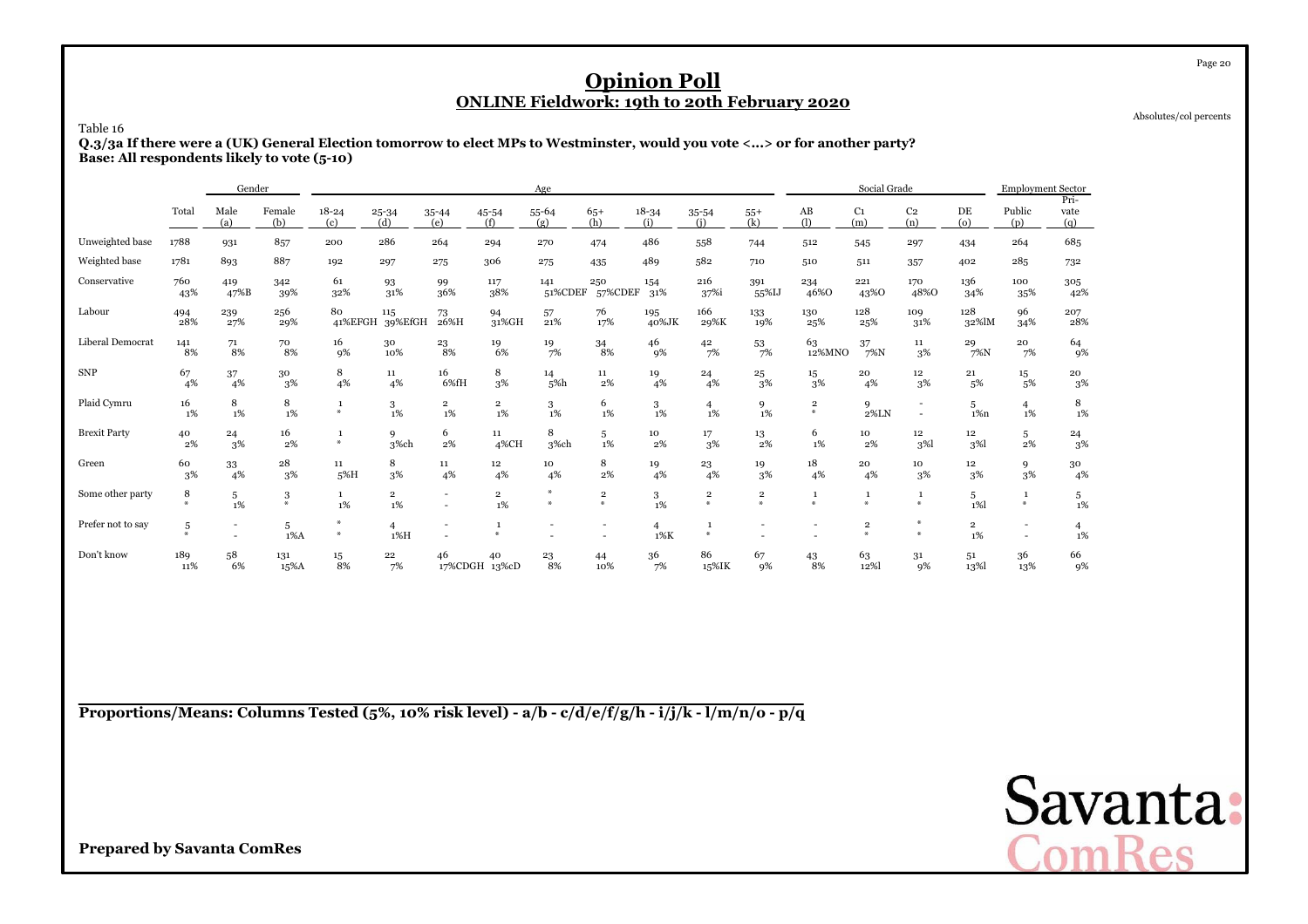# Opinion Poll

## ONLINE Fieldwork: 19th to 20th February 2020

Absolutes/col percents

Table 16

**Q.3/3a If there were a (UK) General Election tomorrow to elect MPs to Westminster, would you vote <...> or for another party?**
**Base: All respondents likely to vote (5-10)**

| | Total | Gender | | Age | | | | | | | | | Social Grade | | | | Employment Sector | |
|---|---|---|---|---|---|---|---|---|---|---|---|---|---|---|---|---|---|---|
| | | Male (a) | Female (b) | 18-24 (c) | 25-34 (d) | 35-44 (e) | 45-54 (f) | 55-64 (g) | 65+ (h) | 18-34 (i) | 35-54 (j) | 55+ (k) | AB (l) | C1 (m) | C2 (n) | DE (o) | Public (p) | Private (q) |
| Unweighted base | 1788 | 931 | 857 | 200 | 286 | 264 | 294 | 270 | 474 | 486 | 558 | 744 | 512 | 545 | 297 | 434 | 264 | 685 |
| Weighted base | 1781 | 893 | 887 | 192 | 297 | 275 | 306 | 275 | 435 | 489 | 582 | 710 | 510 | 511 | 357 | 402 | 285 | 732 |
| Conservative | 760 | 419 | 342 | 61 | 93 | 99 | 117 | 141 | 250 | 154 | 216 | 391 | 234 | 221 | 170 | 136 | 100 | 305 |
| | 43% | 47%B | 39% | 32% | 31% | 36% | 38% | 51%CDEF | 57%CDEF | 31% | 37%i | 55%IJ | 46%O | 43%O | 48%O | 34% | 35% | 42% |
| Labour | 494 | 239 | 256 | 80 | 115 | 73 | 94 | 57 | 76 | 195 | 166 | 133 | 130 | 128 | 109 | 128 | 96 | 207 |
| | 28% | 27% | 29% | 41%EFGH | 39%EfGH | 26%H | 31%GH | 21% | 17% | 40%JK | 29%K | 19% | 25% | 25% | 31% | 32%lM | 34% | 28% |
| Liberal Democrat | 141 | 71 | 70 | 16 | 30 | 23 | 19 | 19 | 34 | 46 | 42 | 53 | 63 | 37 | 11 | 29 | 20 | 64 |
| | 8% | 8% | 8% | 9% | 10% | 8% | 6% | 7% | 8% | 9% | 7% | 7% | 12%MNO | 7%N | 3% | 7%N | 7% | 9% |
| SNP | 67 | 37 | 30 | 8 | 11 | 16 | 8 | 14 | 11 | 19 | 24 | 25 | 15 | 20 | 12 | 21 | 15 | 20 |
| | 4% | 4% | 3% | 4% | 4% | 6%fH | 3% | 5%h | 2% | 4% | 4% | 3% | 3% | 4% | 3% | 5% | 5% | 3% |
| Plaid Cymru | 16 | 8 | 8 | 1 | 3 | 2 | 2 | 3 | 6 | 3 | 4 | 9 | 2 | 9 | - | 5 | 4 | 8 |
| | 1% | 1% | 1% | * | 1% | 1% | 1% | 1% | 1% | 1% | 1% | 1% | * | 2%LN | - | 1%n | 1% | 1% |
| Brexit Party | 40 | 24 | 16 | 1 | 9 | 6 | 11 | 8 | 5 | 10 | 17 | 13 | 6 | 10 | 12 | 12 | 5 | 24 |
| | 2% | 3% | 2% | * | 3%ch | 2% | 4%CH | 3%ch | 1% | 2% | 3% | 2% | 1% | 2% | 3%l | 3%l | 2% | 3% |
| Green | 60 | 33 | 28 | 11 | 8 | 11 | 12 | 10 | 8 | 19 | 23 | 19 | 18 | 20 | 10 | 12 | 9 | 30 |
| | 3% | 4% | 3% | 5%H | 3% | 4% | 4% | 4% | 2% | 4% | 4% | 3% | 4% | 4% | 3% | 3% | 3% | 4% |
| Some other party | 8 | 5 | 3 | 1 | 2 | - | 2 | * | 2 | 3 | 2 | 2 | 1 | 1 | 1 | 5 | 1 | 5 |
| | * | 1% | * | 1% | 1% | - | 1% | * | * | 1% | * | * | * | * | * | 1%l | * | 1% |
| Prefer not to say | 5 | - | 5 | * | 4 | - | 1 | - | - | 4 | 1 | - | - | 2 | * | 2 | - | 4 |
| | * | - | 1%A | * | 1%H | - | * | - | - | 1%K | * | - | - | * | * | 1% | - | 1% |
| Don't know | 189 | 58 | 131 | 15 | 22 | 46 | 40 | 23 | 44 | 36 | 86 | 67 | 43 | 63 | 31 | 51 | 36 | 66 |
| | 11% | 6% | 15%A | 8% | 7% | 17%CDGH | 13%cD | 8% | 10% | 7% | 15%IK | 9% | 8% | 12%l | 9% | 13%l | 13% | 9% |

**Proportions/Means: Columns Tested (5%, 10% risk level) - a/b - c/d/e/f/g/h - i/j/k - l/m/n/o - p/q**

**Prepared by Savanta ComRes**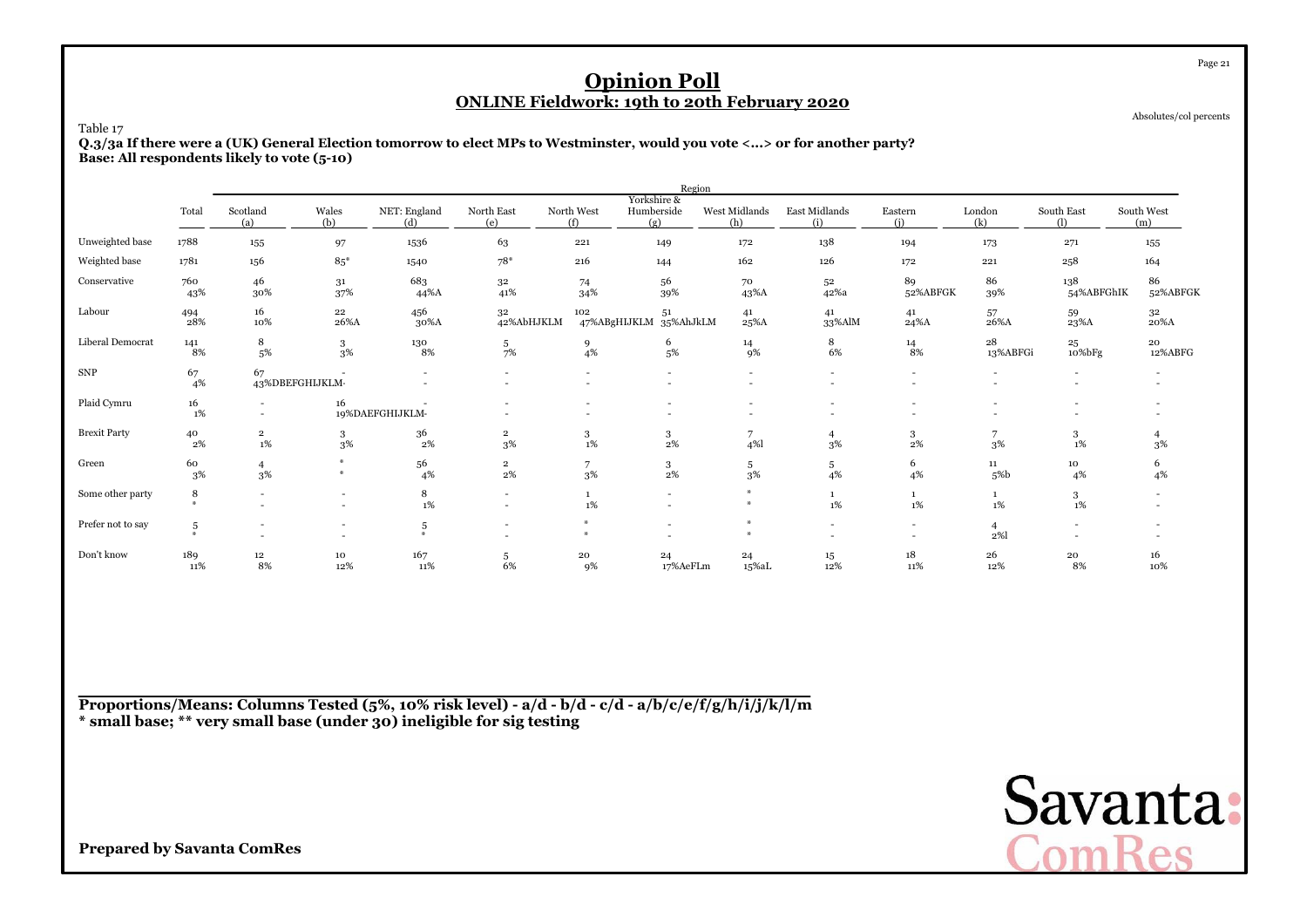# Opinion Poll

## ONLINE Fieldwork: 19th to 20th February 2020

Absolutes/col percents

Table 17

**Q.3/3a If there were a (UK) General Election tomorrow to elect MPs to Westminster, would you vote <...> or for another party?**
**Base: All respondents likely to vote (5-10)**

| | Total | Region | | | | | | | | | | | |
|---|---|---|---|---|---|---|---|---|---|---|---|---|---|
| | | Scotland (a) | Wales (b) | NET: England (d) | North East (e) | North West (f) | Yorkshire & Humberside (g) | West Midlands (h) | East Midlands (i) | Eastern (j) | London (k) | South East (l) | South West (m) |
| Unweighted base | 1788 | 155 | 97 | 1536 | 63 | 221 | 149 | 172 | 138 | 194 | 173 | 271 | 155 |
| Weighted base | 1781 | 156 | 85* | 1540 | 78* | 216 | 144 | 162 | 126 | 172 | 221 | 258 | 164 |
| Conservative | 760<br>43% | 46<br>30% | 31<br>37% | 683<br>44%A | 32<br>41% | 74<br>34% | 56<br>39% | 70<br>43%A | 52<br>42%a | 89<br>52%ABFGK | 86<br>39% | 138<br>54%ABFGhIK | 86<br>52%ABFGK |
| Labour | 494<br>28% | 16<br>10% | 22<br>26%A | 456<br>30%A | 32<br>42%AbHJKLM | 102<br>47%ABgHIJKLM | 51<br>35%AhJkLM | 41<br>25%A | 41<br>33%AlM | 41<br>24%A | 57<br>26%A | 59<br>23%A | 32<br>20%A |
| Liberal Democrat | 141<br>8% | 8<br>5% | 3<br>3% | 130<br>8% | 5<br>7% | 9<br>4% | 6<br>5% | 14<br>9% | 8<br>6% | 14<br>8% | 28<br>13%ABFGi | 25<br>10%bFg | 20<br>12%ABFG |
| SNP | 67<br>4% | 67<br>43%DBEFGHIJKLM- | -<br>- | -<br>- | -<br>- | -<br>- | -<br>- | -<br>- | -<br>- | -<br>- | -<br>- | -<br>- | -<br>- |
| Plaid Cymru | 16<br>1% | -<br>- | 16<br>19%DAEFGHIJKLM- | -<br>- | -<br>- | -<br>- | -<br>- | -<br>- | -<br>- | -<br>- | -<br>- | -<br>- | -<br>- |
| Brexit Party | 40<br>2% | 2<br>1% | 3<br>3% | 36<br>2% | 2<br>3% | 3<br>1% | 3<br>2% | 7<br>4%l | 4<br>3% | 3<br>2% | 7<br>3% | 3<br>1% | 4<br>3% |
| Green | 60<br>3% | 4<br>3% | *<br>* | 56<br>4% | 2<br>2% | 7<br>3% | 3<br>2% | 5<br>3% | 5<br>4% | 6<br>4% | 11<br>5%b | 10<br>4% | 6<br>4% |
| Some other party | 8<br>* | -<br>- | -<br>- | 8<br>1% | -<br>- | 1<br>1% | -<br>- | *<br>* | 1<br>1% | 1<br>1% | 1<br>1% | 3<br>1% | -<br>- |
| Prefer not to say | 5<br>* | -<br>- | -<br>- | 5<br>* | -<br>- | *<br>* | -<br>- | *<br>* | -<br>- | -<br>- | 4<br>2%l | -<br>- | -<br>- |
| Don't know | 189<br>11% | 12<br>8% | 10<br>12% | 167<br>11% | 5<br>6% | 20<br>9% | 24<br>17%AeFLm | 24<br>15%aL | 15<br>12% | 18<br>11% | 26<br>12% | 20<br>8% | 16<br>10% |

**Proportions/Means: Columns Tested (5%, 10% risk level) - a/d - b/d - c/d - a/b/c/e/f/g/h/i/j/k/l/m**
**\* small base; \*\* very small base (under 30) ineligible for sig testing**

**Prepared by Savanta ComRes**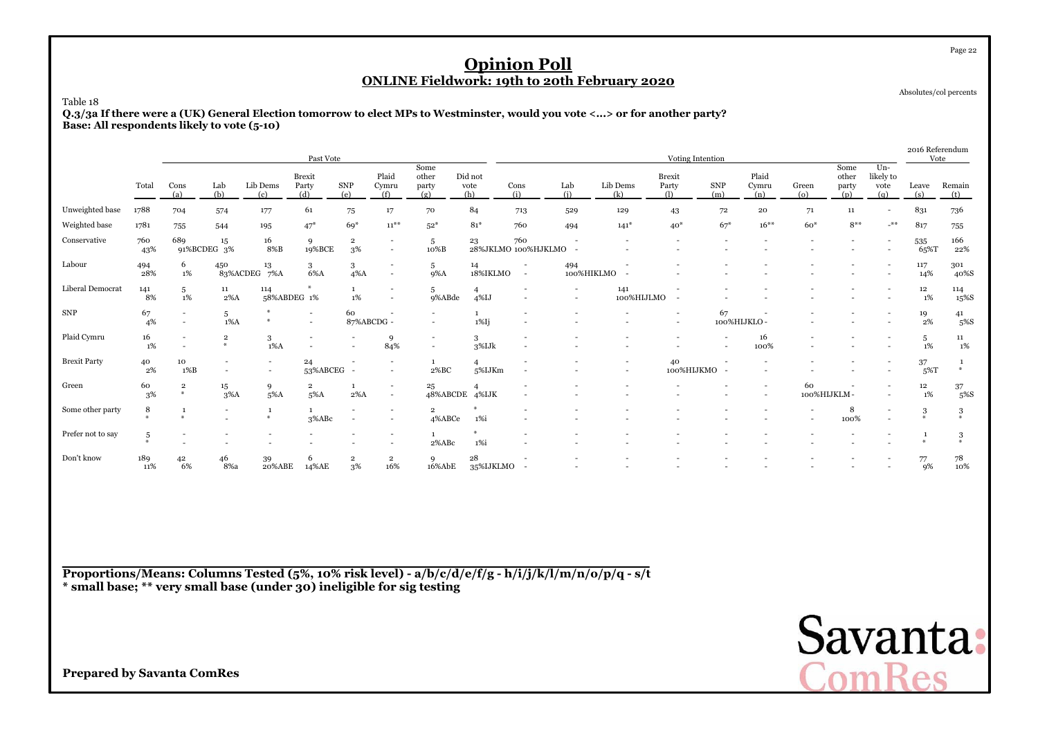# Opinion Poll

## ONLINE Fieldwork: 19th to 20th February 2020

Absolutes/col percents

Table 18

**Q.3/3a If there were a (UK) General Election tomorrow to elect MPs to Westminster, would you vote <...> or for another party?**
**Base: All respondents likely to vote (5-10)**

| | | Past Vote | | | | | | | | Voting Intention | | | | | | | | | 2016 Referendum Vote | |
|---|---|---|---|---|---|---|---|---|---|---|---|---|---|---|---|---|---|---|---|---|
| | Total | Cons (a) | Lab (b) | Lib Dems (c) | Brexit Party (d) | SNP (e) | Plaid Cymru (f) | Some other party (g) | Did not vote (h) | Cons (i) | Lab (j) | Lib Dems (k) | Brexit Party (l) | SNP (m) | Plaid Cymru (n) | Green (o) | Some other party (p) | Un-likely to vote (q) | Leave (s) | Remain (t) |
| Unweighted base | 1788 | 704 | 574 | 177 | 61 | 75 | 17 | 70 | 84 | 713 | 529 | 129 | 43 | 72 | 20 | 71 | 11 | - | 831 | 736 |
| Weighted base | 1781 | 755 | 544 | 195 | 47* | 69* | 11** | 52* | 81* | 760 | 494 | 141* | 40* | 67* | 16** | 60* | 8** | -** | 817 | 755 |
| Conservative | 760<br>43% | 689<br>91%BCDEG | 15<br>3% | 16<br>8%B | 9<br>19%BCE | 2<br>3% | -<br>- | 5<br>10%B | 23<br>28%JKLMO | 760<br>100%HJKLMO | -<br>- | -<br>- | -<br>- | -<br>- | -<br>- | -<br>- | -<br>- | -<br>- | 535<br>65%T | 166<br>22% |
| Labour | 494<br>28% | 6<br>1% | 450<br>83%ACDEG | 13<br>7%A | 3<br>6%A | 3<br>4%A | -<br>- | 5<br>9%A | 14<br>18%IKLMO | -<br>- | 494<br>100%HIKLMO | -<br>- | -<br>- | -<br>- | -<br>- | -<br>- | -<br>- | -<br>- | 117<br>14% | 301<br>40%S |
| Liberal Democrat | 141<br>8% | 5<br>1% | 11<br>2%A | 114<br>58%ABDEG | *<br>1% | 1<br>1% | -<br>- | 5<br>9%ABde | 4<br>4%IJ | -<br>- | -<br>- | 141<br>100%HIJLMO | -<br>- | -<br>- | -<br>- | -<br>- | -<br>- | -<br>- | 12<br>1% | 114<br>15%S |
| SNP | 67<br>4% | -<br>- | 5<br>1%A | *<br>* | -<br>- | 60<br>87%ABCDG | -<br>- | -<br>- | 1<br>1%Ij | -<br>- | -<br>- | -<br>- | -<br>- | 67<br>100%HIJKLO | -<br>- | -<br>- | -<br>- | -<br>- | 19<br>2% | 41<br>5%S |
| Plaid Cymru | 16<br>1% | -<br>- | 2<br>* | 3<br>1%A | -<br>- | -<br>- | 9<br>84% | -<br>- | 3<br>3%IJk | -<br>- | -<br>- | -<br>- | -<br>- | -<br>- | 16<br>100% | -<br>- | -<br>- | -<br>- | 5<br>1% | 11<br>1% |
| Brexit Party | 40<br>2% | 10<br>1%B | -<br>- | -<br>- | 24<br>53%ABCEG | -<br>- | -<br>- | 1<br>2%BC | 4<br>5%IJKm | -<br>- | -<br>- | -<br>- | 40<br>100%HIJKMO | -<br>- | -<br>- | -<br>- | -<br>- | -<br>- | 37<br>5%T | 1<br>* |
| Green | 60<br>3% | 2<br>* | 15<br>3%A | 9<br>5%A | 2<br>5%A | 1<br>2%A | -<br>- | 25<br>48%ABCDE | 4<br>4%IJK | -<br>- | -<br>- | -<br>- | -<br>- | -<br>- | -<br>- | 60<br>100%HIJKLM | -<br>- | -<br>- | 12<br>1% | 37<br>5%S |
| Some other party | 8<br>* | 1<br>* | -<br>- | 1<br>* | 1<br>3%ABc | -<br>- | -<br>- | 2<br>4%ABCe | *<br>1%i | -<br>- | -<br>- | -<br>- | -<br>- | -<br>- | -<br>- | -<br>- | 8<br>100% | -<br>- | 3<br>* | 3<br>* |
| Prefer not to say | 5<br>* | -<br>- | -<br>- | -<br>- | -<br>- | -<br>- | -<br>- | 1<br>2%ABc | *<br>1%i | -<br>- | -<br>- | -<br>- | -<br>- | -<br>- | -<br>- | -<br>- | -<br>- | -<br>- | 1<br>* | 3<br>* |
| Don't know | 189<br>11% | 42<br>6% | 46<br>8%a | 39<br>20%ABE | 6<br>14%AE | 2<br>3% | 2<br>16% | 9<br>16%AbE | 28<br>35%IJKLMO | -<br>- | -<br>- | -<br>- | -<br>- | -<br>- | -<br>- | -<br>- | -<br>- | -<br>- | 77<br>9% | 78<br>10% |

**Proportions/Means: Columns Tested (5%, 10% risk level) - a/b/c/d/e/f/g - h/i/j/k/l/m/n/o/p/q - s/t**
**\* small base; \*\* very small base (under 30) ineligible for sig testing**

**Prepared by Savanta ComRes**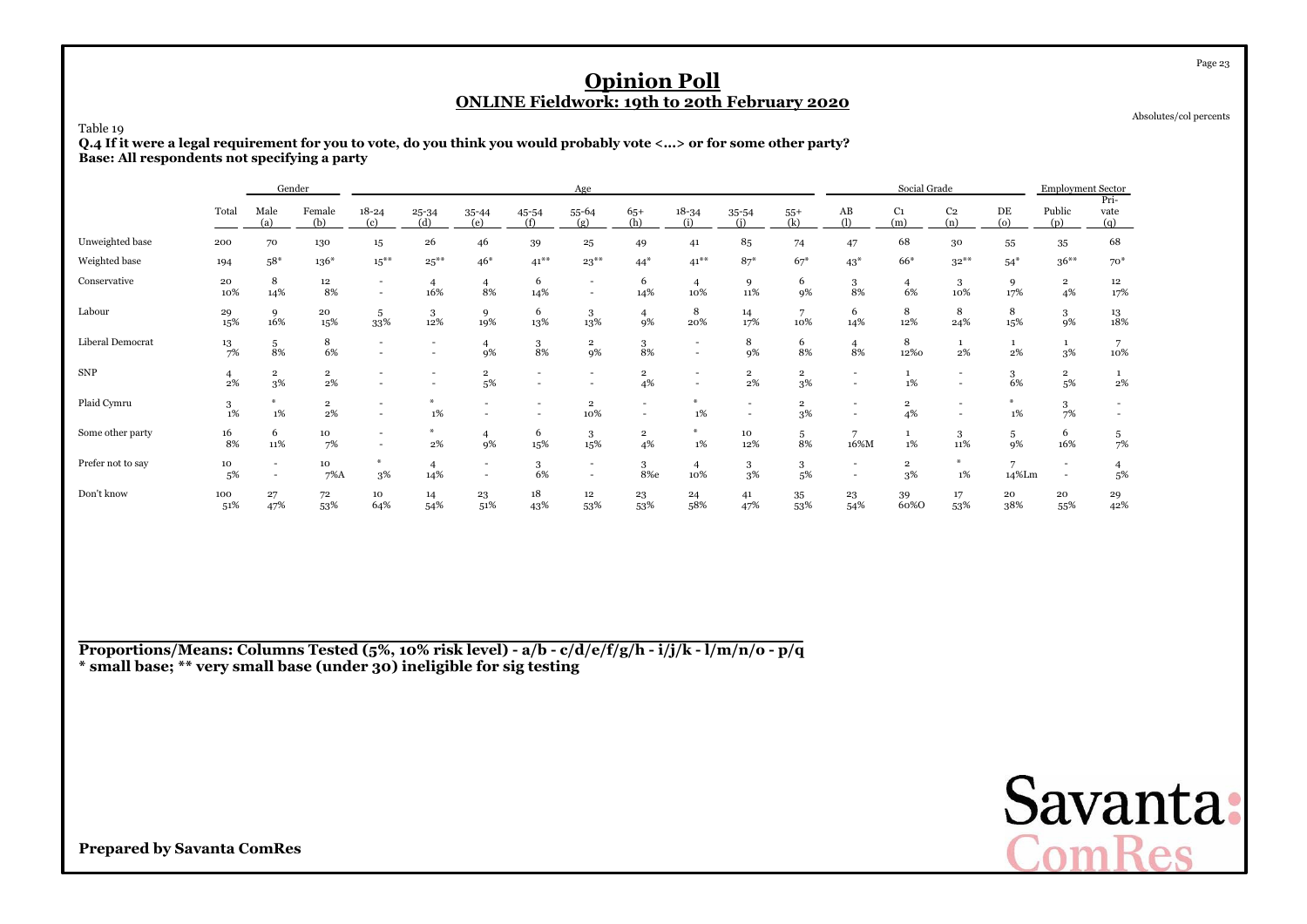# Opinion Poll

## ONLINE Fieldwork: 19th to 20th February 2020

Absolutes/col percents

Table 19

**Q.4 If it were a legal requirement for you to vote, do you think you would probably vote <...> or for some other party?**
**Base: All respondents not specifying a party**

| | | Gender | | Age | | | | | | | | | Social Grade | | | | Employment Sector | |
|---|---|---|---|---|---|---|---|---|---|---|---|---|---|---|---|---|---|---|
| | Total | Male (a) | Female (b) | 18-24 (c) | 25-34 (d) | 35-44 (e) | 45-54 (f) | 55-64 (g) | 65+ (h) | 18-34 (i) | 35-54 (j) | 55+ (k) | AB (l) | C1 (m) | C2 (n) | DE (o) | Public (p) | Pri-vate (q) |
| Unweighted base | 200 | 70 | 130 | 15 | 26 | 46 | 39 | 25 | 49 | 41 | 85 | 74 | 47 | 68 | 30 | 55 | 35 | 68 |
| Weighted base | 194 | 58* | 136* | 15** | 25** | 46* | 41** | 23** | 44* | 41** | 87* | 67* | 43* | 66* | 32** | 54* | 36** | 70* |
| Conservative | 20<br>10% | 8<br>14% | 12<br>8% | -<br>- | 4<br>16% | 4<br>8% | 6<br>14% | -<br>- | 6<br>14% | 4<br>10% | 9<br>11% | 6<br>9% | 3<br>8% | 4<br>6% | 3<br>10% | 9<br>17% | 2<br>4% | 12<br>17% |
| Labour | 29<br>15% | 9<br>16% | 20<br>15% | 5<br>33% | 3<br>12% | 9<br>19% | 6<br>13% | 3<br>13% | 4<br>9% | 8<br>20% | 14<br>17% | 7<br>10% | 6<br>14% | 8<br>12% | 8<br>24% | 8<br>15% | 3<br>9% | 13<br>18% |
| Liberal Democrat | 13<br>7% | 5<br>8% | 8<br>6% | -<br>- | -<br>- | 4<br>9% | 3<br>8% | 2<br>9% | 3<br>8% | -<br>- | 8<br>9% | 6<br>8% | 4<br>8% | 8<br>12%o | 1<br>2% | 1<br>2% | 1<br>3% | 7<br>10% |
| SNP | 4<br>2% | 2<br>3% | 2<br>2% | -<br>- | -<br>- | 2<br>5% | -<br>- | -<br>- | 2<br>4% | -<br>- | 2<br>2% | 2<br>3% | -<br>- | 1<br>1% | -<br>- | 3<br>6% | 2<br>5% | 1<br>2% |
| Plaid Cymru | 3<br>1% | *<br>1% | 2<br>2% | -<br>- | *<br>1% | -<br>- | -<br>- | 2<br>10% | -<br>- | *<br>1% | -<br>- | 2<br>3% | -<br>- | 2<br>4% | -<br>- | *<br>1% | 3<br>7% | -<br>- |
| Some other party | 16<br>8% | 6<br>11% | 10<br>7% | -<br>- | *<br>2% | 4<br>9% | 6<br>15% | 3<br>15% | 2<br>4% | *<br>1% | 10<br>12% | 5<br>8% | 7<br>16%M | 1<br>1% | 3<br>11% | 5<br>9% | 6<br>16% | 5<br>7% |
| Prefer not to say | 10<br>5% | -<br>- | 10<br>7%A | *<br>3% | 4<br>14% | -<br>- | 3<br>6% | -<br>- | 3<br>8%e | 4<br>10% | 3<br>3% | 3<br>5% | -<br>- | 2<br>3% | *<br>1% | 7<br>14%Lm | -<br>- | 4<br>5% |
| Don't know | 100<br>51% | 27<br>47% | 72<br>53% | 10<br>64% | 14<br>54% | 23<br>51% | 18<br>43% | 12<br>53% | 23<br>53% | 24<br>58% | 41<br>47% | 35<br>53% | 23<br>54% | 39<br>60%O | 17<br>53% | 20<br>38% | 20<br>55% | 29<br>42% |

**Proportions/Means: Columns Tested (5%, 10% risk level) - a/b - c/d/e/f/g/h - i/j/k - l/m/n/o - p/q**
*** small base; ** very small base (under 30) ineligible for sig testing**

**Prepared by Savanta ComRes**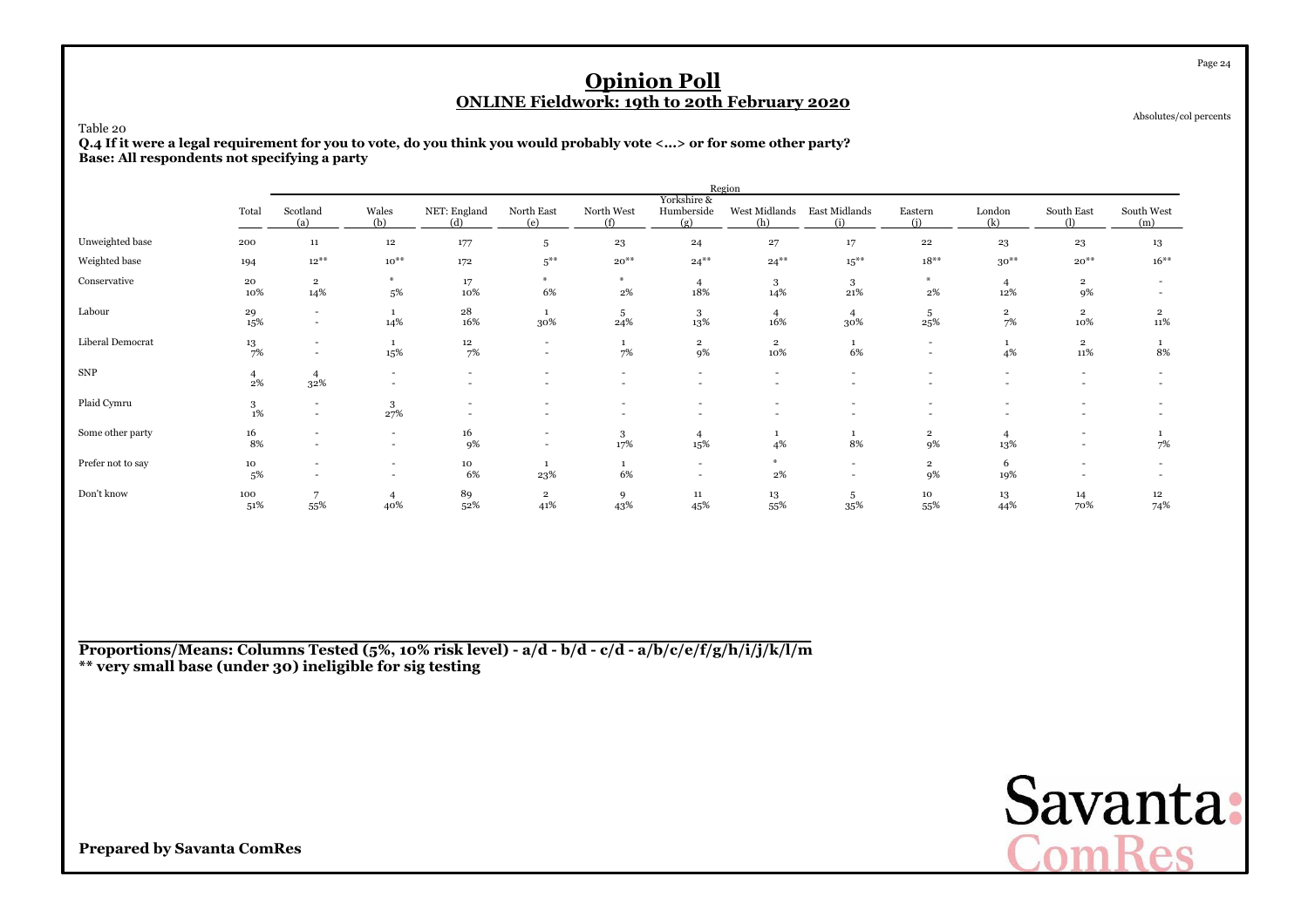# Opinion Poll

## ONLINE Fieldwork: 19th to 20th February 2020

Absolutes/col percents

Table 20

**Q.4 If it were a legal requirement for you to vote, do you think you would probably vote <...> or for some other party?**
**Base: All respondents not specifying a party**

| | Total | Region | | | | | | | | | | | |
|---|---|---|---|---|---|---|---|---|---|---|---|---|---|
| | | Scotland (a) | Wales (b) | NET: England (d) | North East (e) | North West (f) | Yorkshire & Humberside (g) | West Midlands (h) | East Midlands (i) | Eastern (j) | London (k) | South East (l) | South West (m) |
| Unweighted base | 200 | 11 | 12 | 177 | 5 | 23 | 24 | 27 | 17 | 22 | 23 | 23 | 13 |
| Weighted base | 194 | 12** | 10** | 172 | 5** | 20** | 24** | 24** | 15** | 18** | 30** | 20** | 16** |
| Conservative | 20 | 2 | * | 17 | * | * | 4 | 3 | 3 | * | 4 | 2 | - |
| | 10% | 14% | 5% | 10% | 6% | 2% | 18% | 14% | 21% | 2% | 12% | 9% | - |
| Labour | 29 | - | 1 | 28 | 1 | 5 | 3 | 4 | 4 | 5 | 2 | 2 | 2 |
| | 15% | - | 14% | 16% | 30% | 24% | 13% | 16% | 30% | 25% | 7% | 10% | 11% |
| Liberal Democrat | 13 | - | 1 | 12 | - | 1 | 2 | 2 | 1 | - | 1 | 2 | 1 |
| | 7% | - | 15% | 7% | - | 7% | 9% | 10% | 6% | - | 4% | 11% | 8% |
| SNP | 4 | 4 | - | - | - | - | - | - | - | - | - | - | - |
| | 2% | 32% | - | - | - | - | - | - | - | - | - | - | - |
| Plaid Cymru | 3 | - | 3 | - | - | - | - | - | - | - | - | - | - |
| | 1% | - | 27% | - | - | - | - | - | - | - | - | - | - |
| Some other party | 16 | - | - | 16 | - | 3 | 4 | 1 | 1 | 2 | 4 | - | 1 |
| | 8% | - | - | 9% | - | 17% | 15% | 4% | 8% | 9% | 13% | - | 7% |
| Prefer not to say | 10 | - | - | 10 | 1 | 1 | - | * | - | 2 | 6 | - | - |
| | 5% | - | - | 6% | 23% | 6% | - | 2% | - | 9% | 19% | - | - |
| Don't know | 100 | 7 | 4 | 89 | 2 | 9 | 11 | 13 | 5 | 10 | 13 | 14 | 12 |
| | 51% | 55% | 40% | 52% | 41% | 43% | 45% | 55% | 35% | 55% | 44% | 70% | 74% |

**Proportions/Means: Columns Tested (5%, 10% risk level) - a/d - b/d - c/d - a/b/c/e/f/g/h/i/j/k/l/m**
**\*\* very small base (under 30) ineligible for sig testing**

**Prepared by Savanta ComRes**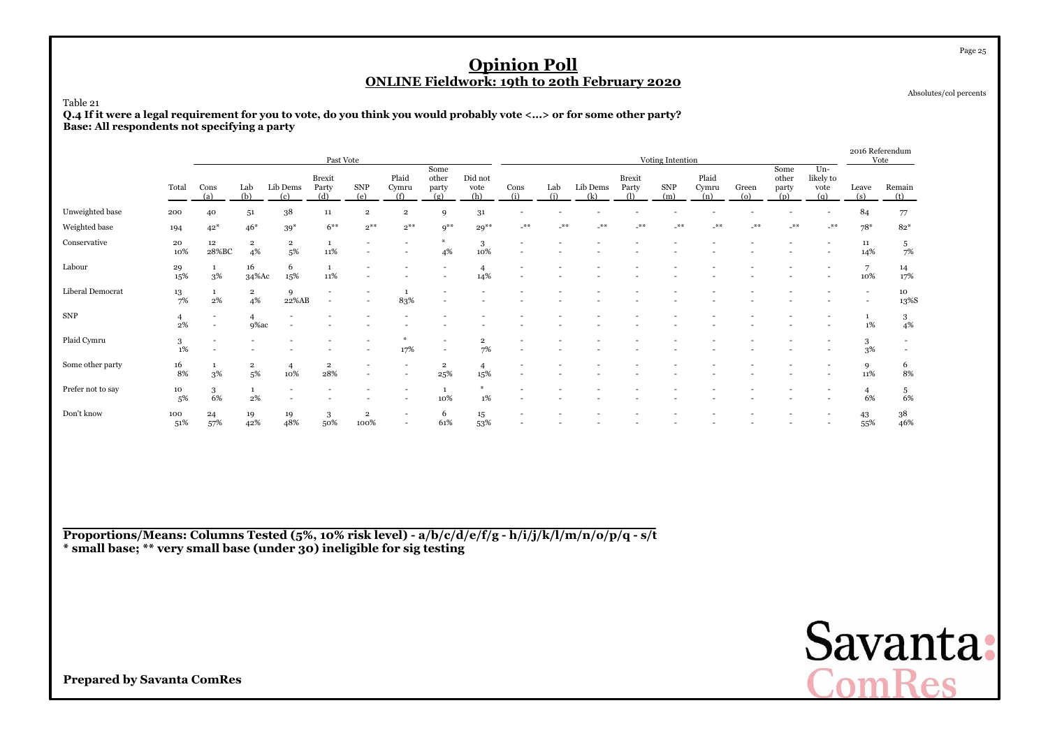# Opinion Poll
## ONLINE Fieldwork: 19th to 20th February 2020

Absolutes/col percents

Table 21

**Q.4 If it were a legal requirement for you to vote, do you think you would probably vote <...> or for some other party?**
**Base: All respondents not specifying a party**

| | | Past Vote | | | | | | | | Voting Intention | | | | | | | | | 2016 Referendum Vote | |
|---|---|---|---|---|---|---|---|---|---|---|---|---|---|---|---|---|---|---|---|---|
| | Total | Cons (a) | Lab (b) | Lib Dems (c) | Brexit Party (d) | SNP (e) | Plaid Cymru (f) | Some other party (g) | Did not vote (h) | Cons (i) | Lab (j) | Lib Dems (k) | Brexit Party (l) | SNP (m) | Plaid Cymru (n) | Green (o) | Some other party (p) | Un-likely to vote (q) | Leave (s) | Remain (t) |
| Unweighted base | 200 | 40 | 51 | 38 | 11 | 2 | 2 | 9 | 31 | - | - | - | - | - | - | - | - | - | 84 | 77 |
| Weighted base | 194 | 42* | 46* | 39* | 6** | 2** | 2** | 9** | 29** | -** | -** | -** | -** | -** | -** | -** | -** | -** | 78* | 82* |
| Conservative | 20 | 12 | 2 | 2 | 1 | - | - | * | 3 | - | - | - | - | - | - | - | - | - | 11 | 5 |
| | 10% | 28%BC | 4% | 5% | 11% | - | - | 4% | 10% | - | - | - | - | - | - | - | - | - | 14% | 7% |
| Labour | 29 | 1 | 16 | 6 | 1 | - | - | - | 4 | - | - | - | - | - | - | - | - | - | 7 | 14 |
| | 15% | 3% | 34%Ac | 15% | 11% | - | - | - | 14% | - | - | - | - | - | - | - | - | - | 10% | 17% |
| Liberal Democrat | 13 | 1 | 2 | 9 | - | - | 1 | - | - | - | - | - | - | - | - | - | - | - | - | 10 |
| | 7% | 2% | 4% | 22%AB | - | - | 83% | - | - | - | - | - | - | - | - | - | - | - | - | 13%S |
| SNP | 4 | - | 4 | - | - | - | - | - | - | - | - | - | - | - | - | - | - | - | 1 | 3 |
| | 2% | - | 9%ac | - | - | - | - | - | - | - | - | - | - | - | - | - | - | - | 1% | 4% |
| Plaid Cymru | 3 | - | - | - | - | - | * | - | 2 | - | - | - | - | - | - | - | - | - | 3 | - |
| | 1% | - | - | - | - | - | 17% | - | 7% | - | - | - | - | - | - | - | - | - | 3% | - |
| Some other party | 16 | 1 | 2 | 4 | 2 | - | - | 2 | 4 | - | - | - | - | - | - | - | - | - | 9 | 6 |
| | 8% | 3% | 5% | 10% | 28% | - | - | 25% | 15% | - | - | - | - | - | - | - | - | - | 11% | 8% |
| Prefer not to say | 10 | 3 | 1 | - | - | - | - | 1 | * | - | - | - | - | - | - | - | - | - | 4 | 5 |
| | 5% | 6% | 2% | - | - | - | - | 10% | 1% | - | - | - | - | - | - | - | - | - | 6% | 6% |
| Don't know | 100 | 24 | 19 | 19 | 3 | 2 | - | 6 | 15 | - | - | - | - | - | - | - | - | - | 43 | 38 |
| | 51% | 57% | 42% | 48% | 50% | 100% | - | 61% | 53% | - | - | - | - | - | - | - | - | - | 55% | 46% |

**Proportions/Means: Columns Tested (5%, 10% risk level) - a/b/c/d/e/f/g - h/i/j/k/l/m/n/o/p/q - s/t**
*** small base; ** very small base (under 30) ineligible for sig testing**

**Prepared by Savanta ComRes**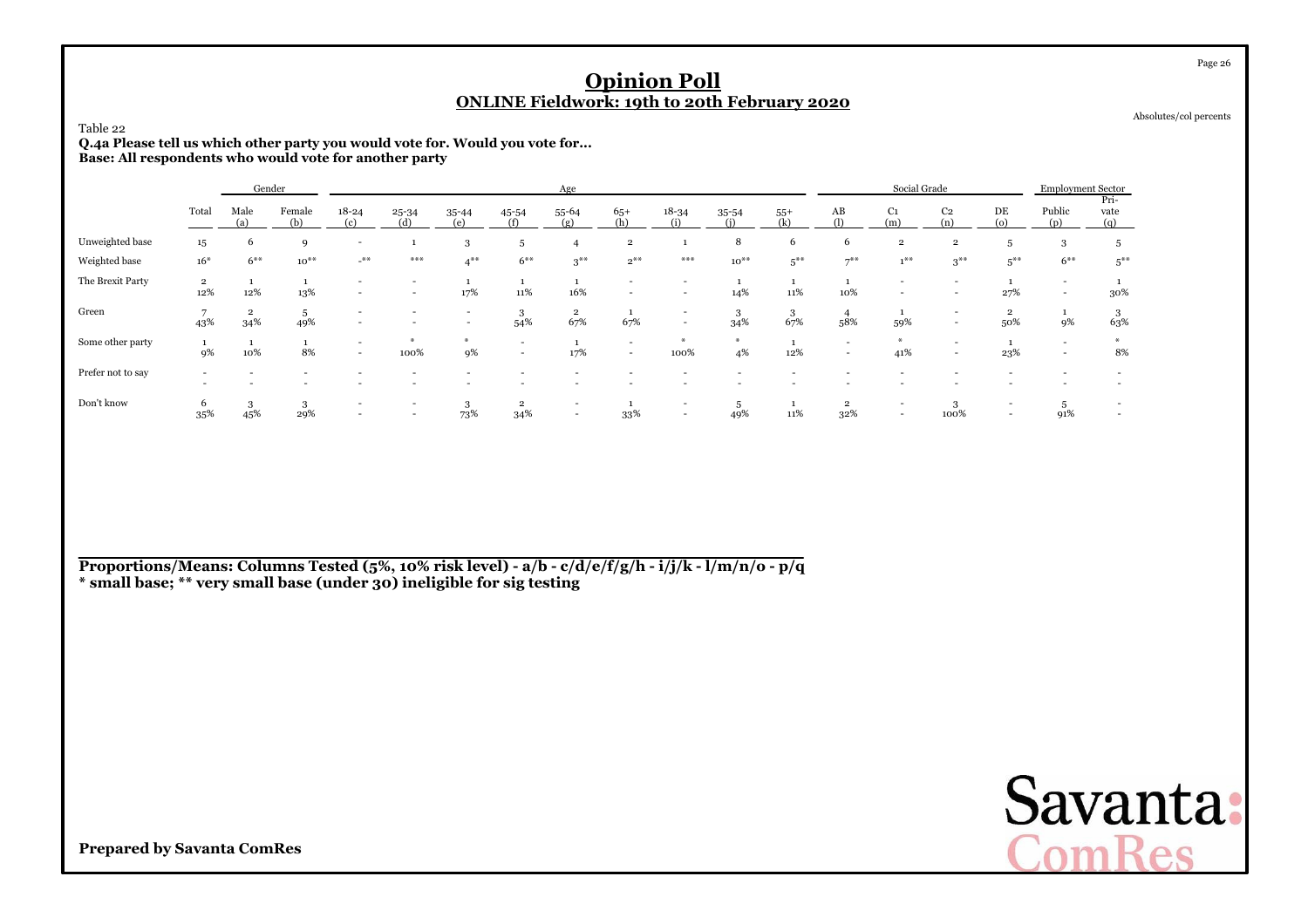# Opinion Poll

## ONLINE Fieldwork: 19th to 20th February 2020

Absolutes/col percents

Table 22

**Q.4a Please tell us which other party you would vote for. Would you vote for...**
**Base: All respondents who would vote for another party**

| | Total | Gender | | Age | | | | | | | | | Social Grade | | | | Employment Sector | |
|---|---|---|---|---|---|---|---|---|---|---|---|---|---|---|---|---|---|---|
| | | Male (a) | Female (b) | 18-24 (c) | 25-34 (d) | 35-44 (e) | 45-54 (f) | 55-64 (g) | 65+ (h) | 18-34 (i) | 35-54 (j) | 55+ (k) | AB (l) | C1 (m) | C2 (n) | DE (o) | Public (p) | Pri-vate (q) |
| Unweighted base | 15 | 6 | 9 | - | 1 | 3 | 5 | 4 | 2 | 1 | 8 | 6 | 6 | 2 | 2 | 5 | 3 | 5 |
| Weighted base | 16* | 6** | 10** | -** | *** | 4** | 6** | 3** | 2** | *** | 10** | 5** | 7** | 1** | 3** | 5** | 6** | 5** |
| The Brexit Party | 2 | 1 | 1 | - | - | 1 | 1 | 1 | - | - | 1 | 1 | 1 | - | - | 1 | - | 1 |
| | 12% | 12% | 13% | - | - | 17% | 11% | 16% | - | - | 14% | 11% | 10% | - | - | 27% | - | 30% |
| Green | 7 | 2 | 5 | - | - | - | 3 | 2 | 1 | - | 3 | 3 | 4 | 1 | - | 2 | 1 | 3 |
| | 43% | 34% | 49% | - | - | - | 54% | 67% | 67% | - | 34% | 67% | 58% | 59% | - | 50% | 9% | 63% |
| Some other party | 1 | 1 | 1 | - | * | * | - | 1 | - | * | * | 1 | - | * | - | 1 | - | * |
| | 9% | 10% | 8% | - | 100% | 9% | - | 17% | - | 100% | 4% | 12% | - | 41% | - | 23% | - | 8% |
| Prefer not to say | - | - | - | - | - | - | - | - | - | - | - | - | - | - | - | - | - | - |
| | - | - | - | - | - | - | - | - | - | - | - | - | - | - | - | - | - | - |
| Don't know | 6 | 3 | 3 | - | - | 3 | 2 | - | 1 | - | 5 | 1 | 2 | - | 3 | - | 5 | - |
| | 35% | 45% | 29% | - | - | 73% | 34% | - | 33% | - | 49% | 11% | 32% | - | 100% | - | 91% | - |

**Proportions/Means: Columns Tested (5%, 10% risk level) - a/b - c/d/e/f/g/h - i/j/k - l/m/n/o - p/q**
*** small base; ** very small base (under 30) ineligible for sig testing**

**Prepared by Savanta ComRes**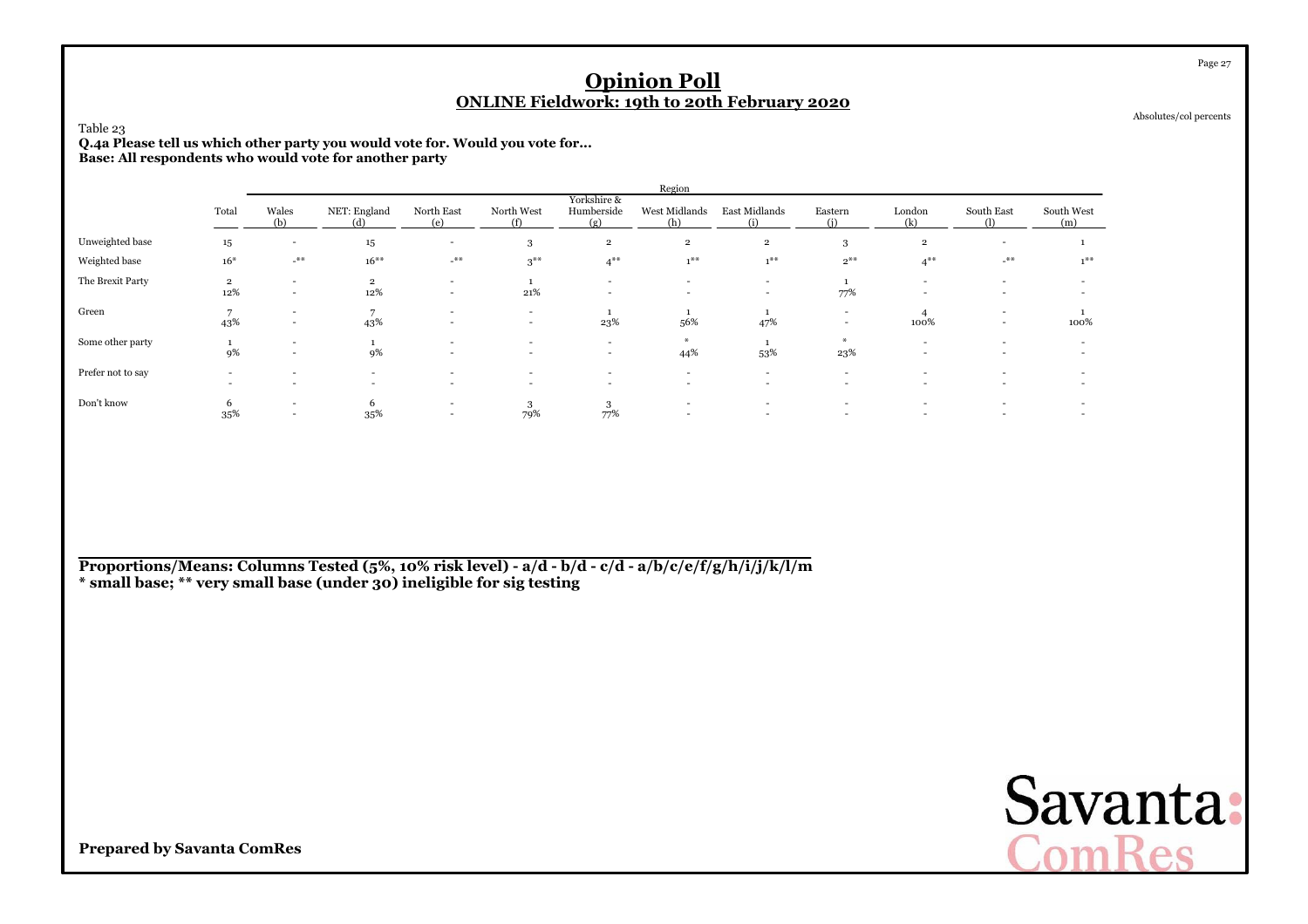# Opinion Poll

## ONLINE Fieldwork: 19th to 20th February 2020

Absolutes/col percents

Table 23

**Q.4a Please tell us which other party you would vote for. Would you vote for...**
**Base: All respondents who would vote for another party**

| | Total | Region | | | | | | | | | | |
|---|---|---|---|---|---|---|---|---|---|---|---|---|
| | Total | Wales (b) | NET: England (d) | North East (e) | North West (f) | Yorkshire & Humberside (g) | West Midlands (h) | East Midlands (i) | Eastern (j) | London (k) | South East (l) | South West (m) |
| Unweighted base | 15 | - | 15 | - | 3 | 2 | 2 | 2 | 3 | 2 | - | 1 |
| Weighted base | 16* | -** | 16** | -** | 3** | 4** | 1** | 1** | 2** | 4** | -** | 1** |
| The Brexit Party | 2 | - | 2 | - | 1 | - | - | - | 1 | - | - | - |
| | 12% | - | 12% | - | 21% | - | - | - | 77% | - | - | - |
| Green | 7 | - | 7 | - | - | 1 | 1 | 1 | - | 4 | - | 1 |
| | 43% | - | 43% | - | - | 23% | 56% | 47% | - | 100% | - | 100% |
| Some other party | 1 | - | 1 | - | - | - | * | 1 | * | - | - | - |
| | 9% | - | 9% | - | - | - | 44% | 53% | 23% | - | - | - |
| Prefer not to say | - | - | - | - | - | - | - | - | - | - | - | - |
| | - | - | - | - | - | - | - | - | - | - | - | - |
| Don't know | 6 | - | 6 | - | 3 | 3 | - | - | - | - | - | - |
| | 35% | - | 35% | - | 79% | 77% | - | - | - | - | - | - |

**Proportions/Means: Columns Tested (5%, 10% risk level) - a/d - b/d - c/d - a/b/c/e/f/g/h/i/j/k/l/m**
**\* small base; \*\* very small base (under 30) ineligible for sig testing**

**Prepared by Savanta ComRes**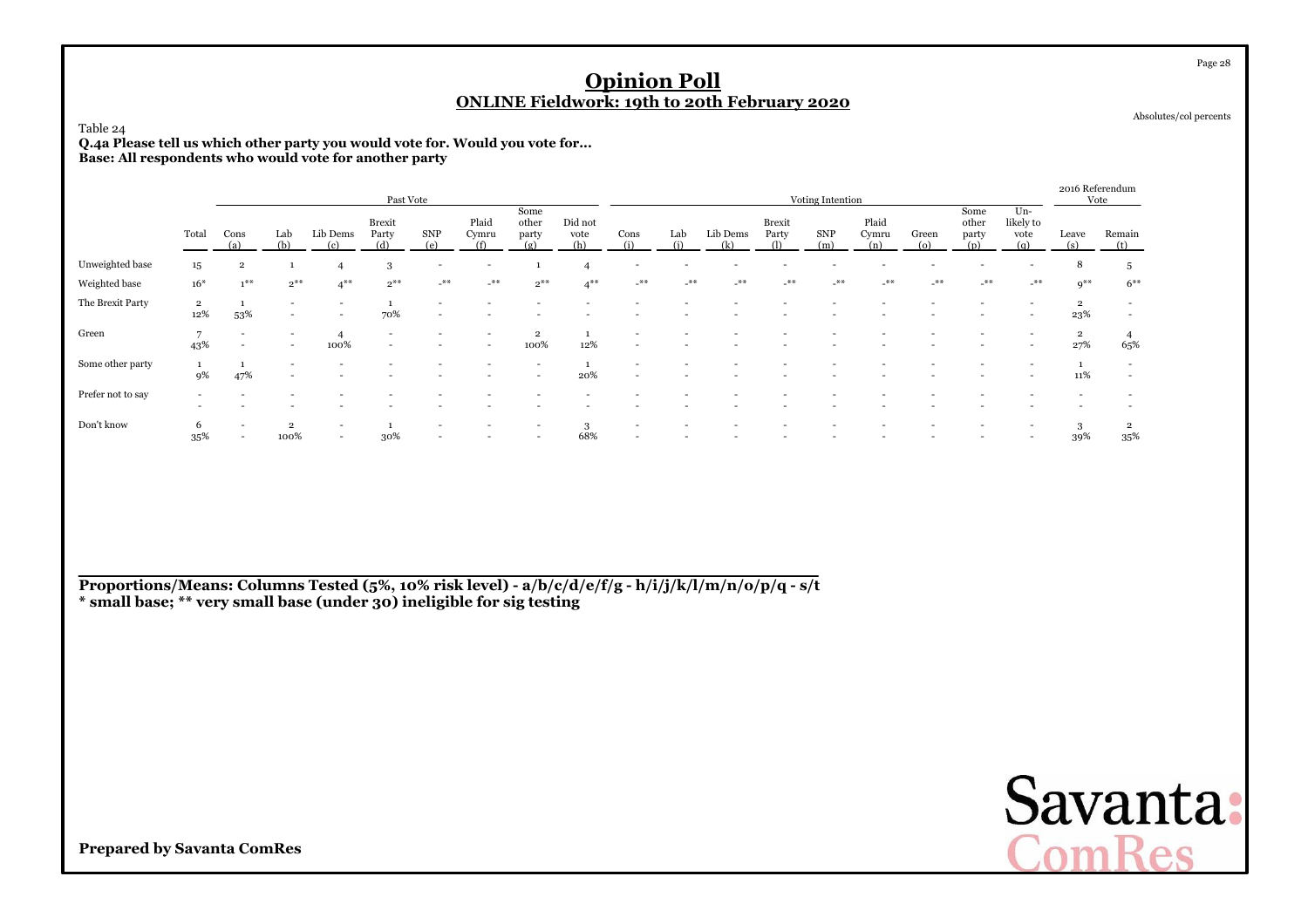# Opinion Poll
## ONLINE Fieldwork: 19th to 20th February 2020

Absolutes/col percents

Table 24

**Q.4a Please tell us which other party you would vote for. Would you vote for...**
**Base: All respondents who would vote for another party**

| | | Past Vote | | | | | | | | Voting Intention | | | | | | | | | | | 2016 Referendum Vote | |
|---|---|---|---|---|---|---|---|---|---|---|---|---|---|---|---|---|---|---|---|---|---|---|
| | Total | Cons (a) | Lab (b) | Lib Dems (c) | Brexit Party (d) | SNP (e) | Plaid Cymru (f) | Some other party (g) | Did not vote (h) | Cons (i) | Lab (j) | Lib Dems (k) | Brexit Party (l) | SNP (m) | Plaid Cymru (n) | Green (o) | Some other party (p) | Un-likely to vote (q) | Leave (s) | Remain (t) |
| Unweighted base | 15 | 2 | 1 | 4 | 3 | - | - | 1 | 4 | - | - | - | - | - | - | - | - | - | 8 | 5 |
| Weighted base | 16* | 1** | 2** | 4** | 2** | -** | -** | 2** | 4** | -** | -** | -** | -** | -** | -** | -** | -** | -** | 9** | 6** |
| The Brexit Party | 2 | 1 | - | - | 1 | - | - | - | - | - | - | - | - | - | - | - | - | - | 2 | - |
| | 12% | 53% | - | - | 70% | - | - | - | - | - | - | - | - | - | - | - | - | - | 23% | - |
| Green | 7 | - | - | 4 | - | - | - | 2 | 1 | - | - | - | - | - | - | - | - | - | 2 | 4 |
| | 43% | - | - | 100% | - | - | - | 100% | 12% | - | - | - | - | - | - | - | - | - | 27% | 65% |
| Some other party | 1 | 1 | - | - | - | - | - | - | 1 | - | - | - | - | - | - | - | - | - | 1 | - |
| | 9% | 47% | - | - | - | - | - | - | 20% | - | - | - | - | - | - | - | - | - | 11% | - |
| Prefer not to say | - | - | - | - | - | - | - | - | - | - | - | - | - | - | - | - | - | - | - | - |
| | - | - | - | - | - | - | - | - | - | - | - | - | - | - | - | - | - | - | - | - |
| Don't know | 6 | - | 2 | - | 1 | - | - | - | 3 | - | - | - | - | - | - | - | - | - | 3 | 2 |
| | 35% | - | 100% | - | 30% | - | - | - | 68% | - | - | - | - | - | - | - | - | - | 39% | 35% |

**Proportions/Means: Columns Tested (5%, 10% risk level) - a/b/c/d/e/f/g - h/i/j/k/l/m/n/o/p/q - s/t**
**\* small base; \*\* very small base (under 30) ineligible for sig testing**

**Prepared by Savanta ComRes**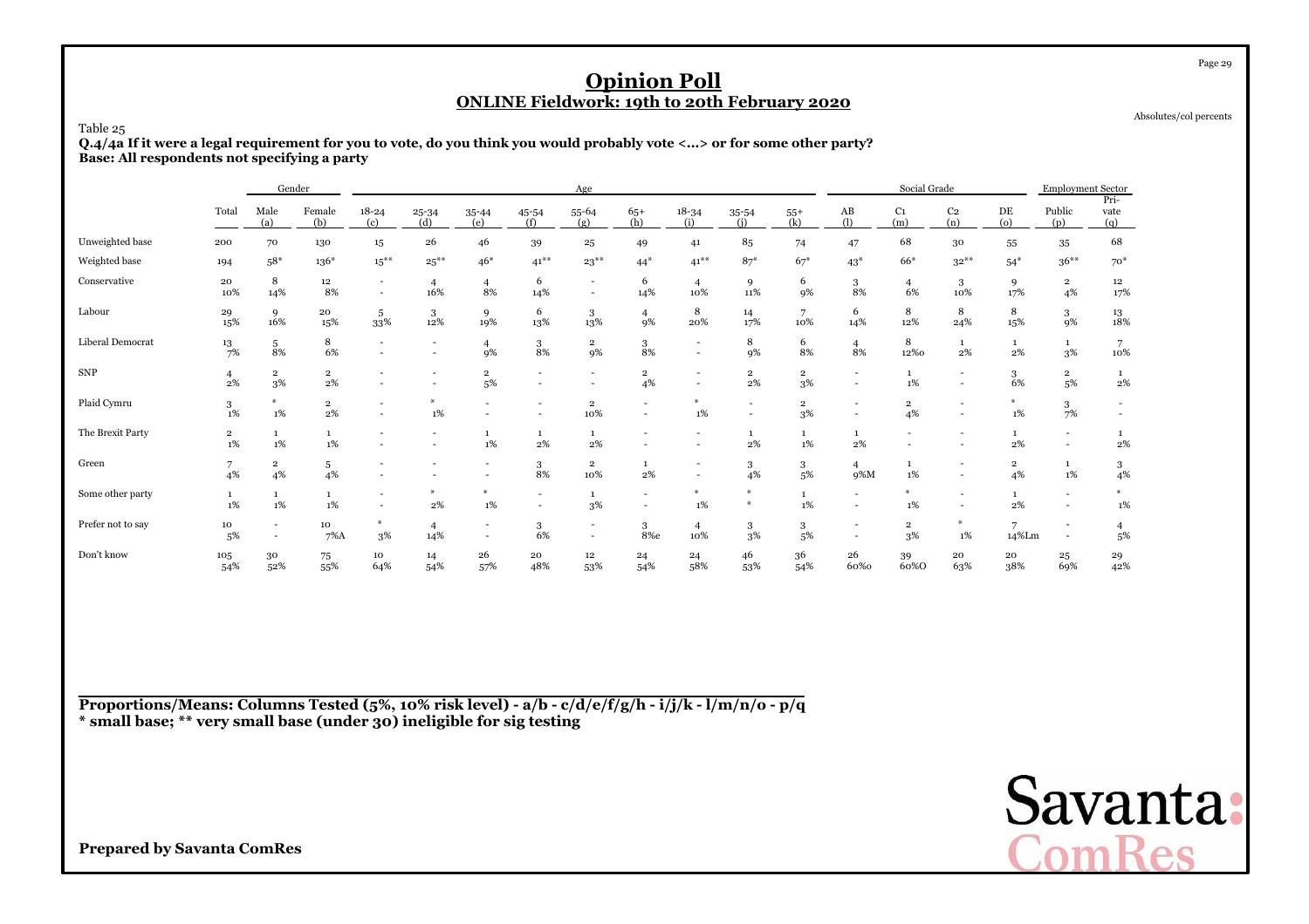# Opinion Poll

## ONLINE Fieldwork: 19th to 20th February 2020

Absolutes/col percents

Table 25

**Q.4/4a If it were a legal requirement for you to vote, do you think you would probably vote <...> or for some other party?**
**Base: All respondents not specifying a party**

| | | Gender | | Age | | | | | | | | | Social Grade | | | | Employment Sector | |
|---|---|---|---|---|---|---|---|---|---|---|---|---|---|---|---|---|---|---|
| | Total | Male (a) | Female (b) | 18-24 (c) | 25-34 (d) | 35-44 (e) | 45-54 (f) | 55-64 (g) | 65+ (h) | 18-34 (i) | 35-54 (j) | 55+ (k) | AB (l) | C1 (m) | C2 (n) | DE (o) | Public (p) | Pri-vate (q) |
| Unweighted base | 200 | 70 | 130 | 15 | 26 | 46 | 39 | 25 | 49 | 41 | 85 | 74 | 47 | 68 | 30 | 55 | 35 | 68 |
| Weighted base | 194 | 58* | 136* | 15** | 25** | 46* | 41** | 23** | 44* | 41** | 87* | 67* | 43* | 66* | 32** | 54* | 36** | 70* |
| Conservative | 20 | 8 | 12 | - | 4 | 4 | 6 | - | 6 | 4 | 9 | 6 | 3 | 4 | 3 | 9 | 2 | 12 |
| | 10% | 14% | 8% | - | 16% | 8% | 14% | - | 14% | 10% | 11% | 9% | 8% | 6% | 10% | 17% | 4% | 17% |
| Labour | 29 | 9 | 20 | 5 | 3 | 9 | 6 | 3 | 4 | 8 | 14 | 7 | 6 | 8 | 8 | 8 | 3 | 13 |
| | 15% | 16% | 15% | 33% | 12% | 19% | 13% | 13% | 9% | 20% | 17% | 10% | 14% | 12% | 24% | 15% | 9% | 18% |
| Liberal Democrat | 13 | 5 | 8 | - | - | 4 | 3 | 2 | 3 | - | 8 | 6 | 4 | 8 | 1 | 1 | 1 | 7 |
| | 7% | 8% | 6% | - | - | 9% | 8% | 9% | 8% | - | 9% | 8% | 8% | 12%o | 2% | 2% | 3% | 10% |
| SNP | 4 | 2 | 2 | - | - | 2 | - | - | 2 | - | 2 | 2 | - | 1 | - | 3 | 2 | 1 |
| | 2% | 3% | 2% | - | - | 5% | - | - | 4% | - | 2% | 3% | - | 1% | - | 6% | 5% | 2% |
| Plaid Cymru | 3 | * | 2 | - | * | - | - | 2 | - | * | - | 2 | - | 2 | - | * | 3 | - |
| | 1% | 1% | 2% | - | 1% | - | - | 10% | - | 1% | - | 3% | - | 4% | - | 1% | 7% | - |
| The Brexit Party | 2 | 1 | 1 | - | - | 1 | 1 | 1 | - | - | 1 | 1 | 1 | - | - | 1 | - | 1 |
| | 1% | 1% | 1% | - | - | 1% | 2% | 2% | - | - | 2% | 1% | 2% | - | - | 2% | - | 2% |
| Green | 7 | 2 | 5 | - | - | - | 3 | 2 | 1 | - | 3 | 3 | 4 | 1 | - | 2 | 1 | 3 |
| | 4% | 4% | 4% | - | - | - | 8% | 10% | 2% | - | 4% | 5% | 9%M | 1% | - | 4% | 1% | 4% |
| Some other party | 1 | 1 | 1 | - | * | * | - | 1 | - | * | * | 1 | - | * | - | 1 | - | * |
| | 1% | 1% | 1% | - | 2% | 1% | - | 3% | - | 1% | * | 1% | - | 1% | - | 2% | - | 1% |
| Prefer not to say | 10 | - | 10 | * | 4 | - | 3 | - | 3 | 4 | 3 | 3 | - | 2 | * | 7 | - | 4 |
| | 5% | - | 7%A | 3% | 14% | - | 6% | - | 8%e | 10% | 3% | 5% | - | 3% | 1% | 14%Lm | - | 5% |
| Don't know | 105 | 30 | 75 | 10 | 14 | 26 | 20 | 12 | 24 | 24 | 46 | 36 | 26 | 39 | 20 | 20 | 25 | 29 |
| | 54% | 52% | 55% | 64% | 54% | 57% | 48% | 53% | 54% | 58% | 53% | 54% | 60%o | 60%O | 63% | 38% | 69% | 42% |

**Proportions/Means: Columns Tested (5%, 10% risk level) - a/b - c/d/e/f/g/h - i/j/k - l/m/n/o - p/q**
**\* small base; \*\* very small base (under 30) ineligible for sig testing**

**Prepared by Savanta ComRes**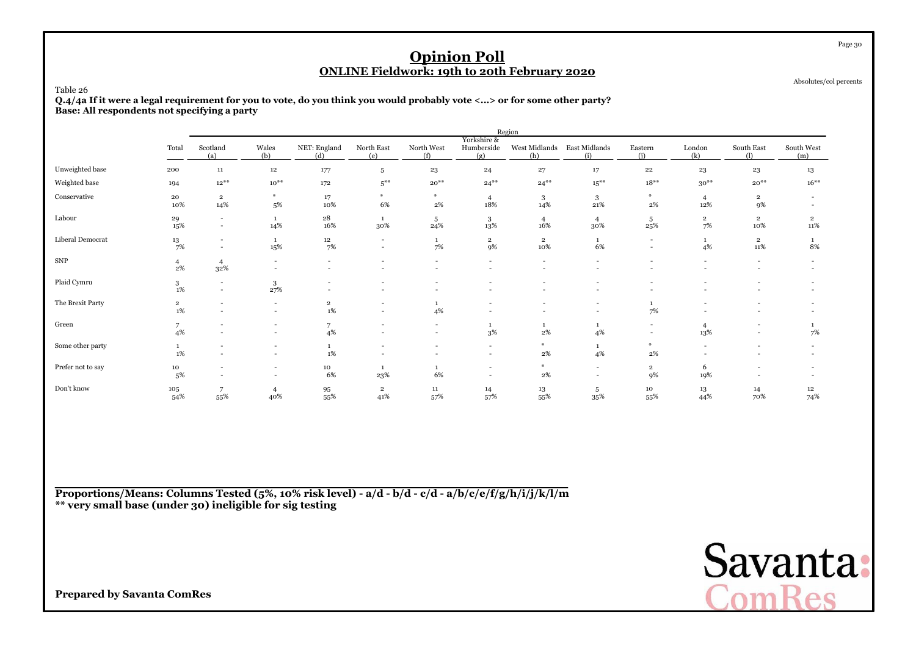# Opinion Poll

## ONLINE Fieldwork: 19th to 20th February 2020

Absolutes/col percents

Table 26

**Q.4/4a If it were a legal requirement for you to vote, do you think you would probably vote <...> or for some other party?**
**Base: All respondents not specifying a party**

| | Total | Region | | | | | | | | | | | |
|---|---|---|---|---|---|---|---|---|---|---|---|---|---|
| | | Scotland (a) | Wales (b) | NET: England (d) | North East (e) | North West (f) | Yorkshire & Humberside (g) | West Midlands (h) | East Midlands (i) | Eastern (j) | London (k) | South East (l) | South West (m) |
| Unweighted base | 200 | 11 | 12 | 177 | 5 | 23 | 24 | 27 | 17 | 22 | 23 | 23 | 13 |
| Weighted base | 194 | 12** | 10** | 172 | 5** | 20** | 24** | 24** | 15** | 18** | 30** | 20** | 16** |
| Conservative | 20 | 2 | * | 17 | * | * | 4 | 3 | 3 | * | 4 | 2 | - |
| | 10% | 14% | 5% | 10% | 6% | 2% | 18% | 14% | 21% | 2% | 12% | 9% | - |
| Labour | 29 | - | 1 | 28 | 1 | 5 | 3 | 4 | 4 | 5 | 2 | 2 | 2 |
| | 15% | - | 14% | 16% | 30% | 24% | 13% | 16% | 30% | 25% | 7% | 10% | 11% |
| Liberal Democrat | 13 | - | 1 | 12 | - | 1 | 2 | 2 | 1 | - | 1 | 2 | 1 |
| | 7% | - | 15% | 7% | - | 7% | 9% | 10% | 6% | - | 4% | 11% | 8% |
| SNP | 4 | 4 | - | - | - | - | - | - | - | - | - | - | - |
| | 2% | 32% | - | - | - | - | - | - | - | - | - | - | - |
| Plaid Cymru | 3 | - | 3 | - | - | - | - | - | - | - | - | - | - |
| | 1% | - | 27% | - | - | - | - | - | - | - | - | - | - |
| The Brexit Party | 2 | - | - | 2 | - | 1 | - | - | - | 1 | - | - | - |
| | 1% | - | - | 1% | - | 4% | - | - | - | 7% | - | - | - |
| Green | 7 | - | - | 7 | - | - | 1 | 1 | 1 | - | 4 | - | 1 |
| | 4% | - | - | 4% | - | - | 3% | 2% | 4% | - | 13% | - | 7% |
| Some other party | 1 | - | - | 1 | - | - | - | * | 1 | * | - | - | - |
| | 1% | - | - | 1% | - | - | - | 2% | 4% | 2% | - | - | - |
| Prefer not to say | 10 | - | - | 10 | 1 | 1 | - | * | - | 2 | 6 | - | - |
| | 5% | - | - | 6% | 23% | 6% | - | 2% | - | 9% | 19% | - | - |
| Don't know | 105 | 7 | 4 | 95 | 2 | 11 | 14 | 13 | 5 | 10 | 13 | 14 | 12 |
| | 54% | 55% | 40% | 55% | 41% | 57% | 57% | 55% | 35% | 55% | 44% | 70% | 74% |

**Proportions/Means: Columns Tested (5%, 10% risk level) - a/d - b/d - c/d - a/b/c/e/f/g/h/i/j/k/l/m**
**** very small base (under 30) ineligible for sig testing**

**Prepared by Savanta ComRes**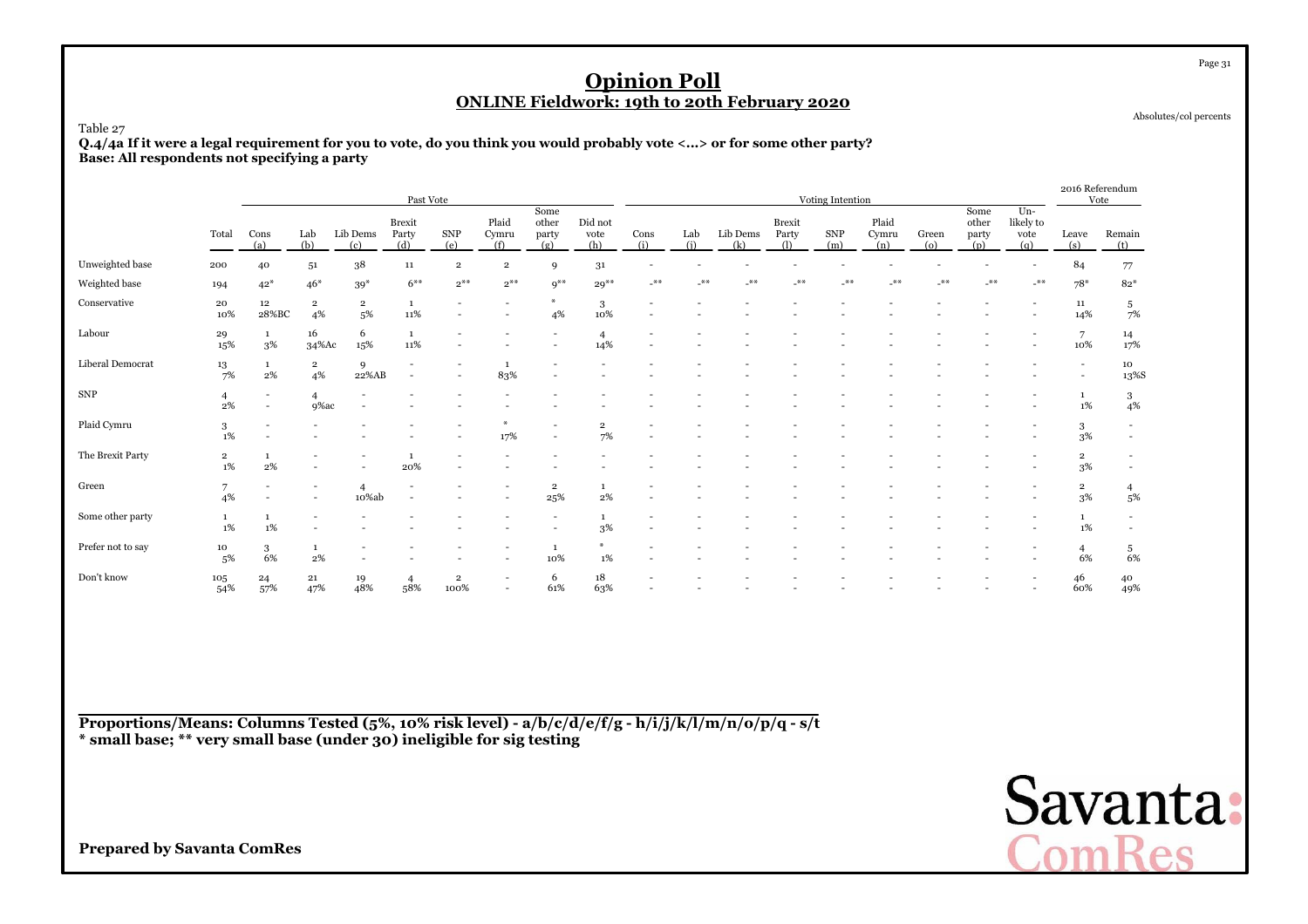# Opinion Poll

## ONLINE Fieldwork: 19th to 20th February 2020

Absolutes/col percents

Table 27

**Q.4/4a If it were a legal requirement for you to vote, do you think you would probably vote <...> or for some other party?**
**Base: All respondents not specifying a party**

| | | Past Vote | | | | | | | | Voting Intention | | | | | | | | | | 2016 Referendum Vote | |
|---|---|---|---|---|---|---|---|---|---|---|---|---|---|---|---|---|---|---|---|---|---|
| | Total | Cons (a) | Lab (b) | Lib Dems (c) | Brexit Party (d) | SNP (e) | Plaid Cymru (f) | Some other party (g) | Did not vote (h) | Cons (i) | Lab (j) | Lib Dems (k) | Brexit Party (l) | SNP (m) | Plaid Cymru (n) | Green (o) | Some other party (p) | Un-likely to vote (q) | Leave (s) | Remain (t) |
| Unweighted base | 200 | 40 | 51 | 38 | 11 | 2 | 2 | 9 | 31 | - | - | - | - | - | - | - | - | - | 84 | 77 |
| Weighted base | 194 | 42* | 46* | 39* | 6** | 2** | 2** | 9** | 29** | -** | -** | -** | -** | -** | -** | -** | -** | -** | 78* | 82* |
| Conservative | 20<br>10% | 12<br>28%BC | 2<br>4% | 2<br>5% | 1<br>11% | -<br>- | -<br>- | *<br>4% | 3<br>10% | - | - | - | - | - | - | - | - | - | 11<br>14% | 5<br>7% |
| Labour | 29<br>15% | 1<br>3% | 16<br>34%Ac | 6<br>15% | 1<br>11% | -<br>- | -<br>- | -<br>- | 4<br>14% | - | - | - | - | - | - | - | - | - | 7<br>10% | 14<br>17% |
| Liberal Democrat | 13<br>7% | 1<br>2% | 2<br>4% | 9<br>22%AB | -<br>- | -<br>- | 1<br>83% | -<br>- | -<br>- | - | - | - | - | - | - | - | - | - | -<br>- | 10<br>13%S |
| SNP | 4<br>2% | -<br>- | 4<br>9%ac | -<br>- | -<br>- | -<br>- | -<br>- | -<br>- | -<br>- | - | - | - | - | - | - | - | - | - | 1<br>1% | 3<br>4% |
| Plaid Cymru | 3<br>1% | -<br>- | -<br>- | -<br>- | -<br>- | -<br>- | *<br>17% | -<br>- | 2<br>7% | - | - | - | - | - | - | - | - | - | 3<br>3% | -<br>- |
| The Brexit Party | 2<br>1% | 1<br>2% | -<br>- | -<br>- | 1<br>20% | -<br>- | -<br>- | -<br>- | -<br>- | - | - | - | - | - | - | - | - | - | 2<br>3% | -<br>- |
| Green | 7<br>4% | -<br>- | -<br>- | 4<br>10%ab | -<br>- | -<br>- | -<br>- | 2<br>25% | 1<br>2% | - | - | - | - | - | - | - | - | - | 2<br>3% | 4<br>5% |
| Some other party | 1<br>1% | 1<br>1% | -<br>- | -<br>- | -<br>- | -<br>- | -<br>- | -<br>- | 1<br>3% | - | - | - | - | - | - | - | - | - | 1<br>1% | -<br>- |
| Prefer not to say | 10<br>5% | 3<br>6% | 1<br>2% | -<br>- | -<br>- | -<br>- | -<br>- | 1<br>10% | *<br>1% | - | - | - | - | - | - | - | - | - | 4<br>6% | 5<br>6% |
| Don't know | 105<br>54% | 24<br>57% | 21<br>47% | 19<br>48% | 4<br>58% | 2<br>100% | -<br>- | 6<br>61% | 18<br>63% | - | - | - | - | - | - | - | - | - | 46<br>60% | 40<br>49% |

**Proportions/Means: Columns Tested (5%, 10% risk level) - a/b/c/d/e/f/g - h/i/j/k/l/m/n/o/p/q - s/t**
**\* small base; \*\* very small base (under 30) ineligible for sig testing**

**Prepared by Savanta ComRes**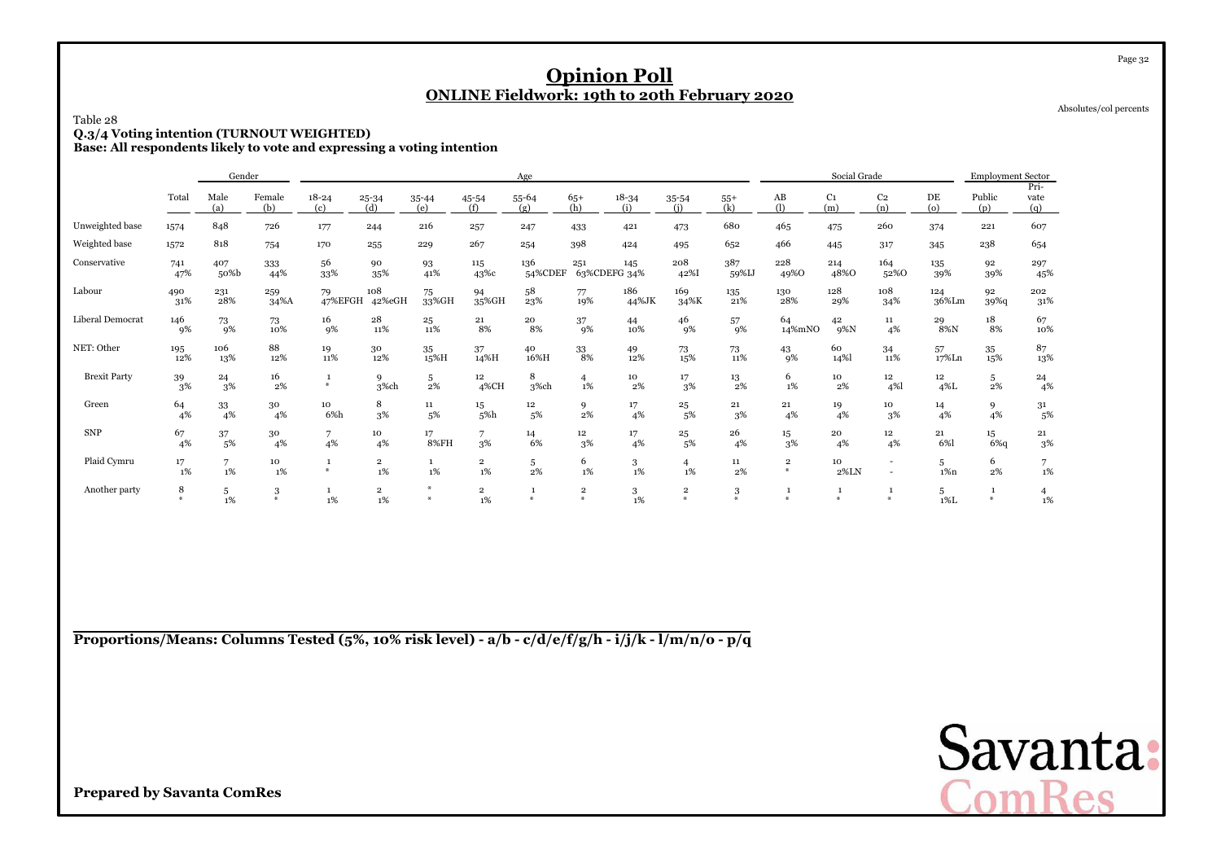# Opinion Poll

## ONLINE Fieldwork: 19th to 20th February 2020

Absolutes/col percents

Table 28

**Q.3/4 Voting intention (TURNOUT WEIGHTED)**
**Base: All respondents likely to vote and expressing a voting intention**

| | Total | Gender | | Age | | | | | | | | | Social Grade | | | | Employment Sector | |
|---|---|---|---|---|---|---|---|---|---|---|---|---|---|---|---|---|---|---|
| | | Male (a) | Female (b) | 18-24 (c) | 25-34 (d) | 35-44 (e) | 45-54 (f) | 55-64 (g) | 65+ (h) | 18-34 (i) | 35-54 (j) | 55+ (k) | AB (l) | C1 (m) | C2 (n) | DE (o) | Public (p) | Private (q) |
| Unweighted base | 1574 | 848 | 726 | 177 | 244 | 216 | 257 | 247 | 433 | 421 | 473 | 680 | 465 | 475 | 260 | 374 | 221 | 607 |
| Weighted base | 1572 | 818 | 754 | 170 | 255 | 229 | 267 | 254 | 398 | 424 | 495 | 652 | 466 | 445 | 317 | 345 | 238 | 654 |
| Conservative | 741 | 407 | 333 | 56 | 90 | 93 | 115 | 136 | 251 | 145 | 208 | 387 | 228 | 214 | 164 | 135 | 92 | 297 |
| | 47% | 50%b | 44% | 33% | 35% | 41% | 43%c | 54%CDEF | 63%CDEFG | 34% | 42%I | 59%IJ | 49%O | 48%O | 52%O | 39% | 39% | 45% |
| Labour | 490 | 231 | 259 | 79 | 108 | 75 | 94 | 58 | 77 | 186 | 169 | 135 | 130 | 128 | 108 | 124 | 92 | 202 |
| | 31% | 28% | 34%A | 47%EFGH | 42%eGH | 33%GH | 35%GH | 23% | 19% | 44%JK | 34%K | 21% | 28% | 29% | 34% | 36%Lm | 39%q | 31% |
| Liberal Democrat | 146 | 73 | 73 | 16 | 28 | 25 | 21 | 20 | 37 | 44 | 46 | 57 | 64 | 42 | 11 | 29 | 18 | 67 |
| | 9% | 9% | 10% | 9% | 11% | 11% | 8% | 8% | 9% | 10% | 9% | 9% | 14%mNO | 9%N | 4% | 8%N | 8% | 10% |
| NET: Other | 195 | 106 | 88 | 19 | 30 | 35 | 37 | 40 | 33 | 49 | 73 | 73 | 43 | 60 | 34 | 57 | 35 | 87 |
| | 12% | 13% | 12% | 11% | 12% | 15%H | 14%H | 16%H | 8% | 12% | 15% | 11% | 9% | 14%l | 11% | 17%Ln | 15% | 13% |
| Brexit Party | 39 | 24 | 16 | 1 | 9 | 5 | 12 | 8 | 4 | 10 | 17 | 13 | 6 | 10 | 12 | 12 | 5 | 24 |
| | 3% | 3% | 2% | * | 3%ch | 2% | 4%CH | 3%ch | 1% | 2% | 3% | 2% | 1% | 2% | 4%l | 4%L | 2% | 4% |
| Green | 64 | 33 | 30 | 10 | 8 | 11 | 15 | 12 | 9 | 17 | 25 | 21 | 21 | 19 | 10 | 14 | 9 | 31 |
| | 4% | 4% | 4% | 6%h | 3% | 5% | 5%h | 5% | 2% | 4% | 5% | 3% | 4% | 4% | 3% | 4% | 4% | 5% |
| SNP | 67 | 37 | 30 | 7 | 10 | 17 | 7 | 14 | 12 | 17 | 25 | 26 | 15 | 20 | 12 | 21 | 15 | 21 |
| | 4% | 5% | 4% | 4% | 4% | 8%FH | 3% | 6% | 3% | 4% | 5% | 4% | 3% | 4% | 4% | 6%l | 6%q | 3% |
| Plaid Cymru | 17 | 7 | 10 | 1 | 2 | 1 | 2 | 5 | 6 | 3 | 4 | 11 | 2 | 10 | - | 5 | 6 | 7 |
| | 1% | 1% | 1% | * | 1% | 1% | 1% | 2% | 1% | 1% | 1% | 2% | * | 2%LN | - | 1%n | 2% | 1% |
| Another party | 8 | 5 | 3 | 1 | 2 | * | 2 | 1 | 2 | 3 | 2 | 3 | 1 | 1 | 1 | 5 | 1 | 4 |
| | * | 1% | * | 1% | 1% | * | 1% | * | * | 1% | * | * | * | * | * | 1%L | * | 1% |

**Proportions/Means: Columns Tested (5%, 10% risk level) - a/b - c/d/e/f/g/h - i/j/k - l/m/n/o - p/q**

**Prepared by Savanta ComRes**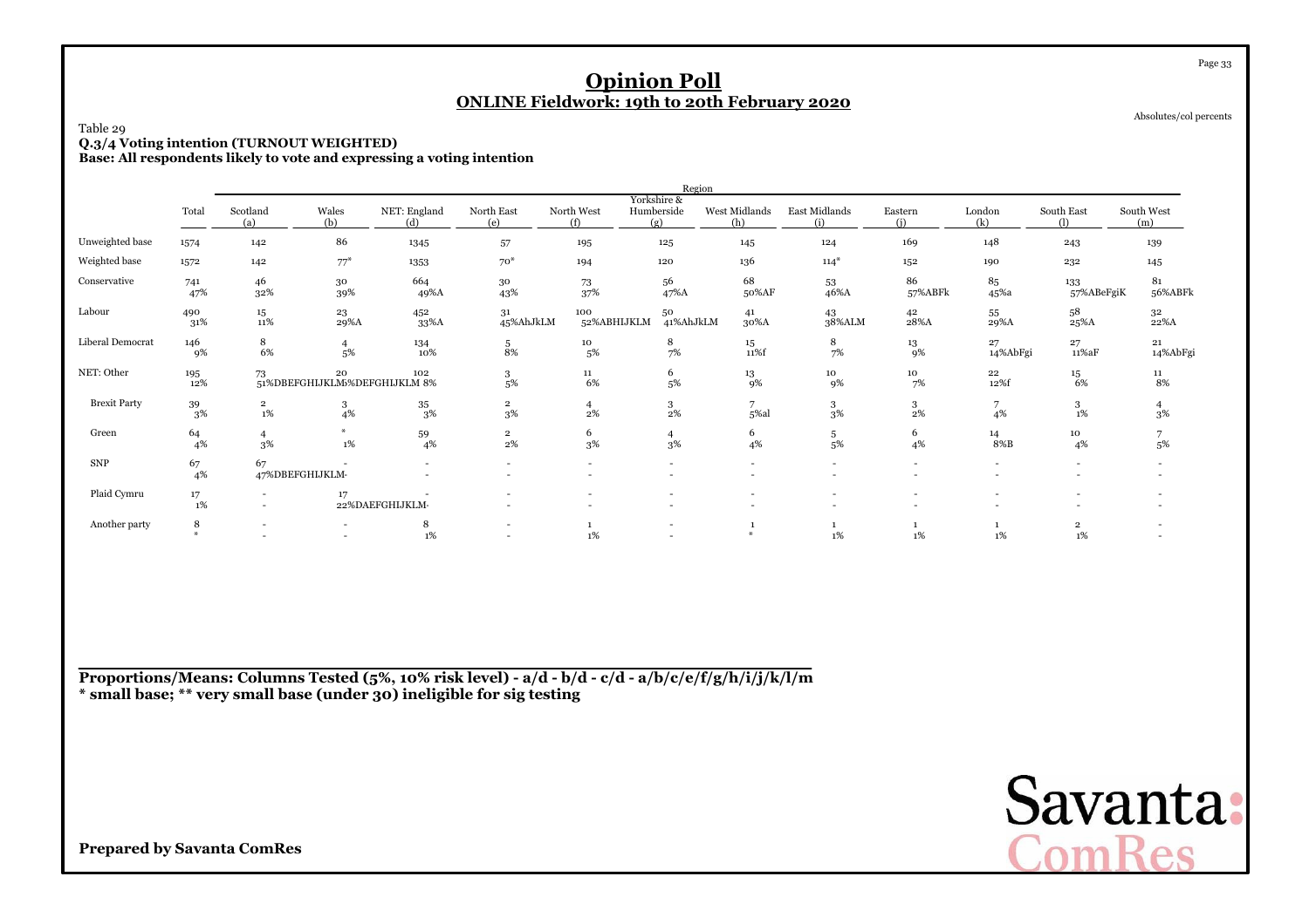# Opinion Poll

## ONLINE Fieldwork: 19th to 20th February 2020

Absolutes/col percents

Table 29

**Q.3/4 Voting intention (TURNOUT WEIGHTED)**

**Base: All respondents likely to vote and expressing a voting intention**

| | Total | Scotland (a) | Wales (b) | NET: England (d) | North East (e) | North West (f) | Yorkshire & Humberside (g) | West Midlands (h) | East Midlands (i) | Eastern (j) | London (k) | South East (l) | South West (m) |
|---|---|---|---|---|---|---|---|---|---|---|---|---|---|
| | | Region | | | | | | | | | | | |
| Unweighted base | 1574 | 142 | 86 | 1345 | 57 | 195 | 125 | 145 | 124 | 169 | 148 | 243 | 139 |
| Weighted base | 1572 | 142 | 77* | 1353 | 70* | 194 | 120 | 136 | 114* | 152 | 190 | 232 | 145 |
| Conservative | 741<br>47% | 46<br>32% | 30<br>39% | 664<br>49%A | 30<br>43% | 73<br>37% | 56<br>47%A | 68<br>50%AF | 53<br>46%A | 86<br>57%ABFk | 85<br>45%a | 133<br>57%ABeFgiK | 81<br>56%ABFk |
| Labour | 490<br>31% | 15<br>11% | 23<br>29%A | 452<br>33%A | 31<br>45%AhJkLM | 100<br>52%ABHIJKLM | 50<br>41%AhJkLM | 41<br>30%A | 43<br>38%ALM | 42<br>28%A | 55<br>29%A | 58<br>25%A | 32<br>22%A |
| Liberal Democrat | 146<br>9% | 8<br>6% | 4<br>5% | 134<br>10% | 5<br>8% | 10<br>5% | 8<br>7% | 15<br>11%f | 8<br>7% | 13<br>9% | 27<br>14%AbFgi | 27<br>11%aF | 21<br>14%AbFgi |
| NET: Other | 195<br>12% | 73<br>51%DBEFGHIJKLM | 20<br>26%DEFGHIJKLM | 102<br>8% | 3<br>5% | 11<br>6% | 6<br>5% | 13<br>9% | 10<br>9% | 10<br>7% | 22<br>12%f | 15<br>6% | 11<br>8% |
| Brexit Party | 39<br>3% | 2<br>1% | 3<br>4% | 35<br>3% | 2<br>3% | 4<br>2% | 3<br>2% | 7<br>5%al | 3<br>3% | 3<br>2% | 7<br>4% | 3<br>1% | 4<br>3% |
| Green | 64<br>4% | 4<br>3% | *<br>1% | 59<br>4% | 2<br>2% | 6<br>3% | 4<br>3% | 6<br>4% | 5<br>5% | 6<br>4% | 14<br>8%B | 10<br>4% | 7<br>5% |
| SNP | 67<br>4% | 67<br>47%DBEFGHIJKLM | -<br>- | -<br>- | -<br>- | -<br>- | -<br>- | -<br>- | -<br>- | -<br>- | -<br>- | -<br>- | -<br>- |
| Plaid Cymru | 17<br>1% | -<br>- | 17<br>22%DAEFGHIJKLM | -<br>- | -<br>- | -<br>- | -<br>- | -<br>- | -<br>- | -<br>- | -<br>- | -<br>- | -<br>- |
| Another party | 8<br>* | -<br>- | -<br>- | 8<br>1% | -<br>- | 1<br>1% | -<br>- | 1<br>* | 1<br>1% | 1<br>1% | 1<br>1% | 2<br>1% | -<br>- |

**Proportions/Means: Columns Tested (5%, 10% risk level) - a/d - b/d - c/d - a/b/c/e/f/g/h/i/j/k/l/m**
**\* small base; ** very small base (under 30) ineligible for sig testing**

**Prepared by Savanta ComRes**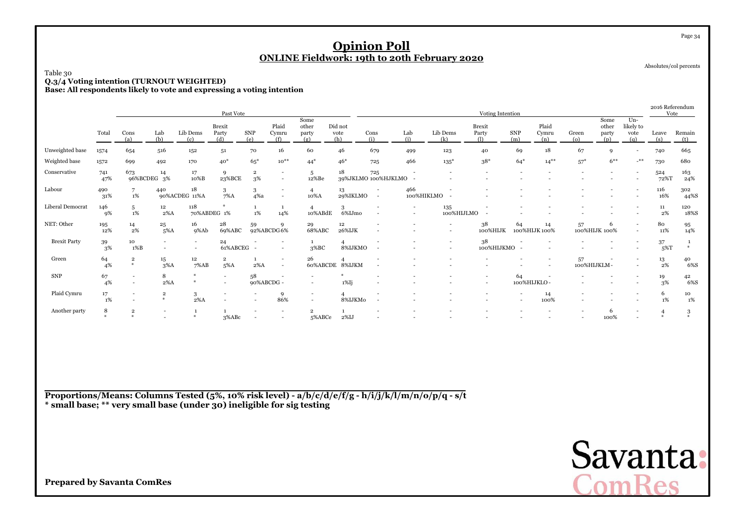# Opinion Poll

## ONLINE Fieldwork: 19th to 20th February 2020

Absolutes/col percents

Table 30

**Q.3/4 Voting intention (TURNOUT WEIGHTED)**

**Base: All respondents likely to vote and expressing a voting intention**

| | | Past Vote | | | | | | | | Voting Intention | | | | | | | | | | 2016 Referendum Vote | |
|---|---|---|---|---|---|---|---|---|---|---|---|---|---|---|---|---|---|---|---|---|---|
| | Total | Cons (a) | Lab (b) | Lib Dems (c) | Brexit Party (d) | SNP (e) | Plaid Cymru (f) | Some other party (g) | Did not vote (h) | Cons (i) | Lab (j) | Lib Dems (k) | Brexit Party (l) | SNP (m) | Plaid Cymru (n) | Green (o) | Some other party (p) | Un-likely to vote (q) | Leave (s) | Remain (t) |
| Unweighted base | 1574 | 654 | 516 | 152 | 51 | 70 | 16 | 60 | 46 | 679 | 499 | 123 | 40 | 69 | 18 | 67 | 9 | - | 740 | 665 |
| Weighted base | 1572 | 699 | 492 | 170 | 40* | 65* | 10** | 44* | 46* | 725 | 466 | 135* | 38* | 64* | 14** | 57* | 6** | -** | 730 | 680 |
| Conservative | 741<br>47% | 673<br>96%BCDEG | 14<br>3% | 17<br>10%B | 9<br>23%BCE | 2<br>3% | -<br>- | 5<br>12%Be | 18<br>39%JKLMO | 725<br>100%HJKLMO | -<br>- | -<br>- | -<br>- | -<br>- | -<br>- | -<br>- | -<br>- | -<br>- | 524<br>72%T | 163<br>24% |
| Labour | 490<br>31% | 7<br>1% | 440<br>90%ACDEG | 18<br>11%A | 3<br>7%A | 3<br>4%a | -<br>- | 4<br>10%A | 13<br>29%IKLMO | -<br>- | 466<br>100%HIKLMO | -<br>- | -<br>- | -<br>- | -<br>- | -<br>- | -<br>- | -<br>- | 116<br>16% | 302<br>44%S |
| Liberal Democrat | 146<br>9% | 5<br>1% | 12<br>2%A | 118<br>70%ABDEG | *<br>1% | 1<br>1% | 1<br>14% | 4<br>10%ABdE | 3<br>6%IJmo | -<br>- | -<br>- | 135<br>100%HIJLMO | -<br>- | -<br>- | -<br>- | -<br>- | -<br>- | -<br>- | 11<br>2% | 120<br>18%S |
| NET: Other | 195<br>12% | 14<br>2% | 25<br>5%A | 16<br>9%Ab | 28<br>69%ABC | 59<br>92%ABCDG | 9<br>6% | 29<br>68%ABC | 12<br>26%IJK | -<br>- | -<br>- | -<br>- | 38<br>100%HIJK | 64<br>100%HIJK | 14<br>100% | 57<br>100%HIJK | 6<br>100% | -<br>- | 80<br>11% | 95<br>14% |
| Brexit Party | 39<br>3% | 10<br>1%B | -<br>- | -<br>- | 24<br>61%ABCEG | -<br>- | -<br>- | 1<br>3%BC | 4<br>8%IJKMO | -<br>- | -<br>- | -<br>- | 38<br>100%HIJKMO | -<br>- | -<br>- | -<br>- | -<br>- | -<br>- | 37<br>5%T | 1<br>* |
| Green | 64<br>4% | 2<br>* | 15<br>3%A | 12<br>7%AB | 2<br>5%A | 1<br>2%A | -<br>- | 26<br>60%ABCDE | 4<br>8%IJKM | -<br>- | -<br>- | -<br>- | -<br>- | -<br>- | -<br>- | 57<br>100%HIJKLM | -<br>- | -<br>- | 13<br>2% | 40<br>6%S |
| SNP | 67<br>4% | -<br>- | 8<br>2%A | *<br>* | -<br>- | 58<br>90%ABCDG | -<br>- | -<br>- | *<br>1%Ij | -<br>- | -<br>- | -<br>- | -<br>- | 64<br>100%HIJKLO | -<br>- | -<br>- | -<br>- | -<br>- | 19<br>3% | 42<br>6%S |
| Plaid Cymru | 17<br>1% | -<br>- | 2<br>* | 3<br>2%A | -<br>- | -<br>- | 9<br>86% | -<br>- | 4<br>8%IJKMo | -<br>- | -<br>- | -<br>- | -<br>- | -<br>- | 14<br>100% | -<br>- | -<br>- | -<br>- | 6<br>1% | 10<br>1% |
| Another party | 8<br>* | 2<br>* | -<br>- | 1<br>* | 1<br>3%ABc | -<br>- | -<br>- | 2<br>5%ABCe | 1<br>2%IJ | -<br>- | -<br>- | -<br>- | -<br>- | -<br>- | -<br>- | -<br>- | 6<br>100% | -<br>- | 4<br>* | 3<br>* |

**Proportions/Means: Columns Tested (5%, 10% risk level) - a/b/c/d/e/f/g - h/i/j/k/l/m/n/o/p/q - s/t**
**\* small base; \*\* very small base (under 30) ineligible for sig testing**

**Prepared by Savanta ComRes**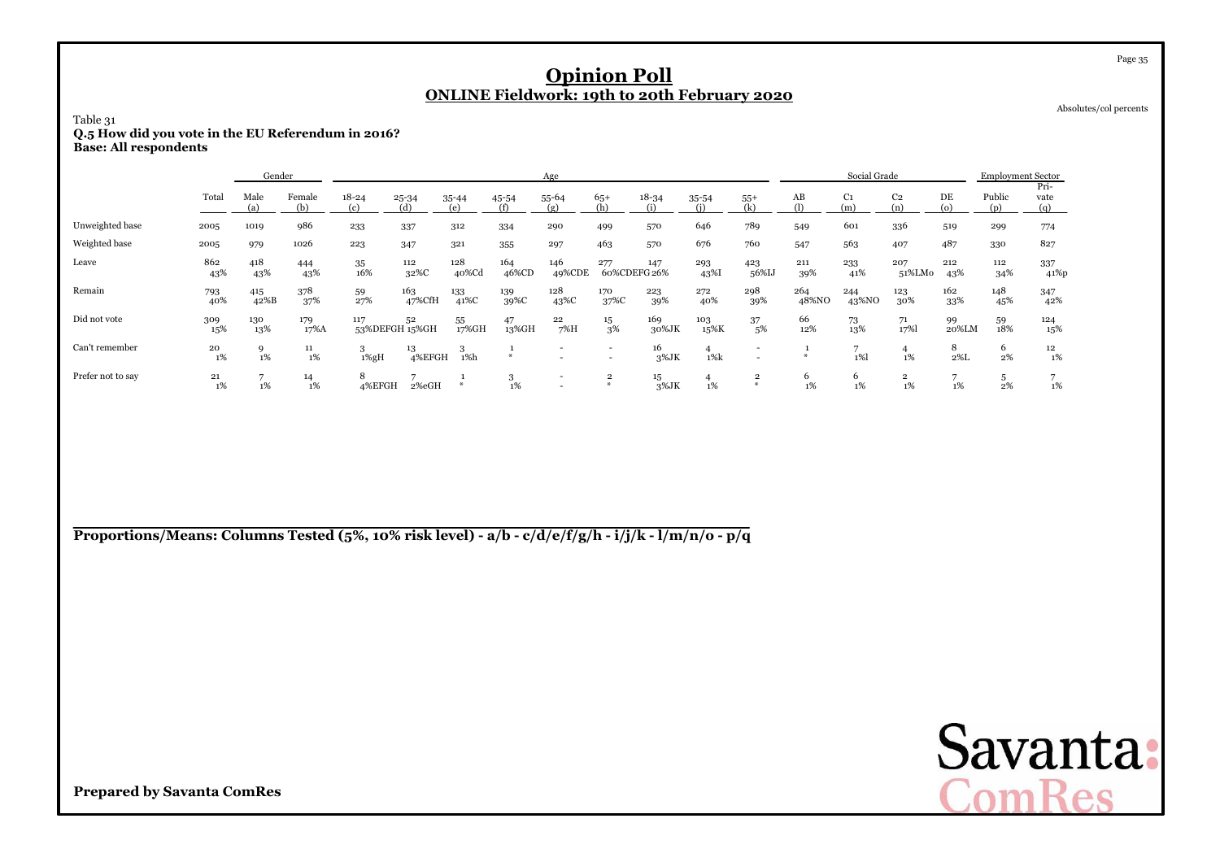# Opinion Poll

## ONLINE Fieldwork: 19th to 20th February 2020

Absolutes/col percents

Table 31

**Q.5 How did you vote in the EU Referendum in 2016?**
**Base: All respondents**

| | | Gender | | Age | | | | | | | | | Social Grade | | | | Employment Sector | |
|---|---|---|---|---|---|---|---|---|---|---|---|---|---|---|---|---|---|---|
| | Total | Male (a) | Female (b) | 18-24 (c) | 25-34 (d) | 35-44 (e) | 45-54 (f) | 55-64 (g) | 65+ (h) | 18-34 (i) | 35-54 (j) | 55+ (k) | AB (l) | C1 (m) | C2 (n) | DE (o) | Public (p) | Pri-vate (q) |
| Unweighted base | 2005 | 1019 | 986 | 233 | 337 | 312 | 334 | 290 | 499 | 570 | 646 | 789 | 549 | 601 | 336 | 519 | 299 | 774 |
| Weighted base | 2005 | 979 | 1026 | 223 | 347 | 321 | 355 | 297 | 463 | 570 | 676 | 760 | 547 | 563 | 407 | 487 | 330 | 827 |
| Leave | 862<br>43% | 418<br>43% | 444<br>43% | 35<br>16% | 112<br>32%C | 128<br>40%Cd | 164<br>46%CD | 146<br>49%CDE | 277<br>60%CDEFG | 147<br>26% | 293<br>43%I | 423<br>56%IJ | 211<br>39% | 233<br>41% | 207<br>51%LMo | 212<br>43% | 112<br>34% | 337<br>41%p |
| Remain | 793<br>40% | 415<br>42%B | 378<br>37% | 59<br>27% | 163<br>47%CfH | 133<br>41%C | 139<br>39%C | 128<br>43%C | 170<br>37%C | 223<br>39% | 272<br>40% | 298<br>39% | 264<br>48%NO | 244<br>43%NO | 123<br>30% | 162<br>33% | 148<br>45% | 347<br>42% |
| Did not vote | 309<br>15% | 130<br>13% | 179<br>17%A | 117<br>53%DEFGH | 52<br>15%GH | 55<br>17%GH | 47<br>13%GH | 22<br>7%H | 15<br>3% | 169<br>30%JK | 103<br>15%K | 37<br>5% | 66<br>12% | 73<br>13% | 71<br>17%l | 99<br>20%LM | 59<br>18% | 124<br>15% |
| Can't remember | 20<br>1% | 9<br>1% | 11<br>1% | 3<br>1%gH | 13<br>4%EFGH | 3<br>1%h | 1<br>* | -<br>- | -<br>- | 16<br>3%JK | 4<br>1%k | -<br>- | 1<br>* | 7<br>1%l | 4<br>1% | 8<br>2%L | 6<br>2% | 12<br>1% |
| Prefer not to say | 21<br>1% | 7<br>1% | 14<br>1% | 8<br>4%EFGH | 7<br>2%eGH | 1<br>* | 3<br>1% | -<br>- | 2<br>* | 15<br>3%JK | 4<br>1% | 2<br>* | 6<br>1% | 6<br>1% | 2<br>1% | 7<br>1% | 5<br>2% | 7<br>1% |

**Proportions/Means: Columns Tested (5%, 10% risk level) - a/b - c/d/e/f/g/h - i/j/k - l/m/n/o - p/q**

**Prepared by Savanta ComRes**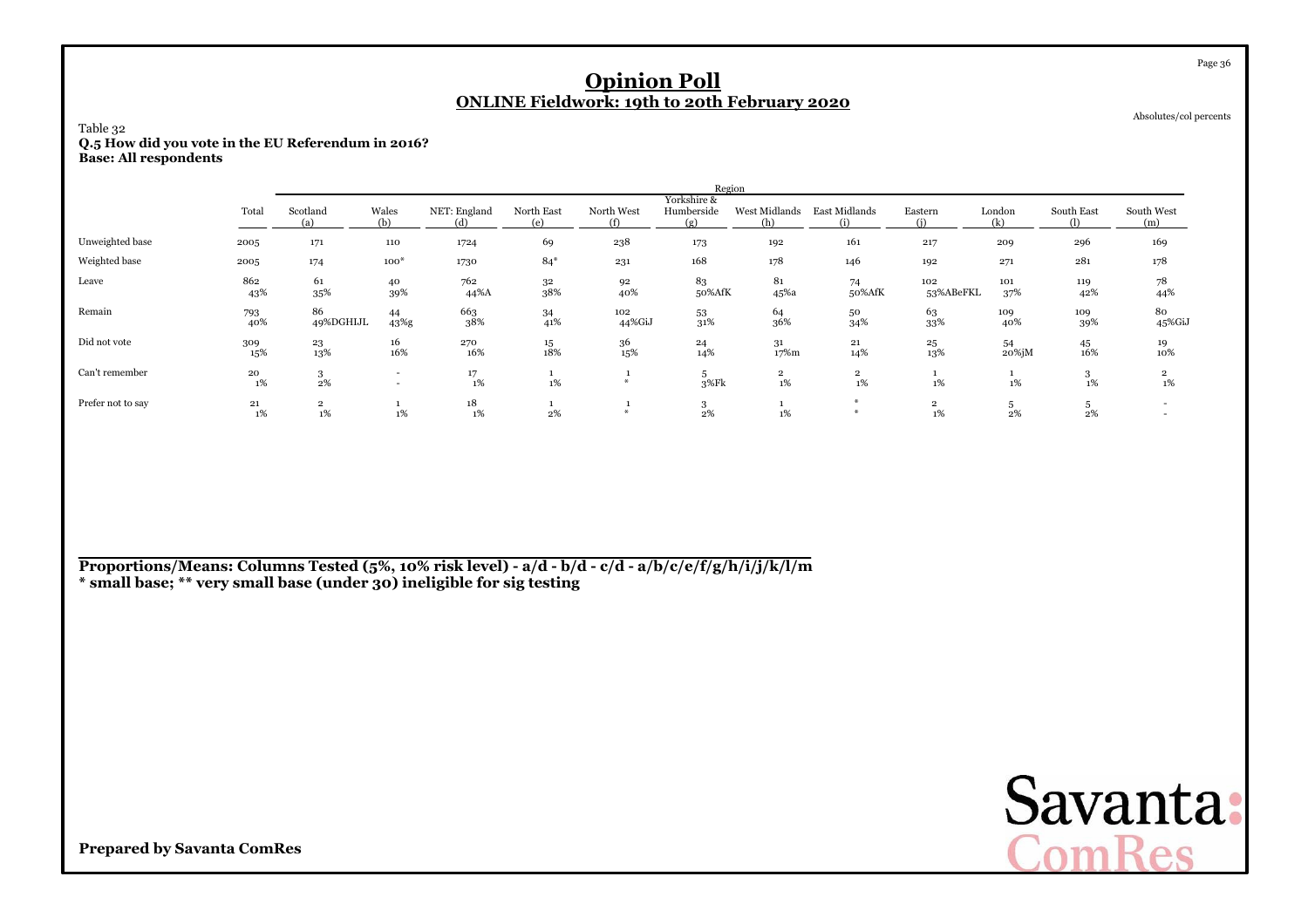# Opinion Poll

## ONLINE Fieldwork: 19th to 20th February 2020

Absolutes/col percents

Table 32
**Q.5 How did you vote in the EU Referendum in 2016?**
**Base: All respondents**

| | Total | Region | | | | | | | | | | | |
|---|---|---|---|---|---|---|---|---|---|---|---|---|---|
| | | Scotland (a) | Wales (b) | NET: England (d) | North East (e) | North West (f) | Yorkshire & Humberside (g) | West Midlands (h) | East Midlands (i) | Eastern (j) | London (k) | South East (l) | South West (m) |
| Unweighted base | 2005 | 171 | 110 | 1724 | 69 | 238 | 173 | 192 | 161 | 217 | 209 | 296 | 169 |
| Weighted base | 2005 | 174 | 100* | 1730 | 84* | 231 | 168 | 178 | 146 | 192 | 271 | 281 | 178 |
| Leave | 862 | 61 | 40 | 762 | 32 | 92 | 83 | 81 | 74 | 102 | 101 | 119 | 78 |
| | 43% | 35% | 39% | 44%A | 38% | 40% | 50%AfK | 45%a | 50%AfK | 53%ABeFKL | 37% | 42% | 44% |
| Remain | 793 | 86 | 44 | 663 | 34 | 102 | 53 | 64 | 50 | 63 | 109 | 109 | 80 |
| | 40% | 49%DGHIJL | 43%g | 38% | 41% | 44%GiJ | 31% | 36% | 34% | 33% | 40% | 39% | 45%GiJ |
| Did not vote | 309 | 23 | 16 | 270 | 15 | 36 | 24 | 31 | 21 | 25 | 54 | 45 | 19 |
| | 15% | 13% | 16% | 16% | 18% | 15% | 14% | 17%m | 14% | 13% | 20%jM | 16% | 10% |
| Can't remember | 20 | 3 | - | 17 | 1 | 1 | 5 | 2 | 2 | 1 | 1 | 3 | 2 |
| | 1% | 2% | - | 1% | 1% | * | 3%Fk | 1% | 1% | 1% | 1% | 1% | 1% |
| Prefer not to say | 21 | 2 | 1 | 18 | 1 | 1 | 3 | 1 | * | 2 | 5 | 5 | - |
| | 1% | 1% | 1% | 1% | 2% | * | 2% | 1% | * | 1% | 2% | 2% | - |

**Proportions/Means: Columns Tested (5%, 10% risk level) - a/d - b/d - c/d - a/b/c/e/f/g/h/i/j/k/l/m**
**\* small base; \*\* very small base (under 30) ineligible for sig testing**

**Prepared by Savanta ComRes**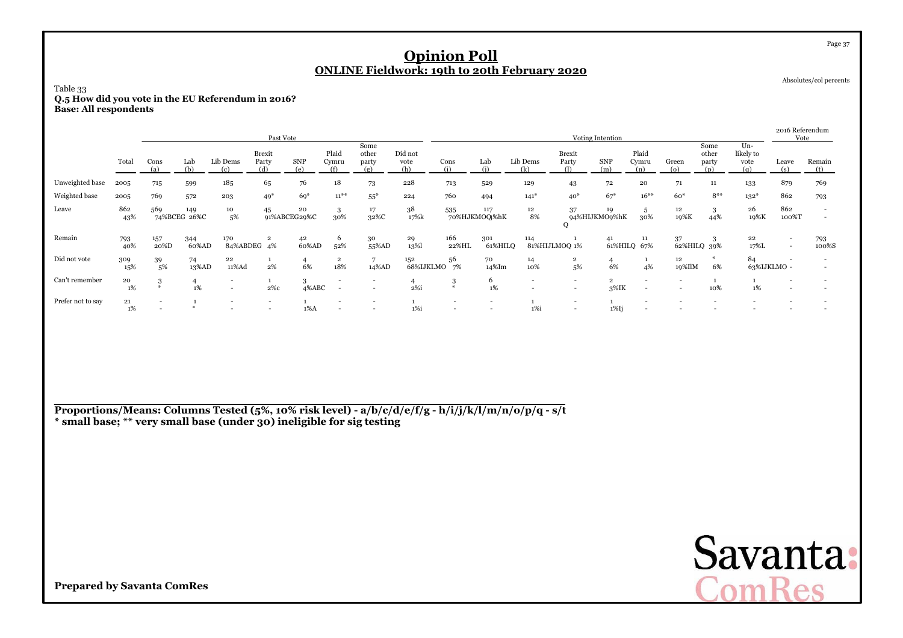# Opinion Poll
## ONLINE Fieldwork: 19th to 20th February 2020

Absolutes/col percents

Table 33
**Q.5 How did you vote in the EU Referendum in 2016?**
**Base: All respondents**

| | | Past Vote | | | | | | | | Voting Intention | | | | | | | | | 2016 Referendum Vote | |
|---|---|---|---|---|---|---|---|---|---|---|---|---|---|---|---|---|---|---|---|---|
| | Total | Cons (a) | Lab (b) | Lib Dems (c) | Brexit Party (d) | SNP (e) | Plaid Cymru (f) | Some other party (g) | Did not vote (h) | Cons (i) | Lab (j) | Lib Dems (k) | Brexit Party (l) | SNP (m) | Plaid Cymru (n) | Green (o) | Some other party (p) | Un-likely to vote (q) | Leave (s) | Remain (t) |
| Unweighted base | 2005 | 715 | 599 | 185 | 65 | 76 | 18 | 73 | 228 | 713 | 529 | 129 | 43 | 72 | 20 | 71 | 11 | 133 | 879 | 769 |
| Weighted base | 2005 | 769 | 572 | 203 | 49* | 69* | 11** | 55* | 224 | 760 | 494 | 141* | 40* | 67* | 16** | 60* | 8** | 132* | 862 | 793 |
| Leave | 862<br>43% | 569<br>74%BCEG | 149<br>26%C | 10<br>5% | 45<br>91%ABCEG | 20<br>29%C | 3<br>30% | 17<br>32%C | 38<br>17%k | 535<br>70%HJKMOQ | 117<br>24%hK | 12<br>8% | 37<br>94%HIJKMOQ | 19<br>29%hK | 5<br>30% | 12<br>19%K | 3<br>44% | 26<br>19%K | 862<br>100%T | -<br>- |
| Remain | 793<br>40% | 157<br>20%D | 344<br>60%AD | 170<br>84%ABDEG | 2<br>4% | 42<br>60%AD | 6<br>52% | 30<br>55%AD | 29<br>13%l | 166<br>22%HL | 301<br>61%HILQ | 114<br>81%HIJLMOQ | 1<br>1% | 41<br>61%HILQ | 11<br>67% | 37<br>62%HILQ | 3<br>39% | 22<br>17%L | -<br>- | 793<br>100%S |
| Did not vote | 309<br>15% | 39<br>5% | 74<br>13%AD | 22<br>11%Ad | 1<br>2% | 4<br>6% | 2<br>18% | 7<br>14%AD | 152<br>68%IJKLMO | 56<br>7% | 70<br>14%Im | 14<br>10% | 2<br>5% | 4<br>6% | 1<br>4% | 12<br>19%IlM | *<br>6% | 84<br>63%IJKLMO | -<br>- | -<br>- |
| Can't remember | 20<br>1% | 3<br>* | 4<br>1% | -<br>- | 1<br>2%c | 3<br>4%ABC | -<br>- | -<br>- | 4<br>2%i | 3<br>* | 6<br>1% | -<br>- | -<br>- | 2<br>3%IK | -<br>- | -<br>- | 1<br>10% | 1<br>1% | -<br>- | -<br>- |
| Prefer not to say | 21<br>1% | -<br>- | 1<br>* | -<br>- | -<br>- | 1<br>1%A | -<br>- | -<br>- | 1<br>1%i | -<br>- | -<br>- | 1<br>1%i | -<br>- | 1<br>1%Ij | -<br>- | -<br>- | -<br>- | -<br>- | -<br>- | -<br>- |

**Proportions/Means: Columns Tested (5%, 10% risk level) - a/b/c/d/e/f/g - h/i/j/k/l/m/n/o/p/q - s/t**
**\* small base; \*\* very small base (under 30) ineligible for sig testing**

**Prepared by Savanta ComRes**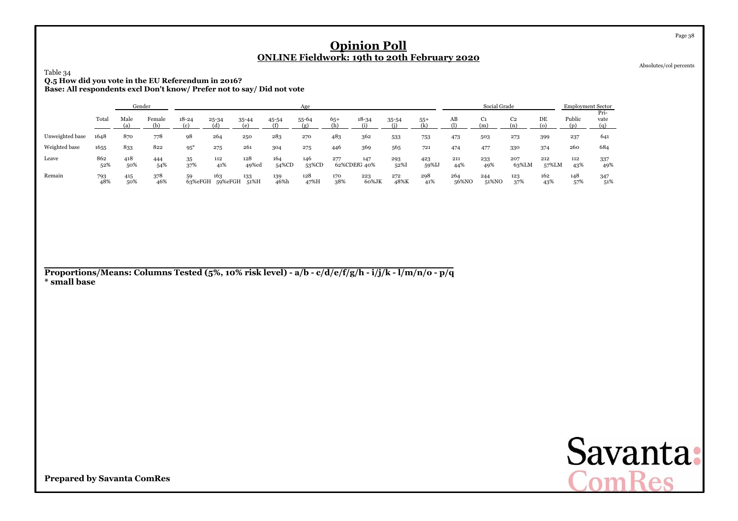# Opinion Poll

## ONLINE Fieldwork: 19th to 20th February 2020

Absolutes/col percents

Table 34

**Q.5 How did you vote in the EU Referendum in 2016?**

**Base: All respondents excl Don't know/ Prefer not to say/ Did not vote**

| | Total | Gender | | Age | | | | | | | | | Social Grade | | | | Employment Sector | |
|---|---|---|---|---|---|---|---|---|---|---|---|---|---|---|---|---|---|---|
| | | Male (a) | Female (b) | 18-24 (c) | 25-34 (d) | 35-44 (e) | 45-54 (f) | 55-64 (g) | 65+ (h) | 18-34 (i) | 35-54 (j) | 55+ (k) | AB (l) | C1 (m) | C2 (n) | DE (o) | Public (p) | Private (q) |
| Unweighted base | 1648 | 870 | 778 | 98 | 264 | 250 | 283 | 270 | 483 | 362 | 533 | 753 | 473 | 503 | 273 | 399 | 237 | 641 |
| Weighted base | 1655 | 833 | 822 | 95* | 275 | 261 | 304 | 275 | 446 | 369 | 565 | 721 | 474 | 477 | 330 | 374 | 260 | 684 |
| Leave | 862 52% | 418 50% | 444 54% | 35 37% | 112 41% | 128 49%cd | 164 54%CD | 146 53%CD | 277 62%CDEfG | 147 40% | 293 52%I | 423 59%IJ | 211 44% | 233 49% | 207 63%LM | 212 57%LM | 112 43% | 337 49% |
| Remain | 793 48% | 415 50% | 378 46% | 59 63%eFGH | 163 59%eFGH | 133 51%H | 139 46%h | 128 47%H | 170 38% | 223 60%JK | 272 48%K | 298 41% | 264 56%NO | 244 51%NO | 123 37% | 162 43% | 148 57% | 347 51% |

**Proportions/Means: Columns Tested (5%, 10% risk level) - a/b - c/d/e/f/g/h - i/j/k - l/m/n/o - p/q**
**\* small base**

**Prepared by Savanta ComRes**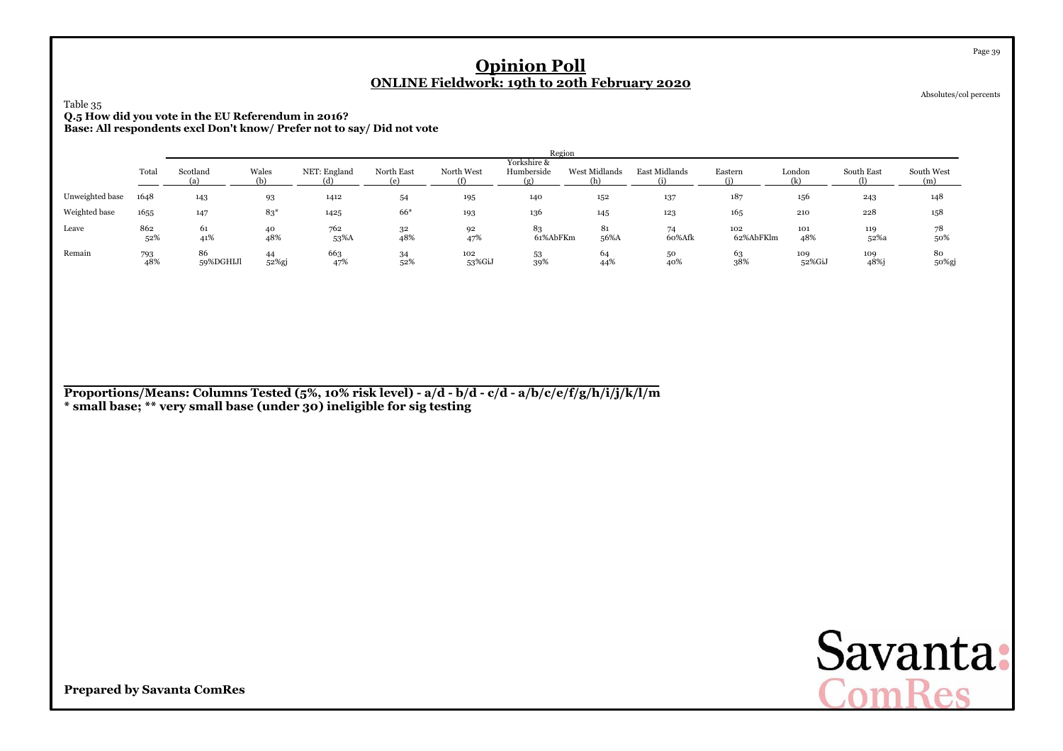# Opinion Poll

## ONLINE Fieldwork: 19th to 20th February 2020

Absolutes/col percents

Table 35

**Q.5 How did you vote in the EU Referendum in 2016?**

**Base: All respondents excl Don't know/ Prefer not to say/ Did not vote**

| | Total | Region | | | | | | | | | | | |
|---|---|---|---|---|---|---|---|---|---|---|---|---|---|
| | | Scotland (a) | Wales (b) | NET: England (d) | North East (e) | North West (f) | Yorkshire & Humberside (g) | West Midlands (h) | East Midlands (i) | Eastern (j) | London (k) | South East (l) | South West (m) |
| Unweighted base | 1648 | 143 | 93 | 1412 | 54 | 195 | 140 | 152 | 137 | 187 | 156 | 243 | 148 |
| Weighted base | 1655 | 147 | 83* | 1425 | 66* | 193 | 136 | 145 | 123 | 165 | 210 | 228 | 158 |
| Leave | 862 | 61 | 40 | 762 | 32 | 92 | 83 | 81 | 74 | 102 | 101 | 119 | 78 |
| | 52% | 41% | 48% | 53%A | 48% | 47% | 61%AbFKm | 56%A | 60%Afk | 62%AbFKlm | 48% | 52%a | 50% |
| Remain | 793 | 86 | 44 | 663 | 34 | 102 | 53 | 64 | 50 | 63 | 109 | 109 | 80 |
| | 48% | 59%DGHIJl | 52%gj | 47% | 52% | 53%GiJ | 39% | 44% | 40% | 38% | 52%GiJ | 48%j | 50%gj |

**Proportions/Means: Columns Tested (5%, 10% risk level) - a/d - b/d - c/d - a/b/c/e/f/g/h/i/j/k/l/m**
**\* small base; \*\* very small base (under 30) ineligible for sig testing**

**Prepared by Savanta ComRes**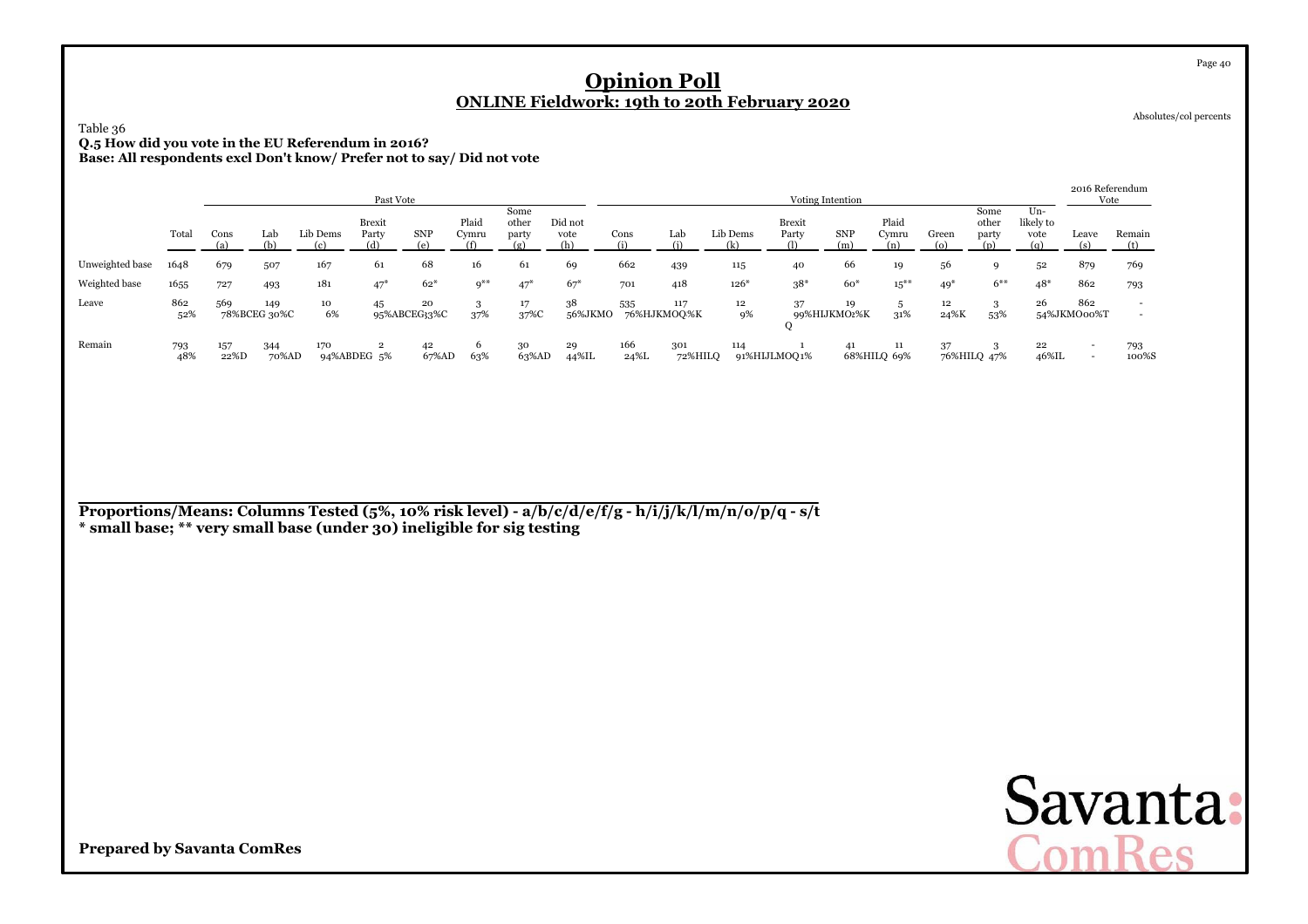# Opinion Poll

## ONLINE Fieldwork: 19th to 20th February 2020

Absolutes/col percents

Table 36

**Q.5 How did you vote in the EU Referendum in 2016?**

**Base: All respondents excl Don't know/ Prefer not to say/ Did not vote**

| | | Past Vote | | | | | | | | Voting Intention | | | | | | | | | | 2016 Referendum Vote | |
|---|---|---|---|---|---|---|---|---|---|---|---|---|---|---|---|---|---|---|---|---|---|
| | Total | Cons (a) | Lab (b) | Lib Dems (c) | Brexit Party (d) | SNP (e) | Plaid Cymru (f) | Some other party (g) | Did not vote (h) | Cons (i) | Lab (j) | Lib Dems (k) | Brexit Party (l) | SNP (m) | Plaid Cymru (n) | Green (o) | Some other party (p) | Un-likely to vote (q) | Leave (s) | Remain (t) |
| Unweighted base | 1648 | 679 | 507 | 167 | 61 | 68 | 16 | 61 | 69 | 662 | 439 | 115 | 40 | 66 | 19 | 56 | 9 | 52 | 879 | 769 |
| Weighted base | 1655 | 727 | 493 | 181 | 47* | 62* | 9** | 47* | 67* | 701 | 418 | 126* | 38* | 60* | 15** | 49* | 6** | 48* | 862 | 793 |
| Leave | 862<br>52% | 569<br>78%BCEG | 149<br>30%C | 10<br>6% | 45<br>95%ABCEG | 20<br>33%C | 3<br>37% | 17<br>37%C | 38<br>56%JKMO | 535<br>76%HJKMOQ | 117<br>%K | 12<br>9% | 37<br>99%HIJKMO<br>Q | 19<br>2%K | 5<br>31% | 12<br>24%K | 3<br>53% | 26<br>54%JKMO | 862<br>00%T | -<br>- |
| Remain | 793<br>48% | 157<br>22%D | 344<br>70%AD | 170<br>94%ABDEG | 2<br>5% | 42<br>67%AD | 6<br>63% | 30<br>63%AD | 29<br>44%IL | 166<br>24%L | 301<br>72%HILQ | 114<br>91%HIJLMOQ | 1<br>1% | 41<br>68%HILQ | 11<br>69% | 37<br>76%HILQ | 3<br>47% | 22<br>46%IL | -<br>- | 793<br>100%S |

**Proportions/Means: Columns Tested (5%, 10% risk level) - a/b/c/d/e/f/g - h/i/j/k/l/m/n/o/p/q - s/t**
**\* small base; \*\* very small base (under 30) ineligible for sig testing**

**Prepared by Savanta ComRes**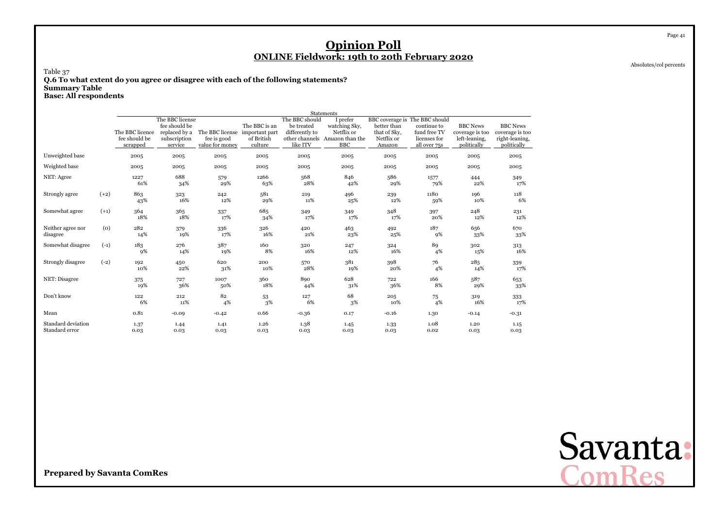# Opinion Poll

## ONLINE Fieldwork: 19th to 20th February 2020

Absolutes/col percents

Table 37

**Q.6 To what extent do you agree or disagree with each of the following statements?**

**Summary Table**

**Base: All respondents**

| | | Statements | | | | | | | | | |
|---|---|---|---|---|---|---|---|---|---|---|---|
| | | The BBC licence fee should be scrapped | The BBC license fee should be replaced by a subscription service | The BBC license fee is good value for money | The BBC is an important part of British culture | The BBC should be treated differently to other channels like ITV | I prefer watching Sky, Netflix or Amazon than the BBC | BBC coverage is better than that of Sky, Netflix or Amazon | The BBC should continue to fund free TV licenses for all over 75s | BBC News coverage is too left-leaning, politically | BBC News coverage is too right-leaning, politically |
| Unweighted base | | 2005 | 2005 | 2005 | 2005 | 2005 | 2005 | 2005 | 2005 | 2005 | 2005 |
| Weighted base | | 2005 | 2005 | 2005 | 2005 | 2005 | 2005 | 2005 | 2005 | 2005 | 2005 |
| NET: Agree | | 1227<br>61% | 688<br>34% | 579<br>29% | 1266<br>63% | 568<br>28% | 846<br>42% | 586<br>29% | 1577<br>79% | 444<br>22% | 349<br>17% |
| Strongly agree | (+2) | 863<br>43% | 323<br>16% | 242<br>12% | 581<br>29% | 219<br>11% | 496<br>25% | 239<br>12% | 1180<br>59% | 196<br>10% | 118<br>6% |
| Somewhat agree | (+1) | 364<br>18% | 365<br>18% | 337<br>17% | 685<br>34% | 349<br>17% | 349<br>17% | 348<br>17% | 397<br>20% | 248<br>12% | 231<br>12% |
| Neither agree nor disagree | (0) | 282<br>14% | 379<br>19% | 336<br>17% | 326<br>16% | 420<br>21% | 463<br>23% | 492<br>25% | 187<br>9% | 656<br>33% | 670<br>33% |
| Somewhat disagree | (-1) | 183<br>9% | 276<br>14% | 387<br>19% | 160<br>8% | 320<br>16% | 247<br>12% | 324<br>16% | 89<br>4% | 302<br>15% | 313<br>16% |
| Strongly disagree | (-2) | 192<br>10% | 450<br>22% | 620<br>31% | 200<br>10% | 570<br>28% | 381<br>19% | 398<br>20% | 76<br>4% | 285<br>14% | 339<br>17% |
| NET: Disagree | | 375<br>19% | 727<br>36% | 1007<br>50% | 360<br>18% | 890<br>44% | 628<br>31% | 722<br>36% | 166<br>8% | 587<br>29% | 653<br>33% |
| Don't know | | 122<br>6% | 212<br>11% | 82<br>4% | 53<br>3% | 127<br>6% | 68<br>3% | 205<br>10% | 75<br>4% | 319<br>16% | 333<br>17% |
| Mean | | 0.81 | -0.09 | -0.42 | 0.66 | -0.36 | 0.17 | -0.16 | 1.30 | -0.14 | -0.31 |
| Standard deviation | | 1.37 | 1.44 | 1.41 | 1.26 | 1.38 | 1.45 | 1.33 | 1.08 | 1.20 | 1.15 |
| Standard error | | 0.03 | 0.03 | 0.03 | 0.03 | 0.03 | 0.03 | 0.03 | 0.02 | 0.03 | 0.03 |

**Prepared by Savanta ComRes**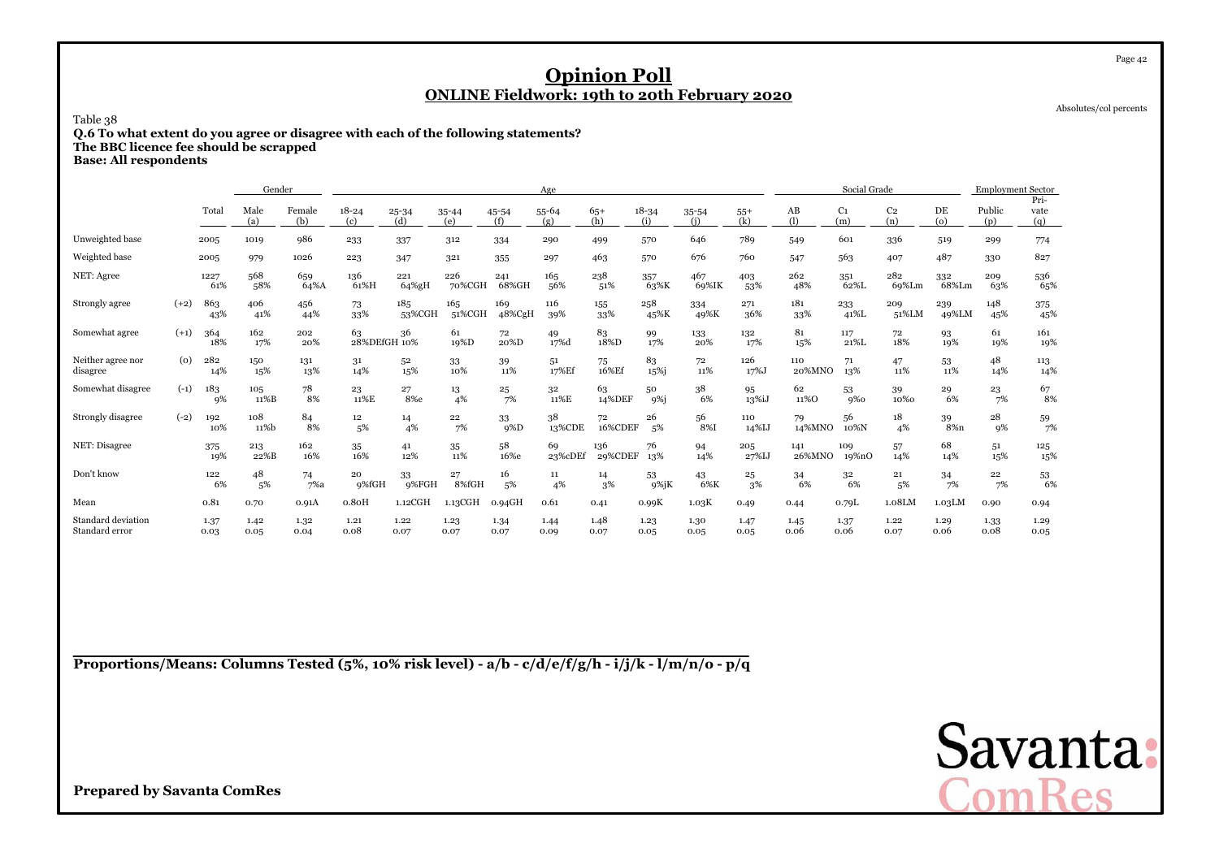# Opinion Poll

## ONLINE Fieldwork: 19th to 20th February 2020

Absolutes/col percents

Table 38

**Q.6 To what extent do you agree or disagree with each of the following statements?**
**The BBC licence fee should be scrapped**
**Base: All respondents**

| | | | Gender | | Age | | | | | | | | | Social Grade | | | | Employment Sector | |
|---|---|---|---|---|---|---|---|---|---|---|---|---|---|---|---|---|---|---|---|
| | | Total | Male (a) | Female (b) | 18-24 (c) | 25-34 (d) | 35-44 (e) | 45-54 (f) | 55-64 (g) | 65+ (h) | 18-34 (i) | 35-54 (j) | 55+ (k) | AB (l) | C1 (m) | C2 (n) | DE (o) | Public (p) | Pri-vate (q) |
| Unweighted base | | 2005 | 1019 | 986 | 233 | 337 | 312 | 334 | 290 | 499 | 570 | 646 | 789 | 549 | 601 | 336 | 519 | 299 | 774 |
| Weighted base | | 2005 | 979 | 1026 | 223 | 347 | 321 | 355 | 297 | 463 | 570 | 676 | 760 | 547 | 563 | 407 | 487 | 330 | 827 |
| NET: Agree | | 1227 61% | 568 58% | 659 64%A | 136 61%H | 221 64%gH | 226 70%CGH | 241 68%GH | 165 56% | 238 51% | 357 63%K | 467 69%IK | 403 53% | 262 48% | 351 62%L | 282 69%Lm | 332 68%Lm | 209 63% | 536 65% |
| Strongly agree | (+2) | 863 43% | 406 41% | 456 44% | 73 33% | 185 53%CGH | 165 51%CGH | 169 48%CgH | 116 39% | 155 33% | 258 45%K | 334 49%K | 271 36% | 181 33% | 233 41%L | 209 51%LM | 239 49%LM | 148 45% | 375 45% |
| Somewhat agree | (+1) | 364 18% | 162 17% | 202 20% | 63 28%DEfGH | 36 10% | 61 19%D | 72 20%D | 49 17%d | 83 18%D | 99 17% | 133 20% | 132 17% | 81 15% | 117 21%L | 72 18% | 93 19% | 61 19% | 161 19% |
| Neither agree nor disagree | (0) | 282 14% | 150 15% | 131 13% | 31 14% | 52 15% | 33 10% | 39 11% | 51 17%Ef | 75 16%Ef | 83 15%j | 72 11% | 126 17%J | 110 20%MNO | 71 13% | 47 11% | 53 11% | 48 14% | 113 14% |
| Somewhat disagree | (-1) | 183 9% | 105 11%B | 78 8% | 23 11%E | 27 8%e | 13 4% | 25 7% | 32 11%E | 63 14%DEF | 50 9%j | 38 6% | 95 13%iJ | 62 11%O | 53 9%o | 39 10%o | 29 6% | 23 7% | 67 8% |
| Strongly disagree | (-2) | 192 10% | 108 11%b | 84 8% | 12 5% | 14 4% | 22 7% | 33 9%D | 38 13%CDE | 72 16%CDEF | 26 5% | 56 8%I | 110 14%IJ | 79 14%MNO | 56 10%N | 18 4% | 39 8%n | 28 9% | 59 7% |
| NET: Disagree | | 375 19% | 213 22%B | 162 16% | 35 16% | 41 12% | 35 11% | 58 16%e | 69 23%cDEf | 136 29%CDEF | 76 13% | 94 14% | 205 27%IJ | 141 26%MNO | 109 19%nO | 57 14% | 68 14% | 51 15% | 125 15% |
| Don't know | | 122 6% | 48 5% | 74 7%a | 20 9%fGH | 33 9%FGH | 27 8%fGH | 16 5% | 11 4% | 14 3% | 53 9%jK | 43 6%K | 25 3% | 34 6% | 32 6% | 21 5% | 34 7% | 22 7% | 53 6% |
| Mean | | 0.81 | 0.70 | 0.91A | 0.80H | 1.12CGH | 1.13CGH | 0.94GH | 0.61 | 0.41 | 0.99K | 1.03K | 0.49 | 0.44 | 0.79L | 1.08LM | 1.03LM | 0.90 | 0.94 |
| Standard deviation | | 1.37 | 1.42 | 1.32 | 1.21 | 1.22 | 1.23 | 1.34 | 1.44 | 1.48 | 1.23 | 1.30 | 1.47 | 1.45 | 1.37 | 1.22 | 1.29 | 1.33 | 1.29 |
| Standard error | | 0.03 | 0.05 | 0.04 | 0.08 | 0.07 | 0.07 | 0.07 | 0.09 | 0.07 | 0.05 | 0.05 | 0.05 | 0.06 | 0.06 | 0.07 | 0.06 | 0.08 | 0.05 |

**Proportions/Means: Columns Tested (5%, 10% risk level) - a/b - c/d/e/f/g/h - i/j/k - l/m/n/o - p/q**

**Prepared by Savanta ComRes**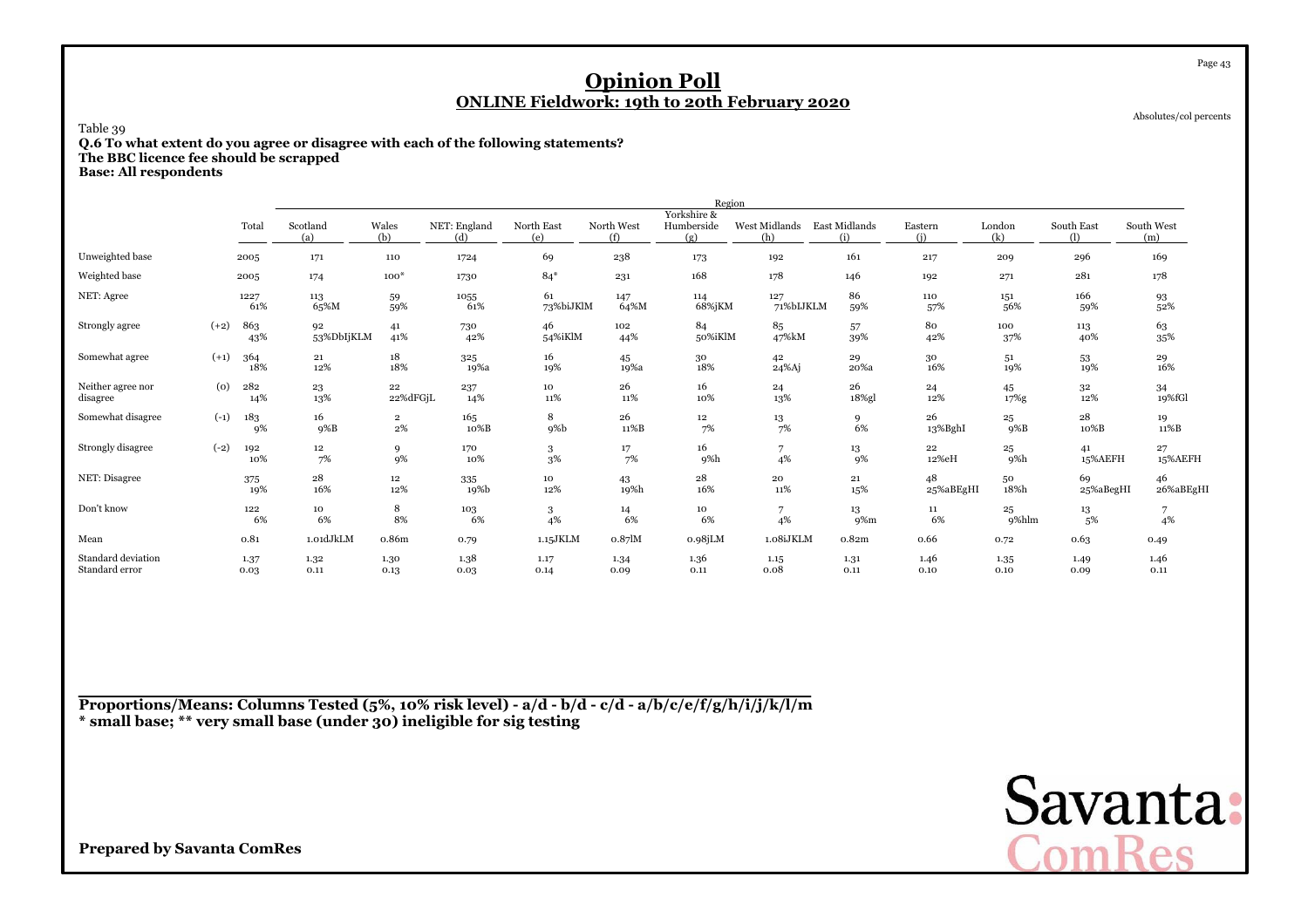# Opinion Poll

## ONLINE Fieldwork: 19th to 20th February 2020

Absolutes/col percents

Table 39

**Q.6 To what extent do you agree or disagree with each of the following statements?**
**The BBC licence fee should be scrapped**
**Base: All respondents**

| | | Total | Region | | | | | | | | | | | |
|---|---|---|---|---|---|---|---|---|---|---|---|---|---|---|
| | | | Scotland (a) | Wales (b) | NET: England (d) | North East (e) | North West (f) | Yorkshire & Humberside (g) | West Midlands (h) | East Midlands (i) | Eastern (j) | London (k) | South East (l) | South West (m) |
| Unweighted base | | 2005 | 171 | 110 | 1724 | 69 | 238 | 173 | 192 | 161 | 217 | 209 | 296 | 169 |
| Weighted base | | 2005 | 174 | 100* | 1730 | 84* | 231 | 168 | 178 | 146 | 192 | 271 | 281 | 178 |
| NET: Agree | | 1227<br>61% | 113<br>65%M | 59<br>59% | 1055<br>61% | 61<br>73%biJKlM | 147<br>64%M | 114<br>68%jKM | 127<br>71%bIJKLM | 86<br>59% | 110<br>57% | 151<br>56% | 166<br>59% | 93<br>52% |
| Strongly agree | (+2) | 863<br>43% | 92<br>53%DbIjKLM | 41<br>41% | 730<br>42% | 46<br>54%iKlM | 102<br>44% | 84<br>50%iKlM | 85<br>47%kM | 57<br>39% | 80<br>42% | 100<br>37% | 113<br>40% | 63<br>35% |
| Somewhat agree | (+1) | 364<br>18% | 21<br>12% | 18<br>18% | 325<br>19%a | 16<br>19% | 45<br>19%a | 30<br>18% | 42<br>24%Aj | 29<br>20%a | 30<br>16% | 51<br>19% | 53<br>19% | 29<br>16% |
| Neither agree nor disagree | (0) | 282<br>14% | 23<br>13% | 22<br>22%dFGjL | 237<br>14% | 10<br>11% | 26<br>11% | 16<br>10% | 24<br>13% | 26<br>18%gl | 24<br>12% | 45<br>17%g | 32<br>12% | 34<br>19%fGl |
| Somewhat disagree | (-1) | 183<br>9% | 16<br>9%B | 2<br>2% | 165<br>10%B | 8<br>9%b | 26<br>11%B | 12<br>7% | 13<br>7% | 9<br>6% | 26<br>13%BghI | 25<br>9%B | 28<br>10%B | 19<br>11%B |
| Strongly disagree | (-2) | 192<br>10% | 12<br>7% | 9<br>9% | 170<br>10% | 3<br>3% | 17<br>7% | 16<br>9%h | 7<br>4% | 13<br>9% | 22<br>12%eH | 25<br>9%h | 41<br>15%AEFH | 27<br>15%AEFH |
| NET: Disagree | | 375<br>19% | 28<br>16% | 12<br>12% | 335<br>19%b | 10<br>12% | 43<br>19%h | 28<br>16% | 20<br>11% | 21<br>15% | 48<br>25%aBEgHI | 50<br>18%h | 69<br>25%aBegHI | 46<br>26%aBEgHI |
| Don't know | | 122<br>6% | 10<br>6% | 8<br>8% | 103<br>6% | 3<br>4% | 14<br>6% | 10<br>6% | 7<br>4% | 13<br>9%m | 11<br>6% | 25<br>9%hlm | 13<br>5% | 7<br>4% |
| Mean | | 0.81 | 1.01dJkLM | 0.86m | 0.79 | 1.15JKLM | 0.87lM | 0.98jLM | 1.08iJKLM | 0.82m | 0.66 | 0.72 | 0.63 | 0.49 |
| Standard deviation | | 1.37 | 1.32 | 1.30 | 1.38 | 1.17 | 1.34 | 1.36 | 1.15 | 1.31 | 1.46 | 1.35 | 1.49 | 1.46 |
| Standard error | | 0.03 | 0.11 | 0.13 | 0.03 | 0.14 | 0.09 | 0.11 | 0.08 | 0.11 | 0.10 | 0.10 | 0.09 | 0.11 |

**Proportions/Means: Columns Tested (5%, 10% risk level) - a/d - b/d - c/d - a/b/c/e/f/g/h/i/j/k/l/m**
**\* small base; \*\* very small base (under 30) ineligible for sig testing**

**Prepared by Savanta ComRes**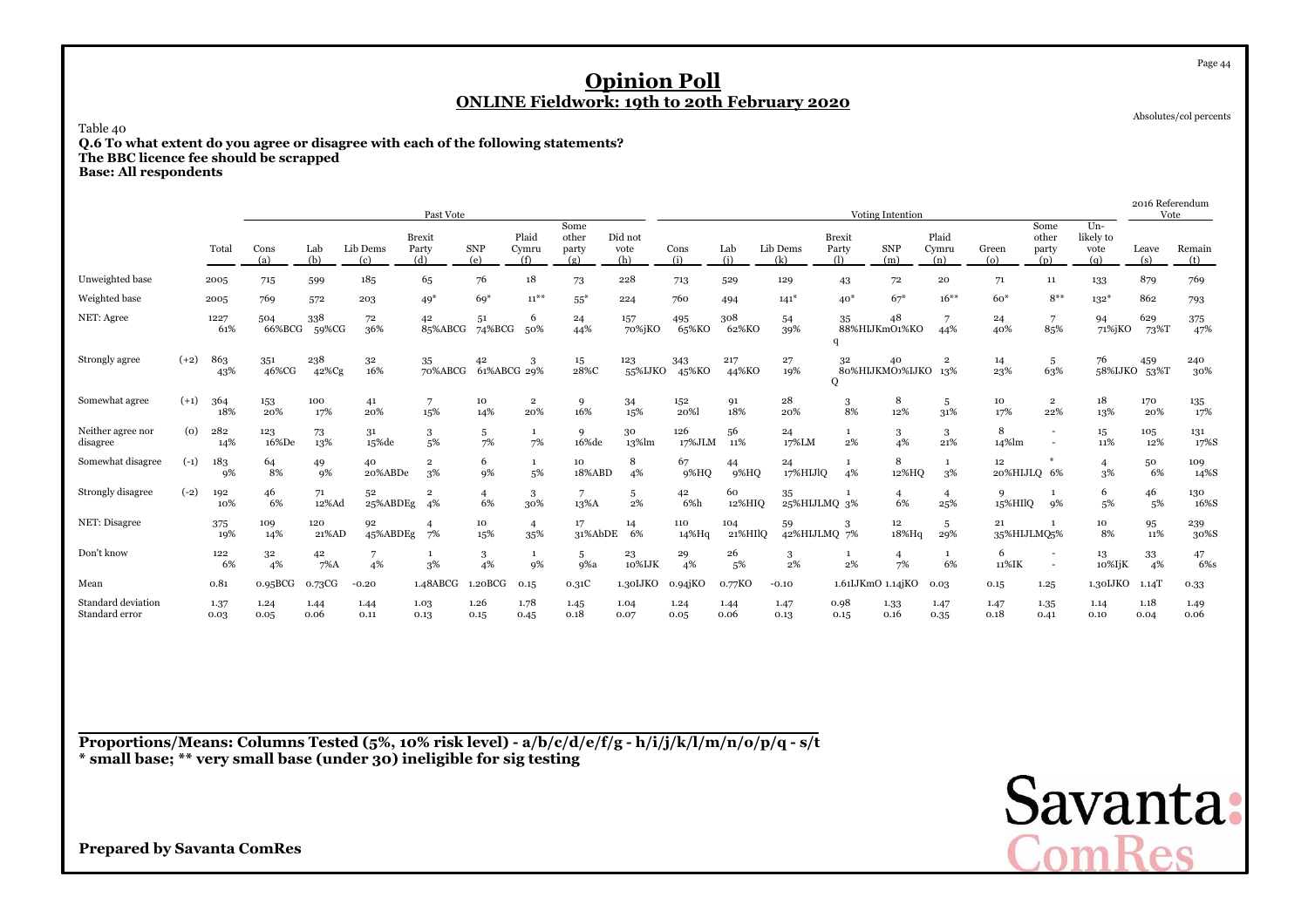# Opinion Poll

## ONLINE Fieldwork: 19th to 20th February 2020

Absolutes/col percents

Table 40

**Q.6 To what extent do you agree or disagree with each of the following statements?**
**The BBC licence fee should be scrapped**
**Base: All respondents**

| | | | Past Vote | | | | | | | | Voting Intention | | | | | | | | | | 2016 Referendum Vote | |
|---|---|---|---|---|---|---|---|---|---|---|---|---|---|---|---|---|---|---|---|---|---|---|
| | | Total | Cons (a) | Lab (b) | Lib Dems (c) | Brexit Party (d) | SNP (e) | Plaid Cymru (f) | Some other party (g) | Did not vote (h) | Cons (i) | Lab (j) | Lib Dems (k) | Brexit Party (l) | SNP (m) | Plaid Cymru (n) | Green (o) | Some other party (p) | Un-likely to vote (q) | Leave (s) | Remain (t) |
| Unweighted base | | 2005 | 715 | 599 | 185 | 65 | 76 | 18 | 73 | 228 | 713 | 529 | 129 | 43 | 72 | 20 | 71 | 11 | 133 | 879 | 769 |
| Weighted base | | 2005 | 769 | 572 | 203 | 49* | 69* | 11** | 55* | 224 | 760 | 494 | 141* | 40* | 67* | 16** | 60* | 8** | 132* | 862 | 793 |
| NET: Agree | | 1227 61% | 504 66%BCG | 338 59%CG | 72 36% | 42 85%ABCG | 51 74%BCG | 6 50% | 24 44% | 157 70%jKO | 495 65%KO | 308 62%KO | 54 39% | 35 88%HIJKmO q | 48 71%KO | 7 44% | 24 40% | 7 85% | 94 71%jKO | 629 73%T | 375 47% |
| Strongly agree | (+2) | 863 43% | 351 46%CG | 238 42%Cg | 32 16% | 35 70%ABCG | 42 61%ABCG | 3 29% | 15 28%C | 123 55%IJKO | 343 45%KO | 217 44%KO | 27 19% | 32 80%HIJKMO Q | 40 60%IJKO | 2 13% | 14 23% | 5 63% | 76 58%IJKO | 459 53%T | 240 30% |
| Somewhat agree | (+1) | 364 18% | 153 20% | 100 17% | 41 20% | 7 15% | 10 14% | 2 20% | 9 16% | 34 15% | 152 20%l | 91 18% | 28 20% | 3 8% | 8 12% | 5 31% | 10 17% | 2 22% | 18 13% | 170 20% | 135 17% |
| Neither agree nor disagree | (0) | 282 14% | 123 16%De | 73 13% | 31 15%de | 3 5% | 5 7% | 1 7% | 9 16%de | 30 13%lm | 126 17%JLM | 56 11% | 24 17%LM | 1 2% | 3 4% | 3 21% | 8 14%lm | - - | 15 11% | 105 12% | 131 17%S |
| Somewhat disagree | (-1) | 183 9% | 64 8% | 49 9% | 40 20%ABDe | 2 3% | 6 9% | 1 5% | 10 18%ABD | 8 4% | 67 9%HQ | 44 9%HQ | 24 17%HIJlQ | 1 4% | 8 12%HQ | 1 3% | 12 20%HIJLQ | * 6% | 4 3% | 50 6% | 109 14%S |
| Strongly disagree | (-2) | 192 10% | 46 6% | 71 12%Ad | 52 25%ABDEg | 2 4% | 4 6% | 3 30% | 7 13%A | 5 2% | 42 6%h | 60 12%HIQ | 35 25%HIJLMQ | 1 3% | 4 6% | 4 25% | 9 15%HIlQ | 1 9% | 6 5% | 46 5% | 130 16%S |
| NET: Disagree | | 375 19% | 109 14% | 120 21%AD | 92 45%ABDEg | 4 7% | 10 15% | 4 35% | 17 31%AbDE | 14 6% | 110 14%Hq | 104 21%HIlQ | 59 42%HIJLMQ | 3 7% | 12 18%Hq | 5 29% | 21 35%HIJLMQ | 1 5% | 10 8% | 95 11% | 239 30%S |
| Don't know | | 122 6% | 32 4% | 42 7%A | 7 4% | 1 3% | 3 4% | 1 9% | 5 9%a | 23 10%IJK | 29 4% | 26 5% | 3 2% | 1 2% | 4 7% | 1 6% | 6 11%IK | - - | 13 10%IjK | 33 4% | 47 6%s |
| Mean | | 0.81 | 0.95BCG | 0.73CG | -0.20 | 1.48ABCG | 1.20BCG | 0.15 | 0.31C | 1.30IJKO | 0.94jKO | 0.77KO | -0.10 | 1.61IJKmO | 1.14jKO | 0.03 | 0.15 | 1.25 | 1.30IJKO | 1.14T | 0.33 |
| Standard deviation | | 1.37 | 1.24 | 1.44 | 1.44 | 1.03 | 1.26 | 1.78 | 1.45 | 1.04 | 1.24 | 1.44 | 1.47 | 0.98 | 1.33 | 1.47 | 1.47 | 1.35 | 1.14 | 1.18 | 1.49 |
| Standard error | | 0.03 | 0.05 | 0.06 | 0.11 | 0.13 | 0.15 | 0.45 | 0.18 | 0.07 | 0.05 | 0.06 | 0.13 | 0.15 | 0.16 | 0.35 | 0.18 | 0.41 | 0.10 | 0.04 | 0.06 |

**Proportions/Means: Columns Tested (5%, 10% risk level) - a/b/c/d/e/f/g - h/i/j/k/l/m/n/o/p/q - s/t**
*** small base; ** very small base (under 30) ineligible for sig testing**

**Prepared by Savanta ComRes**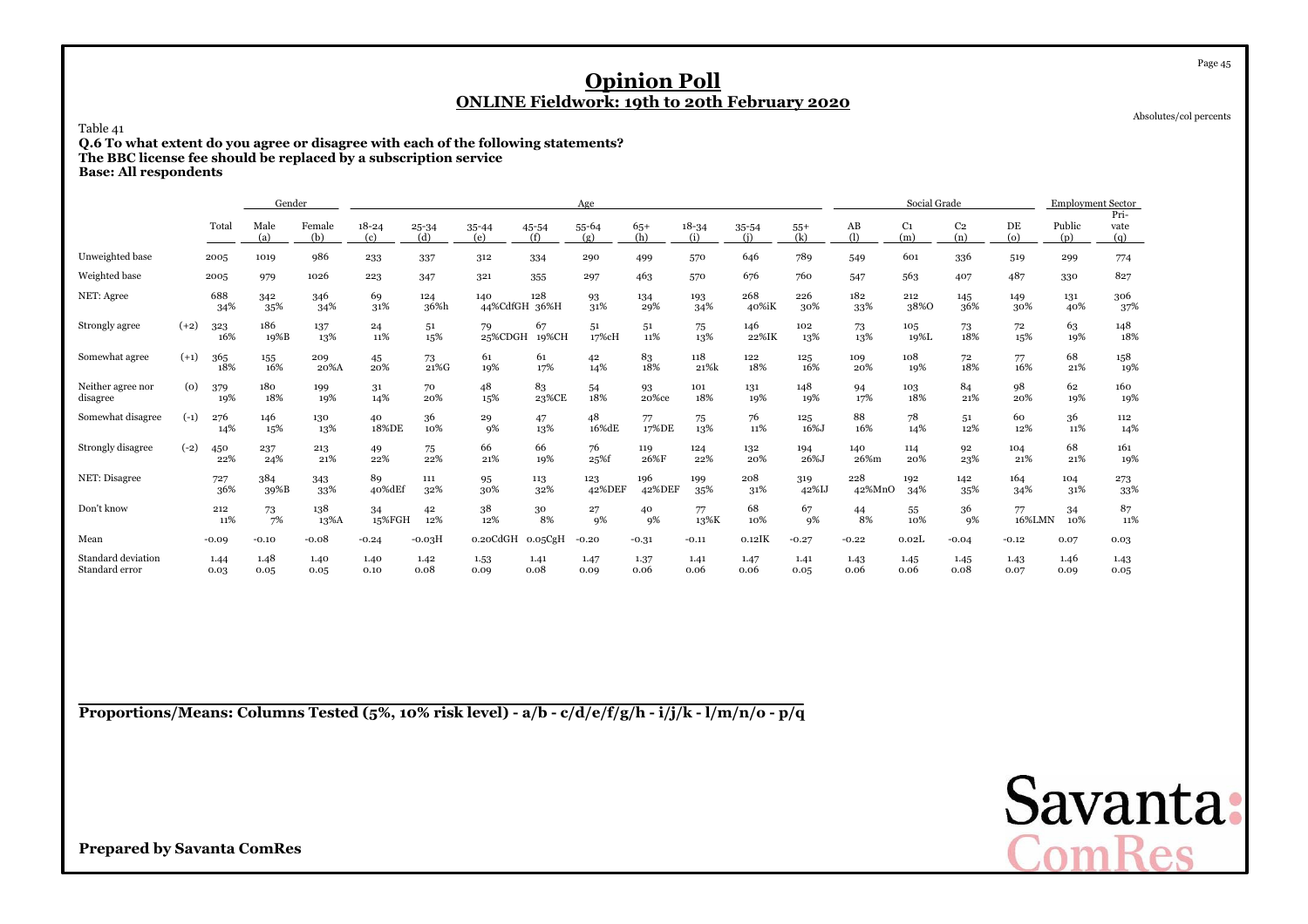# Opinion Poll

## ONLINE Fieldwork: 19th to 20th February 2020

Absolutes/col percents

Table 41

**Q.6 To what extent do you agree or disagree with each of the following statements?**
**The BBC license fee should be replaced by a subscription service**
**Base: All respondents**

| | | Total | Gender | | Age | | | | | | | | | Social Grade | | | | Employment Sector | |
|---|---|---|---|---|---|---|---|---|---|---|---|---|---|---|---|---|---|---|---|
| | | | Male (a) | Female (b) | 18-24 (c) | 25-34 (d) | 35-44 (e) | 45-54 (f) | 55-64 (g) | 65+ (h) | 18-34 (i) | 35-54 (j) | 55+ (k) | AB (l) | C1 (m) | C2 (n) | DE (o) | Public (p) | Private (q) |
| Unweighted base | | 2005 | 1019 | 986 | 233 | 337 | 312 | 334 | 290 | 499 | 570 | 646 | 789 | 549 | 601 | 336 | 519 | 299 | 774 |
| Weighted base | | 2005 | 979 | 1026 | 223 | 347 | 321 | 355 | 297 | 463 | 570 | 676 | 760 | 547 | 563 | 407 | 487 | 330 | 827 |
| NET: Agree | | 688 | 342 | 346 | 69 | 124 | 140 | 128 | 93 | 134 | 193 | 268 | 226 | 182 | 212 | 145 | 149 | 131 | 306 |
| | | 34% | 35% | 34% | 31% | 36%h | 44%CdfGH | 36%H | 31% | 29% | 34% | 40%iK | 30% | 33% | 38%O | 36% | 30% | 40% | 37% |
| Strongly agree | (+2) | 323 | 186 | 137 | 24 | 51 | 79 | 67 | 51 | 51 | 75 | 146 | 102 | 73 | 105 | 73 | 72 | 63 | 148 |
| | | 16% | 19%B | 13% | 11% | 15% | 25%CDGH | 19%CH | 17%cH | 11% | 13% | 22%IK | 13% | 13% | 19%L | 18% | 15% | 19% | 18% |
| Somewhat agree | (+1) | 365 | 155 | 209 | 45 | 73 | 61 | 61 | 42 | 83 | 118 | 122 | 125 | 109 | 108 | 72 | 77 | 68 | 158 |
| | | 18% | 16% | 20%A | 20% | 21%G | 19% | 17% | 14% | 18% | 21%k | 18% | 16% | 20% | 19% | 18% | 16% | 21% | 19% |
| Neither agree nor disagree | (0) | 379 | 180 | 199 | 31 | 70 | 48 | 83 | 54 | 93 | 101 | 131 | 148 | 94 | 103 | 84 | 98 | 62 | 160 |
| | | 19% | 18% | 19% | 14% | 20% | 15% | 23%CE | 18% | 20%ce | 18% | 19% | 19% | 17% | 18% | 21% | 20% | 19% | 19% |
| Somewhat disagree | (-1) | 276 | 146 | 130 | 40 | 36 | 29 | 47 | 48 | 77 | 75 | 76 | 125 | 88 | 78 | 51 | 60 | 36 | 112 |
| | | 14% | 15% | 13% | 18%DE | 10% | 9% | 13% | 16%dE | 17%DE | 13% | 11% | 16%J | 16% | 14% | 12% | 12% | 11% | 14% |
| Strongly disagree | (-2) | 450 | 237 | 213 | 49 | 75 | 66 | 66 | 76 | 119 | 124 | 132 | 194 | 140 | 114 | 92 | 104 | 68 | 161 |
| | | 22% | 24% | 21% | 22% | 22% | 21% | 19% | 25%f | 26%F | 22% | 20% | 26%J | 26%m | 20% | 23% | 21% | 21% | 19% |
| NET: Disagree | | 727 | 384 | 343 | 89 | 111 | 95 | 113 | 123 | 196 | 199 | 208 | 319 | 228 | 192 | 142 | 164 | 104 | 273 |
| | | 36% | 39%B | 33% | 40%dEf | 32% | 30% | 32% | 42%DEF | 42%DEF | 35% | 31% | 42%IJ | 42%MnO | 34% | 35% | 34% | 31% | 33% |
| Don't know | | 212 | 73 | 138 | 34 | 42 | 38 | 30 | 27 | 40 | 77 | 68 | 67 | 44 | 55 | 36 | 77 | 34 | 87 |
| | | 11% | 7% | 13%A | 15%FGH | 12% | 12% | 8% | 9% | 9% | 13%K | 10% | 9% | 8% | 10% | 9% | 16%LMN | 10% | 11% |
| Mean | | -0.09 | -0.10 | -0.08 | -0.24 | -0.03H | 0.20CdGH | 0.05CgH | -0.20 | -0.31 | -0.11 | 0.12IK | -0.27 | -0.22 | 0.02L | -0.04 | -0.12 | 0.07 | 0.03 |
| Standard deviation | | 1.44 | 1.48 | 1.40 | 1.40 | 1.42 | 1.53 | 1.41 | 1.47 | 1.37 | 1.41 | 1.47 | 1.41 | 1.43 | 1.45 | 1.45 | 1.43 | 1.46 | 1.43 |
| Standard error | | 0.03 | 0.05 | 0.05 | 0.10 | 0.08 | 0.09 | 0.08 | 0.09 | 0.06 | 0.06 | 0.06 | 0.05 | 0.06 | 0.06 | 0.08 | 0.07 | 0.09 | 0.05 |

**Proportions/Means: Columns Tested (5%, 10% risk level) - a/b - c/d/e/f/g/h - i/j/k - l/m/n/o - p/q**

**Prepared by Savanta ComRes**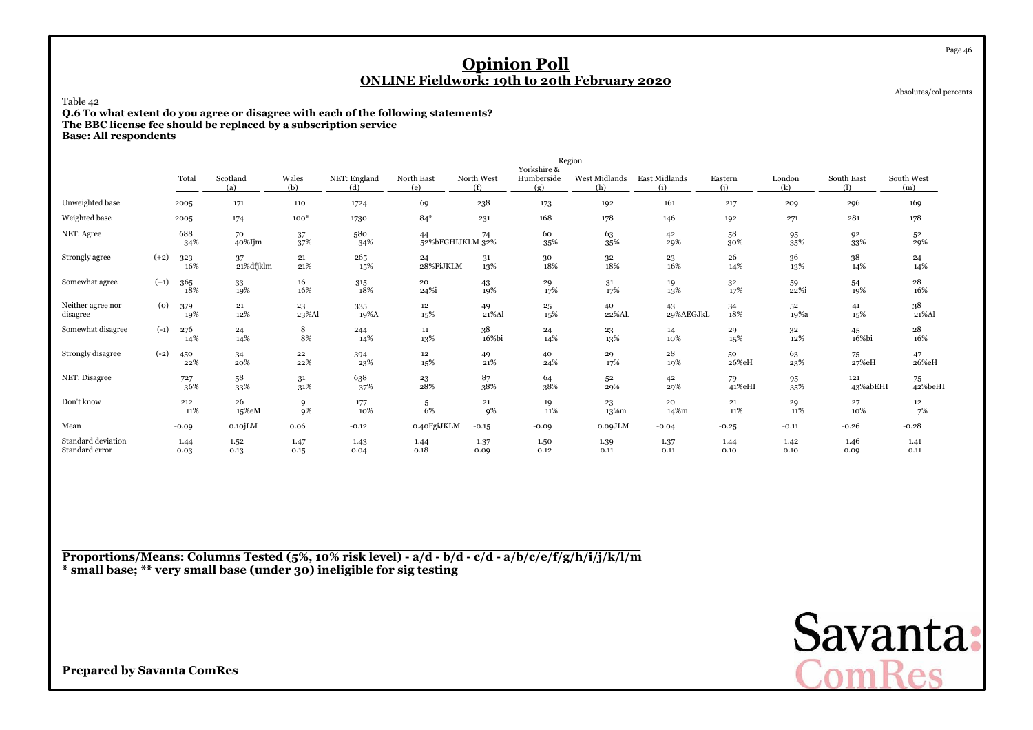# Opinion Poll

## ONLINE Fieldwork: 19th to 20th February 2020

Absolutes/col percents

Table 42

**Q.6 To what extent do you agree or disagree with each of the following statements?**
**The BBC license fee should be replaced by a subscription service**
**Base: All respondents**

| | | Total | Scotland (a) | Wales (b) | NET: England (d) | North East (e) | North West (f) | Yorkshire & Humberside (g) | West Midlands (h) | East Midlands (i) | Eastern (j) | London (k) | South East (l) | South West (m) |
|---|---|---|---|---|---|---|---|---|---|---|---|---|---|---|
| | | | Region | | | | | | | | | | | |
| Unweighted base | | 2005 | 171 | 110 | 1724 | 69 | 238 | 173 | 192 | 161 | 217 | 209 | 296 | 169 |
| Weighted base | | 2005 | 174 | 100* | 1730 | 84* | 231 | 168 | 178 | 146 | 192 | 271 | 281 | 178 |
| NET: Agree | | 688<br>34% | 70<br>40%Ijm | 37<br>37% | 580<br>34% | 44<br>52%bFGHIJKLM | 74<br>32% | 60<br>35% | 63<br>35% | 42<br>29% | 58<br>30% | 95<br>35% | 92<br>33% | 52<br>29% |
| Strongly agree | (+2) | 323<br>16% | 37<br>21%dfjklm | 21<br>21% | 265<br>15% | 24<br>28%FiJKLM | 31<br>13% | 30<br>18% | 32<br>18% | 23<br>16% | 26<br>14% | 36<br>13% | 38<br>14% | 24<br>14% |
| Somewhat agree | (+1) | 365<br>18% | 33<br>19% | 16<br>16% | 315<br>18% | 20<br>24%i | 43<br>19% | 29<br>17% | 31<br>17% | 19<br>13% | 32<br>17% | 59<br>22%i | 54<br>19% | 28<br>16% |
| Neither agree nor disagree | (0) | 379<br>19% | 21<br>12% | 23<br>23%Al | 335<br>19%A | 12<br>15% | 49<br>21%Al | 25<br>15% | 40<br>22%AL | 43<br>29%AEGJkL | 34<br>18% | 52<br>19%a | 41<br>15% | 38<br>21%Al |
| Somewhat disagree | (-1) | 276<br>14% | 24<br>14% | 8<br>8% | 244<br>14% | 11<br>13% | 38<br>16%bi | 24<br>14% | 23<br>13% | 14<br>10% | 29<br>15% | 32<br>12% | 45<br>16%bi | 28<br>16% |
| Strongly disagree | (-2) | 450<br>22% | 34<br>20% | 22<br>22% | 394<br>23% | 12<br>15% | 49<br>21% | 40<br>24% | 29<br>17% | 28<br>19% | 50<br>26%eH | 63<br>23% | 75<br>27%eH | 47<br>26%eH |
| NET: Disagree | | 727<br>36% | 58<br>33% | 31<br>31% | 638<br>37% | 23<br>28% | 87<br>38% | 64<br>38% | 52<br>29% | 42<br>29% | 79<br>41%eHI | 95<br>35% | 121<br>43%abEHI | 75<br>42%beHI |
| Don't know | | 212<br>11% | 26<br>15%eM | 9<br>9% | 177<br>10% | 5<br>6% | 21<br>9% | 19<br>11% | 23<br>13%m | 20<br>14%m | 21<br>11% | 29<br>11% | 27<br>10% | 12<br>7% |
| Mean | | -0.09 | 0.10jLM | 0.06 | -0.12 | 0.40FgiJKLM | -0.15 | -0.09 | 0.09JLM | -0.04 | -0.25 | -0.11 | -0.26 | -0.28 |
| Standard deviation | | 1.44 | 1.52 | 1.47 | 1.43 | 1.44 | 1.37 | 1.50 | 1.39 | 1.37 | 1.44 | 1.42 | 1.46 | 1.41 |
| Standard error | | 0.03 | 0.13 | 0.15 | 0.04 | 0.18 | 0.09 | 0.12 | 0.11 | 0.11 | 0.10 | 0.10 | 0.09 | 0.11 |

**Proportions/Means: Columns Tested (5%, 10% risk level) - a/d - b/d - c/d - a/b/c/e/f/g/h/i/j/k/l/m**
**\* small base; \*\* very small base (under 30) ineligible for sig testing**

**Prepared by Savanta ComRes**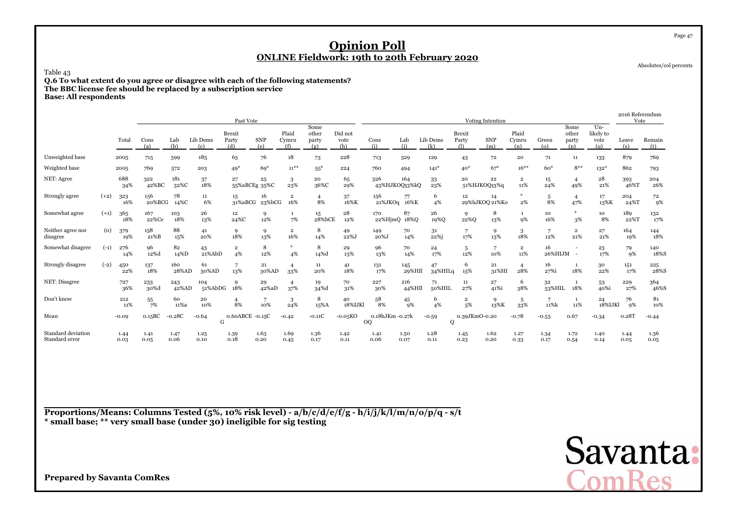# Opinion Poll

## ONLINE Fieldwork: 19th to 20th February 2020

Absolutes/col percents

Table 43

**Q.6 To what extent do you agree or disagree with each of the following statements?**
**The BBC license fee should be replaced by a subscription service**
**Base: All respondents**

| | | | Past Vote | | | | | | | | | Voting Intention | | | | | | | | | 2016 Referendum Vote | |
|---|---|---|---|---|---|---|---|---|---|---|---|---|---|---|---|---|---|---|---|---|---|---|
| | | Total | Cons (a) | Lab (b) | Lib Dems (c) | Brexit Party (d) | SNP (e) | Plaid Cymru (f) | Some other party (g) | Did not vote (h) | Cons (i) | Lab (j) | Lib Dems (k) | Brexit Party (l) | SNP (m) | Plaid Cymru (n) | Green (o) | Some other party (p) | Un-likely to vote (q) | Leave (s) | Remain (t) |
| Unweighted base | | 2005 | 715 | 599 | 185 | 65 | 76 | 18 | 73 | 228 | 713 | 529 | 129 | 43 | 72 | 20 | 71 | 11 | 133 | 879 | 769 |
| Weighted base | | 2005 | 769 | 572 | 203 | 49* | 69* | 11** | 55* | 224 | 760 | 494 | 141* | 40* | 67* | 16** | 60* | 8** | 132* | 862 | 793 |
| NET: Agree | | 688<br>34% | 322<br>42%BC | 181<br>32%C | 37<br>18% | 27<br>55%aBCEg | 25<br>35%C | 3<br>23% | 20<br>36%C | 65<br>29% | 326<br>43%HJKOQ | 164<br>33%kQ | 33<br>23% | 20<br>51%HJKOQ | 22<br>33%q | 2<br>11% | 15<br>24% | 4<br>49% | 28<br>21% | 393<br>46%T | 204<br>26% |
| Strongly agree | (+2) | 323<br>16% | 156<br>20%BCG | 78<br>14%C | 11<br>6% | 15<br>31%aBCG | 16<br>23%bCG | 2<br>16% | 4<br>8% | 37<br>16%K | 156<br>21%JKOq | 77<br>16%K | 6<br>4% | 12<br>29%hJKOQ | 14<br>21%Ko | *<br>2% | 5<br>8% | 4<br>47% | 17<br>13%K | 204<br>24%T | 72<br>9% |
| Somewhat agree | (+1) | 365<br>18% | 167<br>22%Ce | 103<br>18% | 26<br>13% | 12<br>24%C | 9<br>12% | 1<br>7% | 15<br>28%bCE | 28<br>12% | 170<br>22%HjmQ | 87<br>18%Q | 26<br>19%Q | 9<br>22%Q | 8<br>13% | 1<br>9% | 10<br>16% | *<br>3% | 10<br>8% | 189<br>22%T | 132<br>17% |
| Neither agree nor disagree | (0) | 379<br>19% | 158<br>21%B | 88<br>15% | 41<br>20% | 9<br>18% | 9<br>13% | 2<br>16% | 8<br>14% | 49<br>22%J | 149<br>20%J | 70<br>14% | 31<br>22%j | 7<br>17% | 9<br>13% | 3<br>18% | 7<br>12% | 2<br>21% | 27<br>21% | 164<br>19% | 144<br>18% |
| Somewhat disagree | (-1) | 276<br>14% | 96<br>12%d | 82<br>14%D | 43<br>21%AbD | 2<br>4% | 8<br>12% | *<br>4% | 8<br>14%d | 29<br>13% | 96<br>13% | 70<br>14% | 24<br>17% | 5<br>12% | 7<br>10% | 2<br>11% | 16<br>26%HIJM | - | 23<br>17% | 79<br>9% | 140<br>18%S |
| Strongly disagree | (-2) | 450<br>22% | 137<br>18% | 160<br>28%AD | 61<br>30%AD | 7<br>13% | 21<br>30%AD | 4<br>33% | 11<br>20% | 41<br>18% | 131<br>17% | 145<br>29%HIl | 47<br>34%HILq | 6<br>15% | 21<br>31%HI | 4<br>28% | 16<br>27%i | 1<br>18% | 30<br>22% | 151<br>17% | 225<br>28%S |
| NET: Disagree | | 727<br>36% | 233<br>30%d | 243<br>42%AD | 104<br>51%AbDG | 9<br>18% | 29<br>42%aD | 4<br>37% | 19<br>34%d | 70<br>31% | 227<br>30% | 216<br>44%HIl | 71<br>50%HIL | 11<br>27% | 27<br>41%i | 6<br>38% | 32<br>53%HIL | 1<br>18% | 53<br>40%i | 229<br>27% | 364<br>46%S |
| Don't know | | 212<br>11% | 55<br>7% | 60<br>11%a | 20<br>10% | 4<br>8% | 7<br>10% | 3<br>24% | 8<br>15%A | 40<br>18%IJKl | 58<br>8% | 45<br>9% | 6<br>4% | 2<br>5% | 9<br>13%K | 5<br>33% | 7<br>11%k | 1<br>11% | 24<br>18%IJKl | 76<br>9% | 81<br>10% |
| Mean | | -0.09 | 0.15BC | -0.28C | -0.64 | 0.60ABCE G | -0.15C | -0.42 | -0.11C | -0.05KO | 0.18hJKm OQ | -0.27k | -0.59 | 0.39JKmO Q | -0.20 | -0.78 | -0.53 | 0.67 | -0.34 | 0.28T | -0.44 |
| Standard deviation | | 1.44 | 1.41 | 1.47 | 1.25 | 1.39 | 1.63 | 1.69 | 1.36 | 1.42 | 1.41 | 1.50 | 1.28 | 1.45 | 1.62 | 1.27 | 1.34 | 1.72 | 1.40 | 1.44 | 1.36 |
| Standard error | | 0.03 | 0.05 | 0.06 | 0.10 | 0.18 | 0.20 | 0.45 | 0.17 | 0.11 | 0.06 | 0.07 | 0.11 | 0.23 | 0.20 | 0.33 | 0.17 | 0.54 | 0.14 | 0.05 | 0.05 |

**Proportions/Means: Columns Tested (5%, 10% risk level) - a/b/c/d/e/f/g - h/i/j/k/l/m/n/o/p/q - s/t**
*** small base; ** very small base (under 30) ineligible for sig testing**

**Prepared by Savanta ComRes**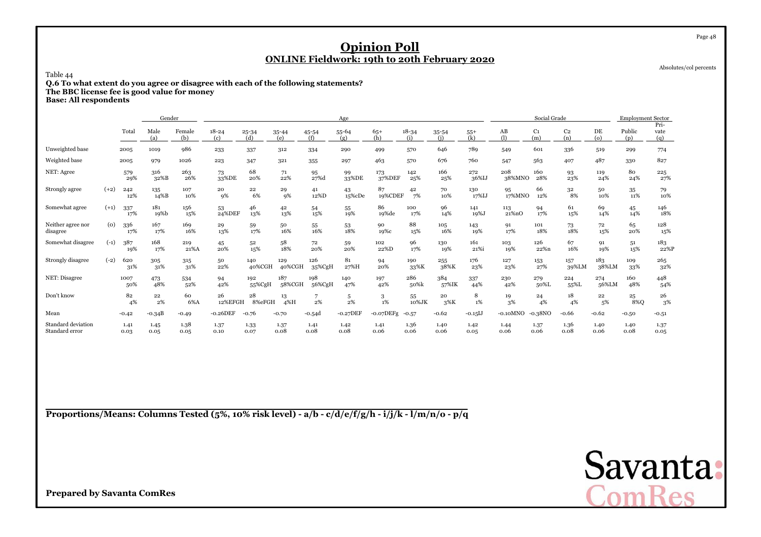# Opinion Poll

## ONLINE Fieldwork: 19th to 20th February 2020

Absolutes/col percents

Table 44

**Q.6 To what extent do you agree or disagree with each of the following statements?**
**The BBC license fee is good value for money**
**Base: All respondents**

| | | | Gender | | Age | | | | | | | | | Social Grade | | | | Employment Sector | |
|---|---|---|---|---|---|---|---|---|---|---|---|---|---|---|---|---|---|---|---|
| | | Total | Male (a) | Female (b) | 18-24 (c) | 25-34 (d) | 35-44 (e) | 45-54 (f) | 55-64 (g) | 65+ (h) | 18-34 (i) | 35-54 (j) | 55+ (k) | AB (l) | C1 (m) | C2 (n) | DE (o) | Public (p) | Pri-vate (q) |
| Unweighted base | | 2005 | 1019 | 986 | 233 | 337 | 312 | 334 | 290 | 499 | 570 | 646 | 789 | 549 | 601 | 336 | 519 | 299 | 774 |
| Weighted base | | 2005 | 979 | 1026 | 223 | 347 | 321 | 355 | 297 | 463 | 570 | 676 | 760 | 547 | 563 | 407 | 487 | 330 | 827 |
| NET: Agree | | 579 29% | 316 32%B | 263 26% | 73 33%DE | 68 20% | 71 22% | 95 27%d | 99 33%DE | 173 37%DEF | 142 25% | 166 25% | 272 36%IJ | 208 38%MNO | 160 28% | 93 23% | 119 24% | 80 24% | 225 27% |
| Strongly agree | (+2) | 242 12% | 135 14%B | 107 10% | 20 9% | 22 6% | 29 9% | 41 12%D | 43 15%cDe | 87 19%CDEF | 42 7% | 70 10% | 130 17%IJ | 95 17%MNO | 66 12% | 32 8% | 50 10% | 35 11% | 79 10% |
| Somewhat agree | (+1) | 337 17% | 181 19%b | 156 15% | 53 24%DEF | 46 13% | 42 13% | 54 15% | 55 19% | 86 19%de | 100 17% | 96 14% | 141 19%J | 113 21%nO | 94 17% | 61 15% | 69 14% | 45 14% | 146 18% |
| Neither agree nor disagree | (0) | 336 17% | 167 17% | 169 16% | 29 13% | 59 17% | 50 16% | 55 16% | 53 18% | 90 19%c | 88 15% | 105 16% | 143 19% | 91 17% | 101 18% | 73 18% | 72 15% | 65 20% | 128 15% |
| Somewhat disagree | (-1) | 387 19% | 168 17% | 219 21%A | 45 20% | 52 15% | 58 18% | 72 20% | 59 20% | 102 22%D | 96 17% | 130 19% | 161 21%i | 103 19% | 126 22%n | 67 16% | 91 19% | 51 15% | 183 22%P |
| Strongly disagree | (-2) | 620 31% | 305 31% | 315 31% | 50 22% | 140 40%CGH | 129 40%CGH | 126 35%CgH | 81 27%H | 94 20% | 190 33%K | 255 38%K | 176 23% | 127 23% | 153 27% | 157 39%LM | 183 38%LM | 109 33% | 265 32% |
| NET: Disagree | | 1007 50% | 473 48% | 534 52% | 94 42% | 192 55%CgH | 187 58%CGH | 198 56%CgH | 140 47% | 197 42% | 286 50%k | 384 57%IK | 337 44% | 230 42% | 279 50%L | 224 55%L | 274 56%LM | 160 48% | 448 54% |
| Don't know | | 82 4% | 22 2% | 60 6%A | 26 12%EFGH | 28 8%eFGH | 13 4%H | 7 2% | 5 2% | 3 1% | 55 10%JK | 20 3%K | 8 1% | 19 3% | 24 4% | 18 4% | 22 5% | 25 8%Q | 26 3% |
| Mean | | -0.42 | -0.34B | -0.49 | -0.26DEF | -0.76 | -0.70 | -0.54d | -0.27DEF | -0.07DEFg | -0.57 | -0.62 | -0.15IJ | -0.10MNO | -0.38NO | -0.66 | -0.62 | -0.50 | -0.51 |
| Standard deviation | | 1.41 | 1.45 | 1.38 | 1.37 | 1.33 | 1.37 | 1.41 | 1.42 | 1.41 | 1.36 | 1.40 | 1.42 | 1.44 | 1.37 | 1.36 | 1.40 | 1.40 | 1.37 |
| Standard error | | 0.03 | 0.05 | 0.05 | 0.10 | 0.07 | 0.08 | 0.08 | 0.08 | 0.06 | 0.06 | 0.06 | 0.05 | 0.06 | 0.06 | 0.08 | 0.06 | 0.08 | 0.05 |

**Proportions/Means: Columns Tested (5%, 10% risk level) - a/b - c/d/e/f/g/h - i/j/k - l/m/n/o - p/q**

**Prepared by Savanta ComRes**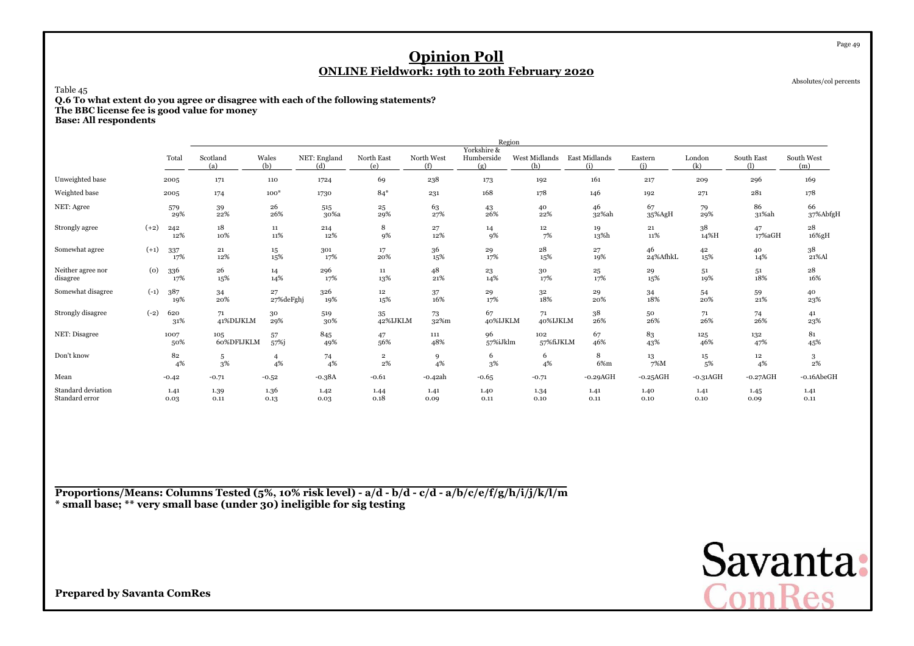# Opinion Poll

## ONLINE Fieldwork: 19th to 20th February 2020

Absolutes/col percents

Table 45

**Q.6 To what extent do you agree or disagree with each of the following statements?**
**The BBC license fee is good value for money**
**Base: All respondents**

| | | Total | Region | | | | | | | | | | | |
|---|---|---|---|---|---|---|---|---|---|---|---|---|---|---|
| | | | Scotland (a) | Wales (b) | NET: England (d) | North East (e) | North West (f) | Yorkshire & Humberside (g) | West Midlands (h) | East Midlands (i) | Eastern (j) | London (k) | South East (l) | South West (m) |
| Unweighted base | | 2005 | 171 | 110 | 1724 | 69 | 238 | 173 | 192 | 161 | 217 | 209 | 296 | 169 |
| Weighted base | | 2005 | 174 | 100* | 1730 | 84* | 231 | 168 | 178 | 146 | 192 | 271 | 281 | 178 |
| NET: Agree | | 579 | 39 | 26 | 515 | 25 | 63 | 43 | 40 | 46 | 67 | 79 | 86 | 66 |
| | | 29% | 22% | 26% | 30%a | 29% | 27% | 26% | 22% | 32%ah | 35%AgH | 29% | 31%ah | 37%AbfgH |
| Strongly agree | (+2) | 242 | 18 | 11 | 214 | 8 | 27 | 14 | 12 | 19 | 21 | 38 | 47 | 28 |
| | | 12% | 10% | 11% | 12% | 9% | 12% | 9% | 7% | 13%h | 11% | 14%H | 17%aGH | 16%gH |
| Somewhat agree | (+1) | 337 | 21 | 15 | 301 | 17 | 36 | 29 | 28 | 27 | 46 | 42 | 40 | 38 |
| | | 17% | 12% | 15% | 17% | 20% | 15% | 17% | 15% | 19% | 24%AfhkL | 15% | 14% | 21%Al |
| Neither agree nor disagree | (0) | 336 | 26 | 14 | 296 | 11 | 48 | 23 | 30 | 25 | 29 | 51 | 51 | 28 |
| | | 17% | 15% | 14% | 17% | 13% | 21% | 14% | 17% | 17% | 15% | 19% | 18% | 16% |
| Somewhat disagree | (-1) | 387 | 34 | 27 | 326 | 12 | 37 | 29 | 32 | 29 | 34 | 54 | 59 | 40 |
| | | 19% | 20% | 27%deFghj | 19% | 15% | 16% | 17% | 18% | 20% | 18% | 20% | 21% | 23% |
| Strongly disagree | (-2) | 620 | 71 | 30 | 519 | 35 | 73 | 67 | 71 | 38 | 50 | 71 | 74 | 41 |
| | | 31% | 41%DIJKLM | 29% | 30% | 42%IJKLM | 32%m | 40%IJKLM | 40%IJKLM | 26% | 26% | 26% | 26% | 23% |
| NET: Disagree | | 1007 | 105 | 57 | 845 | 47 | 111 | 96 | 102 | 67 | 83 | 125 | 132 | 81 |
| | | 50% | 60%DFIJKLM | 57%j | 49% | 56% | 48% | 57%iJklm | 57%fiJKLM | 46% | 43% | 46% | 47% | 45% |
| Don't know | | 82 | 5 | 4 | 74 | 2 | 9 | 6 | 6 | 8 | 13 | 15 | 12 | 3 |
| | | 4% | 3% | 4% | 4% | 2% | 4% | 3% | 4% | 6%m | 7%M | 5% | 4% | 2% |
| Mean | | -0.42 | -0.71 | -0.52 | -0.38A | -0.61 | -0.42ah | -0.65 | -0.71 | -0.29AGH | -0.25AGH | -0.31AGH | -0.27AGH | -0.16AbeGH |
| Standard deviation | | 1.41 | 1.39 | 1.36 | 1.42 | 1.44 | 1.41 | 1.40 | 1.34 | 1.41 | 1.40 | 1.41 | 1.45 | 1.41 |
| Standard error | | 0.03 | 0.11 | 0.13 | 0.03 | 0.18 | 0.09 | 0.11 | 0.10 | 0.11 | 0.10 | 0.10 | 0.09 | 0.11 |

**Proportions/Means: Columns Tested (5%, 10% risk level) - a/d - b/d - c/d - a/b/c/e/f/g/h/i/j/k/l/m**
**\* small base; \*\* very small base (under 30) ineligible for sig testing**

**Prepared by Savanta ComRes**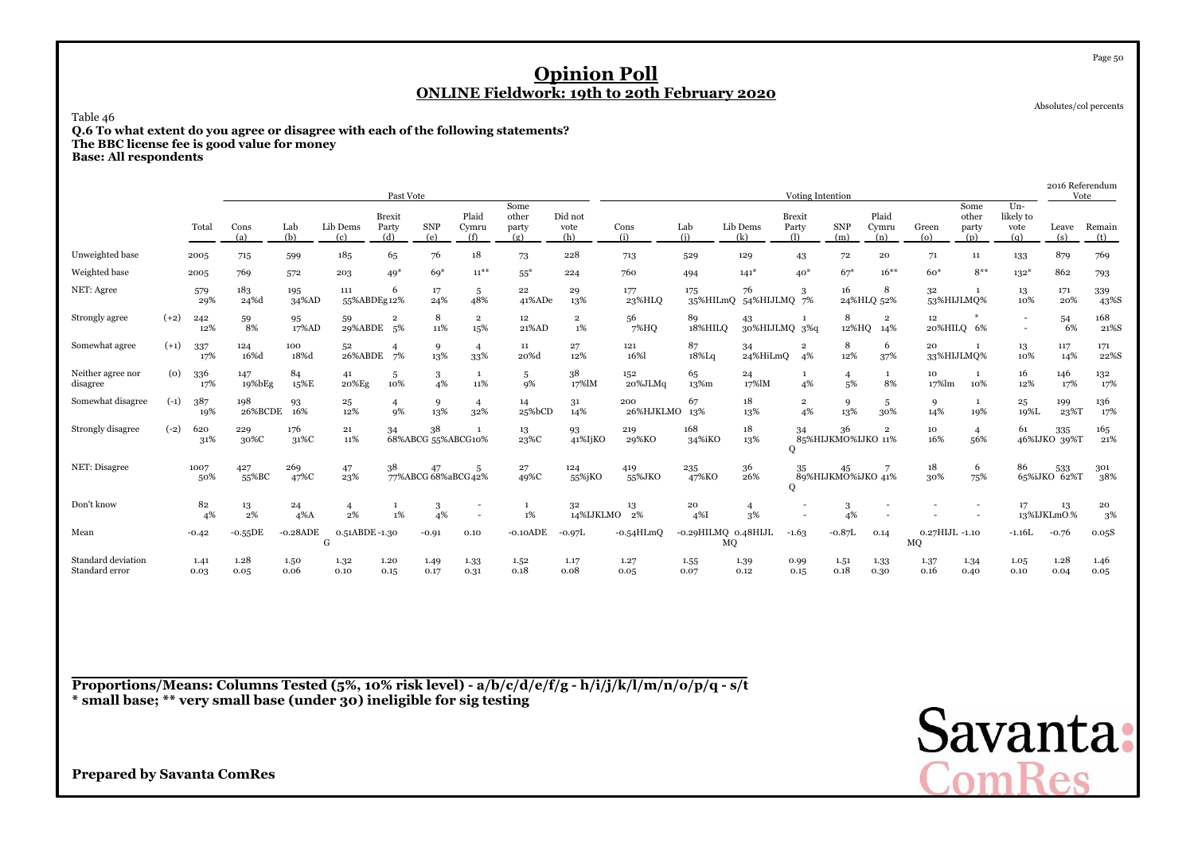# Opinion Poll

**ONLINE Fieldwork: 19th to 20th February 2020**

Absolutes/col percents

Table 46

**Q.6 To what extent do you agree or disagree with each of the following statements?**
**The BBC license fee is good value for money**
**Base: All respondents**

| | | Total | Past Vote: Cons (a) | Past Vote: Lab (b) | Past Vote: Lib Dems (c) | Past Vote: Brexit Party (d) | Past Vote: SNP (e) | Past Vote: Plaid Cymru (f) | Past Vote: Some other party (g) | Past Vote: Did not vote (h) | Voting Intention: Cons (i) | Voting Intention: Lab (j) | Voting Intention: Lib Dems (k) | Voting Intention: Brexit Party (l) | Voting Intention: SNP (m) | Voting Intention: Plaid Cymru (n) | Voting Intention: Green (o) | Voting Intention: Some other party (p) | Voting Intention: Un-likely to vote (q) | 2016 Referendum Vote: Leave (s) | 2016 Referendum Vote: Remain (t) |
|---|---|---|---|---|---|---|---|---|---|---|---|---|---|---|---|---|---|---|---|---|---|
| Unweighted base | | 2005 | 715 | 599 | 185 | 65 | 76 | 18 | 73 | 228 | 713 | 529 | 129 | 43 | 72 | 20 | 71 | 11 | 133 | 879 | 769 |
| Weighted base | | 2005 | 769 | 572 | 203 | 49* | 69* | 11** | 55* | 224 | 760 | 494 | 141* | 40* | 67* | 16** | 60* | 8** | 132* | 862 | 793 |
| NET: Agree | | 579 | 183 | 195 | 111 | 6 | 17 | 5 | 22 | 29 | 177 | 175 | 76 | 3 | 16 | 8 | 32 | 1 | 13 | 171 | 339 |
| | | 29% | 24%d | 34%AD | 55%ABDEg | 12% | 24% | 48% | 41%ADe | 13% | 23%HLQ | 35%HILmQ | 54%HIJLMQ | 7% | 24%HLQ | 52% | 53%HIJLMQ | % | 10% | 20% | 43%S |
| Strongly agree | (+2) | 242 | 59 | 95 | 59 | 2 | 8 | 2 | 12 | 2 | 56 | 89 | 43 | 1 | 8 | 2 | 12 | * | - | 54 | 168 |
| | | 12% | 8% | 17%AD | 29%ABDE | 5% | 11% | 15% | 21%AD | 1% | 7%HQ | 18%HILQ | 30%HIJLMQ | 3%q | 12%HQ | 14% | 20%HILQ | 6% | - | 6% | 21%S |
| Somewhat agree | (+1) | 337 | 124 | 100 | 52 | 4 | 9 | 4 | 11 | 27 | 121 | 87 | 34 | 2 | 8 | 6 | 20 | 1 | 13 | 117 | 171 |
| | | 17% | 16%d | 18%d | 26%ABDE | 7% | 13% | 33% | 20%d | 12% | 16%l | 18%Lq | 24%HiLmQ | 4% | 12% | 37% | 33%HIJLMQ | % | 10% | 14% | 22%S |
| Neither agree nor disagree | (0) | 336 | 147 | 84 | 41 | 5 | 3 | 1 | 5 | 38 | 152 | 65 | 24 | 1 | 4 | 1 | 10 | 1 | 16 | 146 | 132 |
| | | 17% | 19%bEg | 15%E | 20%Eg | 10% | 4% | 11% | 9% | 17%lM | 20%JLMq | 13%m | 17%lM | 4% | 5% | 8% | 17%lm | 10% | 12% | 17% | 17% |
| Somewhat disagree | (-1) | 387 | 198 | 93 | 25 | 4 | 9 | 4 | 14 | 31 | 200 | 67 | 18 | 2 | 9 | 5 | 9 | 1 | 25 | 199 | 136 |
| | | 19% | 26%BCDE | 16% | 12% | 9% | 13% | 32% | 25%bCD | 14% | 26%HJKLMO | 13% | 13% | 4% | 13% | 30% | 14% | 19% | 19%L | 23%T | 17% |
| Strongly disagree | (-2) | 620 | 229 | 176 | 21 | 34 | 38 | 1 | 13 | 93 | 219 | 168 | 18 | 34 | 36 | 2 | 10 | 4 | 61 | 335 | 165 |
| | | 31% | 30%C | 31%C | 11% | 68%ABCG | 55%ABCG | 10% | 23%C | 41%IjKO | 29%KO | 34%iKO | 13% | 85%HIJKMO Q | %HIJKO | 11% | 16% | 56% | 46%IJKO | 39%T | 21% |
| NET: Disagree | | 1007 | 427 | 269 | 47 | 38 | 47 | 5 | 27 | 124 | 419 | 235 | 36 | 35 | 45 | 7 | 18 | 6 | 86 | 533 | 301 |
| | | 50% | 55%BC | 47%C | 23% | 77%ABCG | 68%aBCG | 42% | 49%C | 55%jKO | 55%JKO | 47%KO | 26% | 89%HIJKMO Q | %iJKO | 41% | 30% | 75% | 65%iJKO | 62%T | 38% |
| Don't know | | 82 | 13 | 24 | 4 | 1 | 3 | - | 1 | 32 | 13 | 20 | 4 | - | 3 | - | - | - | 17 | 13 | 20 |
| | | 4% | 2% | 4%A | 2% | 1% | 4% | - | 1% | 14%IJKLMO | 2% | 4%I | 3% | - | 4% | - | - | - | 13%IJKLmO | % | 3% |
| Mean | | -0.42 | -0.55DE | -0.28ADE | 0.51ABDE G | -1.30 | -0.91 | 0.10 | -0.10ADE | -0.97L | -0.54HLmQ | -0.29HILMQ | 0.48HIJL MQ | -1.63 | -0.87L | 0.14 | 0.27HIJL MQ | -1.10 | -1.16L | -0.76 | 0.05S |
| Standard deviation | | 1.41 | 1.28 | 1.50 | 1.32 | 1.20 | 1.49 | 1.33 | 1.52 | 1.17 | 1.27 | 1.55 | 1.39 | 0.99 | 1.51 | 1.33 | 1.37 | 1.34 | 1.05 | 1.28 | 1.46 |
| Standard error | | 0.03 | 0.05 | 0.06 | 0.10 | 0.15 | 0.17 | 0.31 | 0.18 | 0.08 | 0.05 | 0.07 | 0.12 | 0.15 | 0.18 | 0.30 | 0.16 | 0.40 | 0.10 | 0.04 | 0.05 |

**Proportions/Means: Columns Tested (5%, 10% risk level) - a/b/c/d/e/f/g - h/i/j/k/l/m/n/o/p/q - s/t**
**\* small base; \*\* very small base (under 30) ineligible for sig testing**

**Prepared by Savanta ComRes**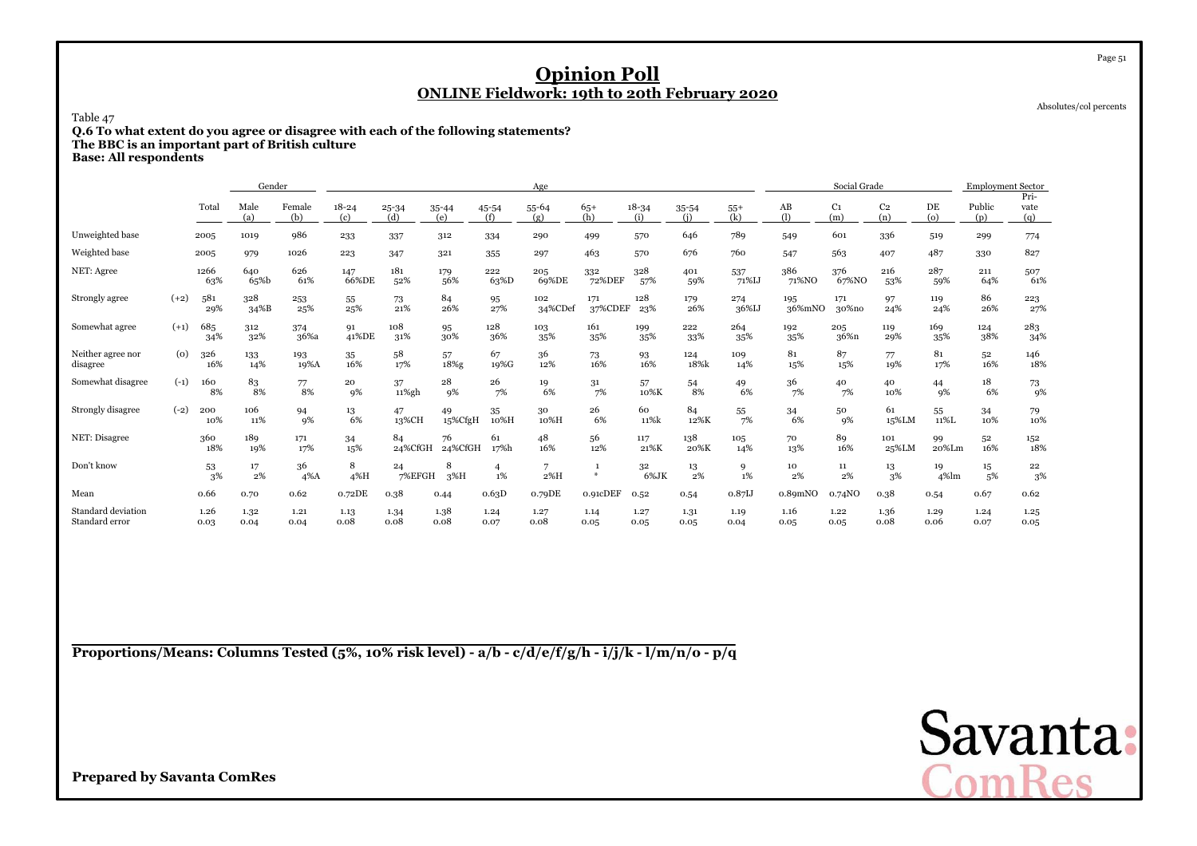# Opinion Poll

## ONLINE Fieldwork: 19th to 20th February 2020

Absolutes/col percents

Table 47

**Q.6 To what extent do you agree or disagree with each of the following statements?**
**The BBC is an important part of British culture**
**Base: All respondents**

| | | Total | Gender | | Age | | | | | | | | | Social Grade | | | | Employment Sector | |
|---|---|---|---|---|---|---|---|---|---|---|---|---|---|---|---|---|---|---|---|
| | | | Male (a) | Female (b) | 18-24 (c) | 25-34 (d) | 35-44 (e) | 45-54 (f) | 55-64 (g) | 65+ (h) | 18-34 (i) | 35-54 (j) | 55+ (k) | AB (l) | C1 (m) | C2 (n) | DE (o) | Public (p) | Pri-vate (q) |
| Unweighted base | | 2005 | 1019 | 986 | 233 | 337 | 312 | 334 | 290 | 499 | 570 | 646 | 789 | 549 | 601 | 336 | 519 | 299 | 774 |
| Weighted base | | 2005 | 979 | 1026 | 223 | 347 | 321 | 355 | 297 | 463 | 570 | 676 | 760 | 547 | 563 | 407 | 487 | 330 | 827 |
| NET: Agree | | 1266 63% | 640 65%b | 626 61% | 147 66%DE | 181 52% | 179 56% | 222 63%D | 205 69%DE | 332 72%DEF | 328 57% | 401 59% | 537 71%IJ | 386 71%NO | 376 67%NO | 216 53% | 287 59% | 211 64% | 507 61% |
| Strongly agree | (+2) | 581 29% | 328 34%B | 253 25% | 55 25% | 73 21% | 84 26% | 95 27% | 102 34%CDef | 171 37%CDEF | 128 23% | 179 26% | 274 36%IJ | 195 36%mNO | 171 30%no | 97 24% | 119 24% | 86 26% | 223 27% |
| Somewhat agree | (+1) | 685 34% | 312 32% | 374 36%a | 91 41%DE | 108 31% | 95 30% | 128 36% | 103 35% | 161 35% | 199 35% | 222 33% | 264 35% | 192 35% | 205 36%n | 119 29% | 169 35% | 124 38% | 283 34% |
| Neither agree nor disagree | (0) | 326 16% | 133 14% | 193 19%A | 35 16% | 58 17% | 57 18%g | 67 19%G | 36 12% | 73 16% | 93 16% | 124 18%k | 109 14% | 81 15% | 87 15% | 77 19% | 81 17% | 52 16% | 146 18% |
| Somewhat disagree | (-1) | 160 8% | 83 8% | 77 8% | 20 9% | 37 11%gh | 28 9% | 26 7% | 19 6% | 31 7% | 57 10%K | 54 8% | 49 6% | 36 7% | 40 7% | 40 10% | 44 9% | 18 6% | 73 9% |
| Strongly disagree | (-2) | 200 10% | 106 11% | 94 9% | 13 6% | 47 13%CH | 49 15%CfgH | 35 10%H | 30 10%H | 26 6% | 60 11%k | 84 12%K | 55 7% | 34 6% | 50 9% | 61 15%LM | 55 11%L | 34 10% | 79 10% |
| NET: Disagree | | 360 18% | 189 19% | 171 17% | 34 15% | 84 24%CfGH | 76 24%CfGH | 61 17%h | 48 16% | 56 12% | 117 21%K | 138 20%K | 105 14% | 70 13% | 89 16% | 101 25%LM | 99 20%Lm | 52 16% | 152 18% |
| Don't know | | 53 3% | 17 2% | 36 4%A | 8 4%H | 24 7%EFGH | 8 3%H | 4 1% | 7 2%H | 1 * | 32 6%JK | 13 2% | 9 1% | 10 2% | 11 2% | 13 3% | 19 4%lm | 15 5% | 22 3% |
| Mean | | 0.66 | 0.70 | 0.62 | 0.72DE | 0.38 | 0.44 | 0.63D | 0.79DE | 0.91cDEF | 0.52 | 0.54 | 0.87IJ | 0.89mNO | 0.74NO | 0.38 | 0.54 | 0.67 | 0.62 |
| Standard deviation | | 1.26 | 1.32 | 1.21 | 1.13 | 1.34 | 1.38 | 1.24 | 1.27 | 1.14 | 1.27 | 1.31 | 1.19 | 1.16 | 1.22 | 1.36 | 1.29 | 1.24 | 1.25 |
| Standard error | | 0.03 | 0.04 | 0.04 | 0.08 | 0.08 | 0.08 | 0.07 | 0.08 | 0.05 | 0.05 | 0.05 | 0.04 | 0.05 | 0.05 | 0.08 | 0.06 | 0.07 | 0.05 |

**Proportions/Means: Columns Tested (5%, 10% risk level) - a/b - c/d/e/f/g/h - i/j/k - l/m/n/o - p/q**

**Prepared by Savanta ComRes**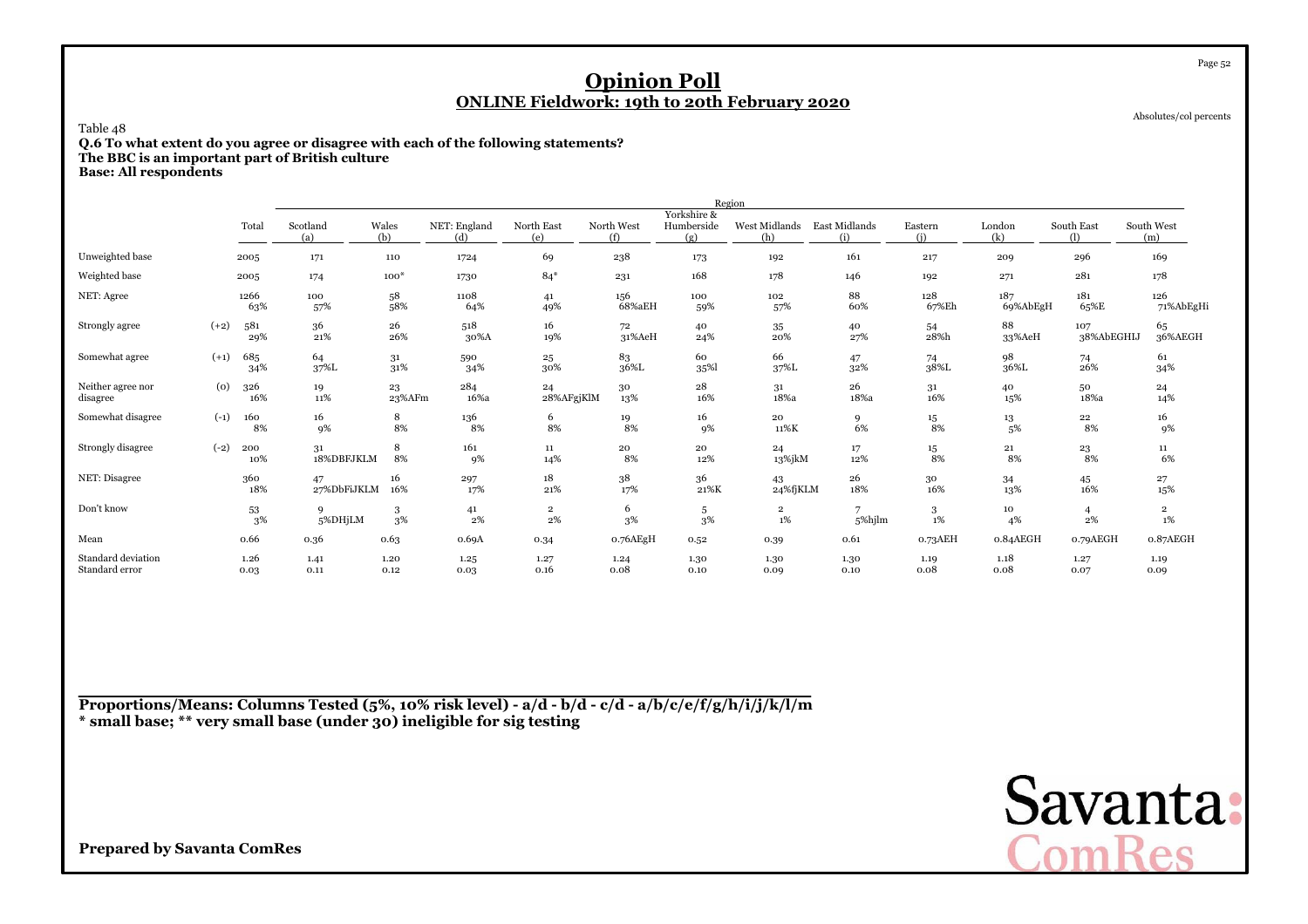# Opinion Poll

## ONLINE Fieldwork: 19th to 20th February 2020

Absolutes/col percents

Table 48

**Q.6 To what extent do you agree or disagree with each of the following statements?**
**The BBC is an important part of British culture**
**Base: All respondents**

| | | Total | Region | | | | | | | | | | | |
|---|---|---|---|---|---|---|---|---|---|---|---|---|---|---|
| | | | Scotland (a) | Wales (b) | NET: England (d) | North East (e) | North West (f) | Yorkshire & Humberside (g) | West Midlands (h) | East Midlands (i) | Eastern (j) | London (k) | South East (l) | South West (m) |
| Unweighted base | | 2005 | 171 | 110 | 1724 | 69 | 238 | 173 | 192 | 161 | 217 | 209 | 296 | 169 |
| Weighted base | | 2005 | 174 | 100* | 1730 | 84* | 231 | 168 | 178 | 146 | 192 | 271 | 281 | 178 |
| NET: Agree | | 1266 | 100 | 58 | 1108 | 41 | 156 | 100 | 102 | 88 | 128 | 187 | 181 | 126 |
| | | 63% | 57% | 58% | 64% | 49% | 68%aEH | 59% | 57% | 60% | 67%Eh | 69%AbEgH | 65%E | 71%AbEgHi |
| Strongly agree | (+2) | 581 | 36 | 26 | 518 | 16 | 72 | 40 | 35 | 40 | 54 | 88 | 107 | 65 |
| | | 29% | 21% | 26% | 30%A | 19% | 31%AeH | 24% | 20% | 27% | 28%h | 33%AeH | 38%AbEGHIJ | 36%AEGH |
| Somewhat agree | (+1) | 685 | 64 | 31 | 590 | 25 | 83 | 60 | 66 | 47 | 74 | 98 | 74 | 61 |
| | | 34% | 37%L | 31% | 34% | 30% | 36%L | 35%l | 37%L | 32% | 38%L | 36%L | 26% | 34% |
| Neither agree nor disagree | (0) | 326 | 19 | 23 | 284 | 24 | 30 | 28 | 31 | 26 | 31 | 40 | 50 | 24 |
| | | 16% | 11% | 23%AFm | 16%a | 28%AFgjKlM | 13% | 16% | 18%a | 18%a | 16% | 15% | 18%a | 14% |
| Somewhat disagree | (-1) | 160 | 16 | 8 | 136 | 6 | 19 | 16 | 20 | 9 | 15 | 13 | 22 | 16 |
| | | 8% | 9% | 8% | 8% | 8% | 8% | 9% | 11%K | 6% | 8% | 5% | 8% | 9% |
| Strongly disagree | (-2) | 200 | 31 | 8 | 161 | 11 | 20 | 20 | 24 | 17 | 15 | 21 | 23 | 11 |
| | | 10% | 18%DBFJKLM | 8% | 9% | 14% | 8% | 12% | 13%jkM | 12% | 8% | 8% | 8% | 6% |
| NET: Disagree | | 360 | 47 | 16 | 297 | 18 | 38 | 36 | 43 | 26 | 30 | 34 | 45 | 27 |
| | | 18% | 27%DbFiJKLM | 16% | 17% | 21% | 17% | 21%K | 24%fJKLM | 18% | 16% | 13% | 16% | 15% |
| Don't know | | 53 | 9 | 3 | 41 | 2 | 6 | 5 | 2 | 7 | 3 | 10 | 4 | 2 |
| | | 3% | 5%DHjLM | 3% | 2% | 2% | 3% | 3% | 1% | 5%hjlm | 1% | 4% | 2% | 1% |
| Mean | | 0.66 | 0.36 | 0.63 | 0.69A | 0.34 | 0.76AEgH | 0.52 | 0.39 | 0.61 | 0.73AEH | 0.84AEGH | 0.79AEGH | 0.87AEGH |
| Standard deviation | | 1.26 | 1.41 | 1.20 | 1.25 | 1.27 | 1.24 | 1.30 | 1.30 | 1.30 | 1.19 | 1.18 | 1.27 | 1.19 |
| Standard error | | 0.03 | 0.11 | 0.12 | 0.03 | 0.16 | 0.08 | 0.10 | 0.09 | 0.10 | 0.08 | 0.08 | 0.07 | 0.09 |

**Proportions/Means: Columns Tested (5%, 10% risk level) - a/d - b/d - c/d - a/b/c/e/f/g/h/i/j/k/l/m**
**\* small base; \*\* very small base (under 30) ineligible for sig testing**

**Prepared by Savanta ComRes**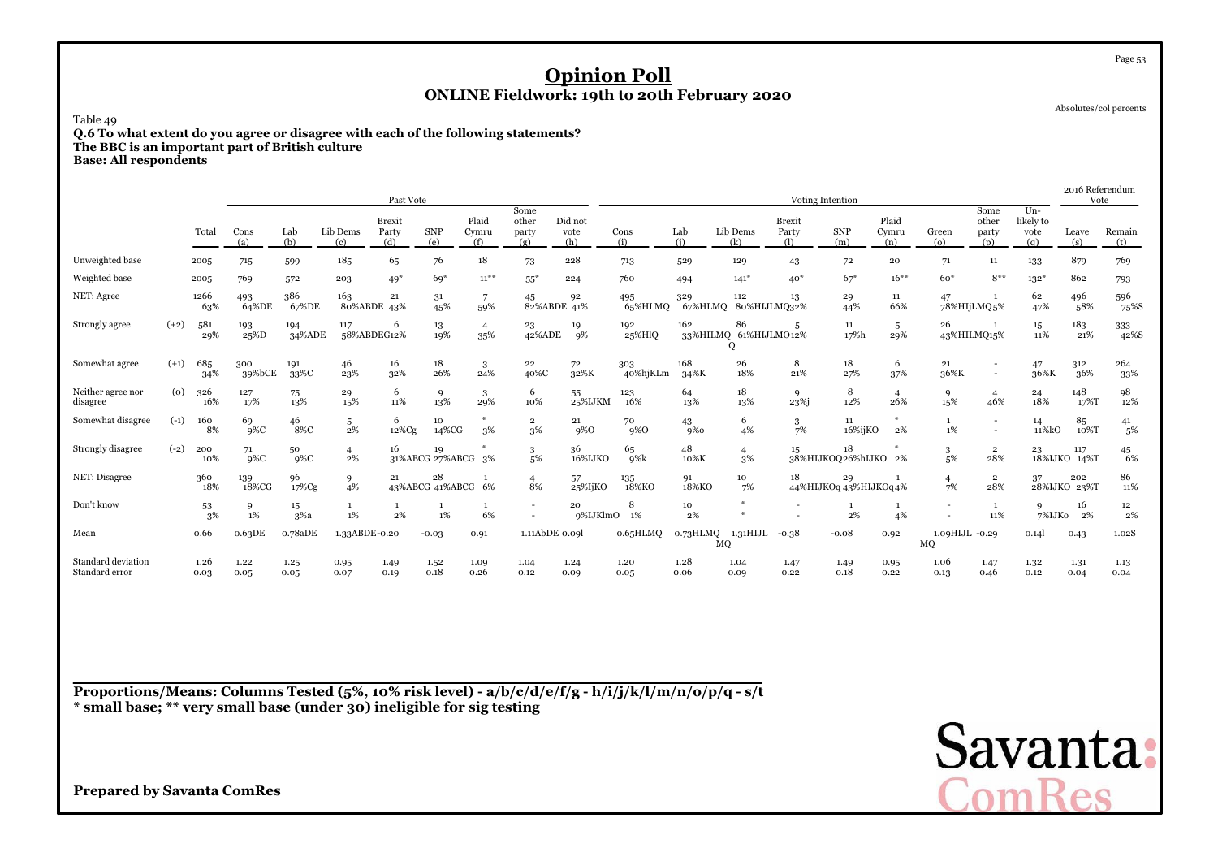# Opinion Poll

## ONLINE Fieldwork: 19th to 20th February 2020

Absolutes/col percents

Table 49

**Q.6 To what extent do you agree or disagree with each of the following statements?**
**The BBC is an important part of British culture**
**Base: All respondents**

| | | | Past Vote | | | | | | | | | Voting Intention | | | | | | | | | | 2016 Referendum Vote | |
|---|---|---|---|---|---|---|---|---|---|---|---|---|---|---|---|---|---|---|---|---|---|---|---|
| | | Total | Cons (a) | Lab (b) | Lib Dems (c) | Brexit Party (d) | SNP (e) | Plaid Cymru (f) | Some other party (g) | Did not vote (h) | Cons (i) | Lab (j) | Lib Dems (k) | Brexit Party (l) | SNP (m) | Plaid Cymru (n) | Green (o) | Some other party (p) | Un-likely to vote (q) | Leave (s) | Remain (t) |
| Unweighted base | | 2005 | 715 | 599 | 185 | 65 | 76 | 18 | 73 | 228 | 713 | 529 | 129 | 43 | 72 | 20 | 71 | 11 | 133 | 879 | 769 |
| Weighted base | | 2005 | 769 | 572 | 203 | 49* | 69* | 11** | 55* | 224 | 760 | 494 | 141* | 40* | 67* | 16** | 60* | 8** | 132* | 862 | 793 |
| NET: Agree | | 1266 63% | 493 64%DE | 386 67%DE | 163 80%ABDE | 21 43% | 31 45% | 7 59% | 45 82%ABDE | 92 41% | 495 65%HLMQ | 329 67%HLMQ | 112 80%HIJLMQ | 13 32% | 29 44% | 11 66% | 47 78%HIJLMQ | 1 5% | 62 47% | 496 58% | 596 75%S |
| Strongly agree | (+2) | 581 29% | 193 25%D | 194 34%ADE | 117 58%ABDEG | 6 12% | 13 19% | 4 35% | 23 42%ADE | 19 9% | 192 25%HlQ | 162 33%HILMQ | 86 61%HIJLMO Q | 5 12% | 11 17%h | 5 29% | 26 43%HILMQ | 1 15% | 15 11% | 183 21% | 333 42%S |
| Somewhat agree | (+1) | 685 34% | 300 39%bCE | 191 33%C | 46 23% | 16 32% | 18 26% | 3 24% | 22 40%C | 72 32%K | 303 40%hjKLm | 168 34%K | 26 18% | 8 21% | 18 27% | 6 37% | 21 36%K | - - | 47 36%K | 312 36% | 264 33% |
| Neither agree nor disagree | (0) | 326 16% | 127 17% | 75 13% | 29 15% | 6 11% | 9 13% | 3 29% | 6 10% | 55 25%IJKM | 123 16% | 64 13% | 18 13% | 9 23%j | 8 12% | 4 26% | 9 15% | 4 46% | 24 18% | 148 17%T | 98 12% |
| Somewhat disagree | (-1) | 160 8% | 69 9%C | 46 8%C | 5 2% | 6 12%Cg | 10 14%CG | * 3% | 2 3% | 21 9%O | 70 9%O | 43 9%o | 6 4% | 3 7% | 11 16%ijKO | * 2% | 1 1% | - - | 14 11%kO | 85 10%T | 41 5% |
| Strongly disagree | (-2) | 200 10% | 71 9%C | 50 9%C | 4 2% | 16 31%ABCG | 19 27%ABCG | * 3% | 3 5% | 36 16%IJKO | 65 9%k | 48 10%K | 4 3% | 15 38%HIJKOQ | 18 26%hIJKO | * 2% | 3 5% | 2 28% | 23 18%IJKO | 117 14%T | 45 6% |
| NET: Disagree | | 360 18% | 139 18%CG | 96 17%Cg | 9 4% | 21 43%ABCG | 28 41%ABCG | 1 6% | 4 8% | 57 25%IjKO | 135 18%KO | 91 18%KO | 10 7% | 18 44%HIJKOq | 29 43%HIJKOq | 1 4% | 4 7% | 2 28% | 37 28%IJKO | 202 23%T | 86 11% |
| Don't know | | 53 3% | 9 1% | 15 3%a | 1 1% | 1 2% | 1 1% | 1 6% | - - | 20 9%IJKlmO | 8 1% | 10 2% | * * | - - | 1 2% | 1 4% | - - | 1 11% | 9 7%IJKo | 16 2% | 12 2% |
| Mean | | 0.66 | 0.63DE | 0.78aDE | 1.33ABDE | -0.20 | -0.03 | 0.91 | 1.11AbDE | 0.09l | 0.65HLMQ | 0.73HLMQ | 1.31HIJL MQ | -0.38 | -0.08 | 0.92 | 1.09HIJL MQ | -0.29 | 0.14l | 0.43 | 1.02S |
| Standard deviation | | 1.26 | 1.22 | 1.25 | 0.95 | 1.49 | 1.52 | 1.09 | 1.04 | 1.24 | 1.20 | 1.28 | 1.04 | 1.47 | 1.49 | 0.95 | 1.06 | 1.47 | 1.32 | 1.31 | 1.13 |
| Standard error | | 0.03 | 0.05 | 0.05 | 0.07 | 0.19 | 0.18 | 0.26 | 0.12 | 0.09 | 0.05 | 0.06 | 0.09 | 0.22 | 0.18 | 0.22 | 0.13 | 0.46 | 0.12 | 0.04 | 0.04 |

**Proportions/Means: Columns Tested (5%, 10% risk level) - a/b/c/d/e/f/g - h/i/j/k/l/m/n/o/p/q - s/t**
*** small base; ** very small base (under 30) ineligible for sig testing**

**Prepared by Savanta ComRes**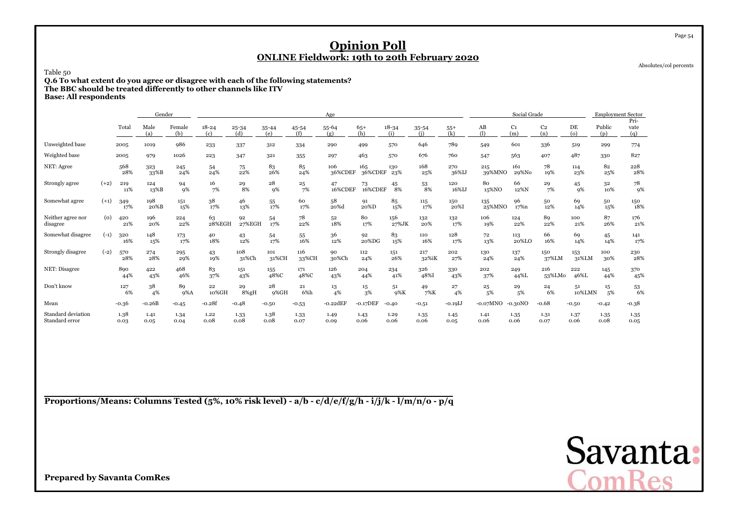# Opinion Poll

## ONLINE Fieldwork: 19th to 20th February 2020

Absolutes/col percents

Table 50

**Q.6 To what extent do you agree or disagree with each of the following statements?**
**The BBC should be treated differently to other channels like ITV**
**Base: All respondents**

| | | Total | Gender | | Age | | | | | | | | | Social Grade | | | | Employment Sector | |
|---|---|---|---|---|---|---|---|---|---|---|---|---|---|---|---|---|---|---|---|
| | | | Male (a) | Female (b) | 18-24 (c) | 25-34 (d) | 35-44 (e) | 45-54 (f) | 55-64 (g) | 65+ (h) | 18-34 (i) | 35-54 (j) | 55+ (k) | AB (l) | C1 (m) | C2 (n) | DE (o) | Public (p) | Pri-vate (q) |
| Unweighted base | | 2005 | 1019 | 986 | 233 | 337 | 312 | 334 | 290 | 499 | 570 | 646 | 789 | 549 | 601 | 336 | 519 | 299 | 774 |
| Weighted base | | 2005 | 979 | 1026 | 223 | 347 | 321 | 355 | 297 | 463 | 570 | 676 | 760 | 547 | 563 | 407 | 487 | 330 | 827 |
| NET: Agree | | 568 28% | 323 33%B | 245 24% | 54 24% | 75 22% | 83 26% | 85 24% | 106 36%CDEF | 165 36%CDEF | 130 23% | 168 25% | 270 36%IJ | 215 39%MNO | 161 29%No | 78 19% | 114 23% | 82 25% | 228 28% |
| Strongly agree | (+2) | 219 11% | 124 13%B | 94 9% | 16 7% | 29 8% | 28 9% | 25 7% | 47 16%CDEF | 73 16%CDEF | 45 8% | 53 8% | 120 16%IJ | 80 15%NO | 66 12%N | 29 7% | 45 9% | 32 10% | 78 9% |
| Somewhat agree | (+1) | 349 17% | 198 20%B | 151 15% | 38 17% | 46 13% | 55 17% | 60 17% | 58 20%d | 91 20%D | 85 15% | 115 17% | 150 20%I | 135 25%MNO | 96 17%n | 50 12% | 69 14% | 50 15% | 150 18% |
| Neither agree nor disagree | (0) | 420 21% | 196 20% | 224 22% | 63 28%EGH | 92 27%EGH | 54 17% | 78 22% | 52 18% | 80 17% | 156 27%JK | 132 20% | 132 17% | 106 19% | 124 22% | 89 22% | 100 21% | 87 26% | 176 21% |
| Somewhat disagree | (-1) | 320 16% | 148 15% | 173 17% | 40 18% | 43 12% | 54 17% | 55 16% | 36 12% | 92 20%DG | 83 15% | 110 16% | 128 17% | 72 13% | 113 20%LO | 66 16% | 69 14% | 45 14% | 141 17% |
| Strongly disagree | (-2) | 570 28% | 274 28% | 295 29% | 43 19% | 108 31%Ch | 101 31%CH | 116 33%CH | 90 30%Ch | 112 24% | 151 26% | 217 32%iK | 202 27% | 130 24% | 137 24% | 150 37%LM | 153 31%LM | 100 30% | 230 28% |
| NET: Disagree | | 890 44% | 422 43% | 468 46% | 83 37% | 151 43% | 155 48%C | 171 48%C | 126 43% | 204 44% | 234 41% | 326 48%I | 330 43% | 202 37% | 249 44%L | 216 53%LMo | 222 46%L | 145 44% | 370 45% |
| Don't know | | 127 6% | 38 4% | 89 9%A | 22 10%GH | 29 8%gH | 28 9%GH | 21 6%h | 13 4% | 15 3% | 51 9%K | 49 7%K | 27 4% | 25 5% | 29 5% | 24 6% | 51 10%LMN | 15 5% | 53 6% |
| Mean | | -0.36 | -0.26B | -0.45 | -0.28f | -0.48 | -0.50 | -0.53 | -0.22dEF | -0.17DEF | -0.40 | -0.51 | -0.19IJ | -0.07MNO | -0.30NO | -0.68 | -0.50 | -0.42 | -0.38 |
| Standard deviation | | 1.38 | 1.41 | 1.34 | 1.22 | 1.33 | 1.38 | 1.33 | 1.49 | 1.43 | 1.29 | 1.35 | 1.45 | 1.41 | 1.35 | 1.31 | 1.37 | 1.35 | 1.35 |
| Standard error | | 0.03 | 0.05 | 0.04 | 0.08 | 0.08 | 0.08 | 0.07 | 0.09 | 0.06 | 0.06 | 0.06 | 0.05 | 0.06 | 0.06 | 0.07 | 0.06 | 0.08 | 0.05 |

**Proportions/Means: Columns Tested (5%, 10% risk level) - a/b - c/d/e/f/g/h - i/j/k - l/m/n/o - p/q**

**Prepared by Savanta ComRes**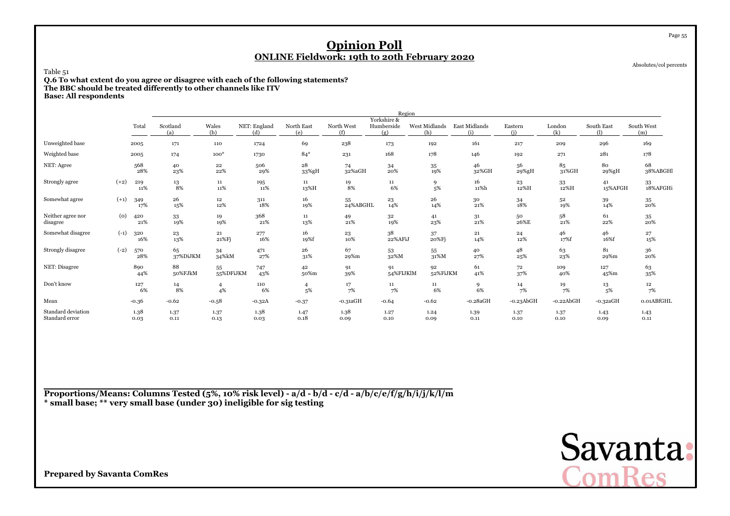# Opinion Poll

## ONLINE Fieldwork: 19th to 20th February 2020

Absolutes/col percents

Table 51

**Q.6 To what extent do you agree or disagree with each of the following statements?**
**The BBC should be treated differently to other channels like ITV**
**Base: All respondents**

| | | Total | Scotland (a) | Wales (b) | NET: England (d) | North East (e) | North West (f) | Yorkshire & Humberside (g) | West Midlands (h) | East Midlands (i) | Eastern (j) | London (k) | South East (l) | South West (m) |
|---|---|---|---|---|---|---|---|---|---|---|---|---|---|---|
| | | | Region | | | | | | | | | | | |
| Unweighted base | | 2005 | 171 | 110 | 1724 | 69 | 238 | 173 | 192 | 161 | 217 | 209 | 296 | 169 |
| Weighted base | | 2005 | 174 | 100* | 1730 | 84* | 231 | 168 | 178 | 146 | 192 | 271 | 281 | 178 |
| NET: Agree | | 568 | 40 | 22 | 506 | 28 | 74 | 34 | 35 | 46 | 56 | 85 | 80 | 68 |
| | | 28% | 23% | 22% | 29% | 33%gH | 32%aGH | 20% | 19% | 32%GH | 29%gH | 31%GH | 29%gH | 38%ABGHl |
| Strongly agree | (+2) | 219 | 13 | 11 | 195 | 11 | 19 | 11 | 9 | 16 | 23 | 33 | 41 | 33 |
| | | 11% | 8% | 11% | 11% | 13%H | 8% | 6% | 5% | 11%h | 12%H | 12%H | 15%AFGH | 18%AFGHi |
| Somewhat agree | (+1) | 349 | 26 | 12 | 311 | 16 | 55 | 23 | 26 | 30 | 34 | 52 | 39 | 35 |
| | | 17% | 15% | 12% | 18% | 19% | 24%ABGHL | 14% | 14% | 21% | 18% | 19% | 14% | 20% |
| Neither agree nor disagree | (0) | 420 | 33 | 19 | 368 | 11 | 49 | 32 | 41 | 31 | 50 | 58 | 61 | 35 |
| | | 21% | 19% | 19% | 21% | 13% | 21% | 19% | 23% | 21% | 26%E | 21% | 22% | 20% |
| Somewhat disagree | (-1) | 320 | 23 | 21 | 277 | 16 | 23 | 38 | 37 | 21 | 24 | 46 | 46 | 27 |
| | | 16% | 13% | 21%Fj | 16% | 19%f | 10% | 22%AFiJ | 20%Fj | 14% | 12% | 17%f | 16%f | 15% |
| Strongly disagree | (-2) | 570 | 65 | 34 | 471 | 26 | 67 | 53 | 55 | 40 | 48 | 63 | 81 | 36 |
| | | 28% | 37%DiJKM | 34%kM | 27% | 31% | 29%m | 32%M | 31%M | 27% | 25% | 23% | 29%m | 20% |
| NET: Disagree | | 890 | 88 | 55 | 747 | 42 | 91 | 91 | 92 | 61 | 72 | 109 | 127 | 63 |
| | | 44% | 50%FJkM | 55%DFiJKM | 43% | 50%m | 39% | 54%FIJKlM | 52%FiJKM | 41% | 37% | 40% | 45%m | 35% |
| Don't know | | 127 | 14 | 4 | 110 | 4 | 17 | 11 | 11 | 9 | 14 | 19 | 13 | 12 |
| | | 6% | 8% | 4% | 6% | 5% | 7% | 7% | 6% | 6% | 7% | 7% | 5% | 7% |
| Mean | | -0.36 | -0.62 | -0.58 | -0.32A | -0.37 | -0.31aGH | -0.64 | -0.62 | -0.28aGH | -0.23AbGH | -0.22AbGH | -0.32aGH | 0.01ABfGHL |
| Standard deviation | | 1.38 | 1.37 | 1.37 | 1.38 | 1.47 | 1.38 | 1.27 | 1.24 | 1.39 | 1.37 | 1.37 | 1.43 | 1.43 |
| Standard error | | 0.03 | 0.11 | 0.13 | 0.03 | 0.18 | 0.09 | 0.10 | 0.09 | 0.11 | 0.10 | 0.10 | 0.09 | 0.11 |

**Proportions/Means: Columns Tested (5%, 10% risk level) - a/d - b/d - c/d - a/b/c/e/f/g/h/i/j/k/l/m**
*** small base; ** very small base (under 30) ineligible for sig testing**

**Prepared by Savanta ComRes**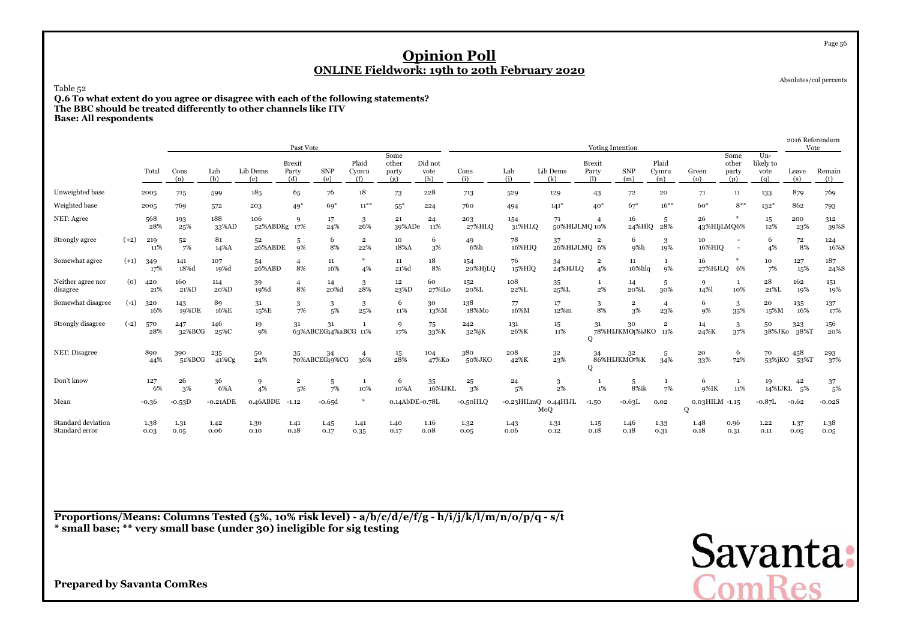# Opinion Poll

## ONLINE Fieldwork: 19th to 20th February 2020

Absolutes/col percents

Table 52

**Q.6 To what extent do you agree or disagree with each of the following statements?**
**The BBC should be treated differently to other channels like ITV**
**Base: All respondents**

| | | | Past Vote | | | | | | | | Voting Intention | | | | | | | | | 2016 Referendum Vote | |
|---|---|---|---|---|---|---|---|---|---|---|---|---|---|---|---|---|---|---|---|---|---|
| | | Total | Cons (a) | Lab (b) | Lib Dems (c) | Brexit Party (d) | SNP (e) | Plaid Cymru (f) | Some other party (g) | Did not vote (h) | Cons (i) | Lab (j) | Lib Dems (k) | Brexit Party (l) | SNP (m) | Plaid Cymru (n) | Green (o) | Some other party (p) | Un-likely to vote (q) | Leave (s) | Remain (t) |
| Unweighted base | | 2005 | 715 | 599 | 185 | 65 | 76 | 18 | 73 | 228 | 713 | 529 | 129 | 43 | 72 | 20 | 71 | 11 | 133 | 879 | 769 |
| Weighted base | | 2005 | 769 | 572 | 203 | 49* | 69* | 11** | 55* | 224 | 760 | 494 | 141* | 40* | 67* | 16** | 60* | 8** | 132* | 862 | 793 |
| NET: Agree | | 568<br>28% | 193<br>25% | 188<br>33%AD | 106<br>52%ABDEg | 9<br>17% | 17<br>24% | 3<br>26% | 21<br>39%ADe | 24<br>11% | 203<br>27%HLQ | 154<br>31%HLQ | 71<br>50%HIJLMQ | 4<br>10% | 16<br>24%HlQ | 5<br>28% | 26<br>43%HIJLMQ | *<br>6% | 15<br>12% | 200<br>23% | 312<br>39%S |
| Strongly agree | (+2) | 219<br>11% | 52<br>7% | 81<br>14%A | 52<br>26%ABDE | 5<br>9% | 6<br>8% | 2<br>22% | 10<br>18%A | 6<br>3% | 49<br>6%h | 78<br>16%HIQ | 37<br>26%HIJLMQ | 2<br>6% | 6<br>9%h | 3<br>19% | 10<br>16%HIQ | -<br>- | 6<br>4% | 72<br>8% | 124<br>16%S |
| Somewhat agree | (+1) | 349<br>17% | 141<br>18%d | 107<br>19%d | 54<br>26%ABD | 4<br>8% | 11<br>16% | *<br>4% | 11<br>21%d | 18<br>8% | 154<br>20%HjLQ | 76<br>15%HlQ | 34<br>24%HJLQ | 2<br>4% | 11<br>16%hlq | 1<br>9% | 16<br>27%HJLQ | *<br>6% | 10<br>7% | 127<br>15% | 187<br>24%S |
| Neither agree nor disagree | (0) | 420<br>21% | 160<br>21%D | 114<br>20%D | 39<br>19%d | 4<br>8% | 14<br>20%d | 3<br>28% | 12<br>23%D | 60<br>27%iLo | 152<br>20%L | 108<br>22%L | 35<br>25%L | 1<br>2% | 14<br>20%L | 5<br>30% | 9<br>14%l | 1<br>10% | 28<br>21%L | 162<br>19% | 151<br>19% |
| Somewhat disagree | (-1) | 320<br>16% | 143<br>19%DE | 89<br>16%E | 31<br>15%E | 3<br>7% | 3<br>5% | 3<br>25% | 6<br>11% | 30<br>13%M | 138<br>18%Mo | 77<br>16%M | 17<br>12%m | 3<br>8% | 2<br>3% | 4<br>23% | 6<br>9% | 3<br>35% | 20<br>15%M | 135<br>16% | 137<br>17% |
| Strongly disagree | (-2) | 570<br>28% | 247<br>32%BCG | 146<br>25%C | 19<br>9% | 31<br>63%ABCEG | 31<br>44%aBCG | 1<br>11% | 9<br>17% | 75<br>33%K | 242<br>32%jK | 131<br>26%K | 15<br>11% | 31<br>78%HIJKMOQ | 30<br>44%iJKO | 2<br>11% | 14<br>24%K | 3<br>37% | 50<br>38%JKo | 323<br>38%T | 156<br>20% |
| NET: Disagree | | 890<br>44% | 390<br>51%BCG | 235<br>41%Cg | 50<br>24% | 35<br>70%ABCEG | 34<br>49%CG | 4<br>36% | 15<br>28% | 104<br>47%Ko | 380<br>50%JKO | 208<br>42%K | 32<br>23% | 34<br>86%HIJKMOQ | 32<br>47%K | 5<br>34% | 20<br>33% | 6<br>72% | 70<br>53%jKO | 458<br>53%T | 293<br>37% |
| Don't know | | 127<br>6% | 26<br>3% | 36<br>6%A | 9<br>4% | 2<br>5% | 5<br>7% | 1<br>10% | 6<br>10%A | 35<br>16%IJKL | 25<br>3% | 24<br>5% | 3<br>2% | 1<br>1% | 5<br>8%ik | 1<br>7% | 6<br>9%IK | 1<br>11% | 19<br>14%IJKL | 42<br>5% | 37<br>5% |
| Mean | | -0.36 | -0.53D | -0.21ADE | 0.46ABDE | -1.12 | -0.65d | * | 0.14AbDE | -0.78L | -0.50HLQ | -0.23HILmQ | 0.44HIJL MoQ | -1.50 | -0.63L | 0.02 | 0.03HILM Q | -1.15 | -0.87L | -0.62 | -0.02S |
| Standard deviation | | 1.38 | 1.31 | 1.42 | 1.30 | 1.41 | 1.45 | 1.41 | 1.40 | 1.16 | 1.32 | 1.43 | 1.31 | 1.15 | 1.46 | 1.33 | 1.48 | 0.96 | 1.22 | 1.37 | 1.38 |
| Standard error | | 0.03 | 0.05 | 0.06 | 0.10 | 0.18 | 0.17 | 0.35 | 0.17 | 0.08 | 0.05 | 0.06 | 0.12 | 0.18 | 0.18 | 0.31 | 0.18 | 0.31 | 0.11 | 0.05 | 0.05 |

**Proportions/Means: Columns Tested (5%, 10% risk level) - a/b/c/d/e/f/g - h/i/j/k/l/m/n/o/p/q - s/t**
**\* small base; \*\* very small base (under 30) ineligible for sig testing**

**Prepared by Savanta ComRes**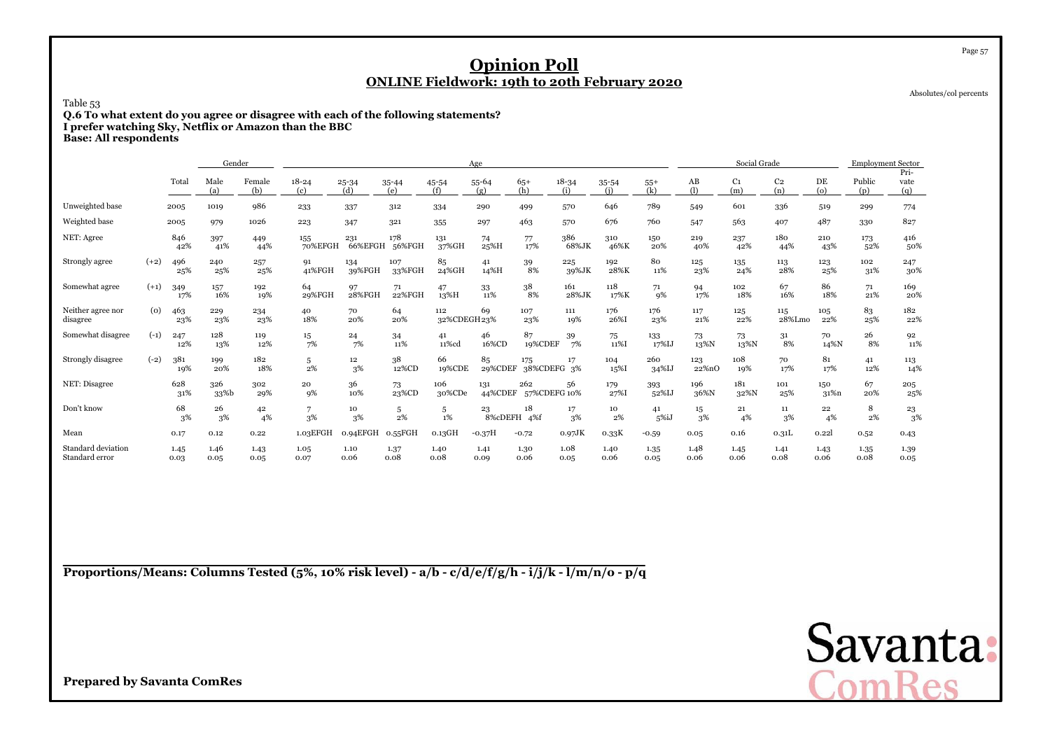# Opinion Poll

## ONLINE Fieldwork: 19th to 20th February 2020

Absolutes/col percents

Table 53

**Q.6 To what extent do you agree or disagree with each of the following statements?**
**I prefer watching Sky, Netflix or Amazon than the BBC**
**Base: All respondents**

| | | Total | Gender | | Age | | | | | | | | | Social Grade | | | | Employment Sector | |
|---|---|---|---|---|---|---|---|---|---|---|---|---|---|---|---|---|---|---|---|
| | | | Male (a) | Female (b) | 18-24 (c) | 25-34 (d) | 35-44 (e) | 45-54 (f) | 55-64 (g) | 65+ (h) | 18-34 (i) | 35-54 (j) | 55+ (k) | AB (l) | C1 (m) | C2 (n) | DE (o) | Public (p) | Pri-vate (q) |
| Unweighted base | | 2005 | 1019 | 986 | 233 | 337 | 312 | 334 | 290 | 499 | 570 | 646 | 789 | 549 | 601 | 336 | 519 | 299 | 774 |
| Weighted base | | 2005 | 979 | 1026 | 223 | 347 | 321 | 355 | 297 | 463 | 570 | 676 | 760 | 547 | 563 | 407 | 487 | 330 | 827 |
| NET: Agree | | 846 42% | 397 41% | 449 44% | 155 70%EFGH | 231 66%EFGH | 178 56%FGH | 131 37%GH | 74 25%H | 77 17% | 386 68%JK | 310 46%K | 150 20% | 219 40% | 237 42% | 180 44% | 210 43% | 173 52% | 416 50% |
| Strongly agree | (+2) | 496 25% | 240 25% | 257 25% | 91 41%FGH | 134 39%FGH | 107 33%FGH | 85 24%GH | 41 14%H | 39 8% | 225 39%JK | 192 28%K | 80 11% | 125 23% | 135 24% | 113 28% | 123 25% | 102 31% | 247 30% |
| Somewhat agree | (+1) | 349 17% | 157 16% | 192 19% | 64 29%FGH | 97 28%FGH | 71 22%FGH | 47 13%H | 33 11% | 38 8% | 161 28%JK | 118 17%K | 71 9% | 94 17% | 102 18% | 67 16% | 86 18% | 71 21% | 169 20% |
| Neither agree nor disagree | (0) | 463 23% | 229 23% | 234 23% | 40 18% | 70 20% | 64 20% | 112 32%CDEGH | 69 23% | 107 23% | 111 19% | 176 26%I | 176 23% | 117 21% | 125 22% | 115 28%Lmo | 105 22% | 83 25% | 182 22% |
| Somewhat disagree | (-1) | 247 12% | 128 13% | 119 12% | 15 7% | 24 7% | 34 11% | 41 11%cd | 46 16%CD | 87 19%CDEF | 39 7% | 75 11%I | 133 17%IJ | 73 13%N | 73 13%N | 31 8% | 70 14%N | 26 8% | 92 11% |
| Strongly disagree | (-2) | 381 19% | 199 20% | 182 18% | 5 2% | 12 3% | 38 12%CD | 66 19%CDE | 85 29%CDEF | 175 38%CDEFG | 17 3% | 104 15%I | 260 34%IJ | 123 22%nO | 108 19% | 70 17% | 81 17% | 41 12% | 113 14% |
| NET: Disagree | | 628 31% | 326 33%b | 302 29% | 20 9% | 36 10% | 73 23%CD | 106 30%CDe | 131 44%CDEF | 262 57%CDEFG | 56 10% | 179 27%I | 393 52%IJ | 196 36%N | 181 32%N | 101 25% | 150 31%n | 67 20% | 205 25% |
| Don't know | | 68 3% | 26 3% | 42 4% | 7 3% | 10 3% | 5 2% | 5 1% | 23 8%cDEFH | 18 4%f | 17 3% | 10 2% | 41 5%iJ | 15 3% | 21 4% | 11 3% | 22 4% | 8 2% | 23 3% |
| Mean | | 0.17 | 0.12 | 0.22 | 1.03EFGH | 0.94EFGH | 0.55FGH | 0.13GH | -0.37H | -0.72 | 0.97JK | 0.33K | -0.59 | 0.05 | 0.16 | 0.31L | 0.22l | 0.52 | 0.43 |
| Standard deviation | | 1.45 | 1.46 | 1.43 | 1.05 | 1.10 | 1.37 | 1.40 | 1.41 | 1.30 | 1.08 | 1.40 | 1.35 | 1.48 | 1.45 | 1.41 | 1.43 | 1.35 | 1.39 |
| Standard error | | 0.03 | 0.05 | 0.05 | 0.07 | 0.06 | 0.08 | 0.08 | 0.09 | 0.06 | 0.05 | 0.06 | 0.05 | 0.06 | 0.06 | 0.08 | 0.06 | 0.08 | 0.05 |

**Proportions/Means: Columns Tested (5%, 10% risk level) - a/b - c/d/e/f/g/h - i/j/k - l/m/n/o - p/q**

**Prepared by Savanta ComRes**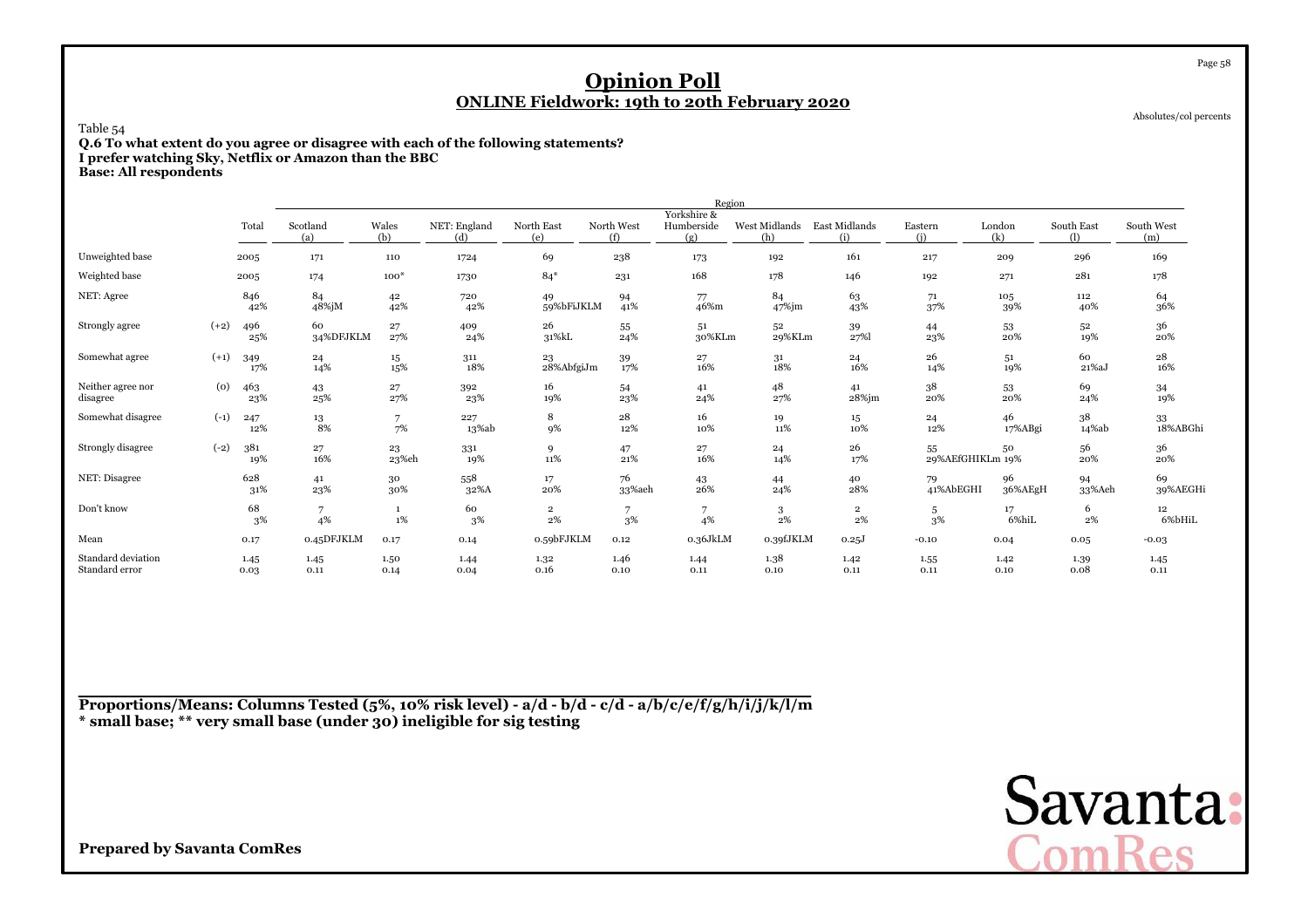# Opinion Poll

## ONLINE Fieldwork: 19th to 20th February 2020

Absolutes/col percents

Table 54

**Q.6 To what extent do you agree or disagree with each of the following statements?**
**I prefer watching Sky, Netflix or Amazon than the BBC**
**Base: All respondents**

| | | Total | Region | | | | | | | | | | | |
|---|---|---|---|---|---|---|---|---|---|---|---|---|---|---|
| | | | Scotland (a) | Wales (b) | NET: England (d) | North East (e) | North West (f) | Yorkshire & Humberside (g) | West Midlands (h) | East Midlands (i) | Eastern (j) | London (k) | South East (l) | South West (m) |
| Unweighted base | | 2005 | 171 | 110 | 1724 | 69 | 238 | 173 | 192 | 161 | 217 | 209 | 296 | 169 |
| Weighted base | | 2005 | 174 | 100* | 1730 | 84* | 231 | 168 | 178 | 146 | 192 | 271 | 281 | 178 |
| NET: Agree | | 846 42% | 84 48%jM | 42 42% | 720 42% | 49 59%bFiJKLM | 94 41% | 77 46%m | 84 47%jm | 63 43% | 71 37% | 105 39% | 112 40% | 64 36% |
| Strongly agree | (+2) | 496 25% | 60 34%DFJKLM | 27 27% | 409 24% | 26 31%kL | 55 24% | 51 30%KLm | 52 29%KLm | 39 27%l | 44 23% | 53 20% | 52 19% | 36 20% |
| Somewhat agree | (+1) | 349 17% | 24 14% | 15 15% | 311 18% | 23 28%AbfgiJm | 39 17% | 27 16% | 31 18% | 24 16% | 26 14% | 51 19% | 60 21%aJ | 28 16% |
| Neither agree nor disagree | (0) | 463 23% | 43 25% | 27 27% | 392 23% | 16 19% | 54 23% | 41 24% | 48 27% | 41 28%jm | 38 20% | 53 20% | 69 24% | 34 19% |
| Somewhat disagree | (-1) | 247 12% | 13 8% | 7 7% | 227 13%ab | 8 9% | 28 12% | 16 10% | 19 11% | 15 10% | 24 12% | 46 17%ABgi | 38 14%ab | 33 18%ABGhi |
| Strongly disagree | (-2) | 381 19% | 27 16% | 23 23%eh | 331 19% | 9 11% | 47 21% | 27 16% | 24 14% | 26 17% | 55 29%AEfGHIKLm | 50 19% | 56 20% | 36 20% |
| NET: Disagree | | 628 31% | 41 23% | 30 30% | 558 32%A | 17 20% | 76 33%aeh | 43 26% | 44 24% | 40 28% | 79 41%AbEGHI | 96 36%AEgH | 94 33%Aeh | 69 39%AEGHi |
| Don't know | | 68 3% | 7 4% | 1 1% | 60 3% | 2 2% | 7 3% | 7 4% | 3 2% | 2 2% | 5 3% | 17 6%hiL | 6 2% | 12 6%bHiL |
| Mean | | 0.17 | 0.45DFJKLM | 0.17 | 0.14 | 0.59bFJKLM | 0.12 | 0.36JkLM | 0.39fJKLM | 0.25J | -0.10 | 0.04 | 0.05 | -0.03 |
| Standard deviation | | 1.45 | 1.45 | 1.50 | 1.44 | 1.32 | 1.46 | 1.44 | 1.38 | 1.42 | 1.55 | 1.42 | 1.39 | 1.45 |
| Standard error | | 0.03 | 0.11 | 0.14 | 0.04 | 0.16 | 0.10 | 0.11 | 0.10 | 0.11 | 0.11 | 0.10 | 0.08 | 0.11 |

**Proportions/Means: Columns Tested (5%, 10% risk level) - a/d - b/d - c/d - a/b/c/e/f/g/h/i/j/k/l/m**
*** small base; ** very small base (under 30) ineligible for sig testing**

**Prepared by Savanta ComRes**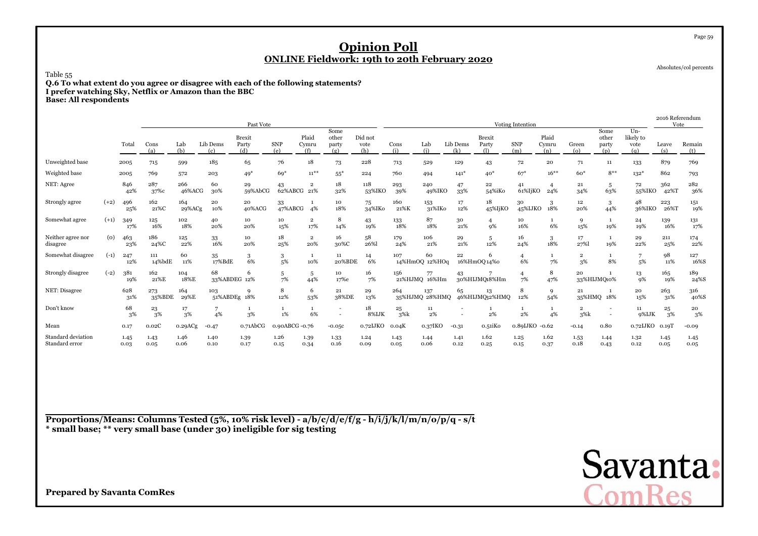# Opinion Poll

## ONLINE Fieldwork: 19th to 20th February 2020

Absolutes/col percents

Table 55

**Q.6 To what extent do you agree or disagree with each of the following statements?**
**I prefer watching Sky, Netflix or Amazon than the BBC**
**Base: All respondents**

| | | Total | Past Vote | | | | | | | | | Voting Intention | | | | | | | | | | 2016 Referendum Vote | |
|---|---|---|---|---|---|---|---|---|---|---|---|---|---|---|---|---|---|---|---|---|---|---|---|
| | | | Cons (a) | Lab (b) | Lib Dems (c) | Brexit Party (d) | SNP (e) | Plaid Cymru (f) | Some other party (g) | Did not vote (h) | Cons (i) | Lab (j) | Lib Dems (k) | Brexit Party (l) | SNP (m) | Plaid Cymru (n) | Green (o) | Some other party (p) | Un-likely to vote (q) | Leave (s) | Remain (t) |
| Unweighted base | | 2005 | 715 | 599 | 185 | 65 | 76 | 18 | 73 | 228 | 713 | 529 | 129 | 43 | 72 | 20 | 71 | 11 | 133 | 879 | 769 |
| Weighted base | | 2005 | 769 | 572 | 203 | 49* | 69* | 11** | 55* | 224 | 760 | 494 | 141* | 40* | 67* | 16** | 60* | 8** | 132* | 862 | 793 |
| NET: Agree | | 846 42% | 287 37%c | 266 46%ACG | 60 30% | 29 59%AbCG | 43 62%ABCG | 2 21% | 18 32% | 118 53%IKO | 293 39% | 240 49%IKO | 47 33% | 22 54%iKo | 41 61%IjKO | 4 24% | 21 34% | 5 63% | 72 55%IKO | 362 42%T | 282 36% |
| Strongly agree | (+2) | 496 25% | 162 21%C | 164 29%ACg | 20 10% | 20 40%ACG | 33 47%ABCG | 1 4% | 10 18% | 75 34%IKo | 160 21%K | 153 31%IKo | 17 12% | 18 45%IjKO | 30 45%IJKO | 3 18% | 12 20% | 3 44% | 48 36%IKO | 223 26%T | 151 19% |
| Somewhat agree | (+1) | 349 17% | 125 16% | 102 18% | 40 20% | 10 20% | 10 15% | 2 17% | 8 14% | 43 19% | 133 18% | 87 18% | 30 21% | 4 9% | 10 16% | 1 6% | 9 15% | 1 19% | 24 19% | 139 16% | 131 17% |
| Neither agree nor disagree | (0) | 463 23% | 186 24%C | 125 22% | 33 16% | 10 20% | 18 25% | 2 20% | 16 30%C | 58 26%l | 179 24% | 106 21% | 29 21% | 5 12% | 16 24% | 3 18% | 17 27%l | 1 19% | 29 22% | 211 25% | 174 22% |
| Somewhat disagree | (-1) | 247 12% | 111 14%bdE | 60 11% | 35 17%BdE | 3 6% | 3 5% | 1 10% | 11 20%BDE | 14 6% | 107 14%HmOQ | 60 12%HOq | 22 16%HmOQ | 6 14%o | 4 6% | 1 7% | 2 3% | 1 8% | 7 5% | 98 11% | 127 16%S |
| Strongly disagree | (-2) | 381 19% | 162 21%E | 104 18%E | 68 33%ABDEG | 6 12% | 5 7% | 5 44% | 10 17%e | 16 7% | 156 21%HJMQ | 77 16%Hm | 43 30%HIJMQ | 7 18%Hm | 4 7% | 8 47% | 20 33%HIJMQ | 1 10% | 13 9% | 165 19% | 189 24%S |
| NET: Disagree | | 628 31% | 273 35%BDE | 164 29%E | 103 51%ABDEg | 9 18% | 8 12% | 6 53% | 21 38%DE | 29 13% | 264 35%HJMQ | 137 28%HMQ | 65 46%HIJMQ | 13 32%HMQ | 8 12% | 9 54% | 21 35%HMQ | 1 18% | 20 15% | 263 31% | 316 40%S |
| Don't know | | 68 3% | 23 3% | 17 3% | 7 4% | 1 3% | 1 1% | 1 6% | - - | 18 8%IJK | 25 3%k | 11 2% | - - | 1 2% | 1 2% | 1 4% | 2 3%k | - - | 11 9%IJK | 25 3% | 20 3% |
| Mean | | 0.17 | 0.02C | 0.29ACg | -0.47 | 0.71AbCG | 0.90ABCG | -0.76 | -0.05c | 0.72IJKO | 0.04K | 0.37IKO | -0.31 | 0.51iKo | 0.89IJKO | -0.62 | -0.14 | 0.80 | 0.72IJKO | 0.19T | -0.09 |
| Standard deviation | | 1.45 | 1.43 | 1.46 | 1.40 | 1.39 | 1.26 | 1.39 | 1.33 | 1.24 | 1.43 | 1.44 | 1.41 | 1.62 | 1.25 | 1.62 | 1.53 | 1.44 | 1.32 | 1.45 | 1.45 |
| Standard error | | 0.03 | 0.05 | 0.06 | 0.10 | 0.17 | 0.15 | 0.34 | 0.16 | 0.09 | 0.05 | 0.06 | 0.12 | 0.25 | 0.15 | 0.37 | 0.18 | 0.43 | 0.12 | 0.05 | 0.05 |

**Proportions/Means: Columns Tested (5%, 10% risk level) - a/b/c/d/e/f/g - h/i/j/k/l/m/n/o/p/q - s/t**
**\* small base; \*\* very small base (under 30) ineligible for sig testing**

**Prepared by Savanta ComRes**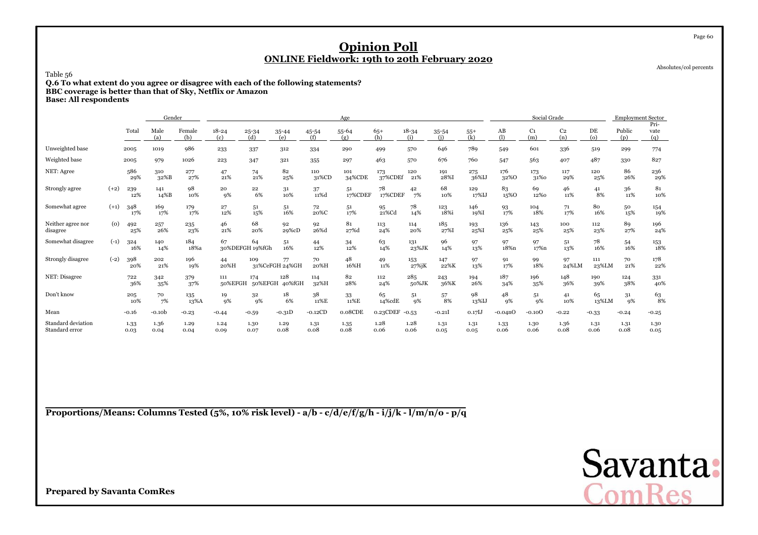# Opinion Poll

## ONLINE Fieldwork: 19th to 20th February 2020

Absolutes/col percents

Table 56

**Q.6 To what extent do you agree or disagree with each of the following statements?**
**BBC coverage is better than that of Sky, Netflix or Amazon**
**Base: All respondents**

| | | | Gender | | Age | | | | | | | | | Social Grade | | | | Employment Sector | |
|---|---|---|---|---|---|---|---|---|---|---|---|---|---|---|---|---|---|---|---|
| | | Total | Male (a) | Female (b) | 18-24 (c) | 25-34 (d) | 35-44 (e) | 45-54 (f) | 55-64 (g) | 65+ (h) | 18-34 (i) | 35-54 (j) | 55+ (k) | AB (l) | C1 (m) | C2 (n) | DE (o) | Public (p) | Private (q) |
| Unweighted base | | 2005 | 1019 | 986 | 233 | 337 | 312 | 334 | 290 | 499 | 570 | 646 | 789 | 549 | 601 | 336 | 519 | 299 | 774 |
| Weighted base | | 2005 | 979 | 1026 | 223 | 347 | 321 | 355 | 297 | 463 | 570 | 676 | 760 | 547 | 563 | 407 | 487 | 330 | 827 |
| NET: Agree | | 586 29% | 310 32%B | 277 27% | 47 21% | 74 21% | 82 25% | 110 31%CD | 101 34%CDE | 173 37%CDEf | 120 21% | 191 28%I | 275 36%IJ | 176 32%O | 173 31%o | 117 29% | 120 25% | 86 26% | 236 29% |
| Strongly agree | (+2) | 239 12% | 141 14%B | 98 10% | 20 9% | 22 6% | 31 10% | 37 11%d | 51 17%CDEF | 78 17%CDEF | 42 7% | 68 10% | 129 17%IJ | 83 15%O | 69 12%o | 46 11% | 41 8% | 36 11% | 81 10% |
| Somewhat agree | (+1) | 348 17% | 169 17% | 179 17% | 27 12% | 51 15% | 51 16% | 72 20%C | 51 17% | 95 21%Cd | 78 14% | 123 18%i | 146 19%I | 93 17% | 104 18% | 71 17% | 80 16% | 50 15% | 154 19% |
| Neither agree nor disagree | (0) | 492 25% | 257 26% | 235 23% | 46 21% | 68 20% | 92 29%cD | 92 26%d | 81 27%d | 113 24% | 114 20% | 185 27%I | 193 25%I | 136 25% | 143 25% | 100 25% | 112 23% | 89 27% | 196 24% |
| Somewhat disagree | (-1) | 324 16% | 140 14% | 184 18%a | 67 30%DEFGH | 64 19%fGh | 51 16% | 44 12% | 34 12% | 63 14% | 131 23%JK | 96 14% | 97 13% | 97 18%n | 97 17%n | 51 13% | 78 16% | 54 16% | 153 18% |
| Strongly disagree | (-2) | 398 20% | 202 21% | 196 19% | 44 20%H | 109 31%CeFGH | 77 24%GH | 70 20%H | 48 16%H | 49 11% | 153 27%jK | 147 22%K | 97 13% | 91 17% | 99 18% | 97 24%LM | 111 23%LM | 70 21% | 178 22% |
| NET: Disagree | | 722 36% | 342 35% | 379 37% | 111 50%EFGH | 174 50%EFGH | 128 40%fGH | 114 32%H | 82 28% | 112 24% | 285 50%JK | 243 36%K | 194 26% | 187 34% | 196 35% | 148 36% | 190 39% | 124 38% | 331 40% |
| Don't know | | 205 10% | 70 7% | 135 13%A | 19 9% | 32 9% | 18 6% | 38 11%E | 33 11%E | 65 14%cdE | 51 9% | 57 8% | 98 13%IJ | 48 9% | 51 9% | 41 10% | 65 13%LM | 31 9% | 63 8% |
| Mean | | -0.16 | -0.10b | -0.23 | -0.44 | -0.59 | -0.31D | -0.12CD | 0.08CDE | 0.23CDEF | -0.53 | -0.21I | 0.17IJ | -0.04nO | -0.10O | -0.22 | -0.33 | -0.24 | -0.25 |
| Standard deviation | | 1.33 | 1.36 | 1.29 | 1.24 | 1.30 | 1.29 | 1.31 | 1.35 | 1.28 | 1.28 | 1.31 | 1.31 | 1.33 | 1.30 | 1.36 | 1.31 | 1.31 | 1.30 |
| Standard error | | 0.03 | 0.04 | 0.04 | 0.09 | 0.07 | 0.08 | 0.08 | 0.08 | 0.06 | 0.06 | 0.05 | 0.05 | 0.06 | 0.06 | 0.08 | 0.06 | 0.08 | 0.05 |

**Proportions/Means: Columns Tested (5%, 10% risk level) - a/b - c/d/e/f/g/h - i/j/k - l/m/n/o - p/q**

**Prepared by Savanta ComRes**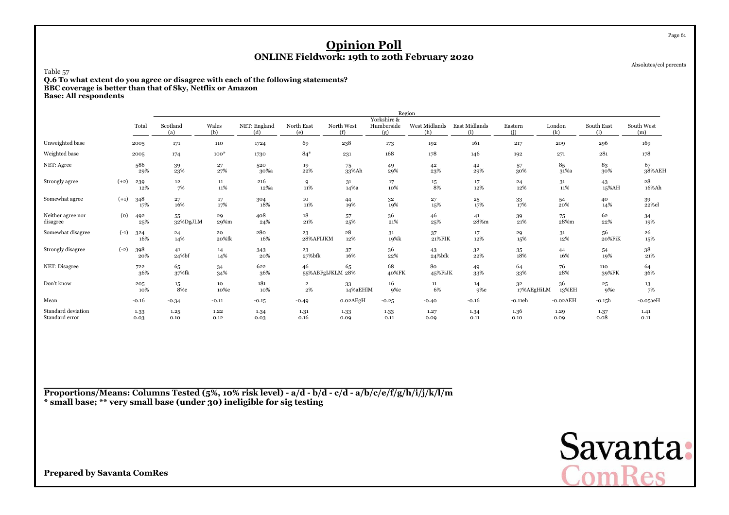# Opinion Poll

## ONLINE Fieldwork: 19th to 20th February 2020

Absolutes/col percents

Table 57

**Q.6 To what extent do you agree or disagree with each of the following statements?**
**BBC coverage is better than that of Sky, Netflix or Amazon**
**Base: All respondents**

| | | Total | Region | | | | | | | | | | | |
|---|---|---|---|---|---|---|---|---|---|---|---|---|---|---|
| | | | Scotland (a) | Wales (b) | NET: England (d) | North East (e) | North West (f) | Yorkshire & Humberside (g) | West Midlands (h) | East Midlands (i) | Eastern (j) | London (k) | South East (l) | South West (m) |
| Unweighted base | | 2005 | 171 | 110 | 1724 | 69 | 238 | 173 | 192 | 161 | 217 | 209 | 296 | 169 |
| Weighted base | | 2005 | 174 | 100* | 1730 | 84* | 231 | 168 | 178 | 146 | 192 | 271 | 281 | 178 |
| NET: Agree | | 586<br>29% | 39<br>23% | 27<br>27% | 520<br>30%a | 19<br>22% | 75<br>33%Ah | 49<br>29% | 42<br>23% | 42<br>29% | 57<br>30% | 85<br>31%a | 83<br>30% | 67<br>38%AEH |
| Strongly agree | (+2) | 239<br>12% | 12<br>7% | 11<br>11% | 216<br>12%a | 9<br>11% | 31<br>14%a | 17<br>10% | 15<br>8% | 17<br>12% | 24<br>12% | 31<br>11% | 43<br>15%AH | 28<br>16%Ah |
| Somewhat agree | (+1) | 348<br>17% | 27<br>16% | 17<br>17% | 304<br>18% | 10<br>11% | 44<br>19% | 32<br>19% | 27<br>15% | 25<br>17% | 33<br>17% | 54<br>20% | 40<br>14% | 39<br>22%el |
| Neither agree nor disagree | (0) | 492<br>25% | 55<br>32%DgJLM | 29<br>29%m | 408<br>24% | 18<br>21% | 57<br>25% | 36<br>21% | 46<br>25% | 41<br>28%m | 39<br>21% | 75<br>28%m | 62<br>22% | 34<br>19% |
| Somewhat disagree | (-1) | 324<br>16% | 24<br>14% | 20<br>20%fk | 280<br>16% | 23<br>28%AFIJKM | 28<br>12% | 31<br>19%k | 37<br>21%FIK | 17<br>12% | 29<br>15% | 31<br>12% | 56<br>20%FiK | 26<br>15% |
| Strongly disagree | (-2) | 398<br>20% | 41<br>24%bf | 14<br>14% | 343<br>20% | 23<br>27%bfk | 37<br>16% | 36<br>22% | 43<br>24%bfk | 32<br>22% | 35<br>18% | 44<br>16% | 54<br>19% | 38<br>21% |
| NET: Disagree | | 722<br>36% | 65<br>37%fk | 34<br>34% | 622<br>36% | 46<br>55%ABFgIJKLM | 65<br>28% | 68<br>40%FK | 80<br>45%FiJK | 49<br>33% | 64<br>33% | 76<br>28% | 110<br>39%FK | 64<br>36% |
| Don't know | | 205<br>10% | 15<br>8%e | 10<br>10%e | 181<br>10% | 2<br>2% | 33<br>14%aEHlM | 16<br>9%e | 11<br>6% | 14<br>9%e | 32<br>17%AEgHiLM | 36<br>13%EH | 25<br>9%e | 13<br>7% |
| Mean | | -0.16 | -0.34 | -0.11 | -0.15 | -0.49 | 0.02AEgH | -0.25 | -0.40 | -0.16 | -0.11eh | -0.02AEH | -0.15h | -0.05aeH |
| Standard deviation | | 1.33 | 1.25 | 1.22 | 1.34 | 1.31 | 1.33 | 1.33 | 1.27 | 1.34 | 1.36 | 1.29 | 1.37 | 1.41 |
| Standard error | | 0.03 | 0.10 | 0.12 | 0.03 | 0.16 | 0.09 | 0.11 | 0.09 | 0.11 | 0.10 | 0.09 | 0.08 | 0.11 |

**Proportions/Means: Columns Tested (5%, 10% risk level) - a/d - b/d - c/d - a/b/c/e/f/g/h/i/j/k/l/m**
**\* small base; \*\* very small base (under 30) ineligible for sig testing**

**Prepared by Savanta ComRes**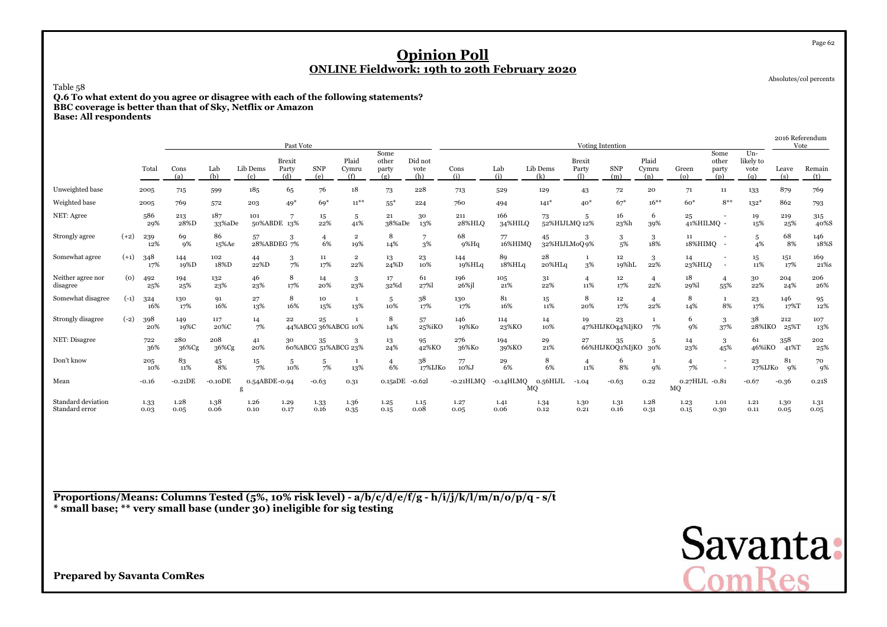# Opinion Poll

## ONLINE Fieldwork: 19th to 20th February 2020

Absolutes/col percents

Table 58

**Q.6 To what extent do you agree or disagree with each of the following statements?**
**BBC coverage is better than that of Sky, Netflix or Amazon**
**Base: All respondents**

| | | Total | Past Vote | | | | | | | | Voting Intention | | | | | | | | | 2016 Referendum Vote | |
|---|---|---|---|---|---|---|---|---|---|---|---|---|---|---|---|---|---|---|---|---|---|
| | | | Cons (a) | Lab (b) | Lib Dems (c) | Brexit Party (d) | SNP (e) | Plaid Cymru (f) | Some other party (g) | Did not vote (h) | Cons (i) | Lab (j) | Lib Dems (k) | Brexit Party (l) | SNP (m) | Plaid Cymru (n) | Green (o) | Some other party (p) | Un-likely to vote (q) | Leave (s) | Remain (t) |
| Unweighted base | | 2005 | 715 | 599 | 185 | 65 | 76 | 18 | 73 | 228 | 713 | 529 | 129 | 43 | 72 | 20 | 71 | 11 | 133 | 879 | 769 |
| Weighted base | | 2005 | 769 | 572 | 203 | 49* | 69* | 11** | 55* | 224 | 760 | 494 | 141* | 40* | 67* | 16** | 60* | 8** | 132* | 862 | 793 |
| NET: Agree | | 586 29% | 213 28%D | 187 33%aDe | 101 50%ABDE | 7 13% | 15 22% | 5 41% | 21 38%aDe | 30 13% | 211 28%HLQ | 166 34%HILQ | 73 52%HIJLMQ | 5 12% | 16 23%h | 6 39% | 25 41%HILMQ | - | 19 15% | 219 25% | 315 40%S |
| Strongly agree | (+2) | 239 12% | 69 9% | 86 15%Ae | 57 28%ABDEG | 3 7% | 4 6% | 2 19% | 8 14% | 7 3% | 68 9%Hq | 77 16%HIMQ | 45 32%HIJLMoQ | 3 9% | 3 5% | 3 18% | 11 18%HIMQ | - | 5 4% | 68 8% | 146 18%S |
| Somewhat agree | (+1) | 348 17% | 144 19%D | 102 18%D | 44 22%D | 3 7% | 11 17% | 2 22% | 13 24%D | 23 10% | 144 19%HLq | 89 18%HLq | 28 20%HLq | 1 3% | 12 19%hL | 3 22% | 14 23%HLQ | - | 15 11% | 151 17% | 169 21%s |
| Neither agree nor disagree | (0) | 492 25% | 194 25% | 132 23% | 46 23% | 8 17% | 14 20% | 3 23% | 17 32%d | 61 27%l | 196 26%jl | 105 21% | 31 22% | 4 11% | 12 17% | 4 22% | 18 29%l | 4 55% | 30 22% | 204 24% | 206 26% |
| Somewhat disagree | (-1) | 324 16% | 130 17% | 91 16% | 27 13% | 8 16% | 10 15% | 1 13% | 5 10% | 38 17% | 130 17% | 81 16% | 15 11% | 8 20% | 12 17% | 4 22% | 8 14% | 1 8% | 23 17% | 146 17%T | 95 12% |
| Strongly disagree | (-2) | 398 20% | 149 19%C | 117 20%C | 14 7% | 22 44%ABCG | 25 36%ABCG | 1 10% | 8 14% | 57 25%iKO | 146 19%Ko | 114 23%KO | 14 10% | 19 47%HIJKOq | 23 34%IjKO | 1 7% | 6 9% | 3 37% | 38 28%IKO | 212 25%T | 107 13% |
| NET: Disagree | | 722 36% | 280 36%Cg | 208 36%Cg | 41 20% | 30 60%ABCG | 35 51%ABCG | 3 23% | 13 24% | 95 42%KO | 276 36%Ko | 194 39%KO | 29 21% | 27 66%HIJKOQ | 35 51%IjKO | 5 30% | 14 23% | 3 45% | 61 46%iKO | 358 41%T | 202 25% |
| Don't know | | 205 10% | 83 11% | 45 8% | 15 7% | 5 10% | 5 7% | 1 13% | 4 6% | 38 17%IJKo | 77 10%J | 29 6% | 8 6% | 4 11% | 6 8% | 1 9% | 4 7% | - | 23 17%IJKo | 81 9% | 70 9% |
| Mean | | -0.16 | -0.21DE | -0.10DE | 0.54ABDEg | -0.94 | -0.63 | 0.31 | 0.15aDE | -0.62l | -0.21HLMQ | -0.14HLMQ | 0.56HIJLMQ | -1.04 | -0.63 | 0.22 | 0.27HIJLMQ | -0.81 | -0.67 | -0.36 | 0.21S |
| Standard deviation | | 1.33 | 1.28 | 1.38 | 1.26 | 1.29 | 1.33 | 1.36 | 1.25 | 1.15 | 1.27 | 1.41 | 1.34 | 1.30 | 1.31 | 1.28 | 1.23 | 1.01 | 1.21 | 1.30 | 1.31 |
| Standard error | | 0.03 | 0.05 | 0.06 | 0.10 | 0.17 | 0.16 | 0.35 | 0.15 | 0.08 | 0.05 | 0.06 | 0.12 | 0.21 | 0.16 | 0.31 | 0.15 | 0.30 | 0.11 | 0.05 | 0.05 |

**Proportions/Means: Columns Tested (5%, 10% risk level) - a/b/c/d/e/f/g - h/i/j/k/l/m/n/o/p/q - s/t**
*** small base; ** very small base (under 30) ineligible for sig testing**

**Prepared by Savanta ComRes**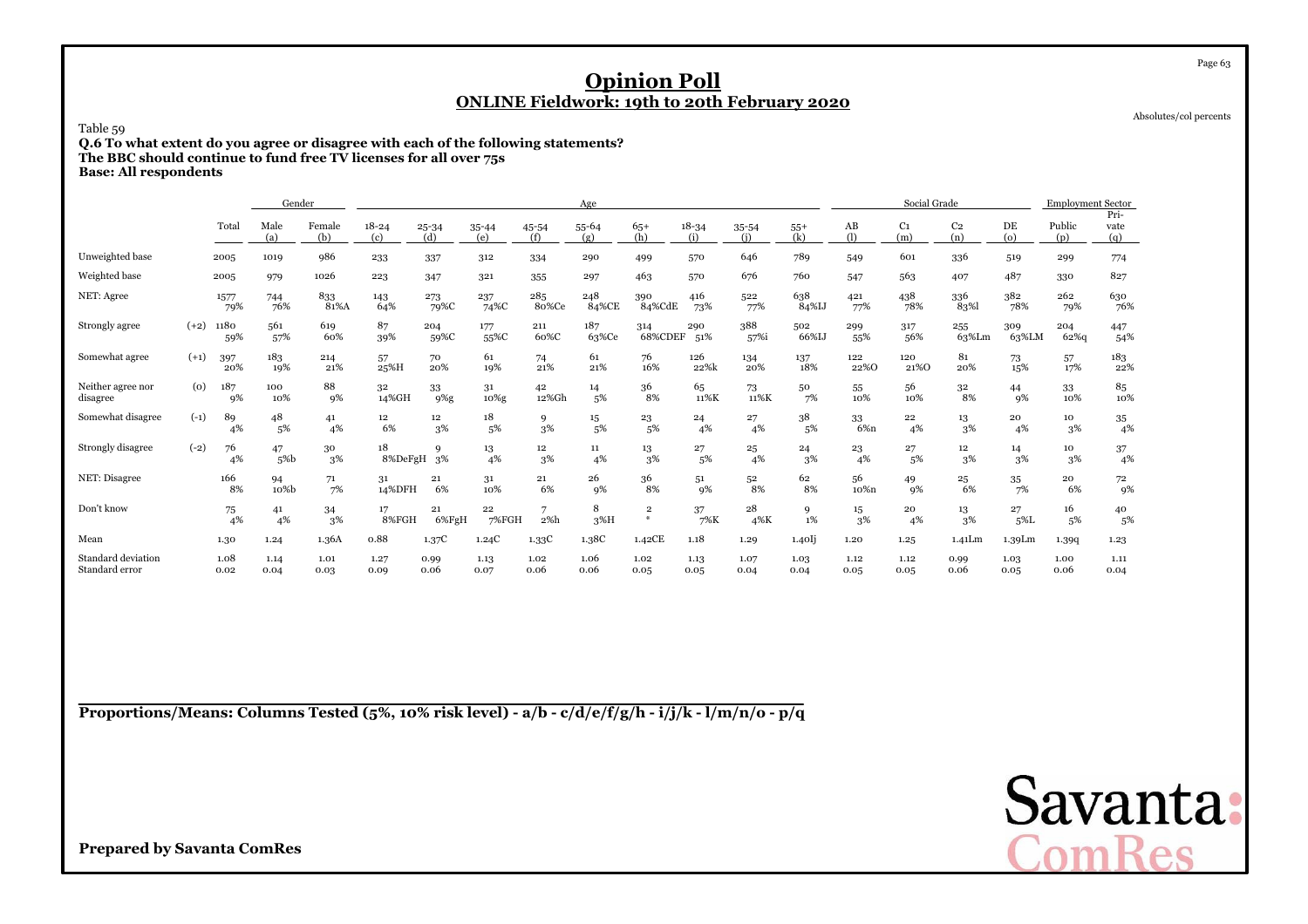# Opinion Poll

## ONLINE Fieldwork: 19th to 20th February 2020

Absolutes/col percents

Table 59

**Q.6 To what extent do you agree or disagree with each of the following statements?**
**The BBC should continue to fund free TV licenses for all over 75s**
**Base: All respondents**

| | | | Gender | | Age | | | | | | | | | Social Grade | | | | Employment Sector | |
|---|---|---|---|---|---|---|---|---|---|---|---|---|---|---|---|---|---|---|---|
| | | Total | Male (a) | Female (b) | 18-24 (c) | 25-34 (d) | 35-44 (e) | 45-54 (f) | 55-64 (g) | 65+ (h) | 18-34 (i) | 35-54 (j) | 55+ (k) | AB (l) | C1 (m) | C2 (n) | DE (o) | Public (p) | Private (q) |
| Unweighted base | | 2005 | 1019 | 986 | 233 | 337 | 312 | 334 | 290 | 499 | 570 | 646 | 789 | 549 | 601 | 336 | 519 | 299 | 774 |
| Weighted base | | 2005 | 979 | 1026 | 223 | 347 | 321 | 355 | 297 | 463 | 570 | 676 | 760 | 547 | 563 | 407 | 487 | 330 | 827 |
| NET: Agree | | 1577 | 744 | 833 | 143 | 273 | 237 | 285 | 248 | 390 | 416 | 522 | 638 | 421 | 438 | 336 | 382 | 262 | 630 |
| | | 79% | 76% | 81%A | 64% | 79%C | 74%C | 80%Ce | 84%CE | 84%CdE | 73% | 77% | 84%IJ | 77% | 78% | 83%l | 78% | 79% | 76% |
| Strongly agree | (+2) | 1180 | 561 | 619 | 87 | 204 | 177 | 211 | 187 | 314 | 290 | 388 | 502 | 299 | 317 | 255 | 309 | 204 | 447 |
| | | 59% | 57% | 60% | 39% | 59%C | 55%C | 60%C | 63%Ce | 68%CDEF | 51% | 57%i | 66%IJ | 55% | 56% | 63%Lm | 63%LM | 62%q | 54% |
| Somewhat agree | (+1) | 397 | 183 | 214 | 57 | 70 | 61 | 74 | 61 | 76 | 126 | 134 | 137 | 122 | 120 | 81 | 73 | 57 | 183 |
| | | 20% | 19% | 21% | 25%H | 20% | 19% | 21% | 21% | 16% | 22%k | 20% | 18% | 22%O | 21%O | 20% | 15% | 17% | 22% |
| Neither agree nor disagree | (0) | 187 | 100 | 88 | 32 | 33 | 31 | 42 | 14 | 36 | 65 | 73 | 50 | 55 | 56 | 32 | 44 | 33 | 85 |
| | | 9% | 10% | 9% | 14%GH | 9%g | 10%g | 12%Gh | 5% | 8% | 11%K | 11%K | 7% | 10% | 10% | 8% | 9% | 10% | 10% |
| Somewhat disagree | (-1) | 89 | 48 | 41 | 12 | 12 | 18 | 9 | 15 | 23 | 24 | 27 | 38 | 33 | 22 | 13 | 20 | 10 | 35 |
| | | 4% | 5% | 4% | 6% | 3% | 5% | 3% | 5% | 5% | 4% | 4% | 5% | 6%n | 4% | 3% | 4% | 3% | 4% |
| Strongly disagree | (-2) | 76 | 47 | 30 | 18 | 9 | 13 | 12 | 11 | 13 | 27 | 25 | 24 | 23 | 27 | 12 | 14 | 10 | 37 |
| | | 4% | 5%b | 3% | 8%DeFgH | 3% | 4% | 3% | 4% | 3% | 5% | 4% | 3% | 4% | 5% | 3% | 3% | 3% | 4% |
| NET: Disagree | | 166 | 94 | 71 | 31 | 21 | 31 | 21 | 26 | 36 | 51 | 52 | 62 | 56 | 49 | 25 | 35 | 20 | 72 |
| | | 8% | 10%b | 7% | 14%DFH | 6% | 10% | 6% | 9% | 8% | 9% | 8% | 8% | 10%n | 9% | 6% | 7% | 6% | 9% |
| Don't know | | 75 | 41 | 34 | 17 | 21 | 22 | 7 | 8 | 2 | 37 | 28 | 9 | 15 | 20 | 13 | 27 | 16 | 40 |
| | | 4% | 4% | 3% | 8%FGH | 6%FgH | 7%FGH | 2%h | 3%H | * | 7%K | 4%K | 1% | 3% | 4% | 3% | 5%L | 5% | 5% |
| Mean | | 1.30 | 1.24 | 1.36A | 0.88 | 1.37C | 1.24C | 1.33C | 1.38C | 1.42CE | 1.18 | 1.29 | 1.40Ij | 1.20 | 1.25 | 1.41Lm | 1.39Lm | 1.39q | 1.23 |
| Standard deviation | | 1.08 | 1.14 | 1.01 | 1.27 | 0.99 | 1.13 | 1.02 | 1.06 | 1.02 | 1.13 | 1.07 | 1.03 | 1.12 | 1.12 | 0.99 | 1.03 | 1.00 | 1.11 |
| Standard error | | 0.02 | 0.04 | 0.03 | 0.09 | 0.06 | 0.07 | 0.06 | 0.06 | 0.05 | 0.05 | 0.04 | 0.04 | 0.05 | 0.05 | 0.06 | 0.05 | 0.06 | 0.04 |

**Proportions/Means: Columns Tested (5%, 10% risk level) - a/b - c/d/e/f/g/h - i/j/k - l/m/n/o - p/q**

**Prepared by Savanta ComRes**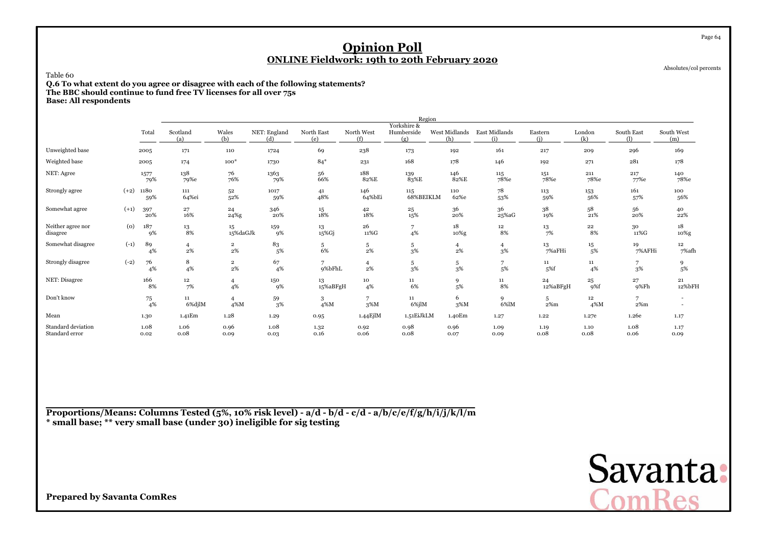# Opinion Poll

## ONLINE Fieldwork: 19th to 20th February 2020

Absolutes/col percents

Table 60

**Q.6 To what extent do you agree or disagree with each of the following statements?**
**The BBC should continue to fund free TV licenses for all over 75s**
**Base: All respondents**

| | | Total | Region | | | | | | | | | | | |
|---|---|---|---|---|---|---|---|---|---|---|---|---|---|---|
| | | | Scotland (a) | Wales (b) | NET: England (d) | North East (e) | North West (f) | Yorkshire & Humberside (g) | West Midlands (h) | East Midlands (i) | Eastern (j) | London (k) | South East (l) | South West (m) |
| Unweighted base | | 2005 | 171 | 110 | 1724 | 69 | 238 | 173 | 192 | 161 | 217 | 209 | 296 | 169 |
| Weighted base | | 2005 | 174 | 100* | 1730 | 84* | 231 | 168 | 178 | 146 | 192 | 271 | 281 | 178 |
| NET: Agree | | 1577 | 138 | 76 | 1363 | 56 | 188 | 139 | 146 | 115 | 151 | 211 | 217 | 140 |
| | | 79% | 79%e | 76% | 79% | 66% | 82%E | 83%E | 82%E | 78%e | 78%e | 78%e | 77%e | 78%e |
| Strongly agree | (+2) | 1180 | 111 | 52 | 1017 | 41 | 146 | 115 | 110 | 78 | 113 | 153 | 161 | 100 |
| | | 59% | 64%ei | 52% | 59% | 48% | 64%bEi | 68%BEIKLM | 62%e | 53% | 59% | 56% | 57% | 56% |
| Somewhat agree | (+1) | 397 | 27 | 24 | 346 | 15 | 42 | 25 | 36 | 36 | 38 | 58 | 56 | 40 |
| | | 20% | 16% | 24%g | 20% | 18% | 18% | 15% | 20% | 25%aG | 19% | 21% | 20% | 22% |
| Neither agree nor disagree | (0) | 187 | 13 | 15 | 159 | 13 | 26 | 7 | 18 | 12 | 13 | 22 | 30 | 18 |
| | | 9% | 8% | 15%daGJk | 9% | 15%Gj | 11%G | 4% | 10%g | 8% | 7% | 8% | 11%G | 10%g |
| Somewhat disagree | (-1) | 89 | 4 | 2 | 83 | 5 | 5 | 5 | 4 | 4 | 13 | 15 | 19 | 12 |
| | | 4% | 2% | 2% | 5% | 6% | 2% | 3% | 2% | 3% | 7%aFHi | 5% | 7%AFHi | 7%afh |
| Strongly disagree | (-2) | 76 | 8 | 2 | 67 | 7 | 4 | 5 | 5 | 7 | 11 | 11 | 7 | 9 |
| | | 4% | 4% | 2% | 4% | 9%bFhL | 2% | 3% | 3% | 5% | 5%f | 4% | 3% | 5% |
| NET: Disagree | | 166 | 12 | 4 | 150 | 13 | 10 | 11 | 9 | 11 | 24 | 25 | 27 | 21 |
| | | 8% | 7% | 4% | 9% | 15%aBFgH | 4% | 6% | 5% | 8% | 12%aBFgH | 9%f | 9%Fh | 12%bFH |
| Don't know | | 75 | 11 | 4 | 59 | 3 | 7 | 11 | 6 | 9 | 5 | 12 | 7 | - |
| | | 4% | 6%djlM | 4%M | 3% | 4%M | 3%M | 6%jlM | 3%M | 6%lM | 2%m | 4%M | 2%m | - |
| Mean | | 1.30 | 1.41Em | 1.28 | 1.29 | 0.95 | 1.44EjlM | 1.51EiJkLM | 1.40Em | 1.27 | 1.22 | 1.27e | 1.26e | 1.17 |
| Standard deviation | | 1.08 | 1.06 | 0.96 | 1.08 | 1.32 | 0.92 | 0.98 | 0.96 | 1.09 | 1.19 | 1.10 | 1.08 | 1.17 |
| Standard error | | 0.02 | 0.08 | 0.09 | 0.03 | 0.16 | 0.06 | 0.08 | 0.07 | 0.09 | 0.08 | 0.08 | 0.06 | 0.09 |

**Proportions/Means: Columns Tested (5%, 10% risk level) - a/d - b/d - c/d - a/b/c/e/f/g/h/i/j/k/l/m**
*** small base; ** very small base (under 30) ineligible for sig testing**

**Prepared by Savanta ComRes**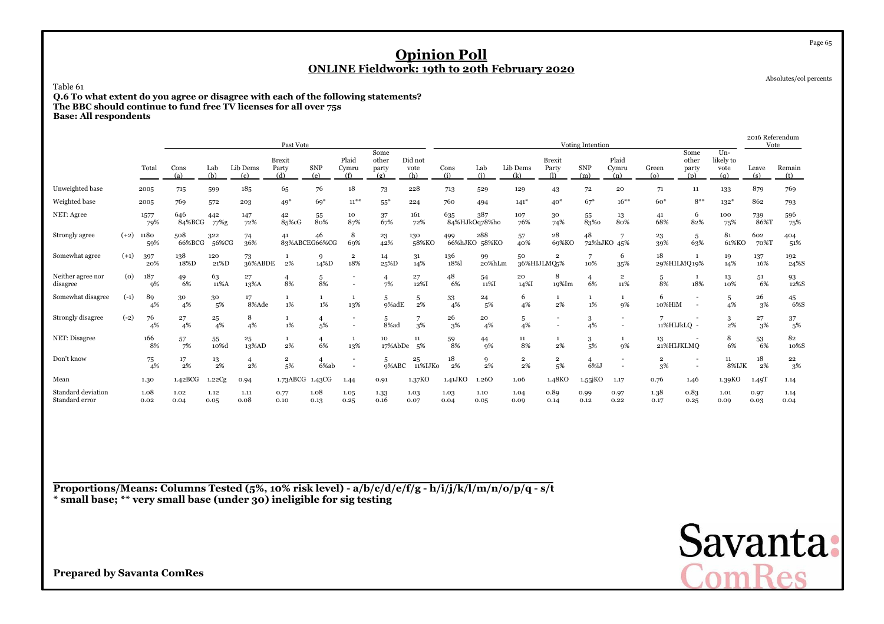# Opinion Poll

## ONLINE Fieldwork: 19th to 20th February 2020

Absolutes/col percents

Table 61

**Q.6 To what extent do you agree or disagree with each of the following statements?**
**The BBC should continue to fund free TV licenses for all over 75s**
**Base: All respondents**

| | | | Past Vote | | | | | | | | | Voting Intention | | | | | | | | | | 2016 Referendum Vote | |
|---|---|---|---|---|---|---|---|---|---|---|---|---|---|---|---|---|---|---|---|---|---|---|---|
| | | Total | Cons (a) | Lab (b) | Lib Dems (c) | Brexit Party (d) | SNP (e) | Plaid Cymru (f) | Some other party (g) | Did not vote (h) | Cons (i) | Lab (j) | Lib Dems (k) | Brexit Party (l) | SNP (m) | Plaid Cymru (n) | Green (o) | Some other party (p) | Un-likely to vote (q) | Leave (s) | Remain (t) |
| Unweighted base | | 2005 | 715 | 599 | 185 | 65 | 76 | 18 | 73 | 228 | 713 | 529 | 129 | 43 | 72 | 20 | 71 | 11 | 133 | 879 | 769 |
| Weighted base | | 2005 | 769 | 572 | 203 | 49* | 69* | 11** | 55* | 224 | 760 | 494 | 141* | 40* | 67* | 16** | 60* | 8** | 132* | 862 | 793 |
| NET: Agree | | 1577<br>79% | 646<br>84%BCG | 442<br>77%g | 147<br>72% | 42<br>85%cG | 55<br>80% | 10<br>87% | 37<br>67% | 161<br>72% | 635<br>84%HJKOq | 387<br>78%ho | 107<br>76% | 30<br>74% | 55<br>83%o | 13<br>80% | 41<br>68% | 6<br>82% | 100<br>75% | 739<br>86%T | 596<br>75% |
| Strongly agree | (+2) | 1180<br>59% | 508<br>66%BCG | 322<br>56%CG | 74<br>36% | 41<br>83%ABCEG | 46<br>66%CG | 8<br>69% | 23<br>42% | 130<br>58%KO | 499<br>66%hJKO | 288<br>58%KO | 57<br>40% | 28<br>69%KO | 48<br>72%hJKO | 7<br>45% | 23<br>39% | 5<br>63% | 81<br>61%KO | 602<br>70%T | 404<br>51% |
| Somewhat agree | (+1) | 397<br>20% | 138<br>18%D | 120<br>21%D | 73<br>36%ABDE | 1<br>2% | 9<br>14%D | 2<br>18% | 14<br>25%D | 31<br>14% | 136<br>18%l | 99<br>20%hLm | 50<br>36%HIJLMQ | 2<br>5% | 7<br>10% | 6<br>35% | 18<br>29%HIJLMQ | 1<br>19% | 19<br>14% | 137<br>16% | 192<br>24%S |
| Neither agree nor disagree | (0) | 187<br>9% | 49<br>6% | 63<br>11%A | 27<br>13%A | 4<br>8% | 5<br>8% | -<br>- | 4<br>7% | 27<br>12%I | 48<br>6% | 54<br>11%I | 20<br>14%I | 8<br>19%Im | 4<br>6% | 2<br>11% | 5<br>8% | 1<br>18% | 13<br>10% | 51<br>6% | 93<br>12%S |
| Somewhat disagree | (-1) | 89<br>4% | 30<br>4% | 30<br>5% | 17<br>8%Ade | 1<br>1% | 1<br>1% | 1<br>13% | 5<br>9%adE | 5<br>2% | 33<br>4% | 24<br>5% | 6<br>4% | 1<br>2% | 1<br>1% | 1<br>9% | 6<br>10%HiM | -<br>- | 5<br>4% | 26<br>3% | 45<br>6%S |
| Strongly disagree | (-2) | 76<br>4% | 27<br>4% | 25<br>4% | 8<br>4% | 1<br>1% | 4<br>5% | -<br>- | 5<br>8%ad | 7<br>3% | 26<br>3% | 20<br>4% | 5<br>4% | -<br>- | 3<br>4% | -<br>- | 7<br>11%HIJkLQ | -<br>- | 3<br>2% | 27<br>3% | 37<br>5% |
| NET: Disagree | | 166<br>8% | 57<br>7% | 55<br>10%d | 25<br>13%AD | 1<br>2% | 4<br>6% | 1<br>13% | 10<br>17%AbDe | 11<br>5% | 59<br>8% | 44<br>9% | 11<br>8% | 1<br>2% | 3<br>5% | 1<br>9% | 13<br>21%HIJKLMQ | -<br>- | 8<br>6% | 53<br>6% | 82<br>10%S |
| Don't know | | 75<br>4% | 17<br>2% | 13<br>2% | 4<br>2% | 2<br>5% | 4<br>6%ab | -<br>- | 5<br>9%ABC | 25<br>11%IJKo | 18<br>2% | 9<br>2% | 2<br>2% | 2<br>5% | 4<br>6%iJ | -<br>- | 2<br>3% | -<br>- | 11<br>8%IJK | 18<br>2% | 22<br>3% |
| Mean | | 1.30 | 1.42BCG | 1.22Cg | 0.94 | 1.73ABCG | 1.43CG | 1.44 | 0.91 | 1.37KO | 1.41JKO | 1.26O | 1.06 | 1.48KO | 1.55jKO | 1.17 | 0.76 | 1.46 | 1.39KO | 1.49T | 1.14 |
| Standard deviation | | 1.08 | 1.02 | 1.12 | 1.11 | 0.77 | 1.08 | 1.05 | 1.33 | 1.03 | 1.03 | 1.10 | 1.04 | 0.89 | 0.99 | 0.97 | 1.38 | 0.83 | 1.01 | 0.97 | 1.14 |
| Standard error | | 0.02 | 0.04 | 0.05 | 0.08 | 0.10 | 0.13 | 0.25 | 0.16 | 0.07 | 0.04 | 0.05 | 0.09 | 0.14 | 0.12 | 0.22 | 0.17 | 0.25 | 0.09 | 0.03 | 0.04 |

**Proportions/Means: Columns Tested (5%, 10% risk level) - a/b/c/d/e/f/g - h/i/j/k/l/m/n/o/p/q - s/t**
**\* small base; \*\* very small base (under 30) ineligible for sig testing**

**Prepared by Savanta ComRes**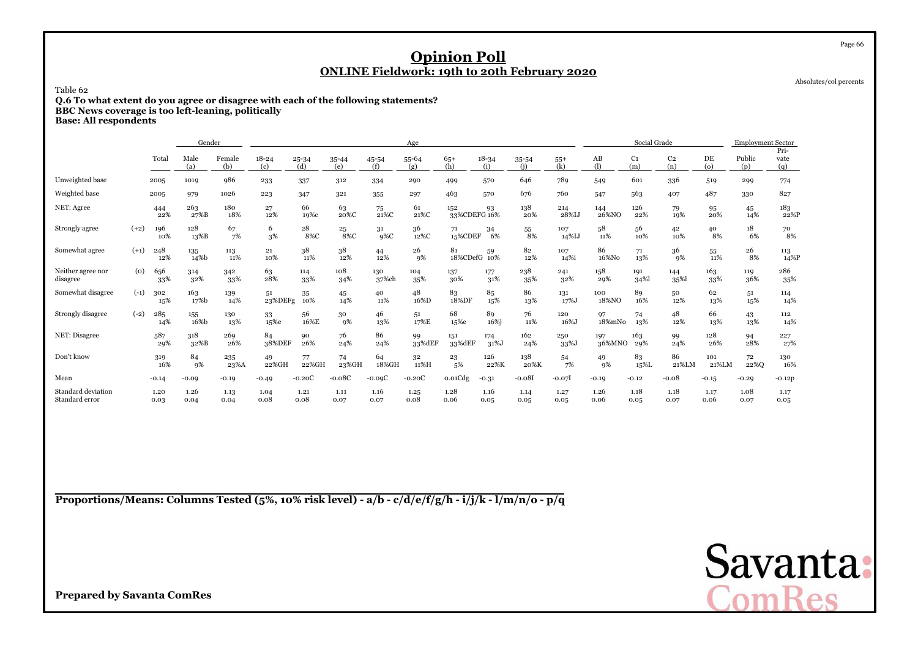# Opinion Poll

## ONLINE Fieldwork: 19th to 20th February 2020

Absolutes/col percents

Table 62

**Q.6 To what extent do you agree or disagree with each of the following statements?**
**BBC News coverage is too left-leaning, politically**
**Base: All respondents**

| | | Total | Gender | | Age | | | | | | | | | Social Grade | | | | Employment Sector | |
|---|---|---|---|---|---|---|---|---|---|---|---|---|---|---|---|---|---|---|---|
| | | | Male (a) | Female (b) | 18-24 (c) | 25-34 (d) | 35-44 (e) | 45-54 (f) | 55-64 (g) | 65+ (h) | 18-34 (i) | 35-54 (j) | 55+ (k) | AB (l) | C1 (m) | C2 (n) | DE (o) | Public (p) | Private (q) |
| Unweighted base | | 2005 | 1019 | 986 | 233 | 337 | 312 | 334 | 290 | 499 | 570 | 646 | 789 | 549 | 601 | 336 | 519 | 299 | 774 |
| Weighted base | | 2005 | 979 | 1026 | 223 | 347 | 321 | 355 | 297 | 463 | 570 | 676 | 760 | 547 | 563 | 407 | 487 | 330 | 827 |
| NET: Agree | | 444 | 263 | 180 | 27 | 66 | 63 | 75 | 61 | 152 | 93 | 138 | 214 | 144 | 126 | 79 | 95 | 45 | 183 |
| | | 22% | 27%B | 18% | 12% | 19%c | 20%C | 21%C | 21%C | 33%CDEFG | 16% | 20% | 28%IJ | 26%NO | 22% | 19% | 20% | 14% | 22%P |
| Strongly agree | (+2) | 196 | 128 | 67 | 6 | 28 | 25 | 31 | 36 | 71 | 34 | 55 | 107 | 58 | 56 | 42 | 40 | 18 | 70 |
| | | 10% | 13%B | 7% | 3% | 8%C | 8%C | 9%C | 12%C | 15%CDEF | 6% | 8% | 14%IJ | 11% | 10% | 10% | 8% | 6% | 8% |
| Somewhat agree | (+1) | 248 | 135 | 113 | 21 | 38 | 38 | 44 | 26 | 81 | 59 | 82 | 107 | 86 | 71 | 36 | 55 | 26 | 113 |
| | | 12% | 14%b | 11% | 10% | 11% | 12% | 12% | 9% | 18%CDefG | 10% | 12% | 14%i | 16%No | 13% | 9% | 11% | 8% | 14%P |
| Neither agree nor disagree | (0) | 656 | 314 | 342 | 63 | 114 | 108 | 130 | 104 | 137 | 177 | 238 | 241 | 158 | 191 | 144 | 163 | 119 | 286 |
| | | 33% | 32% | 33% | 28% | 33% | 34% | 37%ch | 35% | 30% | 31% | 35% | 32% | 29% | 34%l | 35%l | 33% | 36% | 35% |
| Somewhat disagree | (-1) | 302 | 163 | 139 | 51 | 35 | 45 | 40 | 48 | 83 | 85 | 86 | 131 | 100 | 89 | 50 | 62 | 51 | 114 |
| | | 15% | 17%b | 14% | 23%DEFg | 10% | 14% | 11% | 16%D | 18%DF | 15% | 13% | 17%J | 18%NO | 16% | 12% | 13% | 15% | 14% |
| Strongly disagree | (-2) | 285 | 155 | 130 | 33 | 56 | 30 | 46 | 51 | 68 | 89 | 76 | 120 | 97 | 74 | 48 | 66 | 43 | 112 |
| | | 14% | 16%b | 13% | 15%e | 16%E | 9% | 13% | 17%E | 15%e | 16%j | 11% | 16%J | 18%mNo | 13% | 12% | 13% | 13% | 14% |
| NET: Disagree | | 587 | 318 | 269 | 84 | 90 | 76 | 86 | 99 | 151 | 174 | 162 | 250 | 197 | 163 | 99 | 128 | 94 | 227 |
| | | 29% | 32%B | 26% | 38%DEF | 26% | 24% | 24% | 33%dEF | 33%dEF | 31%J | 24% | 33%J | 36%MNO | 29% | 24% | 26% | 28% | 27% |
| Don't know | | 319 | 84 | 235 | 49 | 77 | 74 | 64 | 32 | 23 | 126 | 138 | 54 | 49 | 83 | 86 | 101 | 72 | 130 |
| | | 16% | 9% | 23%A | 22%GH | 22%GH | 23%GH | 18%GH | 11%H | 5% | 22%K | 20%K | 7% | 9% | 15%L | 21%LM | 21%LM | 22%Q | 16% |
| Mean | | -0.14 | -0.09 | -0.19 | -0.49 | -0.20C | -0.08C | -0.09C | -0.20C | 0.01Cdg | -0.31 | -0.08I | -0.07I | -0.19 | -0.12 | -0.08 | -0.15 | -0.29 | -0.12p |
| Standard deviation | | 1.20 | 1.26 | 1.13 | 1.04 | 1.21 | 1.11 | 1.16 | 1.25 | 1.28 | 1.16 | 1.14 | 1.27 | 1.26 | 1.18 | 1.18 | 1.17 | 1.08 | 1.17 |
| Standard error | | 0.03 | 0.04 | 0.04 | 0.08 | 0.08 | 0.07 | 0.07 | 0.08 | 0.06 | 0.05 | 0.05 | 0.05 | 0.06 | 0.05 | 0.07 | 0.06 | 0.07 | 0.05 |

**Proportions/Means: Columns Tested (5%, 10% risk level) - a/b - c/d/e/f/g/h - i/j/k - l/m/n/o - p/q**

**Prepared by Savanta ComRes**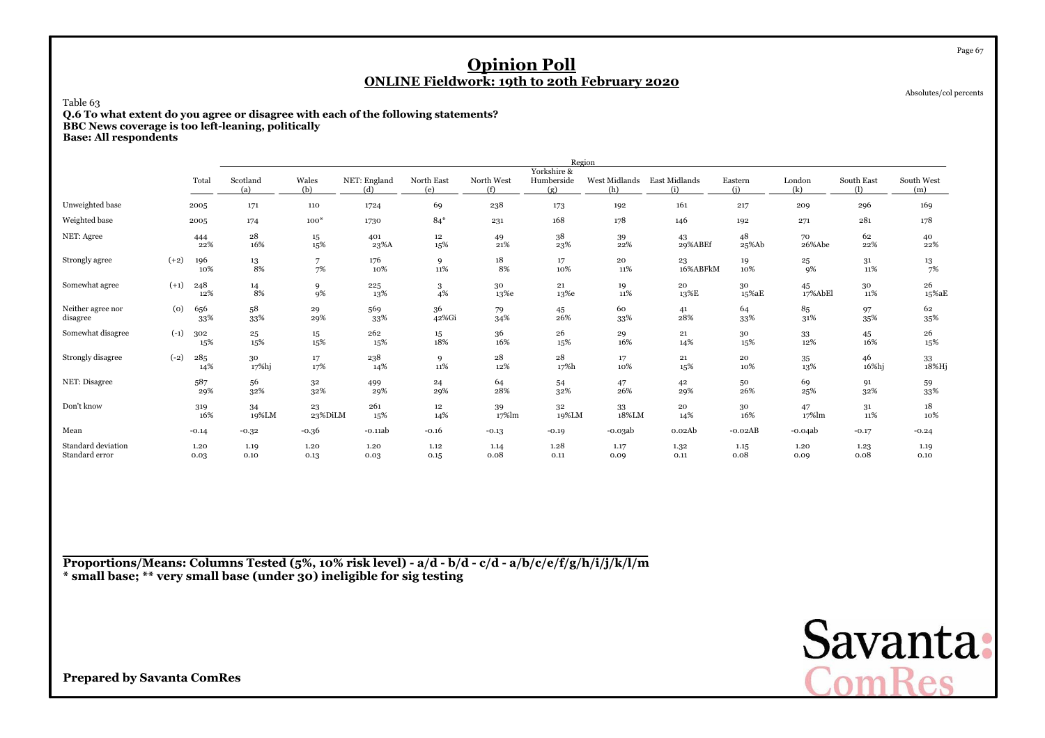# Opinion Poll

## ONLINE Fieldwork: 19th to 20th February 2020

Absolutes/col percents

Table 63

**Q.6 To what extent do you agree or disagree with each of the following statements?**
**BBC News coverage is too left-leaning, politically**
**Base: All respondents**

| | | Total | Region | | | | | | | | | | | |
|---|---|---|---|---|---|---|---|---|---|---|---|---|---|---|
| | | | Scotland (a) | Wales (b) | NET: England (d) | North East (e) | North West (f) | Yorkshire & Humberside (g) | West Midlands (h) | East Midlands (i) | Eastern (j) | London (k) | South East (l) | South West (m) |
| Unweighted base | | 2005 | 171 | 110 | 1724 | 69 | 238 | 173 | 192 | 161 | 217 | 209 | 296 | 169 |
| Weighted base | | 2005 | 174 | 100* | 1730 | 84* | 231 | 168 | 178 | 146 | 192 | 271 | 281 | 178 |
| NET: Agree | | 444<br>22% | 28<br>16% | 15<br>15% | 401<br>23%A | 12<br>15% | 49<br>21% | 38<br>23% | 39<br>22% | 43<br>29%ABEf | 48<br>25%Ab | 70<br>26%Abe | 62<br>22% | 40<br>22% |
| Strongly agree | (+2) | 196<br>10% | 13<br>8% | 7<br>7% | 176<br>10% | 9<br>11% | 18<br>8% | 17<br>10% | 20<br>11% | 23<br>16%ABFkM | 19<br>10% | 25<br>9% | 31<br>11% | 13<br>7% |
| Somewhat agree | (+1) | 248<br>12% | 14<br>8% | 9<br>9% | 225<br>13% | 3<br>4% | 30<br>13%e | 21<br>13%e | 19<br>11% | 20<br>13%E | 30<br>15%aE | 45<br>17%AbEl | 30<br>11% | 26<br>15%aE |
| Neither agree nor disagree | (0) | 656<br>33% | 58<br>33% | 29<br>29% | 569<br>33% | 36<br>42%Gi | 79<br>34% | 45<br>26% | 60<br>33% | 41<br>28% | 64<br>33% | 85<br>31% | 97<br>35% | 62<br>35% |
| Somewhat disagree | (-1) | 302<br>15% | 25<br>15% | 15<br>15% | 262<br>15% | 15<br>18% | 36<br>16% | 26<br>15% | 29<br>16% | 21<br>14% | 30<br>15% | 33<br>12% | 45<br>16% | 26<br>15% |
| Strongly disagree | (-2) | 285<br>14% | 30<br>17%hj | 17<br>17% | 238<br>14% | 9<br>11% | 28<br>12% | 28<br>17%h | 17<br>10% | 21<br>15% | 20<br>10% | 35<br>13% | 46<br>16%hj | 33<br>18%Hj |
| NET: Disagree | | 587<br>29% | 56<br>32% | 32<br>32% | 499<br>29% | 24<br>29% | 64<br>28% | 54<br>32% | 47<br>26% | 42<br>29% | 50<br>26% | 69<br>25% | 91<br>32% | 59<br>33% |
| Don't know | | 319<br>16% | 34<br>19%LM | 23<br>23%DiLM | 261<br>15% | 12<br>14% | 39<br>17%lm | 32<br>19%LM | 33<br>18%LM | 20<br>14% | 30<br>16% | 47<br>17%lm | 31<br>11% | 18<br>10% |
| Mean | | -0.14 | -0.32 | -0.36 | -0.11ab | -0.16 | -0.13 | -0.19 | -0.03ab | 0.02Ab | -0.02AB | -0.04ab | -0.17 | -0.24 |
| Standard deviation | | 1.20 | 1.19 | 1.20 | 1.20 | 1.12 | 1.14 | 1.28 | 1.17 | 1.32 | 1.15 | 1.20 | 1.23 | 1.19 |
| Standard error | | 0.03 | 0.10 | 0.13 | 0.03 | 0.15 | 0.08 | 0.11 | 0.09 | 0.11 | 0.08 | 0.09 | 0.08 | 0.10 |

**Proportions/Means: Columns Tested (5%, 10% risk level) - a/d - b/d - c/d - a/b/c/e/f/g/h/i/j/k/l/m**
**\* small base; \*\* very small base (under 30) ineligible for sig testing**

**Prepared by Savanta ComRes**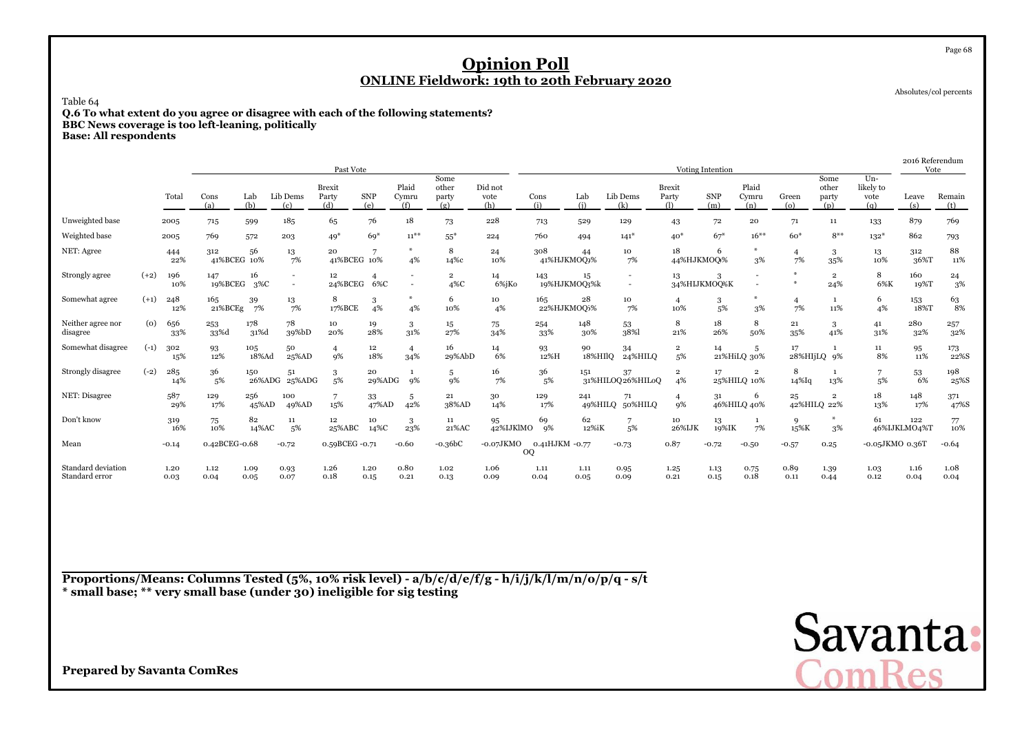# Opinion Poll

**ONLINE Fieldwork: 19th to 20th February 2020**

Absolutes/col percents

Table 64

**Q.6 To what extent do you agree or disagree with each of the following statements?**
**BBC News coverage is too left-leaning, politically**
**Base: All respondents**

| | | Total | Past Vote | | | | | | | | Voting Intention | | | | | | | | | | 2016 Referendum Vote | |
|---|---|---|---|---|---|---|---|---|---|---|---|---|---|---|---|---|---|---|---|---|---|---|
| | | | Cons (a) | Lab (b) | Lib Dems (c) | Brexit Party (d) | SNP (e) | Plaid Cymru (f) | Some other party (g) | Did not vote (h) | Cons (i) | Lab (j) | Lib Dems (k) | Brexit Party (l) | SNP (m) | Plaid Cymru (n) | Green (o) | Some other party (p) | Un-likely to vote (q) | Leave (s) | Remain (t) |
| Unweighted base | | 2005 | 715 | 599 | 185 | 65 | 76 | 18 | 73 | 228 | 713 | 529 | 129 | 43 | 72 | 20 | 71 | 11 | 133 | 879 | 769 |
| Weighted base | | 2005 | 769 | 572 | 203 | 49* | 69* | 11** | 55* | 224 | 760 | 494 | 141* | 40* | 67* | 16** | 60* | 8** | 132* | 862 | 793 |
| NET: Agree | | 444<br>22% | 312<br>41%BCEG | 56<br>10% | 13<br>7% | 20<br>41%BCEG | 7<br>10% | *<br>4% | 8<br>14%c | 24<br>10% | 308<br>41%HJKMOQ | 44<br>9% | 10<br>7% | 18<br>44%HJKMOQ | 6<br>9% | *<br>3% | 4<br>7% | 3<br>35% | 13<br>10% | 312<br>36%T | 88<br>11% |
| Strongly agree | (+2) | 196<br>10% | 147<br>19%BCEG | 16<br>3%C | -<br>- | 12<br>24%BCEG | 4<br>6%C | -<br>- | 2<br>4%C | 14<br>6%jKo | 143<br>19%HJKMOQ | 15<br>3%k | -<br>- | 13<br>34%HIJKMOQ | 3<br>%K | -<br>- | *<br>* | 2<br>24% | 8<br>6%K | 160<br>19%T | 24<br>3% |
| Somewhat agree | (+1) | 248<br>12% | 165<br>21%BCEg | 39<br>7% | 13<br>7% | 8<br>17%BCE | 3<br>4% | *<br>4% | 6<br>10% | 10<br>4% | 165<br>22%HJKMOQ | 28<br>5% | 10<br>7% | 4<br>10% | 3<br>5% | *<br>3% | 4<br>7% | 1<br>11% | 6<br>4% | 153<br>18%T | 63<br>8% |
| Neither agree nor disagree | (0) | 656<br>33% | 253<br>33%d | 178<br>31%d | 78<br>39%bD | 10<br>20% | 19<br>28% | 3<br>31% | 15<br>27% | 75<br>34% | 254<br>33% | 148<br>30% | 53<br>38%l | 8<br>21% | 18<br>26% | 8<br>50% | 21<br>35% | 3<br>41% | 41<br>31% | 280<br>32% | 257<br>32% |
| Somewhat disagree | (-1) | 302<br>15% | 93<br>12% | 105<br>18%Ad | 50<br>25%AD | 4<br>9% | 12<br>18% | 4<br>34% | 16<br>29%AbD | 14<br>6% | 93<br>12%H | 90<br>18%HIlQ | 34<br>24%HILQ | 2<br>5% | 14<br>21%HiLQ | 5<br>30% | 17<br>28%HIJLQ | 1<br>9% | 11<br>8% | 95<br>11% | 173<br>22%S |
| Strongly disagree | (-2) | 285<br>14% | 36<br>5% | 150<br>26%ADG | 51<br>25%ADG | 3<br>5% | 20<br>29%ADG | 1<br>9% | 5<br>9% | 16<br>7% | 36<br>5% | 151<br>31%HILOQ | 37<br>26%HILoQ | 2<br>4% | 17<br>25%HILQ | 2<br>10% | 8<br>14%Iq | 1<br>13% | 7<br>5% | 53<br>6% | 198<br>25%S |
| NET: Disagree | | 587<br>29% | 129<br>17% | 256<br>45%AD | 100<br>49%AD | 7<br>15% | 33<br>47%AD | 5<br>42% | 21<br>38%AD | 30<br>14% | 129<br>17% | 241<br>49%HILQ | 71<br>50%HILQ | 4<br>9% | 31<br>46%HILQ | 6<br>40% | 25<br>42%HILQ | 2<br>22% | 18<br>13% | 148<br>17% | 371<br>47%S |
| Don't know | | 319<br>16% | 75<br>10% | 82<br>14%AC | 11<br>5% | 12<br>25%ABC | 10<br>14%C | 3<br>23% | 11<br>21%AC | 95<br>42%IJKlMO | 69<br>9% | 62<br>12%iK | 7<br>5% | 10<br>26%IJK | 13<br>19%IK | 1<br>7% | 9<br>15%K | *<br>3% | 61<br>46%IJKLMO | 122<br>14%T | 77<br>10% |
| Mean | | -0.14 | 0.42BCEG | -0.68 | -0.72 | 0.59BCEG | -0.71 | -0.60 | -0.36bC | -0.07JKMO | 0.41HJKM OQ | -0.77 | -0.73 | 0.87 | -0.72 | -0.50 | -0.57 | 0.25 | -0.05JKMO | 0.36T | -0.64 |
| Standard deviation | | 1.20 | 1.12 | 1.09 | 0.93 | 1.26 | 1.20 | 0.80 | 1.02 | 1.06 | 1.11 | 1.11 | 0.95 | 1.25 | 1.13 | 0.75 | 0.89 | 1.39 | 1.03 | 1.16 | 1.08 |
| Standard error | | 0.03 | 0.04 | 0.05 | 0.07 | 0.18 | 0.15 | 0.21 | 0.13 | 0.09 | 0.04 | 0.05 | 0.09 | 0.21 | 0.15 | 0.18 | 0.11 | 0.44 | 0.12 | 0.04 | 0.04 |

**Proportions/Means: Columns Tested (5%, 10% risk level) - a/b/c/d/e/f/g - h/i/j/k/l/m/n/o/p/q - s/t**
**\* small base; \*\* very small base (under 30) ineligible for sig testing**

**Prepared by Savanta ComRes**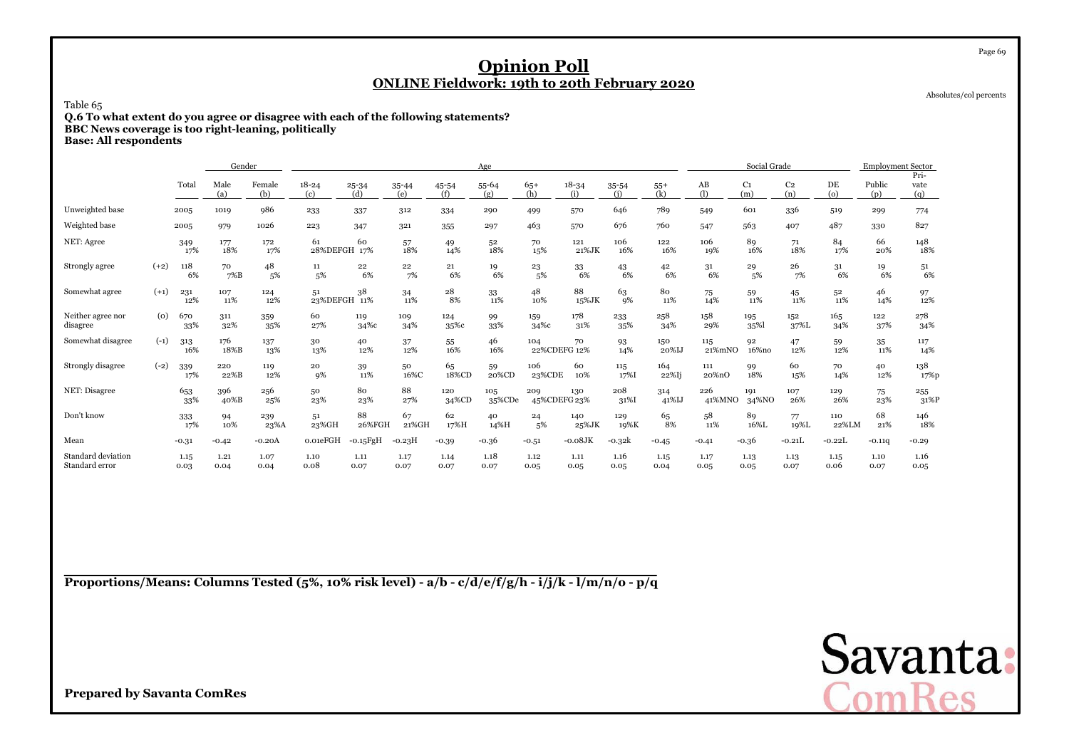# Opinion Poll

## ONLINE Fieldwork: 19th to 20th February 2020

Absolutes/col percents

Table 65

**Q.6 To what extent do you agree or disagree with each of the following statements?**
**BBC News coverage is too right-leaning, politically**
**Base: All respondents**

| | | | Gender | | Age | | | | | | | | | | Social Grade | | | | Employment Sector | |
|---|---|---|---|---|---|---|---|---|---|---|---|---|---|---|---|---|---|---|---|---|
| | | Total | Male (a) | Female (b) | 18-24 (c) | 25-34 (d) | 35-44 (e) | 45-54 (f) | 55-64 (g) | 65+ (h) | 18-34 (i) | 35-54 (j) | 55+ (k) | AB (l) | C1 (m) | C2 (n) | DE (o) | Public (p) | Pri-vate (q) |
| Unweighted base | | 2005 | 1019 | 986 | 233 | 337 | 312 | 334 | 290 | 499 | 570 | 646 | 789 | 549 | 601 | 336 | 519 | 299 | 774 |
| Weighted base | | 2005 | 979 | 1026 | 223 | 347 | 321 | 355 | 297 | 463 | 570 | 676 | 760 | 547 | 563 | 407 | 487 | 330 | 827 |
| NET: Agree | | 349 17% | 177 18% | 172 17% | 61 28%DEFGH | 60 17% | 57 18% | 49 14% | 52 18% | 70 15% | 121 21%JK | 106 16% | 122 16% | 106 19% | 89 16% | 71 18% | 84 17% | 66 20% | 148 18% |
| Strongly agree | (+2) | 118 6% | 70 7%B | 48 5% | 11 5% | 22 6% | 22 7% | 21 6% | 19 6% | 23 5% | 33 6% | 43 6% | 42 6% | 31 6% | 29 5% | 26 7% | 31 6% | 19 6% | 51 6% |
| Somewhat agree | (+1) | 231 12% | 107 11% | 124 12% | 51 23%DEFGH | 38 11% | 34 11% | 28 8% | 33 11% | 48 10% | 88 15%JK | 63 9% | 80 11% | 75 14% | 59 11% | 45 11% | 52 11% | 46 14% | 97 12% |
| Neither agree nor disagree | (0) | 670 33% | 311 32% | 359 35% | 60 27% | 119 34%c | 109 34% | 124 35%c | 99 33% | 159 34%c | 178 31% | 233 35% | 258 34% | 158 29% | 195 35%l | 152 37%L | 165 34% | 122 37% | 278 34% |
| Somewhat disagree | (-1) | 313 16% | 176 18%B | 137 13% | 30 13% | 40 12% | 37 12% | 55 16% | 46 16% | 104 22%CDEFG | 70 12% | 93 14% | 150 20%IJ | 115 21%mNO | 92 16%no | 47 12% | 59 12% | 35 11% | 117 14% |
| Strongly disagree | (-2) | 339 17% | 220 22%B | 119 12% | 20 9% | 39 11% | 50 16%C | 65 18%CD | 59 20%CD | 106 23%CDE | 60 10% | 115 17%I | 164 22%Ij | 111 20%nO | 99 18% | 60 15% | 70 14% | 40 12% | 138 17%p |
| NET: Disagree | | 653 33% | 396 40%B | 256 25% | 50 23% | 80 23% | 88 27% | 120 34%CD | 105 35%CDe | 209 45%CDEFG | 130 23% | 208 31%I | 314 41%IJ | 226 41%MNO | 191 34%NO | 107 26% | 129 26% | 75 23% | 255 31%P |
| Don't know | | 333 17% | 94 10% | 239 23%A | 51 23%GH | 88 26%FGH | 67 21%GH | 62 17%H | 40 14%H | 24 5% | 140 25%JK | 129 19%K | 65 8% | 58 11% | 89 16%L | 77 19%L | 110 22%LM | 68 21% | 146 18% |
| Mean | | -0.31 | -0.42 | -0.20A | 0.01eFGH | -0.15FgH | -0.23H | -0.39 | -0.36 | -0.51 | -0.08JK | -0.32k | -0.45 | -0.41 | -0.36 | -0.21L | -0.22L | -0.11q | -0.29 |
| Standard deviation | | 1.15 | 1.21 | 1.07 | 1.10 | 1.11 | 1.17 | 1.14 | 1.18 | 1.12 | 1.11 | 1.16 | 1.15 | 1.17 | 1.13 | 1.13 | 1.15 | 1.10 | 1.16 |
| Standard error | | 0.03 | 0.04 | 0.04 | 0.08 | 0.07 | 0.07 | 0.07 | 0.07 | 0.05 | 0.05 | 0.05 | 0.04 | 0.05 | 0.05 | 0.07 | 0.06 | 0.07 | 0.05 |

**Proportions/Means: Columns Tested (5%, 10% risk level) - a/b - c/d/e/f/g/h - i/j/k - l/m/n/o - p/q**

**Prepared by Savanta ComRes**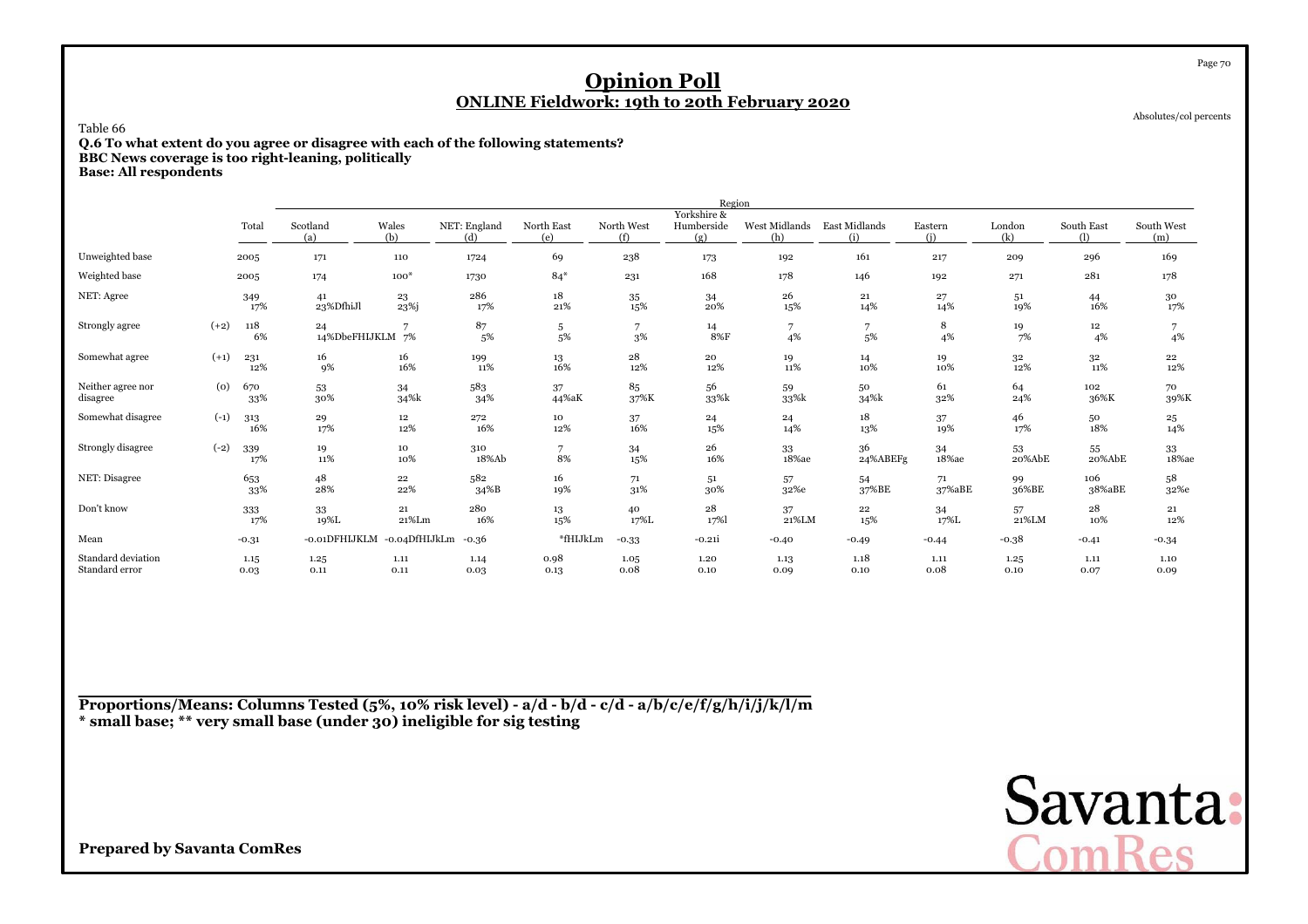# Opinion Poll

## ONLINE Fieldwork: 19th to 20th February 2020

Absolutes/col percents

Table 66

**Q.6 To what extent do you agree or disagree with each of the following statements?**
**BBC News coverage is too right-leaning, politically**
**Base: All respondents**

| | | Total | Region | | | | | | | | | | | |
|---|---|---|---|---|---|---|---|---|---|---|---|---|---|---|
| | | | Scotland (a) | Wales (b) | NET: England (d) | North East (e) | North West (f) | Yorkshire & Humberside (g) | West Midlands (h) | East Midlands (i) | Eastern (j) | London (k) | South East (l) | South West (m) |
| Unweighted base | | 2005 | 171 | 110 | 1724 | 69 | 238 | 173 | 192 | 161 | 217 | 209 | 296 | 169 |
| Weighted base | | 2005 | 174 | 100* | 1730 | 84* | 231 | 168 | 178 | 146 | 192 | 271 | 281 | 178 |
| NET: Agree | | 349<br>17% | 41<br>23%DfhiJl | 23<br>23%j | 286<br>17% | 18<br>21% | 35<br>15% | 34<br>20% | 26<br>15% | 21<br>14% | 27<br>14% | 51<br>19% | 44<br>16% | 30<br>17% |
| Strongly agree | (+2) | 118<br>6% | 24<br>14%DbeFHIJKLM | 7<br>7% | 87<br>5% | 5<br>5% | 7<br>3% | 14<br>8%F | 7<br>4% | 7<br>5% | 8<br>4% | 19<br>7% | 12<br>4% | 7<br>4% |
| Somewhat agree | (+1) | 231<br>12% | 16<br>9% | 16<br>16% | 199<br>11% | 13<br>16% | 28<br>12% | 20<br>12% | 19<br>11% | 14<br>10% | 19<br>10% | 32<br>12% | 32<br>11% | 22<br>12% |
| Neither agree nor disagree | (0) | 670<br>33% | 53<br>30% | 34<br>34%k | 583<br>34% | 37<br>44%aK | 85<br>37%K | 56<br>33%k | 59<br>33%k | 50<br>34%k | 61<br>32% | 64<br>24% | 102<br>36%K | 70<br>39%K |
| Somewhat disagree | (-1) | 313<br>16% | 29<br>17% | 12<br>12% | 272<br>16% | 10<br>12% | 37<br>16% | 24<br>15% | 24<br>14% | 18<br>13% | 37<br>19% | 46<br>17% | 50<br>18% | 25<br>14% |
| Strongly disagree | (-2) | 339<br>17% | 19<br>11% | 10<br>10% | 310<br>18%Ab | 7<br>8% | 34<br>15% | 26<br>16% | 33<br>18%ae | 36<br>24%ABEFg | 34<br>18%ae | 53<br>20%AbE | 55<br>20%AbE | 33<br>18%ae |
| NET: Disagree | | 653<br>33% | 48<br>28% | 22<br>22% | 582<br>34%B | 16<br>19% | 71<br>31% | 51<br>30% | 57<br>32%e | 54<br>37%BE | 71<br>37%aBE | 99<br>36%BE | 106<br>38%aBE | 58<br>32%e |
| Don't know | | 333<br>17% | 33<br>19%L | 21<br>21%Lm | 280<br>16% | 13<br>15% | 40<br>17%L | 28<br>17%l | 37<br>21%LM | 22<br>15% | 34<br>17%L | 57<br>21%LM | 28<br>10% | 21<br>12% |
| Mean | | -0.31 | -0.01DFHIJKLM | -0.04DfHIJkLm | -0.36 | *fHIJkLm | -0.33 | -0.21i | -0.40 | -0.49 | -0.44 | -0.38 | -0.41 | -0.34 |
| Standard deviation | | 1.15 | 1.25 | 1.11 | 1.14 | 0.98 | 1.05 | 1.20 | 1.13 | 1.18 | 1.11 | 1.25 | 1.11 | 1.10 |
| Standard error | | 0.03 | 0.11 | 0.11 | 0.03 | 0.13 | 0.08 | 0.10 | 0.09 | 0.10 | 0.08 | 0.10 | 0.07 | 0.09 |

**Proportions/Means: Columns Tested (5%, 10% risk level) - a/d - b/d - c/d - a/b/c/e/f/g/h/i/j/k/l/m**
*** small base; ** very small base (under 30) ineligible for sig testing**

**Prepared by Savanta ComRes**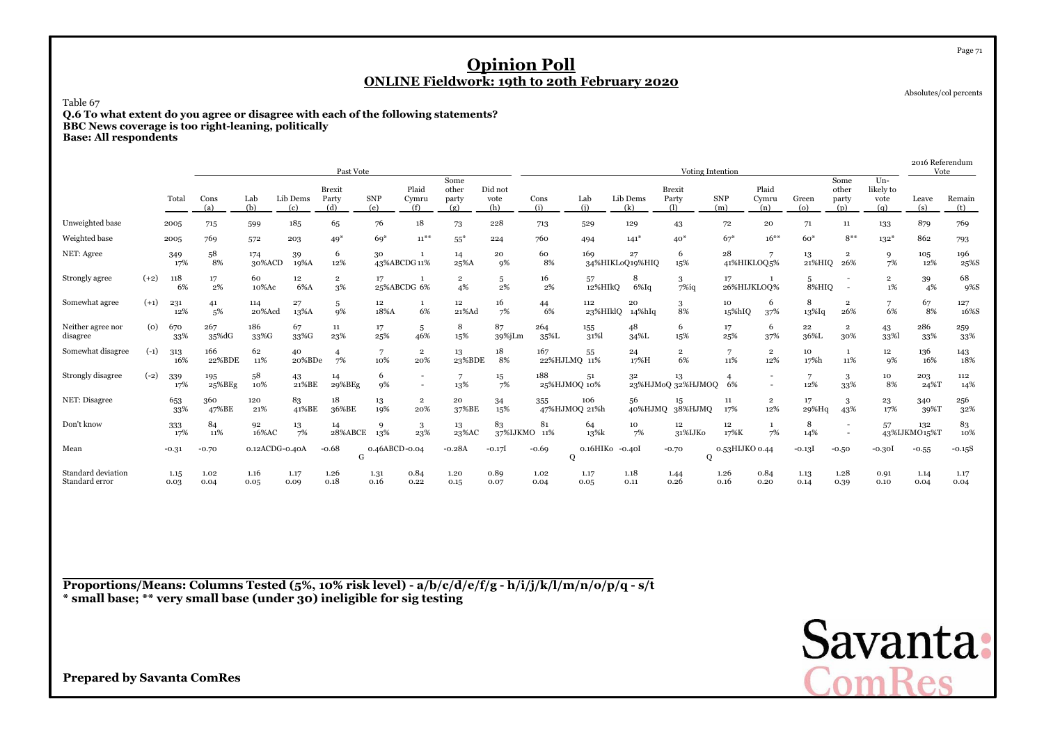# Opinion Poll

## ONLINE Fieldwork: 19th to 20th February 2020

Absolutes/col percents

Table 67

**Q.6 To what extent do you agree or disagree with each of the following statements?**
**BBC News coverage is too right-leaning, politically**
**Base: All respondents**

| | | | Past Vote | | | | | | | | Voting Intention | | | | | | | | | | 2016 Referendum Vote | |
|---|---|---|---|---|---|---|---|---|---|---|---|---|---|---|---|---|---|---|---|---|---|---|
| | | Total | Cons (a) | Lab (b) | Lib Dems (c) | Brexit Party (d) | SNP (e) | Plaid Cymru (f) | Some other party (g) | Did not vote (h) | Cons (i) | Lab (j) | Lib Dems (k) | Brexit Party (l) | SNP (m) | Plaid Cymru (n) | Green (o) | Some other party (p) | Un-likely to vote (q) | Leave (s) | Remain (t) |
| Unweighted base | | 2005 | 715 | 599 | 185 | 65 | 76 | 18 | 73 | 228 | 713 | 529 | 129 | 43 | 72 | 20 | 71 | 11 | 133 | 879 | 769 |
| Weighted base | | 2005 | 769 | 572 | 203 | 49* | 69* | 11** | 55* | 224 | 760 | 494 | 141* | 40* | 67* | 16** | 60* | 8** | 132* | 862 | 793 |
| NET: Agree | | 349<br>17% | 58<br>8% | 174<br>30%ACD | 39<br>19%A | 6<br>12% | 30<br>43%ABCDG | 1<br>11% | 14<br>25%A | 20<br>9% | 60<br>8% | 169<br>34%HIKLOQ | 27<br>19%HIQ | 6<br>15% | 28<br>41%HIKLOQ | 7<br>45% | 13<br>21%HIQ | 2<br>26% | 9<br>7% | 105<br>12% | 196<br>25%S |
| Strongly agree | (+2) | 118<br>6% | 17<br>2% | 60<br>10%Ac | 12<br>6%A | 2<br>3% | 17<br>25%ABCDG | 1<br>6% | 2<br>4% | 5<br>2% | 16<br>2% | 57<br>12%HIkQ | 8<br>6%Iq | 3<br>7%iq | 17<br>26%HIJKLOQ | 1<br>7% | 5<br>8%HIQ | -<br>- | 2<br>1% | 39<br>4% | 68<br>9%S |
| Somewhat agree | (+1) | 231<br>12% | 41<br>5% | 114<br>20%Acd | 27<br>13%A | 5<br>9% | 12<br>18%A | 1<br>6% | 12<br>21%Ad | 16<br>7% | 44<br>6% | 112<br>23%HIklQ | 20<br>14%hIq | 3<br>8% | 10<br>15%hIQ | 6<br>37% | 8<br>13%Iq | 2<br>26% | 7<br>6% | 67<br>8% | 127<br>16%S |
| Neither agree nor disagree | (0) | 670<br>33% | 267<br>35%dG | 186<br>33%G | 67<br>33%G | 11<br>23% | 17<br>25% | 5<br>46% | 8<br>15% | 87<br>39%jLm | 264<br>35%L | 155<br>31%l | 48<br>34%L | 6<br>15% | 17<br>25% | 6<br>37% | 22<br>36%L | 2<br>30% | 43<br>33%l | 286<br>33% | 259<br>33% |
| Somewhat disagree | (-1) | 313<br>16% | 166<br>22%BDE | 62<br>11% | 40<br>20%BDe | 4<br>7% | 7<br>10% | 2<br>20% | 13<br>23%BDE | 18<br>8% | 167<br>22%HJLMQ | 55<br>11% | 24<br>17%H | 2<br>6% | 7<br>11% | 2<br>12% | 10<br>17%h | 1<br>11% | 12<br>9% | 136<br>16% | 143<br>18% |
| Strongly disagree | (-2) | 339<br>17% | 195<br>25%BEg | 58<br>10% | 43<br>21%BE | 14<br>29%BEg | 6<br>9% | -<br>- | 7<br>13% | 15<br>7% | 188<br>25%HJMOQ | 51<br>10% | 32<br>23%HJMoQ | 13<br>32%HJMOQ | 4<br>6% | -<br>- | 7<br>12% | 3<br>33% | 10<br>8% | 203<br>24%T | 112<br>14% |
| NET: Disagree | | 653<br>33% | 360<br>47%BE | 120<br>21% | 83<br>41%BE | 18<br>36%BE | 13<br>19% | 2<br>20% | 20<br>37%BE | 34<br>15% | 355<br>47%HJMOQ | 106<br>21%h | 56<br>40%HJMQ | 15<br>38%HJMQ | 11<br>17% | 2<br>12% | 17<br>29%Hq | 3<br>43% | 23<br>17% | 340<br>39%T | 256<br>32% |
| Don't know | | 333<br>17% | 84<br>11% | 92<br>16%AC | 13<br>7% | 14<br>28%ABCE | 9<br>13% | 3<br>23% | 13<br>23%AC | 83<br>37%IJKMO | 81<br>11% | 64<br>13%k | 10<br>7% | 12<br>31%IJKo | 12<br>17%K | 1<br>7% | 8<br>14% | -<br>- | 57<br>43%IJKMO | 132<br>15%T | 83<br>10% |
| Mean | | -0.31 | -0.70 | 0.12ACDG | -0.40A | -0.68 | 0.46ABCDG | -0.04 | -0.28A | -0.17I | -0.69 | 0.16HIKoQ | -0.40I | -0.70 | 0.53HIJKOQ | 0.44 | -0.13I | -0.50 | -0.30I | -0.55 | -0.15S |
| Standard deviation | | 1.15 | 1.02 | 1.16 | 1.17 | 1.26 | 1.31 | 0.84 | 1.20 | 0.89 | 1.02 | 1.17 | 1.18 | 1.44 | 1.26 | 0.84 | 1.13 | 1.28 | 0.91 | 1.14 | 1.17 |
| Standard error | | 0.03 | 0.04 | 0.05 | 0.09 | 0.18 | 0.16 | 0.22 | 0.15 | 0.07 | 0.04 | 0.05 | 0.11 | 0.26 | 0.16 | 0.20 | 0.14 | 0.39 | 0.10 | 0.04 | 0.04 |

**Proportions/Means: Columns Tested (5%, 10% risk level) - a/b/c/d/e/f/g - h/i/j/k/l/m/n/o/p/q - s/t**
*** small base; ** very small base (under 30) ineligible for sig testing**

**Prepared by Savanta ComRes**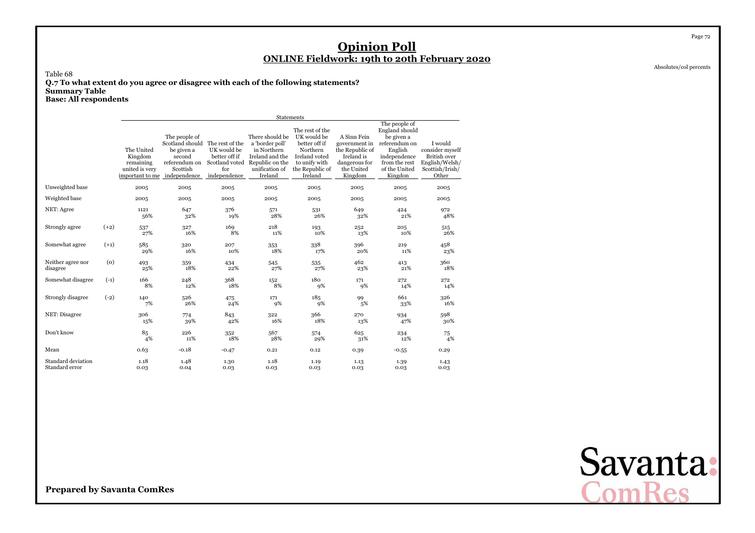# Opinion Poll

## ONLINE Fieldwork: 19th to 20th February 2020

Absolutes/col percents

Table 68

**Q.7 To what extent do you agree or disagree with each of the following statements?**

**Summary Table**

**Base: All respondents**

| | | Statements | | | | | | | |
|---|---|---|---|---|---|---|---|---|---|
| | | The United Kingdom remaining united is very important to me | The people of Scotland should be given a second referendum on Scottish independence | The rest of the UK would be better off if Scotland voted for independence | There should be a 'border poll' in Northern Ireland and the Republic on the unification of Ireland | The rest of the UK would be better off if Northern Ireland voted to unify with the Republic of Ireland | A Sinn Fein government in the Republic of Ireland is dangerous for the United Kingdom | The people of England should be given a referendum on English independence from the rest of the United Kingdon | I would consider myself British over English/Welsh/ Scottish/Irish/ Other |
| Unweighted base | | 2005 | 2005 | 2005 | 2005 | 2005 | 2005 | 2005 | 2005 |
| Weighted base | | 2005 | 2005 | 2005 | 2005 | 2005 | 2005 | 2005 | 2005 |
| NET: Agree | | 1121<br>56% | 647<br>32% | 376<br>19% | 571<br>28% | 531<br>26% | 649<br>32% | 424<br>21% | 972<br>48% |
| Strongly agree | (+2) | 537<br>27% | 327<br>16% | 169<br>8% | 218<br>11% | 193<br>10% | 252<br>13% | 205<br>10% | 515<br>26% |
| Somewhat agree | (+1) | 585<br>29% | 320<br>16% | 207<br>10% | 353<br>18% | 338<br>17% | 396<br>20% | 219<br>11% | 458<br>23% |
| Neither agree nor disagree | (0) | 493<br>25% | 359<br>18% | 434<br>22% | 545<br>27% | 535<br>27% | 462<br>23% | 413<br>21% | 360<br>18% |
| Somewhat disagree | (-1) | 166<br>8% | 248<br>12% | 368<br>18% | 152<br>8% | 180<br>9% | 171<br>9% | 272<br>14% | 272<br>14% |
| Strongly disagree | (-2) | 140<br>7% | 526<br>26% | 475<br>24% | 171<br>9% | 185<br>9% | 99<br>5% | 661<br>33% | 326<br>16% |
| NET: Disagree | | 306<br>15% | 774<br>39% | 843<br>42% | 322<br>16% | 366<br>18% | 270<br>13% | 934<br>47% | 598<br>30% |
| Don't know | | 85<br>4% | 226<br>11% | 352<br>18% | 567<br>28% | 574<br>29% | 625<br>31% | 234<br>12% | 75<br>4% |
| Mean | | 0.63 | -0.18 | -0.47 | 0.21 | 0.12 | 0.39 | -0.55 | 0.29 |
| Standard deviation | | 1.18 | 1.48 | 1.30 | 1.18 | 1.19 | 1.13 | 1.39 | 1.43 |
| Standard error | | 0.03 | 0.04 | 0.03 | 0.03 | 0.03 | 0.03 | 0.03 | 0.03 |

**Prepared by Savanta ComRes**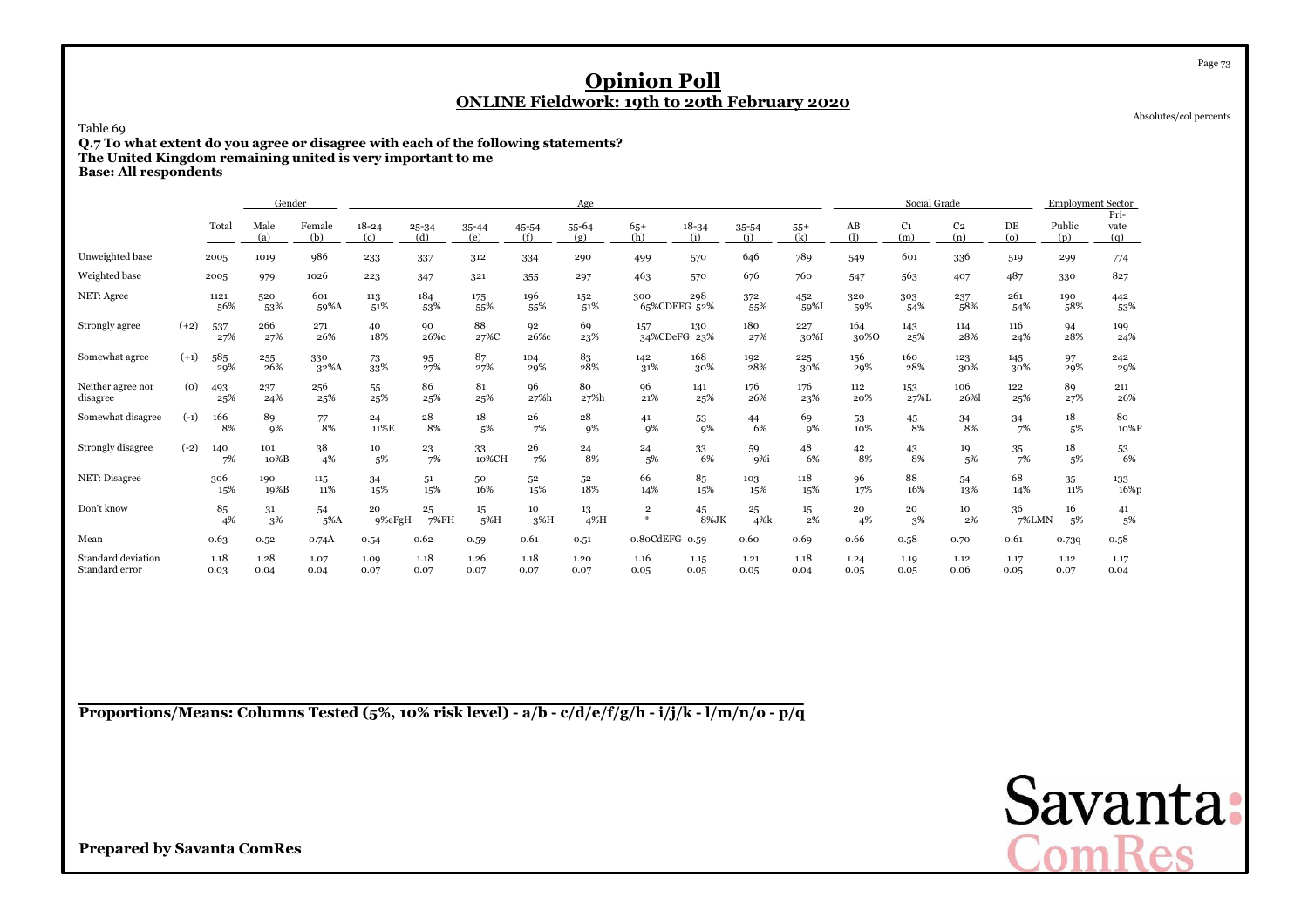# Opinion Poll

## ONLINE Fieldwork: 19th to 20th February 2020

Absolutes/col percents

Table 69

**Q.7 To what extent do you agree or disagree with each of the following statements?**
**The United Kingdom remaining united is very important to me**
**Base: All respondents**

| | | Total | Gender | | Age | | | | | | | | | Social Grade | | | | Employment Sector | |
|---|---|---|---|---|---|---|---|---|---|---|---|---|---|---|---|---|---|---|---|
| | | | Male (a) | Female (b) | 18-24 (c) | 25-34 (d) | 35-44 (e) | 45-54 (f) | 55-64 (g) | 65+ (h) | 18-34 (i) | 35-54 (j) | 55+ (k) | AB (l) | C1 (m) | C2 (n) | DE (o) | Public (p) | Pri-vate (q) |
| Unweighted base | | 2005 | 1019 | 986 | 233 | 337 | 312 | 334 | 290 | 499 | 570 | 646 | 789 | 549 | 601 | 336 | 519 | 299 | 774 |
| Weighted base | | 2005 | 979 | 1026 | 223 | 347 | 321 | 355 | 297 | 463 | 570 | 676 | 760 | 547 | 563 | 407 | 487 | 330 | 827 |
| NET: Agree | | 1121<br>56% | 520<br>53% | 601<br>59%A | 113<br>51% | 184<br>53% | 175<br>55% | 196<br>55% | 152<br>51% | 300<br>65%CDEFG | 298<br>52% | 372<br>55% | 452<br>59%I | 320<br>59% | 303<br>54% | 237<br>58% | 261<br>54% | 190<br>58% | 442<br>53% |
| Strongly agree | (+2) | 537<br>27% | 266<br>27% | 271<br>26% | 40<br>18% | 90<br>26%c | 88<br>27%C | 92<br>26%c | 69<br>23% | 157<br>34%CDeFG | 130<br>23% | 180<br>27% | 227<br>30%I | 164<br>30%O | 143<br>25% | 114<br>28% | 116<br>24% | 94<br>28% | 199<br>24% |
| Somewhat agree | (+1) | 585<br>29% | 255<br>26% | 330<br>32%A | 73<br>33% | 95<br>27% | 87<br>27% | 104<br>29% | 83<br>28% | 142<br>31% | 168<br>30% | 192<br>28% | 225<br>30% | 156<br>29% | 160<br>28% | 123<br>30% | 145<br>30% | 97<br>29% | 242<br>29% |
| Neither agree nor disagree | (0) | 493<br>25% | 237<br>24% | 256<br>25% | 55<br>25% | 86<br>25% | 81<br>25% | 96<br>27%h | 80<br>27%h | 96<br>21% | 141<br>25% | 176<br>26% | 176<br>23% | 112<br>20% | 153<br>27%L | 106<br>26%l | 122<br>25% | 89<br>27% | 211<br>26% |
| Somewhat disagree | (-1) | 166<br>8% | 89<br>9% | 77<br>8% | 24<br>11%E | 28<br>8% | 18<br>5% | 26<br>7% | 28<br>9% | 41<br>9% | 53<br>9% | 44<br>6% | 69<br>9% | 53<br>10% | 45<br>8% | 34<br>8% | 34<br>7% | 18<br>5% | 80<br>10%P |
| Strongly disagree | (-2) | 140<br>7% | 101<br>10%B | 38<br>4% | 10<br>5% | 23<br>7% | 33<br>10%CH | 26<br>7% | 24<br>8% | 24<br>5% | 33<br>6% | 59<br>9%i | 48<br>6% | 42<br>8% | 43<br>8% | 19<br>5% | 35<br>7% | 18<br>5% | 53<br>6% |
| NET: Disagree | | 306<br>15% | 190<br>19%B | 115<br>11% | 34<br>15% | 51<br>15% | 50<br>16% | 52<br>15% | 52<br>18% | 66<br>14% | 85<br>15% | 103<br>15% | 118<br>15% | 96<br>17% | 88<br>16% | 54<br>13% | 68<br>14% | 35<br>11% | 133<br>16%p |
| Don't know | | 85<br>4% | 31<br>3% | 54<br>5%A | 20<br>9%eFgH | 25<br>7%FH | 15<br>5%H | 10<br>3%H | 13<br>4%H | 2<br>* | 45<br>8%JK | 25<br>4%k | 15<br>2% | 20<br>4% | 20<br>3% | 10<br>2% | 36<br>7%LMN | 16<br>5% | 41<br>5% |
| Mean | | 0.63 | 0.52 | 0.74A | 0.54 | 0.62 | 0.59 | 0.61 | 0.51 | 0.80CdEFG | 0.59 | 0.60 | 0.69 | 0.66 | 0.58 | 0.70 | 0.61 | 0.73q | 0.58 |
| Standard deviation | | 1.18 | 1.28 | 1.07 | 1.09 | 1.18 | 1.26 | 1.18 | 1.20 | 1.16 | 1.15 | 1.21 | 1.18 | 1.24 | 1.19 | 1.12 | 1.17 | 1.12 | 1.17 |
| Standard error | | 0.03 | 0.04 | 0.04 | 0.07 | 0.07 | 0.07 | 0.07 | 0.07 | 0.05 | 0.05 | 0.05 | 0.04 | 0.05 | 0.05 | 0.06 | 0.05 | 0.07 | 0.04 |

**Proportions/Means: Columns Tested (5%, 10% risk level) - a/b - c/d/e/f/g/h - i/j/k - l/m/n/o - p/q**

**Prepared by Savanta ComRes**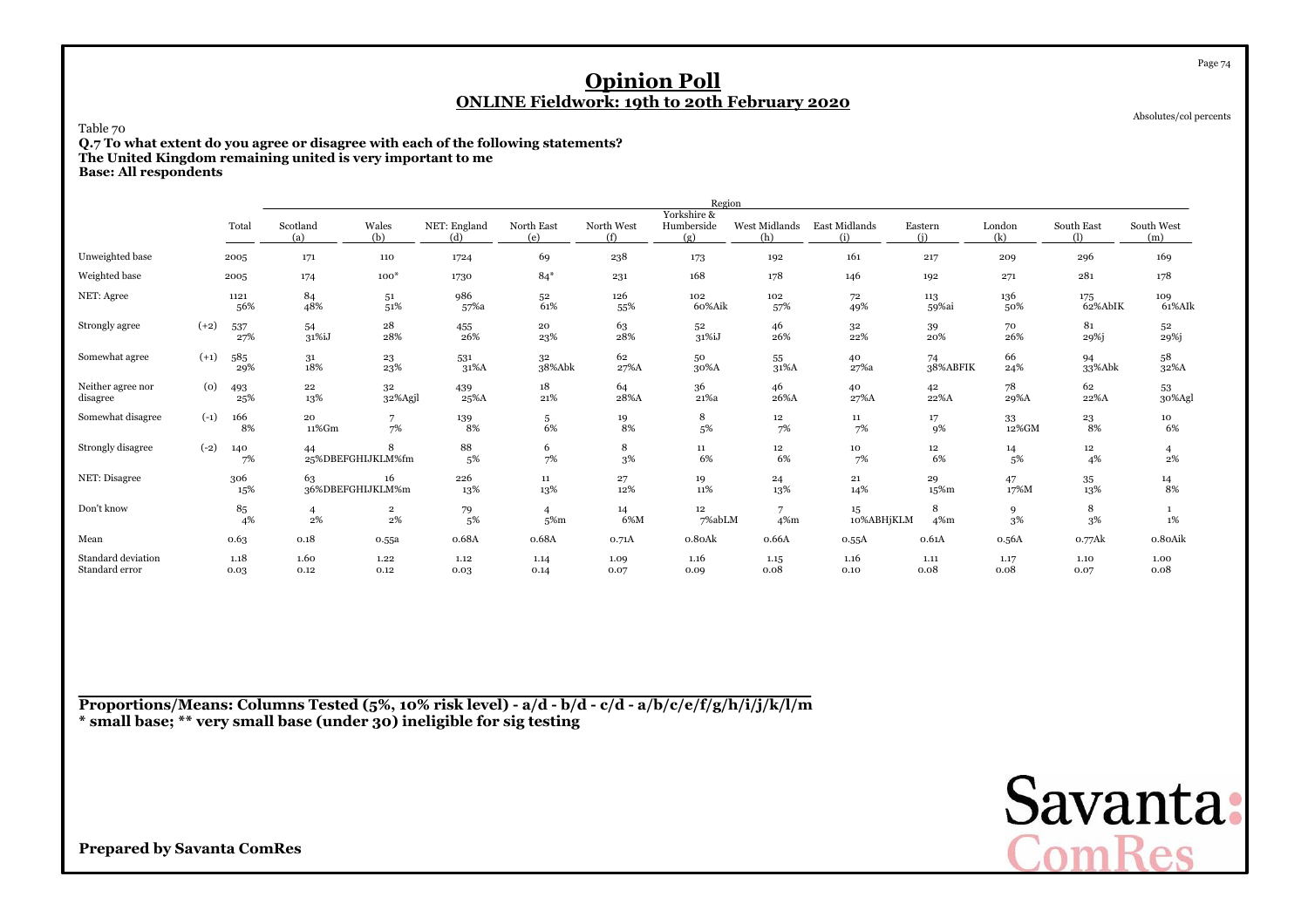# Opinion Poll

## ONLINE Fieldwork: 19th to 20th February 2020

Absolutes/col percents

Table 70

**Q.7 To what extent do you agree or disagree with each of the following statements?**
**The United Kingdom remaining united is very important to me**
**Base: All respondents**

| | | Total | Region | | | | | | | | | | | |
|---|---|---|---|---|---|---|---|---|---|---|---|---|---|---|
| | | | Scotland (a) | Wales (b) | NET: England (d) | North East (e) | North West (f) | Yorkshire & Humberside (g) | West Midlands (h) | East Midlands (i) | Eastern (j) | London (k) | South East (l) | South West (m) |
| Unweighted base | | 2005 | 171 | 110 | 1724 | 69 | 238 | 173 | 192 | 161 | 217 | 209 | 296 | 169 |
| Weighted base | | 2005 | 174 | 100* | 1730 | 84* | 231 | 168 | 178 | 146 | 192 | 271 | 281 | 178 |
| NET: Agree | | 1121 56% | 84 48% | 51 51% | 986 57%a | 52 61% | 126 55% | 102 60%Aik | 102 57% | 72 49% | 113 59%ai | 136 50% | 175 62%AbIK | 109 61%AIk |
| Strongly agree | (+2) | 537 27% | 54 31%iJ | 28 28% | 455 26% | 20 23% | 63 28% | 52 31%iJ | 46 26% | 32 22% | 39 20% | 70 26% | 81 29%j | 52 29%j |
| Somewhat agree | (+1) | 585 29% | 31 18% | 23 23% | 531 31%A | 32 38%Abk | 62 27%A | 50 30%A | 55 31%A | 40 27%a | 74 38%ABFIK | 66 24% | 94 33%Abk | 58 32%A |
| Neither agree nor disagree | (0) | 493 25% | 22 13% | 32 32%Agjl | 439 25%A | 18 21% | 64 28%A | 36 21%a | 46 26%A | 40 27%A | 42 22%A | 78 29%A | 62 22%A | 53 30%Agl |
| Somewhat disagree | (-1) | 166 8% | 20 11%Gm | 7 7% | 139 8% | 5 6% | 19 8% | 8 5% | 12 7% | 11 7% | 17 9% | 33 12%GM | 23 8% | 10 6% |
| Strongly disagree | (-2) | 140 7% | 44 25%DBEFGHIJKLM%fm | 8 7% | 88 5% | 6 7% | 8 3% | 11 6% | 12 6% | 10 7% | 12 6% | 14 5% | 12 4% | 4 2% |
| NET: Disagree | | 306 15% | 63 36%DBEFGHIJKLM%m | 16 16% | 226 13% | 11 13% | 27 12% | 19 11% | 24 13% | 21 14% | 29 15%m | 47 17%M | 35 13% | 14 8% |
| Don't know | | 85 4% | 4 2% | 2 2% | 79 5% | 4 5%m | 14 6%M | 12 7%abLM | 7 4%m | 15 10%ABHjKLM | 8 4%m | 9 3% | 8 3% | 1 1% |
| Mean | | 0.63 | 0.18 | 0.55a | 0.68A | 0.68A | 0.71A | 0.80Ak | 0.66A | 0.55A | 0.61A | 0.56A | 0.77Ak | 0.80Aik |
| Standard deviation | | 1.18 | 1.60 | 1.22 | 1.12 | 1.14 | 1.09 | 1.16 | 1.15 | 1.16 | 1.11 | 1.17 | 1.10 | 1.00 |
| Standard error | | 0.03 | 0.12 | 0.12 | 0.03 | 0.14 | 0.07 | 0.09 | 0.08 | 0.10 | 0.08 | 0.08 | 0.07 | 0.08 |

**Proportions/Means: Columns Tested (5%, 10% risk level) - a/d - b/d - c/d - a/b/c/e/f/g/h/i/j/k/l/m**
**\* small base; \*\* very small base (under 30) ineligible for sig testing**

**Prepared by Savanta ComRes**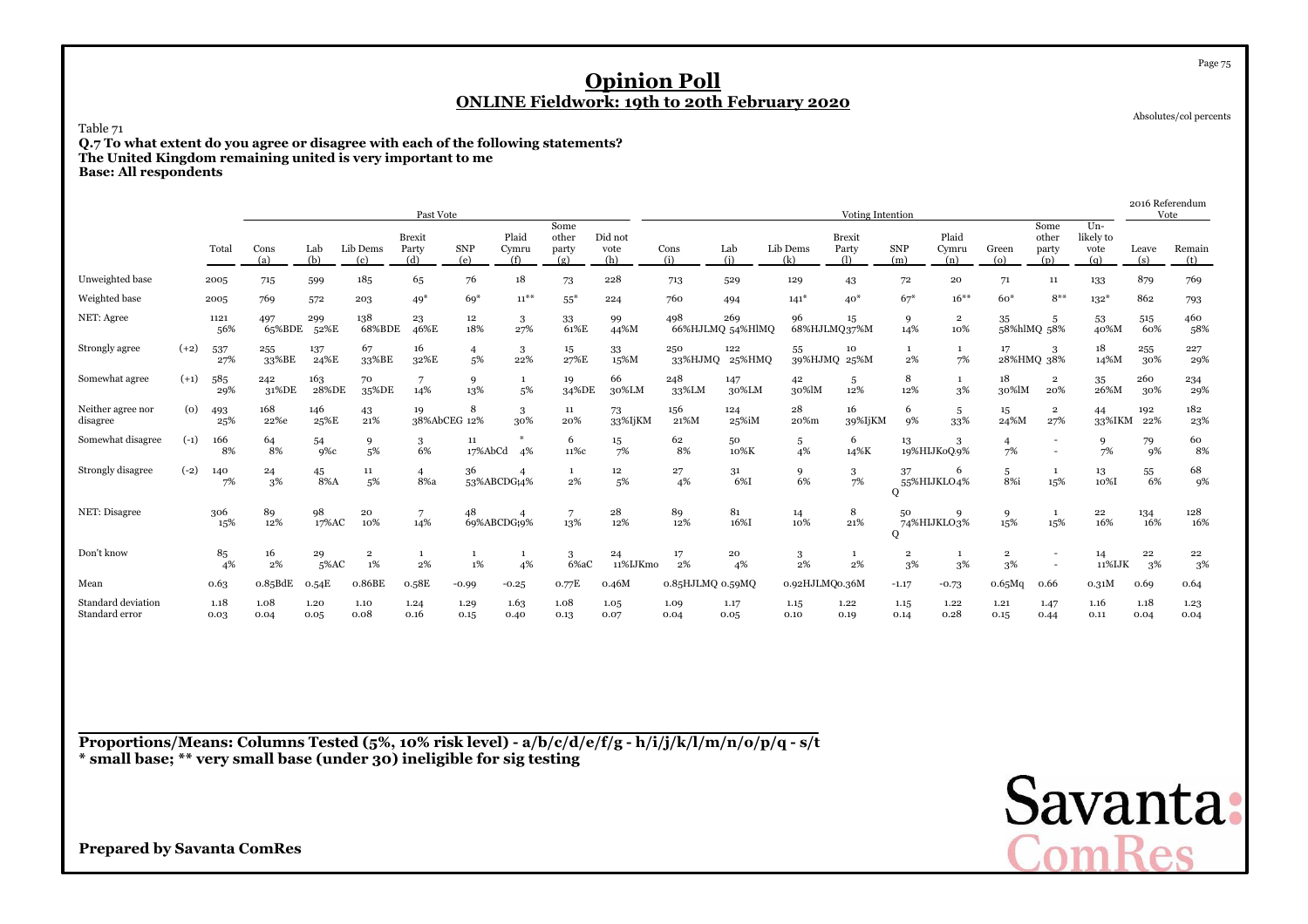# Opinion Poll
## ONLINE Fieldwork: 19th to 20th February 2020

Absolutes/col percents

Table 71
**Q.7 To what extent do you agree or disagree with each of the following statements?**
**The United Kingdom remaining united is very important to me**
**Base: All respondents**

| | | Total | Past Vote | | | | | | | | | Voting Intention | | | | | | | | | | 2016 Referendum Vote | |
|---|---|---|---|---|---|---|---|---|---|---|---|---|---|---|---|---|---|---|---|---|---|---|---|
| | | | Cons (a) | Lab (b) | Lib Dems (c) | Brexit Party (d) | SNP (e) | Plaid Cymru (f) | Some other party (g) | Did not vote (h) | Cons (i) | Lab (j) | Lib Dems (k) | Brexit Party (l) | SNP (m) | Plaid Cymru (n) | Green (o) | Some other party (p) | Un-likely to vote (q) | Leave (s) | Remain (t) |
| Unweighted base | | 2005 | 715 | 599 | 185 | 65 | 76 | 18 | 73 | 228 | 713 | 529 | 129 | 43 | 72 | 20 | 71 | 11 | 133 | 879 | 769 |
| Weighted base | | 2005 | 769 | 572 | 203 | 49* | 69* | 11** | 55* | 224 | 760 | 494 | 141* | 40* | 67* | 16** | 60* | 8** | 132* | 862 | 793 |
| NET: Agree | | 1121 | 497 | 299 | 138 | 23 | 12 | 3 | 33 | 99 | 498 | 269 | 96 | 15 | 9 | 2 | 35 | 5 | 53 | 515 | 460 |
| | | 56% | 65%BDE | 52%E | 68%BDE | 46%E | 18% | 27% | 61%E | 44%M | 66%HJLMQ | 54%HlMQ | 68%HJLMQ | 37%M | 14% | 10% | 58%hlMQ | 58% | 40%M | 60% | 58% |
| Strongly agree | (+2) | 537 | 255 | 137 | 67 | 16 | 4 | 3 | 15 | 33 | 250 | 122 | 55 | 10 | 1 | 1 | 17 | 3 | 18 | 255 | 227 |
| | | 27% | 33%BE | 24%E | 33%BE | 32%E | 5% | 22% | 27%E | 15%M | 33%HJMQ | 25%HMQ | 39%HJMQ | 25%M | 2% | 7% | 28%HMQ | 38% | 14%M | 30% | 29% |
| Somewhat agree | (+1) | 585 | 242 | 163 | 70 | 7 | 9 | 1 | 19 | 66 | 248 | 147 | 42 | 5 | 8 | 1 | 18 | 2 | 35 | 260 | 234 |
| | | 29% | 31%DE | 28%DE | 35%DE | 14% | 13% | 5% | 34%DE | 30%LM | 33%LM | 30%LM | 30%lM | 12% | 12% | 3% | 30%lM | 20% | 26%M | 30% | 29% |
| Neither agree nor disagree | (0) | 493 | 168 | 146 | 43 | 19 | 8 | 3 | 11 | 73 | 156 | 124 | 28 | 16 | 6 | 5 | 15 | 2 | 44 | 192 | 182 |
| | | 25% | 22%e | 25%E | 21% | 38%AbCEG | 12% | 30% | 20% | 33%IjKM | 21%M | 25%iM | 20%m | 39%IjKM | 9% | 33% | 24%M | 27% | 33%IKM | 22% | 23% |
| Somewhat disagree | (-1) | 166 | 64 | 54 | 9 | 3 | 11 | * | 6 | 15 | 62 | 50 | 5 | 6 | 13 | 3 | 4 | - | 9 | 79 | 60 |
| | | 8% | 8% | 9%c | 5% | 6% | 17%AbCd | 4% | 11%c | 7% | 8% | 10%K | 4% | 14%K | 19%HIJKoQ | 19% | 7% | - | 7% | 9% | 8% |
| Strongly disagree | (-2) | 140 | 24 | 45 | 11 | 4 | 36 | 4 | 1 | 12 | 27 | 31 | 9 | 3 | 37 | 6 | 5 | 1 | 13 | 55 | 68 |
| | | 7% | 3% | 8%A | 5% | 8%a | 53%ABCDG | 34% | 2% | 5% | 4% | 6%I | 6% | 7% | 55%HIJKLOQ | 34% | 8%i | 15% | 10%I | 6% | 9% |
| NET: Disagree | | 306 | 89 | 98 | 20 | 7 | 48 | 4 | 7 | 28 | 89 | 81 | 14 | 8 | 50 | 9 | 9 | 1 | 22 | 134 | 128 |
| | | 15% | 12% | 17%AC | 10% | 14% | 69%ABCDG | 39% | 13% | 12% | 12% | 16%I | 10% | 21% | 74%HIJKLOQ | 53% | 15% | 15% | 16% | 16% | 16% |
| Don't know | | 85 | 16 | 29 | 2 | 1 | 1 | 1 | 3 | 24 | 17 | 20 | 3 | 1 | 2 | 1 | 2 | - | 14 | 22 | 22 |
| | | 4% | 2% | 5%AC | 1% | 2% | 1% | 4% | 6%aC | 11%IJKmo | 2% | 4% | 2% | 2% | 3% | 3% | 3% | - | 11%IJK | 3% | 3% |
| Mean | | 0.63 | 0.85BdE | 0.54E | 0.86BE | 0.58E | -0.99 | -0.25 | 0.77E | 0.46M | 0.85HJLMQ | 0.59MQ | 0.92HJLMQ | 0.36M | -1.17 | -0.73 | 0.65Mq | 0.66 | 0.31M | 0.69 | 0.64 |
| Standard deviation | | 1.18 | 1.08 | 1.20 | 1.10 | 1.24 | 1.29 | 1.63 | 1.08 | 1.05 | 1.09 | 1.17 | 1.15 | 1.22 | 1.15 | 1.22 | 1.21 | 1.47 | 1.16 | 1.18 | 1.23 |
| Standard error | | 0.03 | 0.04 | 0.05 | 0.08 | 0.16 | 0.15 | 0.40 | 0.13 | 0.07 | 0.04 | 0.05 | 0.10 | 0.19 | 0.14 | 0.28 | 0.15 | 0.44 | 0.11 | 0.04 | 0.04 |

**Proportions/Means: Columns Tested (5%, 10% risk level) - a/b/c/d/e/f/g - h/i/j/k/l/m/n/o/p/q - s/t**
*** small base; ** very small base (under 30) ineligible for sig testing**

**Prepared by Savanta ComRes**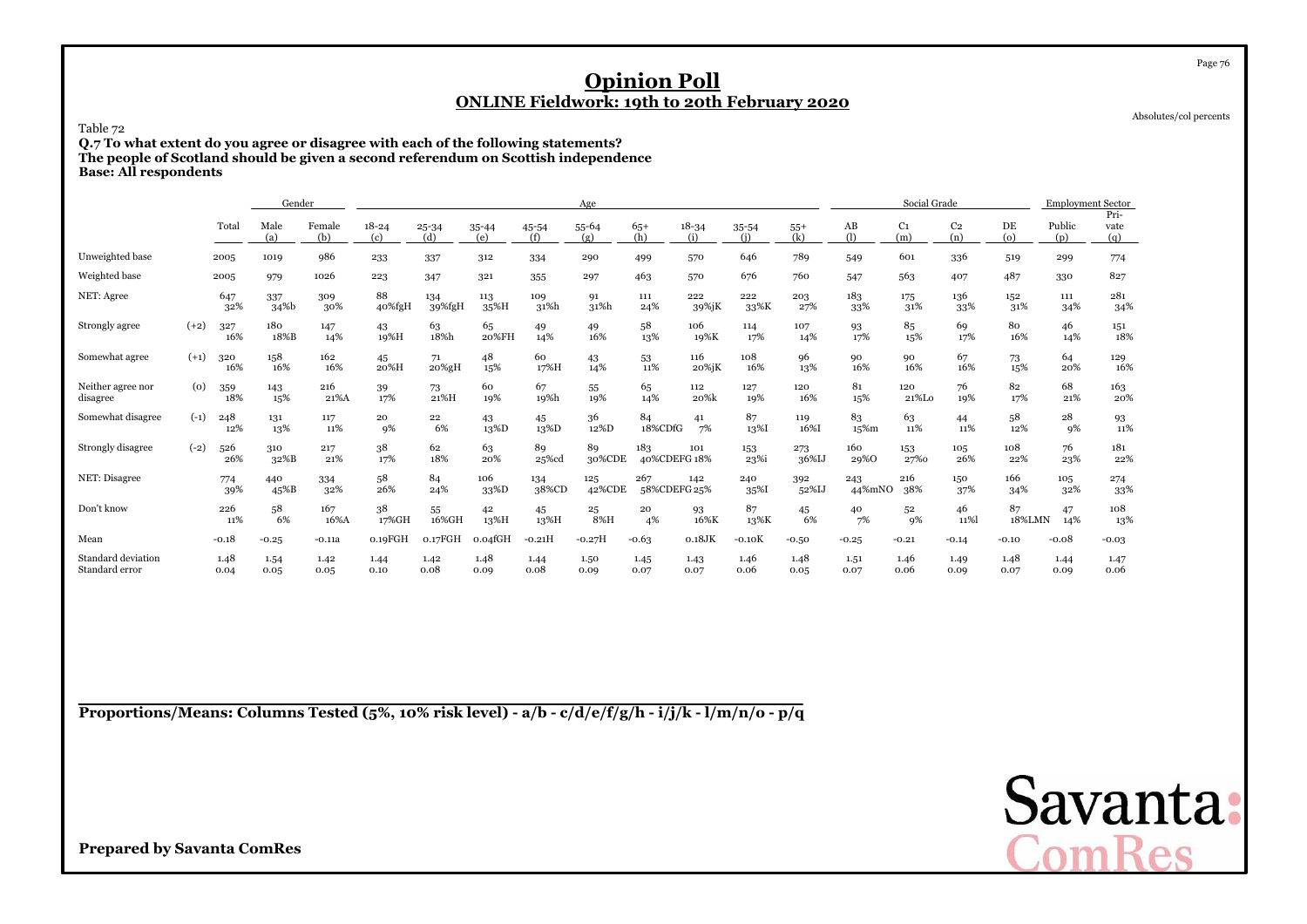# Opinion Poll

## ONLINE Fieldwork: 19th to 20th February 2020

Absolutes/col percents

Table 72

**Q.7 To what extent do you agree or disagree with each of the following statements?**
**The people of Scotland should be given a second referendum on Scottish independence**
**Base: All respondents**

| | | Total | Gender | | Age | | | | | | | | | Social Grade | | | | Employment Sector | |
|---|---|---|---|---|---|---|---|---|---|---|---|---|---|---|---|---|---|---|---|
| | | | Male (a) | Female (b) | 18-24 (c) | 25-34 (d) | 35-44 (e) | 45-54 (f) | 55-64 (g) | 65+ (h) | 18-34 (i) | 35-54 (j) | 55+ (k) | AB (l) | C1 (m) | C2 (n) | DE (o) | Public (p) | Pri-vate (q) |
| Unweighted base | | 2005 | 1019 | 986 | 233 | 337 | 312 | 334 | 290 | 499 | 570 | 646 | 789 | 549 | 601 | 336 | 519 | 299 | 774 |
| Weighted base | | 2005 | 979 | 1026 | 223 | 347 | 321 | 355 | 297 | 463 | 570 | 676 | 760 | 547 | 563 | 407 | 487 | 330 | 827 |
| NET: Agree | | 647 | 337 | 309 | 88 | 134 | 113 | 109 | 91 | 111 | 222 | 222 | 203 | 183 | 175 | 136 | 152 | 111 | 281 |
| | | 32% | 34%b | 30% | 40%fgH | 39%fgH | 35%H | 31%h | 31%h | 24% | 39%jK | 33%K | 27% | 33% | 31% | 33% | 31% | 34% | 34% |
| Strongly agree | (+2) | 327 | 180 | 147 | 43 | 63 | 65 | 49 | 49 | 58 | 106 | 114 | 107 | 93 | 85 | 69 | 80 | 46 | 151 |
| | | 16% | 18%B | 14% | 19%H | 18%h | 20%FH | 14% | 16% | 13% | 19%K | 17% | 14% | 17% | 15% | 17% | 16% | 14% | 18% |
| Somewhat agree | (+1) | 320 | 158 | 162 | 45 | 71 | 48 | 60 | 43 | 53 | 116 | 108 | 96 | 90 | 90 | 67 | 73 | 64 | 129 |
| | | 16% | 16% | 16% | 20%H | 20%gH | 15% | 17%H | 14% | 11% | 20%jK | 16% | 13% | 16% | 16% | 16% | 15% | 20% | 16% |
| Neither agree nor disagree | (0) | 359 | 143 | 216 | 39 | 73 | 60 | 67 | 55 | 65 | 112 | 127 | 120 | 81 | 120 | 76 | 82 | 68 | 163 |
| | | 18% | 15% | 21%A | 17% | 21%H | 19% | 19%h | 19% | 14% | 20%k | 19% | 16% | 15% | 21%Lo | 19% | 17% | 21% | 20% |
| Somewhat disagree | (-1) | 248 | 131 | 117 | 20 | 22 | 43 | 45 | 36 | 84 | 41 | 87 | 119 | 83 | 63 | 44 | 58 | 28 | 93 |
| | | 12% | 13% | 11% | 9% | 6% | 13%D | 13%D | 12%D | 18%CDfG | 7% | 13%I | 16%I | 15%m | 11% | 11% | 12% | 9% | 11% |
| Strongly disagree | (-2) | 526 | 310 | 217 | 38 | 62 | 63 | 89 | 89 | 183 | 101 | 153 | 273 | 160 | 153 | 105 | 108 | 76 | 181 |
| | | 26% | 32%B | 21% | 17% | 18% | 20% | 25%cd | 30%CDE | 40%CDEFG | 18% | 23%i | 36%IJ | 29%O | 27%o | 26% | 22% | 23% | 22% |
| NET: Disagree | | 774 | 440 | 334 | 58 | 84 | 106 | 134 | 125 | 267 | 142 | 240 | 392 | 243 | 216 | 150 | 166 | 105 | 274 |
| | | 39% | 45%B | 32% | 26% | 24% | 33%D | 38%CD | 42%CDE | 58%CDEFG | 25% | 35%I | 52%IJ | 44%mNO | 38% | 37% | 34% | 32% | 33% |
| Don't know | | 226 | 58 | 167 | 38 | 55 | 42 | 45 | 25 | 20 | 93 | 87 | 45 | 40 | 52 | 46 | 87 | 47 | 108 |
| | | 11% | 6% | 16%A | 17%GH | 16%GH | 13%H | 13%H | 8%H | 4% | 16%K | 13%K | 6% | 7% | 9% | 11%l | 18%LMN | 14% | 13% |
| Mean | | -0.18 | -0.25 | -0.11a | 0.19FGH | 0.17FGH | 0.04fGH | -0.21H | -0.27H | -0.63 | 0.18JK | -0.10K | -0.50 | -0.25 | -0.21 | -0.14 | -0.10 | -0.08 | -0.03 |
| Standard deviation | | 1.48 | 1.54 | 1.42 | 1.44 | 1.42 | 1.48 | 1.44 | 1.50 | 1.45 | 1.43 | 1.46 | 1.48 | 1.51 | 1.46 | 1.49 | 1.48 | 1.44 | 1.47 |
| Standard error | | 0.04 | 0.05 | 0.05 | 0.10 | 0.08 | 0.09 | 0.08 | 0.09 | 0.07 | 0.07 | 0.06 | 0.05 | 0.07 | 0.06 | 0.09 | 0.07 | 0.09 | 0.06 |

**Proportions/Means: Columns Tested (5%, 10% risk level) - a/b - c/d/e/f/g/h - i/j/k - l/m/n/o - p/q**

**Prepared by Savanta ComRes**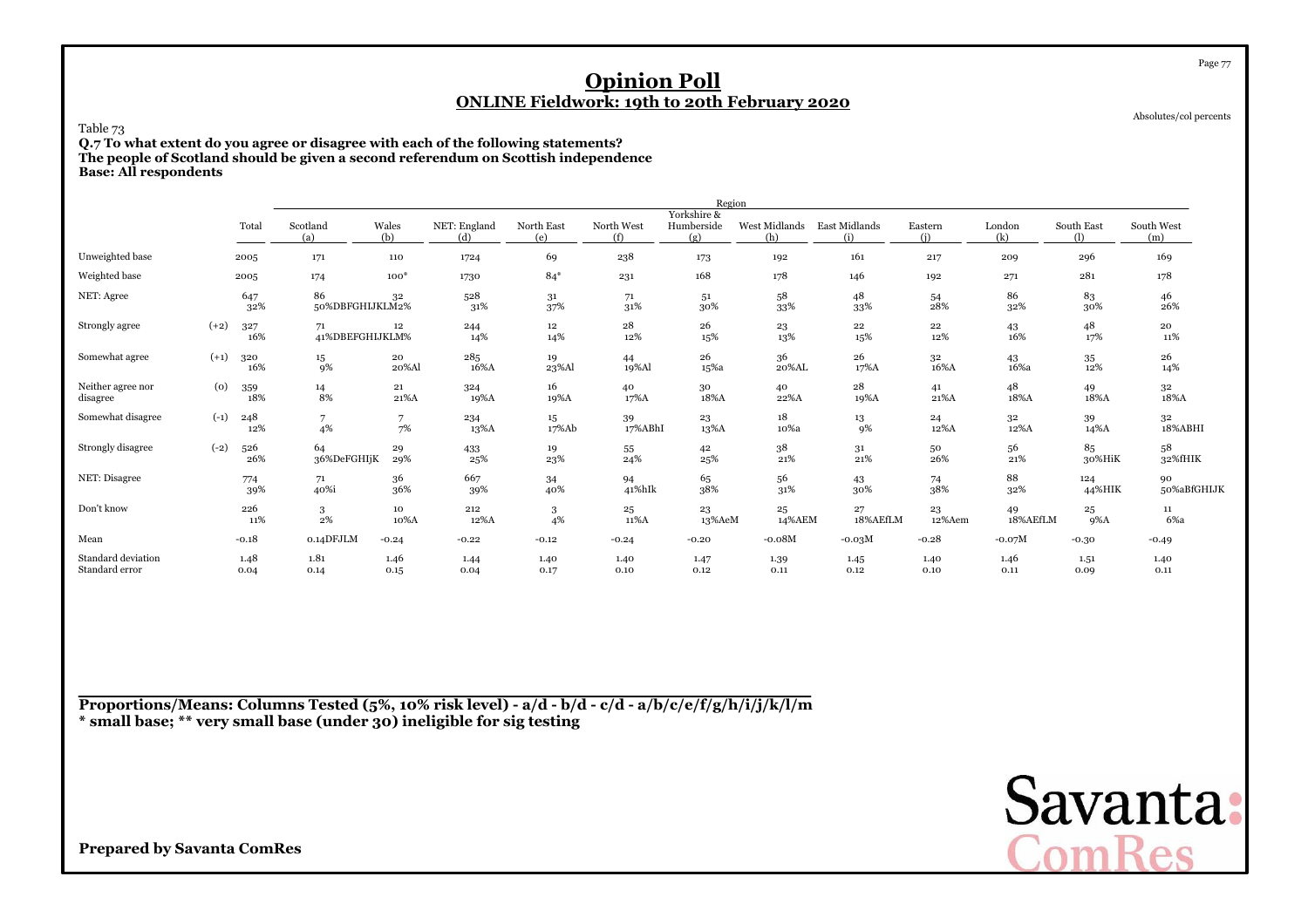# Opinion Poll

## ONLINE Fieldwork: 19th to 20th February 2020

Absolutes/col percents

Table 73

**Q.7 To what extent do you agree or disagree with each of the following statements?**
**The people of Scotland should be given a second referendum on Scottish independence**
**Base: All respondents**

| | | Total | Scotland (a) | Wales (b) | NET: England (d) | North East (e) | North West (f) | Yorkshire & Humberside (g) | West Midlands (h) | East Midlands (i) | Eastern (j) | London (k) | South East (l) | South West (m) |
|---|---|---|---|---|---|---|---|---|---|---|---|---|---|---|
| | | | Region | | | | | | | | | | | |
| Unweighted base | | 2005 | 171 | 110 | 1724 | 69 | 238 | 173 | 192 | 161 | 217 | 209 | 296 | 169 |
| Weighted base | | 2005 | 174 | 100* | 1730 | 84* | 231 | 168 | 178 | 146 | 192 | 271 | 281 | 178 |
| NET: Agree | | 647 32% | 86 50%DBFGHIJKLM | 32 32% | 528 31% | 31 37% | 71 31% | 51 30% | 58 33% | 48 33% | 54 28% | 86 32% | 83 30% | 46 26% |
| Strongly agree | (+2) | 327 16% | 71 41%DBEFGHIJKLM | 12 12% | 244 14% | 12 14% | 28 12% | 26 15% | 23 13% | 22 15% | 22 12% | 43 16% | 48 17% | 20 11% |
| Somewhat agree | (+1) | 320 16% | 15 9% | 20 20%Al | 285 16%A | 19 23%Al | 44 19%Al | 26 15%a | 36 20%AL | 26 17%A | 32 16%A | 43 16%a | 35 12% | 26 14% |
| Neither agree nor disagree | (0) | 359 18% | 14 8% | 21 21%A | 324 19%A | 16 19%A | 40 17%A | 30 18%A | 40 22%A | 28 19%A | 41 21%A | 48 18%A | 49 18%A | 32 18%A |
| Somewhat disagree | (-1) | 248 12% | 7 4% | 7 7% | 234 13%A | 15 17%Ab | 39 17%ABhI | 23 13%A | 18 10%a | 13 9% | 24 12%A | 32 12%A | 39 14%A | 32 18%ABHI |
| Strongly disagree | (-2) | 526 26% | 64 36%DeFGHIjK | 29 29% | 433 25% | 19 23% | 55 24% | 42 25% | 38 21% | 31 21% | 50 26% | 56 21% | 85 30%HiK | 58 32%fHIK |
| NET: Disagree | | 774 39% | 71 40%i | 36 36% | 667 39% | 34 40% | 94 41%hIk | 65 38% | 56 31% | 43 30% | 74 38% | 88 32% | 124 44%HIK | 90 50%aBfGHIJK |
| Don't know | | 226 11% | 3 2% | 10 10%A | 212 12%A | 3 4% | 25 11%A | 23 13%AeM | 25 14%AEM | 27 18%AEfLM | 23 12%Aem | 49 18%AEfLM | 25 9%A | 11 6%a |
| Mean | | -0.18 | 0.14DFJLM | -0.24 | -0.22 | -0.12 | -0.24 | -0.20 | -0.08M | -0.03M | -0.28 | -0.07M | -0.30 | -0.49 |
| Standard deviation | | 1.48 | 1.81 | 1.46 | 1.44 | 1.40 | 1.40 | 1.47 | 1.39 | 1.45 | 1.40 | 1.46 | 1.51 | 1.40 |
| Standard error | | 0.04 | 0.14 | 0.15 | 0.04 | 0.17 | 0.10 | 0.12 | 0.11 | 0.12 | 0.10 | 0.11 | 0.09 | 0.11 |

**Proportions/Means: Columns Tested (5%, 10% risk level) - a/d - b/d - c/d - a/b/c/e/f/g/h/i/j/k/l/m**
**\* small base; \*\* very small base (under 30) ineligible for sig testing**

**Prepared by Savanta ComRes**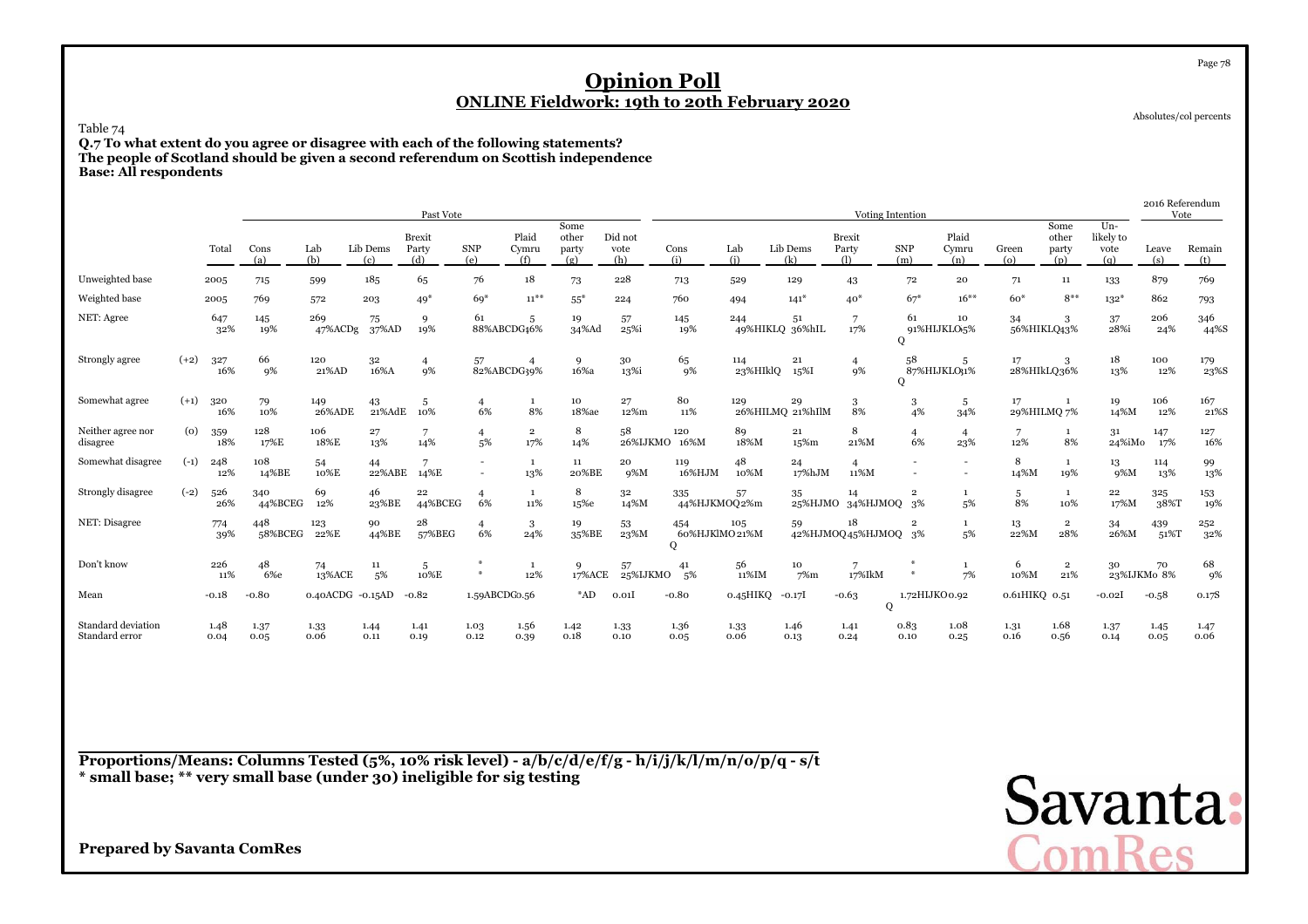# Opinion Poll

## ONLINE Fieldwork: 19th to 20th February 2020

Absolutes/col percents

Table 74

**Q.7 To what extent do you agree or disagree with each of the following statements?**
**The people of Scotland should be given a second referendum on Scottish independence**
**Base: All respondents**

| | | | Past Vote | | | | | | | | | Voting Intention | | | | | | | | | 2016 Referendum Vote | |
|---|---|---|---|---|---|---|---|---|---|---|---|---|---|---|---|---|---|---|---|---|---|---|
| | | Total | Cons (a) | Lab (b) | Lib Dems (c) | Brexit Party (d) | SNP (e) | Plaid Cymru (f) | Some other party (g) | Did not vote (h) | Cons (i) | Lab (j) | Lib Dems (k) | Brexit Party (l) | SNP (m) | Plaid Cymru (n) | Green (o) | Some other party (p) | Un-likely to vote (q) | Leave (s) | Remain (t) |
| Unweighted base | | 2005 | 715 | 599 | 185 | 65 | 76 | 18 | 73 | 228 | 713 | 529 | 129 | 43 | 72 | 20 | 71 | 11 | 133 | 879 | 769 |
| Weighted base | | 2005 | 769 | 572 | 203 | 49* | 69* | 11** | 55* | 224 | 760 | 494 | 141* | 40* | 67* | 16** | 60* | 8** | 132* | 862 | 793 |
| NET: Agree | | 647 32% | 145 19% | 269 47%ACDg | 75 37%AD | 9 19% | 61 88%ABCDG | 5 46% | 19 34%Ad | 57 25%i | 145 19% | 244 49%HIKLQ | 51 36%hIL | 7 17% | 61 91%HIJKLO Q | 10 65% | 34 56%HIKLQ | 3 43% | 37 28%i | 206 24% | 346 44%S |
| Strongly agree | (+2) | 327 16% | 66 9% | 120 21%AD | 32 16%A | 4 9% | 57 82%ABCDG | 4 39% | 9 16%a | 30 13%i | 65 9% | 114 23%HIklQ | 21 15%I | 4 9% | 58 87%HIJKLO Q | 5 31% | 17 28%HIkLQ | 3 36% | 18 13% | 100 12% | 179 23%S |
| Somewhat agree | (+1) | 320 16% | 79 10% | 149 26%ADE | 43 21%AdE | 5 10% | 4 6% | 1 8% | 10 18%ae | 27 12%m | 80 11% | 129 26%HILMQ | 29 21%hIlM | 3 8% | 3 4% | 5 34% | 17 29%HILMQ | 1 7% | 19 14%M | 106 12% | 167 21%S |
| Neither agree nor disagree | (0) | 359 18% | 128 17%E | 106 18%E | 27 13% | 7 14% | 4 5% | 2 17% | 8 14% | 58 26%IJKMO | 120 16%M | 89 18%M | 21 15%m | 8 21%M | 4 6% | 4 23% | 7 12% | 1 8% | 31 24%iMo | 147 17% | 127 16% |
| Somewhat disagree | (-1) | 248 12% | 108 14%BE | 54 10%E | 44 22%ABE | 7 14%E | - - | 1 13% | 11 20%BE | 20 9%M | 119 16%HJM | 48 10%M | 24 17%hJM | 4 11%M | - - | - - | 8 14%M | 1 19% | 13 9%M | 114 13% | 99 13% |
| Strongly disagree | (-2) | 526 26% | 340 44%BCEG | 69 12% | 46 23%BE | 22 44%BCEG | 4 6% | 1 11% | 8 15%e | 32 14%M | 335 44%HJKMOQ | 57 12%m | 35 25%HJMO | 14 34%HJMOQ | 2 3% | 1 5% | 5 8% | 1 10% | 22 17%M | 325 38%T | 153 19% |
| NET: Disagree | | 774 39% | 448 58%BCEG | 123 22%E | 90 44%BE | 28 57%BEG | 4 6% | 3 24% | 19 35%BE | 53 23%M | 454 60%HJKlMO Q | 105 21%M | 59 42%HJMOQ | 18 45%HJMOQ | 2 3% | 1 5% | 13 22%M | 2 28% | 34 26%M | 439 51%T | 252 32% |
| Don't know | | 226 11% | 48 6%e | 74 13%ACE | 11 5% | 5 10%E | * * | 1 12% | 9 17%ACE | 57 25%IJKMO | 41 5% | 56 11%IM | 10 7%m | 7 17%IkM | * * | 1 7% | 6 10%M | 2 21% | 30 23%IJKMo | 70 8% | 68 9% |
| Mean | | -0.18 | -0.80 | 0.40ACDG | -0.15AD | -0.82 | 1.59ABCDG | 0.56 | *AD | 0.01I | -0.80 | 0.45HIKQ | -0.17I | -0.63 | 1.72HIJKO Q | 0.92 | 0.61HIKQ | 0.51 | -0.02I | -0.58 | 0.17S |
| Standard deviation | | 1.48 | 1.37 | 1.33 | 1.44 | 1.41 | 1.03 | 1.56 | 1.42 | 1.33 | 1.36 | 1.33 | 1.46 | 1.41 | 0.83 | 1.08 | 1.31 | 1.68 | 1.37 | 1.45 | 1.47 |
| Standard error | | 0.04 | 0.05 | 0.06 | 0.11 | 0.19 | 0.12 | 0.39 | 0.18 | 0.10 | 0.05 | 0.06 | 0.13 | 0.24 | 0.10 | 0.25 | 0.16 | 0.56 | 0.14 | 0.05 | 0.06 |

**Proportions/Means: Columns Tested (5%, 10% risk level) - a/b/c/d/e/f/g - h/i/j/k/l/m/n/o/p/q - s/t**
**\* small base; \*\* very small base (under 30) ineligible for sig testing**

**Prepared by Savanta ComRes**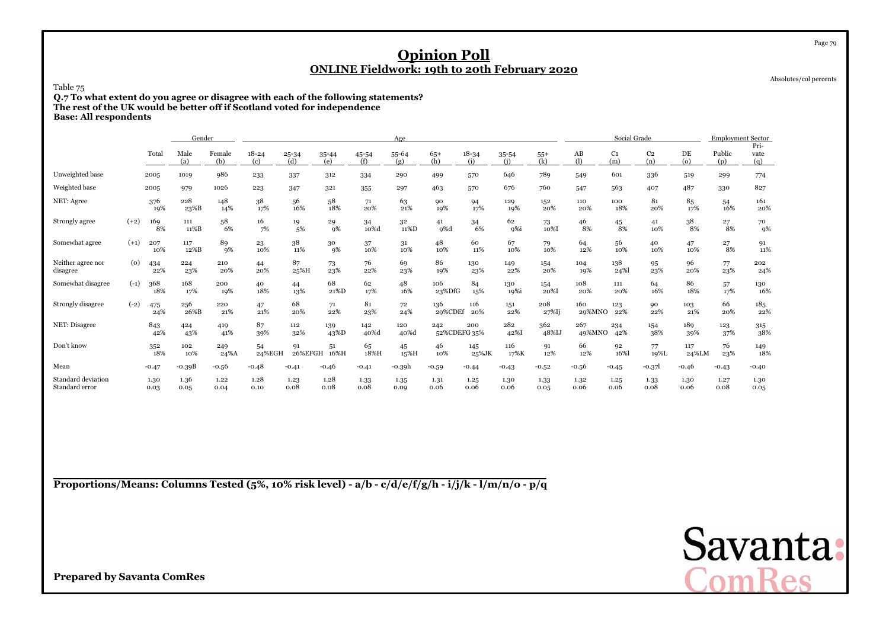# Opinion Poll

## ONLINE Fieldwork: 19th to 20th February 2020

Absolutes/col percents

Table 75

**Q.7 To what extent do you agree or disagree with each of the following statements?**
**The rest of the UK would be better off if Scotland voted for independence**
**Base: All respondents**

| | | | Gender | | Age | | | | | | | | | Social Grade | | | | Employment Sector | |
|---|---|---|---|---|---|---|---|---|---|---|---|---|---|---|---|---|---|---|---|
| | | Total | Male (a) | Female (b) | 18-24 (c) | 25-34 (d) | 35-44 (e) | 45-54 (f) | 55-64 (g) | 65+ (h) | 18-34 (i) | 35-54 (j) | 55+ (k) | AB (l) | C1 (m) | C2 (n) | DE (o) | Public (p) | Private (q) |
| Unweighted base | | 2005 | 1019 | 986 | 233 | 337 | 312 | 334 | 290 | 499 | 570 | 646 | 789 | 549 | 601 | 336 | 519 | 299 | 774 |
| Weighted base | | 2005 | 979 | 1026 | 223 | 347 | 321 | 355 | 297 | 463 | 570 | 676 | 760 | 547 | 563 | 407 | 487 | 330 | 827 |
| NET: Agree | | 376<br>19% | 228<br>23%B | 148<br>14% | 38<br>17% | 56<br>16% | 58<br>18% | 71<br>20% | 63<br>21% | 90<br>19% | 94<br>17% | 129<br>19% | 152<br>20% | 110<br>20% | 100<br>18% | 81<br>20% | 85<br>17% | 54<br>16% | 161<br>20% |
| Strongly agree | (+2) | 169<br>8% | 111<br>11%B | 58<br>6% | 16<br>7% | 19<br>5% | 29<br>9% | 34<br>10%d | 32<br>11%D | 41<br>9%d | 34<br>6% | 62<br>9%i | 73<br>10%I | 46<br>8% | 45<br>8% | 41<br>10% | 38<br>8% | 27<br>8% | 70<br>9% |
| Somewhat agree | (+1) | 207<br>10% | 117<br>12%B | 89<br>9% | 23<br>10% | 38<br>11% | 30<br>9% | 37<br>10% | 31<br>10% | 48<br>10% | 60<br>11% | 67<br>10% | 79<br>10% | 64<br>12% | 56<br>10% | 40<br>10% | 47<br>10% | 27<br>8% | 91<br>11% |
| Neither agree nor disagree | (0) | 434<br>22% | 224<br>23% | 210<br>20% | 44<br>20% | 87<br>25%H | 73<br>23% | 76<br>22% | 69<br>23% | 86<br>19% | 130<br>23% | 149<br>22% | 154<br>20% | 104<br>19% | 138<br>24%l | 95<br>23% | 96<br>20% | 77<br>23% | 202<br>24% |
| Somewhat disagree | (-1) | 368<br>18% | 168<br>17% | 200<br>19% | 40<br>18% | 44<br>13% | 68<br>21%D | 62<br>17% | 48<br>16% | 106<br>23%DfG | 84<br>15% | 130<br>19%i | 154<br>20%I | 108<br>20% | 111<br>20% | 64<br>16% | 86<br>18% | 57<br>17% | 130<br>16% |
| Strongly disagree | (-2) | 475<br>24% | 256<br>26%B | 220<br>21% | 47<br>21% | 68<br>20% | 71<br>22% | 81<br>23% | 72<br>24% | 136<br>29%CDEf | 116<br>20% | 151<br>22% | 208<br>27%Ij | 160<br>29%MNO | 123<br>22% | 90<br>22% | 103<br>21% | 66<br>20% | 185<br>22% |
| NET: Disagree | | 843<br>42% | 424<br>43% | 419<br>41% | 87<br>39% | 112<br>32% | 139<br>43%D | 142<br>40%d | 120<br>40%d | 242<br>52%CDEFG | 200<br>35% | 282<br>42%I | 362<br>48%IJ | 267<br>49%MNO | 234<br>42% | 154<br>38% | 189<br>39% | 123<br>37% | 315<br>38% |
| Don't know | | 352<br>18% | 102<br>10% | 249<br>24%A | 54<br>24%EGH | 91<br>26%EFGH | 51<br>16%H | 65<br>18%H | 45<br>15%H | 46<br>10% | 145<br>25%JK | 116<br>17%K | 91<br>12% | 66<br>12% | 92<br>16%l | 77<br>19%L | 117<br>24%LM | 76<br>23% | 149<br>18% |
| Mean | | -0.47 | -0.39B | -0.56 | -0.48 | -0.41 | -0.46 | -0.41 | -0.39h | -0.59 | -0.44 | -0.43 | -0.52 | -0.56 | -0.45 | -0.37l | -0.46 | -0.43 | -0.40 |
| Standard deviation | | 1.30 | 1.36 | 1.22 | 1.28 | 1.23 | 1.28 | 1.33 | 1.35 | 1.31 | 1.25 | 1.30 | 1.33 | 1.32 | 1.25 | 1.33 | 1.30 | 1.27 | 1.30 |
| Standard error | | 0.03 | 0.05 | 0.04 | 0.10 | 0.08 | 0.08 | 0.08 | 0.09 | 0.06 | 0.06 | 0.06 | 0.05 | 0.06 | 0.06 | 0.08 | 0.06 | 0.08 | 0.05 |

**Proportions/Means: Columns Tested (5%, 10% risk level) - a/b - c/d/e/f/g/h - i/j/k - l/m/n/o - p/q**

**Prepared by Savanta ComRes**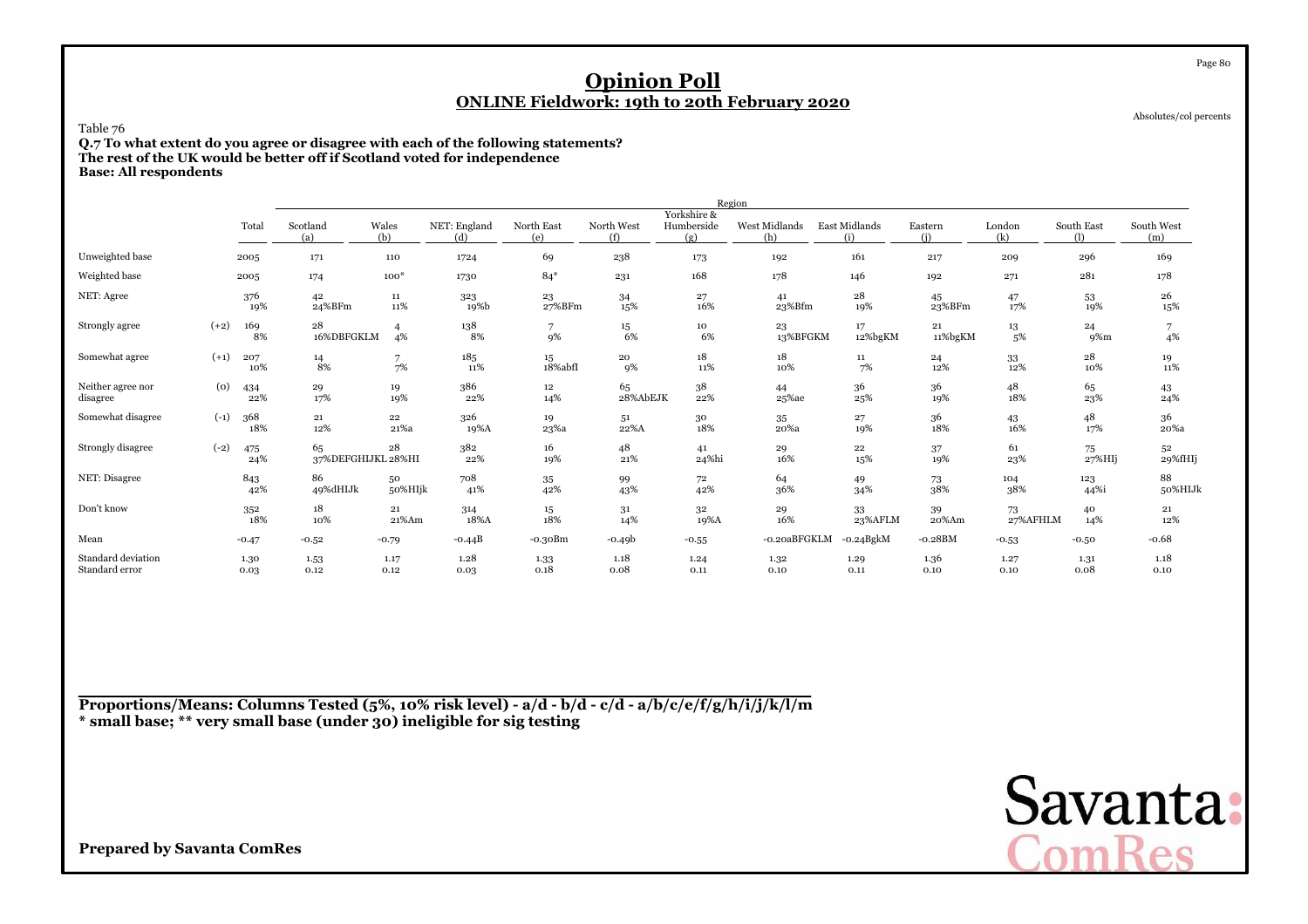# Opinion Poll

## ONLINE Fieldwork: 19th to 20th February 2020

Absolutes/col percents

Table 76

**Q.7 To what extent do you agree or disagree with each of the following statements?**
**The rest of the UK would be better off if Scotland voted for independence**
**Base: All respondents**

| | | Total | Region | | | | | | | | | | | |
|---|---|---|---|---|---|---|---|---|---|---|---|---|---|---|
| | | | Scotland (a) | Wales (b) | NET: England (d) | North East (e) | North West (f) | Yorkshire & Humberside (g) | West Midlands (h) | East Midlands (i) | Eastern (j) | London (k) | South East (l) | South West (m) |
| Unweighted base | | 2005 | 171 | 110 | 1724 | 69 | 238 | 173 | 192 | 161 | 217 | 209 | 296 | 169 |
| Weighted base | | 2005 | 174 | 100* | 1730 | 84* | 231 | 168 | 178 | 146 | 192 | 271 | 281 | 178 |
| NET: Agree | | 376<br>19% | 42<br>24%BFm | 11<br>11% | 323<br>19%b | 23<br>27%BFm | 34<br>15% | 27<br>16% | 41<br>23%Bfm | 28<br>19% | 45<br>23%BFm | 47<br>17% | 53<br>19% | 26<br>15% |
| Strongly agree | (+2) | 169<br>8% | 28<br>16%DBFGKLM | 4<br>4% | 138<br>8% | 7<br>9% | 15<br>6% | 10<br>6% | 23<br>13%BFGKM | 17<br>12%bgKM | 21<br>11%bgKM | 13<br>5% | 24<br>9%m | 7<br>4% |
| Somewhat agree | (+1) | 207<br>10% | 14<br>8% | 7<br>7% | 185<br>11% | 15<br>18%abfI | 20<br>9% | 18<br>11% | 18<br>10% | 11<br>7% | 24<br>12% | 33<br>12% | 28<br>10% | 19<br>11% |
| Neither agree nor disagree | (0) | 434<br>22% | 29<br>17% | 19<br>19% | 386<br>22% | 12<br>14% | 65<br>28%AbEJK | 38<br>22% | 44<br>25%ae | 36<br>25% | 36<br>19% | 48<br>18% | 65<br>23% | 43<br>24% |
| Somewhat disagree | (-1) | 368<br>18% | 21<br>12% | 22<br>21%a | 326<br>19%A | 19<br>23%a | 51<br>22%A | 30<br>18% | 35<br>20%a | 27<br>19% | 36<br>18% | 43<br>16% | 48<br>17% | 36<br>20%a |
| Strongly disagree | (-2) | 475<br>24% | 65<br>37%DEFGHIJKL | 28<br>28%HI | 382<br>22% | 16<br>19% | 48<br>21% | 41<br>24%hi | 29<br>16% | 22<br>15% | 37<br>19% | 61<br>23% | 75<br>27%HIj | 52<br>29%fHIj |
| NET: Disagree | | 843<br>42% | 86<br>49%dHIJk | 50<br>50%HIjk | 708<br>41% | 35<br>42% | 99<br>43% | 72<br>42% | 64<br>36% | 49<br>34% | 73<br>38% | 104<br>38% | 123<br>44%i | 88<br>50%HIJk |
| Don't know | | 352<br>18% | 18<br>10% | 21<br>21%Am | 314<br>18%A | 15<br>18% | 31<br>14% | 32<br>19%A | 29<br>16% | 33<br>23%AFLM | 39<br>20%Am | 73<br>27%AFHLM | 40<br>14% | 21<br>12% |
| Mean | | -0.47 | -0.52 | -0.79 | -0.44B | -0.30Bm | -0.49b | -0.55 | -0.20aBFGKLM | -0.24BgKM | -0.28BM | -0.53 | -0.50 | -0.68 |
| Standard deviation | | 1.30 | 1.53 | 1.17 | 1.28 | 1.33 | 1.18 | 1.24 | 1.32 | 1.29 | 1.36 | 1.27 | 1.31 | 1.18 |
| Standard error | | 0.03 | 0.12 | 0.12 | 0.03 | 0.18 | 0.08 | 0.11 | 0.10 | 0.11 | 0.10 | 0.10 | 0.08 | 0.10 |

**Proportions/Means: Columns Tested (5%, 10% risk level) - a/d - b/d - c/d - a/b/c/e/f/g/h/i/j/k/l/m**
**\* small base; \*\* very small base (under 30) ineligible for sig testing**

**Prepared by Savanta ComRes**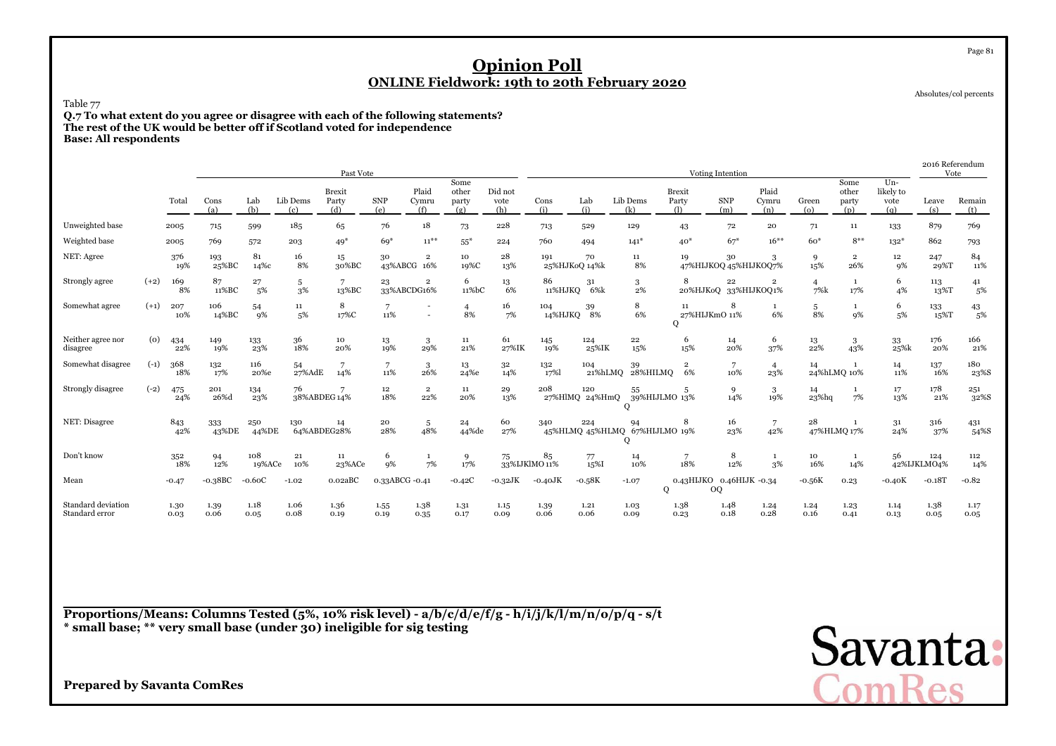# Opinion Poll

## ONLINE Fieldwork: 19th to 20th February 2020

Absolutes/col percents

Table 77

**Q.7 To what extent do you agree or disagree with each of the following statements?**
**The rest of the UK would be better off if Scotland voted for independence**
**Base: All respondents**

| | | | Past Vote | | | | | | | | | Voting Intention | | | | | | | | | 2016 Referendum Vote | |
|---|---|---|---|---|---|---|---|---|---|---|---|---|---|---|---|---|---|---|---|---|---|---|
| | | Total | Cons (a) | Lab (b) | Lib Dems (c) | Brexit Party (d) | SNP (e) | Plaid Cymru (f) | Some other party (g) | Did not vote (h) | Cons (i) | Lab (j) | Lib Dems (k) | Brexit Party (l) | SNP (m) | Plaid Cymru (n) | Green (o) | Some other party (p) | Un-likely to vote (q) | Leave (s) | Remain (t) |
| Unweighted base | | 2005 | 715 | 599 | 185 | 65 | 76 | 18 | 73 | 228 | 713 | 529 | 129 | 43 | 72 | 20 | 71 | 11 | 133 | 879 | 769 |
| Weighted base | | 2005 | 769 | 572 | 203 | 49* | 69* | 11** | 55* | 224 | 760 | 494 | 141* | 40* | 67* | 16** | 60* | 8** | 132* | 862 | 793 |
| NET: Agree | | 376<br>19% | 193<br>25%BC | 81<br>14%c | 16<br>8% | 15<br>30%BC | 30<br>43%ABCG | 2<br>16% | 10<br>19%C | 28<br>13% | 191<br>25%HJKoQ | 70<br>14%k | 11<br>8% | 19<br>47%HIJKOQ | 30<br>45%HIJKOQ | 3<br>7% | 9<br>15% | 2<br>26% | 12<br>9% | 247<br>29%T | 84<br>11% |
| Strongly agree | (+2) | 169<br>8% | 87<br>11%BC | 27<br>5% | 5<br>3% | 7<br>13%BC | 23<br>33%ABCDG | 2<br>16% | 6<br>11%bC | 13<br>6% | 86<br>11%HJKQ | 31<br>6%k | 3<br>2% | 8<br>20%HJKoQ | 22<br>33%HIJKOQ | 2<br>1% | 4<br>7%k | 1<br>17% | 6<br>4% | 113<br>13%T | 41<br>5% |
| Somewhat agree | (+1) | 207<br>10% | 106<br>14%BC | 54<br>9% | 11<br>5% | 8<br>17%C | 7<br>11% | -<br>- | 4<br>8% | 16<br>7% | 104<br>14%HJKQ | 39<br>8% | 8<br>6% | 11<br>27%HIJKmO Q | 8<br>11% | 1<br>6% | 5<br>8% | 1<br>9% | 6<br>5% | 133<br>15%T | 43<br>5% |
| Neither agree nor disagree | (0) | 434<br>22% | 149<br>19% | 133<br>23% | 36<br>18% | 10<br>20% | 13<br>19% | 3<br>29% | 11<br>21% | 61<br>27%IK | 145<br>19% | 124<br>25%IK | 22<br>15% | 6<br>15% | 14<br>20% | 6<br>37% | 13<br>22% | 3<br>43% | 33<br>25%k | 176<br>20% | 166<br>21% |
| Somewhat disagree | (-1) | 368<br>18% | 132<br>17% | 116<br>20%e | 54<br>27%AdE | 7<br>14% | 7<br>11% | 3<br>26% | 13<br>24%e | 32<br>14% | 132<br>17%l | 104<br>21%hLMQ | 39<br>28%HILMQ | 2<br>6% | 7<br>10% | 4<br>23% | 14<br>24%hLMQ | 1<br>10% | 14<br>11% | 137<br>16% | 180<br>23%S |
| Strongly disagree | (-2) | 475<br>24% | 201<br>26%d | 134<br>23% | 76<br>38%ABDEG | 7<br>14% | 12<br>18% | 2<br>22% | 11<br>20% | 29<br>13% | 208<br>27%HlMQ | 120<br>24%HmQ | 55<br>39%HIJLMO Q | 5<br>13% | 9<br>14% | 3<br>19% | 14<br>23%hq | 1<br>7% | 17<br>13% | 178<br>21% | 251<br>32%S |
| NET: Disagree | | 843<br>42% | 333<br>43%DE | 250<br>44%DE | 130<br>64%ABDEG | 14<br>28% | 20<br>28% | 5<br>48% | 24<br>44%de | 60<br>27% | 340<br>45%HLMQ | 224<br>45%HLMQ | 94<br>67%HIJLMO Q | 8<br>19% | 16<br>23% | 7<br>42% | 28<br>47%HLMQ | 1<br>17% | 31<br>24% | 316<br>37% | 431<br>54%S |
| Don't know | | 352<br>18% | 94<br>12% | 108<br>19%ACe | 21<br>10% | 11<br>23%ACe | 6<br>9% | 1<br>7% | 9<br>17% | 75<br>33%IJKlMO | 85<br>11% | 77<br>15%I | 14<br>10% | 7<br>18% | 8<br>12% | 1<br>3% | 10<br>16% | 1<br>14% | 56<br>42%IJKLMO | 124<br>14% | 112<br>14% |
| Mean | | -0.47 | -0.38BC | -0.60C | -1.02 | 0.02aBC | 0.33ABCG | -0.41 | -0.42C | -0.32JK | -0.40JK | -0.58K | -1.07 | 0.43HIJKO Q | 0.46HIJK OQ | -0.34 | -0.56K | 0.23 | -0.40K | -0.18T | -0.82 |
| Standard deviation | | 1.30 | 1.39 | 1.18 | 1.06 | 1.36 | 1.55 | 1.38 | 1.31 | 1.15 | 1.39 | 1.21 | 1.03 | 1.38 | 1.48 | 1.24 | 1.24 | 1.23 | 1.14 | 1.38 | 1.17 |
| Standard error | | 0.03 | 0.06 | 0.05 | 0.08 | 0.19 | 0.19 | 0.35 | 0.17 | 0.09 | 0.06 | 0.06 | 0.09 | 0.23 | 0.18 | 0.28 | 0.16 | 0.41 | 0.13 | 0.05 | 0.05 |

**Proportions/Means: Columns Tested (5%, 10% risk level) - a/b/c/d/e/f/g - h/i/j/k/l/m/n/o/p/q - s/t**
**\* small base; \*\* very small base (under 30) ineligible for sig testing**

**Prepared by Savanta ComRes**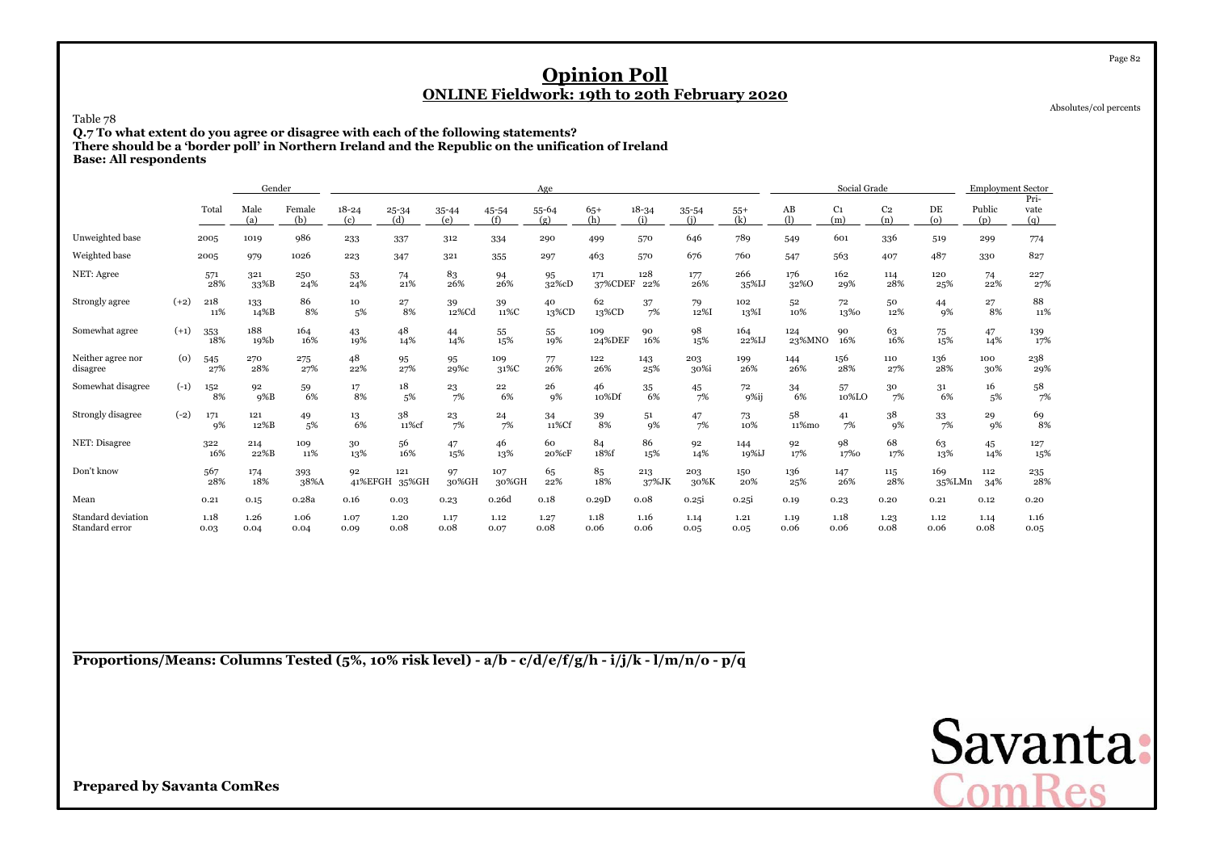# Opinion Poll

## ONLINE Fieldwork: 19th to 20th February 2020

Absolutes/col percents

Table 78

**Q.7 To what extent do you agree or disagree with each of the following statements?**
**There should be a 'border poll' in Northern Ireland and the Republic on the unification of Ireland**
**Base: All respondents**

| | | Total | Gender | | Age | | | | | | | | | Social Grade | | | | Employment Sector | |
|---|---|---|---|---|---|---|---|---|---|---|---|---|---|---|---|---|---|---|---|
| | | | Male (a) | Female (b) | 18-24 (c) | 25-34 (d) | 35-44 (e) | 45-54 (f) | 55-64 (g) | 65+ (h) | 18-34 (i) | 35-54 (j) | 55+ (k) | AB (l) | C1 (m) | C2 (n) | DE (o) | Public (p) | Pri-vate (q) |
| Unweighted base | | 2005 | 1019 | 986 | 233 | 337 | 312 | 334 | 290 | 499 | 570 | 646 | 789 | 549 | 601 | 336 | 519 | 299 | 774 |
| Weighted base | | 2005 | 979 | 1026 | 223 | 347 | 321 | 355 | 297 | 463 | 570 | 676 | 760 | 547 | 563 | 407 | 487 | 330 | 827 |
| NET: Agree | | 571 | 321 | 250 | 53 | 74 | 83 | 94 | 95 | 171 | 128 | 177 | 266 | 176 | 162 | 114 | 120 | 74 | 227 |
| | | 28% | 33%B | 24% | 24% | 21% | 26% | 26% | 32%cD | 37%CDEF | 22% | 26% | 35%IJ | 32%O | 29% | 28% | 25% | 22% | 27% |
| Strongly agree | (+2) | 218 | 133 | 86 | 10 | 27 | 39 | 39 | 40 | 62 | 37 | 79 | 102 | 52 | 72 | 50 | 44 | 27 | 88 |
| | | 11% | 14%B | 8% | 5% | 8% | 12%Cd | 11%C | 13%CD | 13%CD | 7% | 12%I | 13%I | 10% | 13%o | 12% | 9% | 8% | 11% |
| Somewhat agree | (+1) | 353 | 188 | 164 | 43 | 48 | 44 | 55 | 55 | 109 | 90 | 98 | 164 | 124 | 90 | 63 | 75 | 47 | 139 |
| | | 18% | 19%b | 16% | 19% | 14% | 14% | 15% | 19% | 24%DEF | 16% | 15% | 22%IJ | 23%MNO | 16% | 16% | 15% | 14% | 17% |
| Neither agree nor disagree | (0) | 545 | 270 | 275 | 48 | 95 | 95 | 109 | 77 | 122 | 143 | 203 | 199 | 144 | 156 | 110 | 136 | 100 | 238 |
| | | 27% | 28% | 27% | 22% | 27% | 29%c | 31%C | 26% | 26% | 25% | 30%i | 26% | 26% | 28% | 27% | 28% | 30% | 29% |
| Somewhat disagree | (-1) | 152 | 92 | 59 | 17 | 18 | 23 | 22 | 26 | 46 | 35 | 45 | 72 | 34 | 57 | 30 | 31 | 16 | 58 |
| | | 8% | 9%B | 6% | 8% | 5% | 7% | 6% | 9% | 10%Df | 6% | 7% | 9%ij | 6% | 10%LO | 7% | 6% | 5% | 7% |
| Strongly disagree | (-2) | 171 | 121 | 49 | 13 | 38 | 23 | 24 | 34 | 39 | 51 | 47 | 73 | 58 | 41 | 38 | 33 | 29 | 69 |
| | | 9% | 12%B | 5% | 6% | 11%cf | 7% | 7% | 11%Cf | 8% | 9% | 7% | 10% | 11%mo | 7% | 9% | 7% | 9% | 8% |
| NET: Disagree | | 322 | 214 | 109 | 30 | 56 | 47 | 46 | 60 | 84 | 86 | 92 | 144 | 92 | 98 | 68 | 63 | 45 | 127 |
| | | 16% | 22%B | 11% | 13% | 16% | 15% | 13% | 20%cF | 18%f | 15% | 14% | 19%iJ | 17% | 17%o | 17% | 13% | 14% | 15% |
| Don't know | | 567 | 174 | 393 | 92 | 121 | 97 | 107 | 65 | 85 | 213 | 203 | 150 | 136 | 147 | 115 | 169 | 112 | 235 |
| | | 28% | 18% | 38%A | 41%EFGH | 35%GH | 30%GH | 30%GH | 22% | 18% | 37%JK | 30%K | 20% | 25% | 26% | 28% | 35%LMn | 34% | 28% |
| Mean | | 0.21 | 0.15 | 0.28a | 0.16 | 0.03 | 0.23 | 0.26d | 0.18 | 0.29D | 0.08 | 0.25i | 0.25i | 0.19 | 0.23 | 0.20 | 0.21 | 0.12 | 0.20 |
| Standard deviation | | 1.18 | 1.26 | 1.06 | 1.07 | 1.20 | 1.17 | 1.12 | 1.27 | 1.18 | 1.16 | 1.14 | 1.21 | 1.19 | 1.18 | 1.23 | 1.12 | 1.14 | 1.16 |
| Standard error | | 0.03 | 0.04 | 0.04 | 0.09 | 0.08 | 0.08 | 0.07 | 0.08 | 0.06 | 0.06 | 0.05 | 0.05 | 0.06 | 0.06 | 0.08 | 0.06 | 0.08 | 0.05 |

**Proportions/Means: Columns Tested (5%, 10% risk level) - a/b - c/d/e/f/g/h - i/j/k - l/m/n/o - p/q**

**Prepared by Savanta ComRes**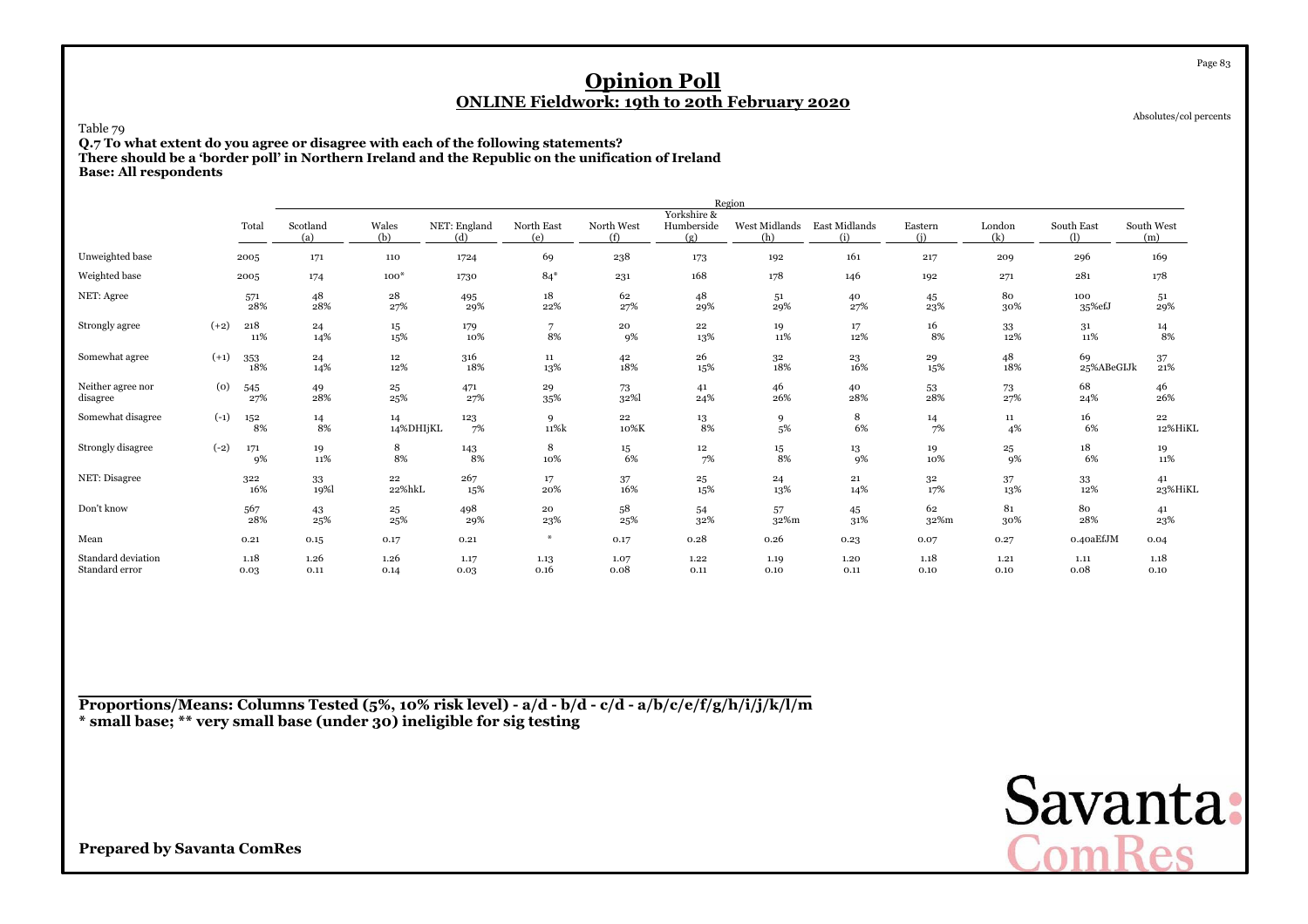# Opinion Poll

## ONLINE Fieldwork: 19th to 20th February 2020

Absolutes/col percents

Table 79

**Q.7 To what extent do you agree or disagree with each of the following statements?**
**There should be a 'border poll' in Northern Ireland and the Republic on the unification of Ireland**
**Base: All respondents**

| | | Total | Region | | | | | | | | | | | |
|---|---|---|---|---|---|---|---|---|---|---|---|---|---|---|
| | | | Scotland (a) | Wales (b) | NET: England (d) | North East (e) | North West (f) | Yorkshire & Humberside (g) | West Midlands (h) | East Midlands (i) | Eastern (j) | London (k) | South East (l) | South West (m) |
| Unweighted base | | 2005 | 171 | 110 | 1724 | 69 | 238 | 173 | 192 | 161 | 217 | 209 | 296 | 169 |
| Weighted base | | 2005 | 174 | 100* | 1730 | 84* | 231 | 168 | 178 | 146 | 192 | 271 | 281 | 178 |
| NET: Agree | | 571 28% | 48 28% | 28 27% | 495 29% | 18 22% | 62 27% | 48 29% | 51 29% | 40 27% | 45 23% | 80 30% | 100 35%efJ | 51 29% |
| Strongly agree | (+2) | 218 11% | 24 14% | 15 15% | 179 10% | 7 8% | 20 9% | 22 13% | 19 11% | 17 12% | 16 8% | 33 12% | 31 11% | 14 8% |
| Somewhat agree | (+1) | 353 18% | 24 14% | 12 12% | 316 18% | 11 13% | 42 18% | 26 15% | 32 18% | 23 16% | 29 15% | 48 18% | 69 25%ABeGIJk | 37 21% |
| Neither agree nor disagree | (0) | 545 27% | 49 28% | 25 25% | 471 27% | 29 35% | 73 32%l | 41 24% | 46 26% | 40 28% | 53 28% | 73 27% | 68 24% | 46 26% |
| Somewhat disagree | (-1) | 152 8% | 14 8% | 14 14%DHIjKL | 123 7% | 9 11%k | 22 10%K | 13 8% | 9 5% | 8 6% | 14 7% | 11 4% | 16 6% | 22 12%HiKL |
| Strongly disagree | (-2) | 171 9% | 19 11% | 8 8% | 143 8% | 8 10% | 15 6% | 12 7% | 15 8% | 13 9% | 19 10% | 25 9% | 18 6% | 19 11% |
| NET: Disagree | | 322 16% | 33 19%l | 22 22%hkL | 267 15% | 17 20% | 37 16% | 25 15% | 24 13% | 21 14% | 32 17% | 37 13% | 33 12% | 41 23%HiKL |
| Don't know | | 567 28% | 43 25% | 25 25% | 498 29% | 20 23% | 58 25% | 54 32% | 57 32%m | 45 31% | 62 32%m | 81 30% | 80 28% | 41 23% |
| Mean | | 0.21 | 0.15 | 0.17 | 0.21 | * | 0.17 | 0.28 | 0.26 | 0.23 | 0.07 | 0.27 | 0.40aEfJM | 0.04 |
| Standard deviation | | 1.18 | 1.26 | 1.26 | 1.17 | 1.13 | 1.07 | 1.22 | 1.19 | 1.20 | 1.18 | 1.21 | 1.11 | 1.18 |
| Standard error | | 0.03 | 0.11 | 0.14 | 0.03 | 0.16 | 0.08 | 0.11 | 0.10 | 0.11 | 0.10 | 0.10 | 0.08 | 0.10 |

**Proportions/Means: Columns Tested (5%, 10% risk level) - a/d - b/d - c/d - a/b/c/e/f/g/h/i/j/k/l/m**
**\* small base; \*\* very small base (under 30) ineligible for sig testing**

**Prepared by Savanta ComRes**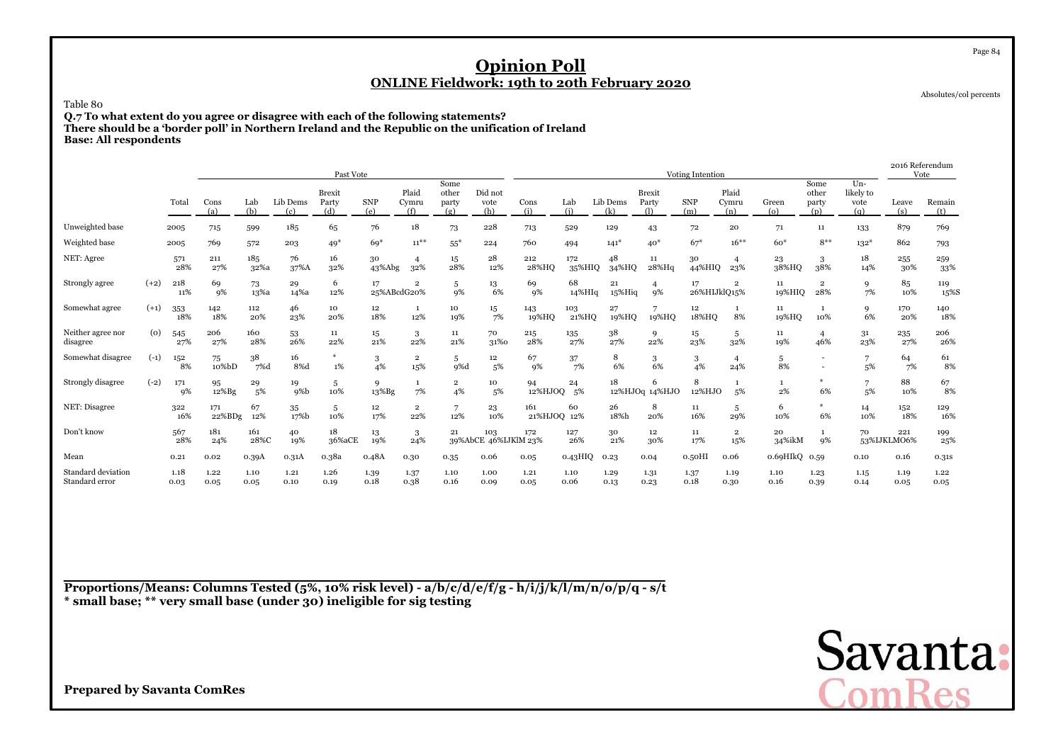# Opinion Poll

## ONLINE Fieldwork: 19th to 20th February 2020

Absolutes/col percents

Table 80

**Q.7 To what extent do you agree or disagree with each of the following statements?**
**There should be a 'border poll' in Northern Ireland and the Republic on the unification of Ireland**
**Base: All respondents**

| | | | Past Vote | | | | | | | | | Voting Intention | | | | | | | | | 2016 Referendum Vote | |
|---|---|---|---|---|---|---|---|---|---|---|---|---|---|---|---|---|---|---|---|---|---|---|
| | | Total | Cons (a) | Lab (b) | Lib Dems (c) | Brexit Party (d) | SNP (e) | Plaid Cymru (f) | Some other party (g) | Did not vote (h) | Cons (i) | Lab (j) | Lib Dems (k) | Brexit Party (l) | SNP (m) | Plaid Cymru (n) | Green (o) | Some other party (p) | Un-likely to vote (q) | Leave (s) | Remain (t) |
| Unweighted base | | 2005 | 715 | 599 | 185 | 65 | 76 | 18 | 73 | 228 | 713 | 529 | 129 | 43 | 72 | 20 | 71 | 11 | 133 | 879 | 769 |
| Weighted base | | 2005 | 769 | 572 | 203 | 49* | 69* | 11** | 55* | 224 | 760 | 494 | 141* | 40* | 67* | 16** | 60* | 8** | 132* | 862 | 793 |
| NET: Agree | | 571<br>28% | 211<br>27% | 185<br>32%a | 76<br>37%A | 16<br>32% | 30<br>43%Abg | 4<br>32% | 15<br>28% | 28<br>12% | 212<br>28%HQ | 172<br>35%HIQ | 48<br>34%HQ | 11<br>28%Hq | 30<br>44%HIQ | 4<br>23% | 23<br>38%HQ | 3<br>38% | 18<br>14% | 255<br>30% | 259<br>33% |
| Strongly agree | (+2) | 218<br>11% | 69<br>9% | 73<br>13%a | 29<br>14%a | 6<br>12% | 17<br>25%ABcdG | 2<br>20% | 5<br>9% | 13<br>6% | 69<br>9% | 68<br>14%HIq | 21<br>15%Hiq | 4<br>9% | 17<br>26%HIJklQ | 2<br>15% | 11<br>19%HIQ | 2<br>28% | 9<br>7% | 85<br>10% | 119<br>15%S |
| Somewhat agree | (+1) | 353<br>18% | 142<br>18% | 112<br>20% | 46<br>23% | 10<br>20% | 12<br>18% | 1<br>12% | 10<br>19% | 15<br>7% | 143<br>19%HQ | 103<br>21%HQ | 27<br>19%HQ | 7<br>19%HQ | 12<br>18%HQ | 1<br>8% | 11<br>19%HQ | 1<br>10% | 9<br>6% | 170<br>20% | 140<br>18% |
| Neither agree nor disagree | (0) | 545<br>27% | 206<br>27% | 160<br>28% | 53<br>26% | 11<br>22% | 15<br>21% | 3<br>22% | 11<br>21% | 70<br>31%o | 215<br>28% | 135<br>27% | 38<br>27% | 9<br>22% | 15<br>23% | 5<br>32% | 11<br>19% | 4<br>46% | 31<br>23% | 235<br>27% | 206<br>26% |
| Somewhat disagree | (-1) | 152<br>8% | 75<br>10%bD | 38<br>7%d | 16<br>8%d | *<br>1% | 3<br>4% | 2<br>15% | 5<br>9%d | 12<br>5% | 67<br>9% | 37<br>7% | 8<br>6% | 3<br>6% | 3<br>4% | 4<br>24% | 5<br>8% | -<br>- | 7<br>5% | 64<br>7% | 61<br>8% |
| Strongly disagree | (-2) | 171<br>9% | 95<br>12%Bg | 29<br>5% | 19<br>9%b | 5<br>10% | 9<br>13%Bg | 1<br>7% | 2<br>4% | 10<br>5% | 94<br>12%HJOQ | 24<br>5% | 18<br>12%HJOq | 6<br>14%HJO | 8<br>12%HJO | 1<br>5% | 1<br>2% | *<br>6% | 7<br>5% | 88<br>10% | 67<br>8% |
| NET: Disagree | | 322<br>16% | 171<br>22%BDg | 67<br>12% | 35<br>17%b | 5<br>10% | 12<br>17% | 2<br>22% | 7<br>12% | 23<br>10% | 161<br>21%HJOQ | 60<br>12% | 26<br>18%h | 8<br>20% | 11<br>16% | 5<br>29% | 6<br>10% | *<br>6% | 14<br>10% | 152<br>18% | 129<br>16% |
| Don't know | | 567<br>28% | 181<br>24% | 161<br>28%C | 40<br>19% | 18<br>36%aCE | 13<br>19% | 3<br>24% | 21<br>39%AbCE | 103<br>46%IJKlM | 172<br>23% | 127<br>26% | 30<br>21% | 12<br>30% | 11<br>17% | 2<br>15% | 20<br>34%ikM | 1<br>9% | 70<br>53%IJKLMO | 221<br>26% | 199<br>25% |
| Mean | | 0.21 | 0.02 | 0.39A | 0.31A | 0.38a | 0.48A | 0.30 | 0.35 | 0.06 | 0.05 | 0.43HIQ | 0.23 | 0.04 | 0.50HI | 0.06 | 0.69HIkQ | 0.59 | 0.10 | 0.16 | 0.31s |
| Standard deviation | | 1.18 | 1.22 | 1.10 | 1.21 | 1.26 | 1.39 | 1.37 | 1.10 | 1.00 | 1.21 | 1.10 | 1.29 | 1.31 | 1.37 | 1.19 | 1.10 | 1.23 | 1.15 | 1.19 | 1.22 |
| Standard error | | 0.03 | 0.05 | 0.05 | 0.10 | 0.19 | 0.18 | 0.38 | 0.16 | 0.09 | 0.05 | 0.06 | 0.13 | 0.23 | 0.18 | 0.30 | 0.16 | 0.39 | 0.14 | 0.05 | 0.05 |

**Proportions/Means: Columns Tested (5%, 10% risk level) - a/b/c/d/e/f/g - h/i/j/k/l/m/n/o/p/q - s/t**
*** small base; ** very small base (under 30) ineligible for sig testing**

**Prepared by Savanta ComRes**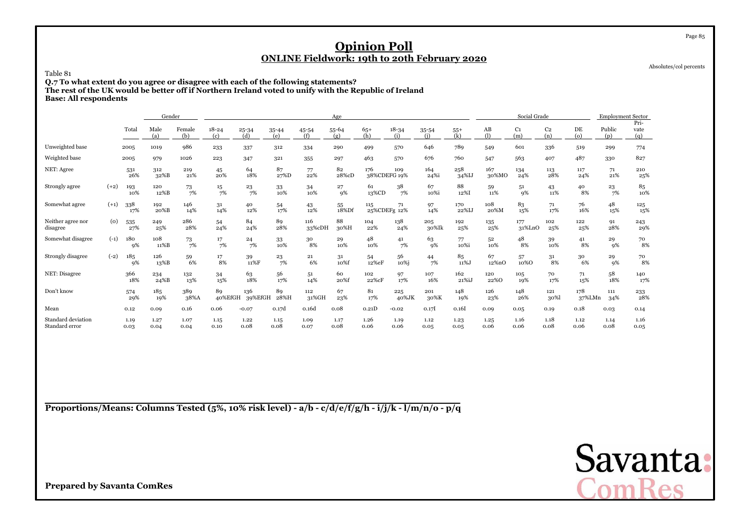# Opinion Poll

## ONLINE Fieldwork: 19th to 20th February 2020

Absolutes/col percents

Table 81

**Q.7 To what extent do you agree or disagree with each of the following statements?**
**The rest of the UK would be better off if Northern Ireland voted to unify with the Republic of Ireland**
**Base: All respondents**

| | | | Gender | | Age | | | | | | | | | Social Grade | | | | Employment Sector | |
|---|---|---|---|---|---|---|---|---|---|---|---|---|---|---|---|---|---|---|---|
| | | Total | Male (a) | Female (b) | 18-24 (c) | 25-34 (d) | 35-44 (e) | 45-54 (f) | 55-64 (g) | 65+ (h) | 18-34 (i) | 35-54 (j) | 55+ (k) | AB (l) | C1 (m) | C2 (n) | DE (o) | Public (p) | Pri-vate (q) |
| Unweighted base | | 2005 | 1019 | 986 | 233 | 337 | 312 | 334 | 290 | 499 | 570 | 646 | 789 | 549 | 601 | 336 | 519 | 299 | 774 |
| Weighted base | | 2005 | 979 | 1026 | 223 | 347 | 321 | 355 | 297 | 463 | 570 | 676 | 760 | 547 | 563 | 407 | 487 | 330 | 827 |
| NET: Agree | | 531 26% | 312 32%B | 219 21% | 45 20% | 64 18% | 87 27%D | 77 22% | 82 28%cD | 176 38%CDEFG | 109 19% | 164 24%i | 258 34%IJ | 167 30%MO | 134 24% | 113 28% | 117 24% | 71 21% | 210 25% |
| Strongly agree | (+2) | 193 10% | 120 12%B | 73 7% | 15 7% | 23 7% | 33 10% | 34 10% | 27 9% | 61 13%CD | 38 7% | 67 10%i | 88 12%I | 59 11% | 51 9% | 43 11% | 40 8% | 23 7% | 85 10% |
| Somewhat agree | (+1) | 338 17% | 192 20%B | 146 14% | 31 14% | 40 12% | 54 17% | 43 12% | 55 18%Df | 115 25%CDEFg | 71 12% | 97 14% | 170 22%IJ | 108 20%M | 83 15% | 71 17% | 76 16% | 48 15% | 125 15% |
| Neither agree nor disagree | (0) | 535 27% | 249 25% | 286 28% | 54 24% | 84 24% | 89 28% | 116 33%cDH | 88 30%H | 104 22% | 138 24% | 205 30%Ik | 192 25% | 135 25% | 177 31%LnO | 102 25% | 122 25% | 91 28% | 243 29% |
| Somewhat disagree | (-1) | 180 9% | 108 11%B | 73 7% | 17 7% | 24 7% | 33 10% | 30 8% | 29 10% | 48 10% | 41 7% | 63 9% | 77 10%i | 52 10% | 48 8% | 39 10% | 41 8% | 29 9% | 70 8% |
| Strongly disagree | (-2) | 185 9% | 126 13%B | 59 6% | 17 8% | 39 11%F | 23 7% | 21 6% | 31 10%f | 54 12%eF | 56 10%j | 44 7% | 85 11%J | 67 12%nO | 57 10%O | 31 8% | 30 6% | 29 9% | 70 8% |
| NET: Disagree | | 366 18% | 234 24%B | 132 13% | 34 15% | 63 18% | 56 17% | 51 14% | 60 20%f | 102 22%cF | 97 17% | 107 16% | 162 21%iJ | 120 22%O | 105 19% | 70 17% | 71 15% | 58 18% | 140 17% |
| Don't know | | 574 29% | 185 19% | 389 38%A | 89 40%EfGH | 136 39%EfGH | 89 28%H | 112 31%GH | 67 23% | 81 17% | 225 40%JK | 201 30%K | 148 19% | 126 23% | 148 26% | 121 30%l | 178 37%LMn | 111 34% | 233 28% |
| Mean | | 0.12 | 0.09 | 0.16 | 0.06 | -0.07 | 0.17d | 0.16d | 0.08 | 0.21D | -0.02 | 0.17I | 0.16I | 0.09 | 0.05 | 0.19 | 0.18 | 0.03 | 0.14 |
| Standard deviation | | 1.19 | 1.27 | 1.07 | 1.15 | 1.22 | 1.15 | 1.09 | 1.17 | 1.26 | 1.19 | 1.12 | 1.23 | 1.25 | 1.16 | 1.18 | 1.12 | 1.14 | 1.16 |
| Standard error | | 0.03 | 0.04 | 0.04 | 0.10 | 0.08 | 0.08 | 0.07 | 0.08 | 0.06 | 0.06 | 0.05 | 0.05 | 0.06 | 0.06 | 0.08 | 0.06 | 0.08 | 0.05 |

**Proportions/Means: Columns Tested (5%, 10% risk level) - a/b - c/d/e/f/g/h - i/j/k - l/m/n/o - p/q**

**Prepared by Savanta ComRes**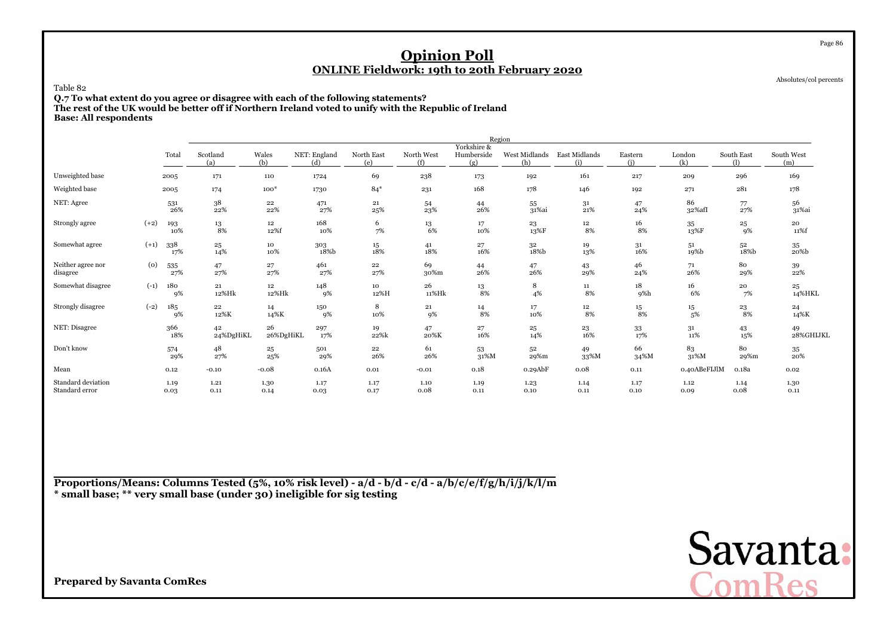# Opinion Poll

## ONLINE Fieldwork: 19th to 20th February 2020

Absolutes/col percents

Table 82

**Q.7 To what extent do you agree or disagree with each of the following statements?**
**The rest of the UK would be better off if Northern Ireland voted to unify with the Republic of Ireland**
**Base: All respondents**

| | | Total | Region | | | | | | | | | | | |
|---|---|---|---|---|---|---|---|---|---|---|---|---|---|---|
| | | | Scotland (a) | Wales (b) | NET: England (d) | North East (e) | North West (f) | Yorkshire & Humberside (g) | West Midlands (h) | East Midlands (i) | Eastern (j) | London (k) | South East (l) | South West (m) |
| Unweighted base | | 2005 | 171 | 110 | 1724 | 69 | 238 | 173 | 192 | 161 | 217 | 209 | 296 | 169 |
| Weighted base | | 2005 | 174 | 100* | 1730 | 84* | 231 | 168 | 178 | 146 | 192 | 271 | 281 | 178 |
| NET: Agree | | 531 | 38 | 22 | 471 | 21 | 54 | 44 | 55 | 31 | 47 | 86 | 77 | 56 |
| | | 26% | 22% | 22% | 27% | 25% | 23% | 26% | 31%ai | 21% | 24% | 32%afI | 27% | 31%ai |
| Strongly agree | (+2) | 193 | 13 | 12 | 168 | 6 | 13 | 17 | 23 | 12 | 16 | 35 | 25 | 20 |
| | | 10% | 8% | 12%f | 10% | 7% | 6% | 10% | 13%F | 8% | 8% | 13%F | 9% | 11%f |
| Somewhat agree | (+1) | 338 | 25 | 10 | 303 | 15 | 41 | 27 | 32 | 19 | 31 | 51 | 52 | 35 |
| | | 17% | 14% | 10% | 18%b | 18% | 18% | 16% | 18%b | 13% | 16% | 19%b | 18%b | 20%b |
| Neither agree nor disagree | (0) | 535 | 47 | 27 | 461 | 22 | 69 | 44 | 47 | 43 | 46 | 71 | 80 | 39 |
| | | 27% | 27% | 27% | 27% | 27% | 30%m | 26% | 26% | 29% | 24% | 26% | 29% | 22% |
| Somewhat disagree | (-1) | 180 | 21 | 12 | 148 | 10 | 26 | 13 | 8 | 11 | 18 | 16 | 20 | 25 |
| | | 9% | 12%Hk | 12%Hk | 9% | 12%H | 11%Hk | 8% | 4% | 8% | 9%h | 6% | 7% | 14%HKL |
| Strongly disagree | (-2) | 185 | 22 | 14 | 150 | 8 | 21 | 14 | 17 | 12 | 15 | 15 | 23 | 24 |
| | | 9% | 12%K | 14%K | 9% | 10% | 9% | 8% | 10% | 8% | 8% | 5% | 8% | 14%K |
| NET: Disagree | | 366 | 42 | 26 | 297 | 19 | 47 | 27 | 25 | 23 | 33 | 31 | 43 | 49 |
| | | 18% | 24%DgHiKL | 26%DgHiKL | 17% | 22%k | 20%K | 16% | 14% | 16% | 17% | 11% | 15% | 28%GHIJKL |
| Don't know | | 574 | 48 | 25 | 501 | 22 | 61 | 53 | 52 | 49 | 66 | 83 | 80 | 35 |
| | | 29% | 27% | 25% | 29% | 26% | 26% | 31%M | 29%m | 33%M | 34%M | 31%M | 29%m | 20% |
| Mean | | 0.12 | -0.10 | -0.08 | 0.16A | 0.01 | -0.01 | 0.18 | 0.29AbF | 0.08 | 0.11 | 0.40ABeFIJlM | 0.18a | 0.02 |
| Standard deviation | | 1.19 | 1.21 | 1.30 | 1.17 | 1.17 | 1.10 | 1.19 | 1.23 | 1.14 | 1.17 | 1.12 | 1.14 | 1.30 |
| Standard error | | 0.03 | 0.11 | 0.14 | 0.03 | 0.17 | 0.08 | 0.11 | 0.10 | 0.11 | 0.10 | 0.09 | 0.08 | 0.11 |

**Proportions/Means: Columns Tested (5%, 10% risk level) - a/d - b/d - c/d - a/b/c/e/f/g/h/i/j/k/l/m**
*** small base; ** very small base (under 30) ineligible for sig testing**

**Prepared by Savanta ComRes**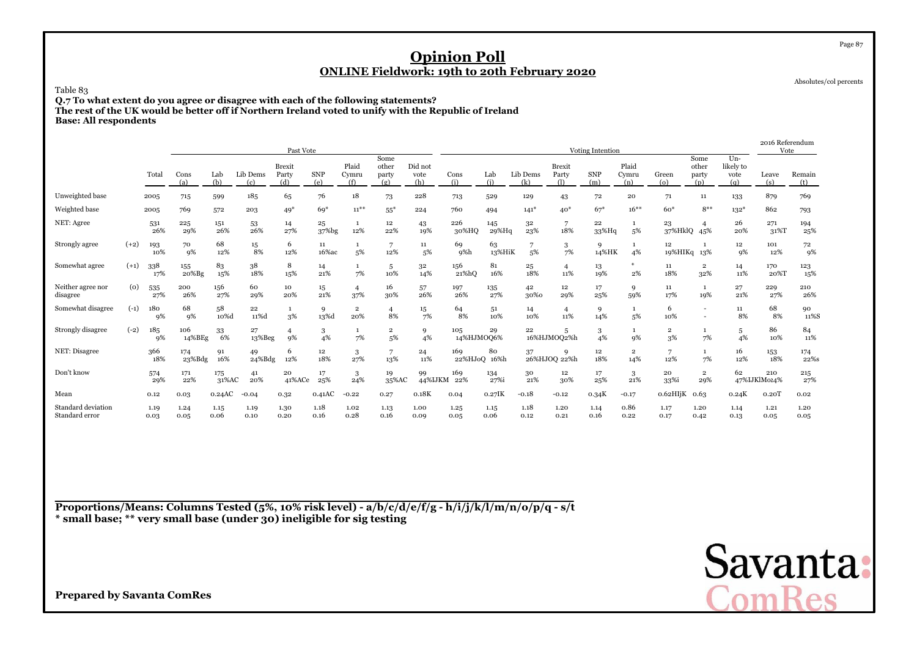# Opinion Poll

## ONLINE Fieldwork: 19th to 20th February 2020

Absolutes/col percents

Table 83

**Q.7 To what extent do you agree or disagree with each of the following statements?**
**The rest of the UK would be better off if Northern Ireland voted to unify with the Republic of Ireland**
**Base: All respondents**

| | | | Past Vote | | | | | | | | Voting Intention | | | | | | | | | | 2016 Referendum Vote | |
|---|---|---|---|---|---|---|---|---|---|---|---|---|---|---|---|---|---|---|---|---|---|---|
| | | Total | Cons (a) | Lab (b) | Lib Dems (c) | Brexit Party (d) | SNP (e) | Plaid Cymru (f) | Some other party (g) | Did not vote (h) | Cons (i) | Lab (j) | Lib Dems (k) | Brexit Party (l) | SNP (m) | Plaid Cymru (n) | Green (o) | Some other party (p) | Un-likely to vote (q) | Leave (s) | Remain (t) |
| Unweighted base | | 2005 | 715 | 599 | 185 | 65 | 76 | 18 | 73 | 228 | 713 | 529 | 129 | 43 | 72 | 20 | 71 | 11 | 133 | 879 | 769 |
| Weighted base | | 2005 | 769 | 572 | 203 | 49* | 69* | 11** | 55* | 224 | 760 | 494 | 141* | 40* | 67* | 16** | 60* | 8** | 132* | 862 | 793 |
| NET: Agree | | 531 | 225 | 151 | 53 | 14 | 25 | 1 | 12 | 43 | 226 | 145 | 32 | 7 | 22 | 1 | 23 | 4 | 26 | 271 | 194 |
| | | 26% | 29% | 26% | 26% | 27% | 37%bg | 12% | 22% | 19% | 30%HQ | 29%Hq | 23% | 18% | 33%Hq | 5% | 37%HklQ | 45% | 20% | 31%T | 25% |
| Strongly agree | (+2) | 193 | 70 | 68 | 15 | 6 | 11 | 1 | 7 | 11 | 69 | 63 | 7 | 3 | 9 | 1 | 12 | 1 | 12 | 101 | 72 |
| | | 10% | 9% | 12% | 8% | 12% | 16%ac | 5% | 12% | 5% | 9%h | 13%HiK | 5% | 7% | 14%HK | 4% | 19%HIKq | 13% | 9% | 12% | 9% |
| Somewhat agree | (+1) | 338 | 155 | 83 | 38 | 8 | 14 | 1 | 5 | 32 | 156 | 81 | 25 | 4 | 13 | * | 11 | 2 | 14 | 170 | 123 |
| | | 17% | 20%Bg | 15% | 18% | 15% | 21% | 7% | 10% | 14% | 21%hQ | 16% | 18% | 11% | 19% | 2% | 18% | 32% | 11% | 20%T | 15% |
| Neither agree nor disagree | (0) | 535 | 200 | 156 | 60 | 10 | 15 | 4 | 16 | 57 | 197 | 135 | 42 | 12 | 17 | 9 | 11 | 1 | 27 | 229 | 210 |
| | | 27% | 26% | 27% | 29% | 20% | 21% | 37% | 30% | 26% | 26% | 27% | 30%o | 29% | 25% | 59% | 17% | 19% | 21% | 27% | 26% |
| Somewhat disagree | (-1) | 180 | 68 | 58 | 22 | 1 | 9 | 2 | 4 | 15 | 64 | 51 | 14 | 4 | 9 | 1 | 6 | - | 11 | 68 | 90 |
| | | 9% | 9% | 10%d | 11%d | 3% | 13%d | 20% | 8% | 7% | 8% | 10% | 10% | 11% | 14% | 5% | 10% | - | 8% | 8% | 11%S |
| Strongly disagree | (-2) | 185 | 106 | 33 | 27 | 4 | 3 | 1 | 2 | 9 | 105 | 29 | 22 | 5 | 3 | 1 | 2 | 1 | 5 | 86 | 84 |
| | | 9% | 14%BEg | 6% | 13%Beg | 9% | 4% | 7% | 5% | 4% | 14%HJMOQ | 6% | 16%HJMOQ | 2%h | 4% | 9% | 3% | 7% | 4% | 10% | 11% |
| NET: Disagree | | 366 | 174 | 91 | 49 | 6 | 12 | 3 | 7 | 24 | 169 | 80 | 37 | 9 | 12 | 2 | 7 | 1 | 16 | 153 | 174 |
| | | 18% | 23%Bdg | 16% | 24%Bdg | 12% | 18% | 27% | 13% | 11% | 22%HJoQ | 16%h | 26%HJOQ | 22%h | 18% | 14% | 12% | 7% | 12% | 18% | 22%s |
| Don't know | | 574 | 171 | 175 | 41 | 20 | 17 | 3 | 19 | 99 | 169 | 134 | 30 | 12 | 17 | 3 | 20 | 2 | 62 | 210 | 215 |
| | | 29% | 22% | 31%AC | 20% | 41%ACe | 25% | 24% | 35%AC | 44%IJKM | 22% | 27%i | 21% | 30% | 25% | 21% | 33%i | 29% | 47%IJKlMo | 24% | 27% |
| Mean | | 0.12 | 0.03 | 0.24AC | -0.04 | 0.32 | 0.41AC | -0.22 | 0.27 | 0.18K | 0.04 | 0.27IK | -0.18 | -0.12 | 0.34K | -0.17 | 0.62HIjK | 0.63 | 0.24K | 0.20T | 0.02 |
| Standard deviation | | 1.19 | 1.24 | 1.15 | 1.19 | 1.30 | 1.18 | 1.02 | 1.13 | 1.00 | 1.25 | 1.15 | 1.18 | 1.20 | 1.14 | 0.86 | 1.17 | 1.20 | 1.14 | 1.21 | 1.20 |
| Standard error | | 0.03 | 0.05 | 0.06 | 0.10 | 0.20 | 0.16 | 0.28 | 0.16 | 0.09 | 0.05 | 0.06 | 0.12 | 0.21 | 0.16 | 0.22 | 0.17 | 0.42 | 0.13 | 0.05 | 0.05 |

**Proportions/Means: Columns Tested (5%, 10% risk level) - a/b/c/d/e/f/g - h/i/j/k/l/m/n/o/p/q - s/t**
*** small base; ** very small base (under 30) ineligible for sig testing**

**Prepared by Savanta ComRes**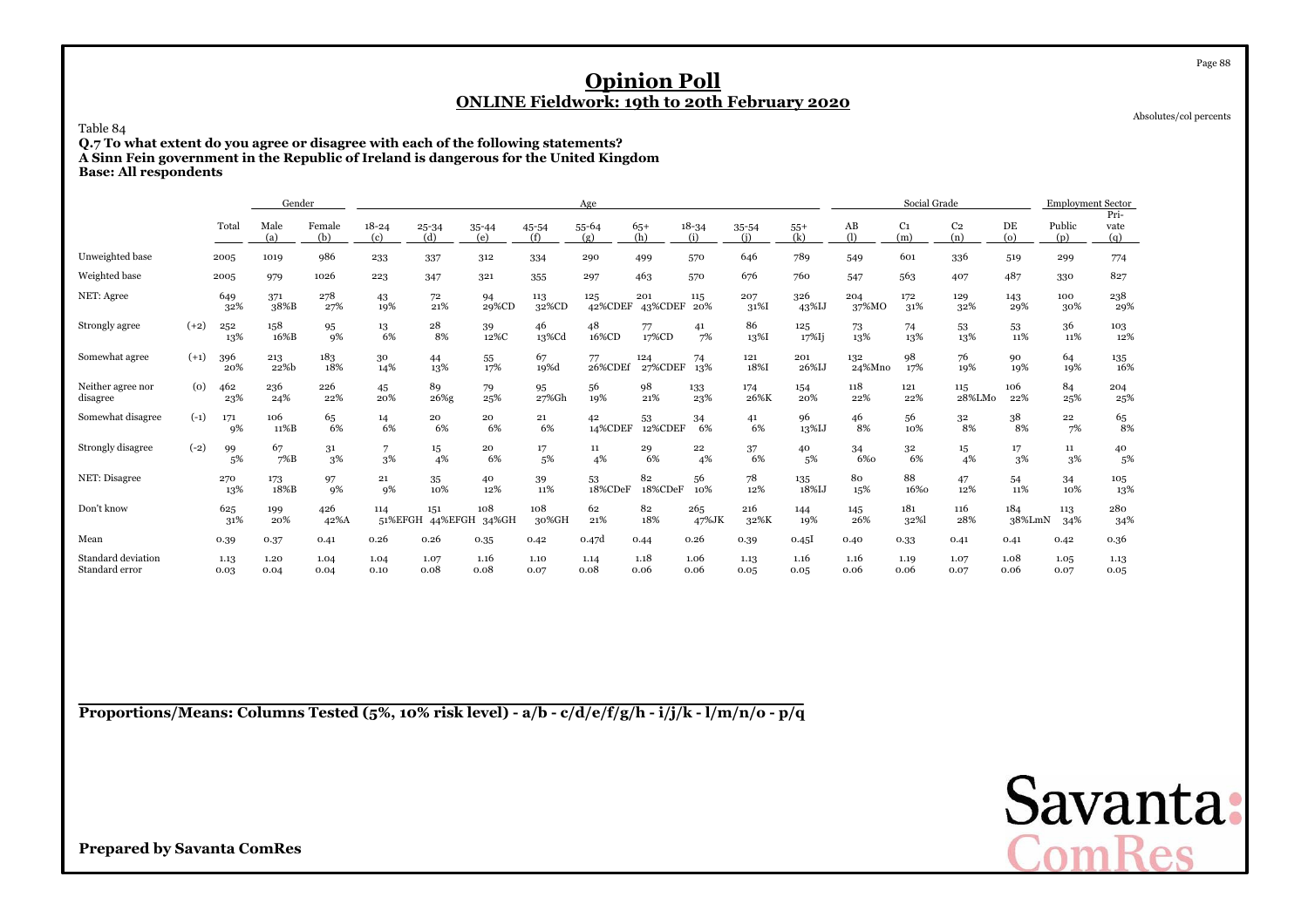# Opinion Poll

## ONLINE Fieldwork: 19th to 20th February 2020

Absolutes/col percents

Table 84

**Q.7 To what extent do you agree or disagree with each of the following statements?**
**A Sinn Fein government in the Republic of Ireland is dangerous for the United Kingdom**
**Base: All respondents**

| | | | Gender | | Age | | | | | | | | | Social Grade | | | | Employment Sector | |
|---|---|---|---|---|---|---|---|---|---|---|---|---|---|---|---|---|---|---|---|
| | | Total | Male (a) | Female (b) | 18-24 (c) | 25-34 (d) | 35-44 (e) | 45-54 (f) | 55-64 (g) | 65+ (h) | 18-34 (i) | 35-54 (j) | 55+ (k) | AB (l) | C1 (m) | C2 (n) | DE (o) | Public (p) | Private (q) |
| Unweighted base | | 2005 | 1019 | 986 | 233 | 337 | 312 | 334 | 290 | 499 | 570 | 646 | 789 | 549 | 601 | 336 | 519 | 299 | 774 |
| Weighted base | | 2005 | 979 | 1026 | 223 | 347 | 321 | 355 | 297 | 463 | 570 | 676 | 760 | 547 | 563 | 407 | 487 | 330 | 827 |
| NET: Agree | | 649 | 371 | 278 | 43 | 72 | 94 | 113 | 125 | 201 | 115 | 207 | 326 | 204 | 172 | 129 | 143 | 100 | 238 |
| | | 32% | 38%B | 27% | 19% | 21% | 29%CD | 32%CD | 42%CDEF | 43%CDEF | 20% | 31%I | 43%IJ | 37%MO | 31% | 32% | 29% | 30% | 29% |
| Strongly agree | (+2) | 252 | 158 | 95 | 13 | 28 | 39 | 46 | 48 | 77 | 41 | 86 | 125 | 73 | 74 | 53 | 53 | 36 | 103 |
| | | 13% | 16%B | 9% | 6% | 8% | 12%C | 13%Cd | 16%CD | 17%CD | 7% | 13%I | 17%Ij | 13% | 13% | 13% | 11% | 11% | 12% |
| Somewhat agree | (+1) | 396 | 213 | 183 | 30 | 44 | 55 | 67 | 77 | 124 | 74 | 121 | 201 | 132 | 98 | 76 | 90 | 64 | 135 |
| | | 20% | 22%b | 18% | 14% | 13% | 17% | 19%d | 26%CDEf | 27%CDEF | 13% | 18%I | 26%IJ | 24%Mno | 17% | 19% | 19% | 19% | 16% |
| Neither agree nor disagree | (0) | 462 | 236 | 226 | 45 | 89 | 79 | 95 | 56 | 98 | 133 | 174 | 154 | 118 | 121 | 115 | 106 | 84 | 204 |
| | | 23% | 24% | 22% | 20% | 26%g | 25% | 27%Gh | 19% | 21% | 23% | 26%K | 20% | 22% | 22% | 28%LMo | 22% | 25% | 25% |
| Somewhat disagree | (-1) | 171 | 106 | 65 | 14 | 20 | 20 | 21 | 42 | 53 | 34 | 41 | 96 | 46 | 56 | 32 | 38 | 22 | 65 |
| | | 9% | 11%B | 6% | 6% | 6% | 6% | 6% | 14%CDEF | 12%CDEF | 6% | 6% | 13%IJ | 8% | 10% | 8% | 8% | 7% | 8% |
| Strongly disagree | (-2) | 99 | 67 | 31 | 7 | 15 | 20 | 17 | 11 | 29 | 22 | 37 | 40 | 34 | 32 | 15 | 17 | 11 | 40 |
| | | 5% | 7%B | 3% | 3% | 4% | 6% | 5% | 4% | 6% | 4% | 6% | 5% | 6%o | 6% | 4% | 3% | 3% | 5% |
| NET: Disagree | | 270 | 173 | 97 | 21 | 35 | 40 | 39 | 53 | 82 | 56 | 78 | 135 | 80 | 88 | 47 | 54 | 34 | 105 |
| | | 13% | 18%B | 9% | 9% | 10% | 12% | 11% | 18%CDeF | 18%CDeF | 10% | 12% | 18%IJ | 15% | 16%o | 12% | 11% | 10% | 13% |
| Don't know | | 625 | 199 | 426 | 114 | 151 | 108 | 108 | 62 | 82 | 265 | 216 | 144 | 145 | 181 | 116 | 184 | 113 | 280 |
| | | 31% | 20% | 42%A | 51%EFGH | 44%EFGH | 34%GH | 30%GH | 21% | 18% | 47%JK | 32%K | 19% | 26% | 32%l | 28% | 38%LmN | 34% | 34% |
| Mean | | 0.39 | 0.37 | 0.41 | 0.26 | 0.26 | 0.35 | 0.42 | 0.47d | 0.44 | 0.26 | 0.39 | 0.45I | 0.40 | 0.33 | 0.41 | 0.41 | 0.42 | 0.36 |
| Standard deviation | | 1.13 | 1.20 | 1.04 | 1.04 | 1.07 | 1.16 | 1.10 | 1.14 | 1.18 | 1.06 | 1.13 | 1.16 | 1.16 | 1.19 | 1.07 | 1.08 | 1.05 | 1.13 |
| Standard error | | 0.03 | 0.04 | 0.04 | 0.10 | 0.08 | 0.08 | 0.07 | 0.08 | 0.06 | 0.06 | 0.05 | 0.05 | 0.06 | 0.06 | 0.07 | 0.06 | 0.07 | 0.05 |

**Proportions/Means: Columns Tested (5%, 10% risk level) - a/b - c/d/e/f/g/h - i/j/k - l/m/n/o - p/q**

**Prepared by Savanta ComRes**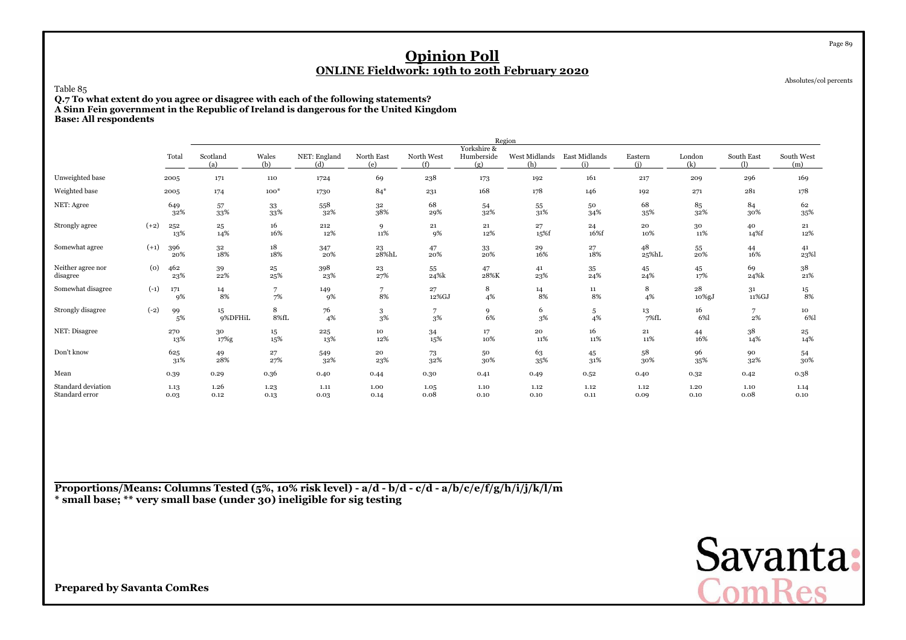# Opinion Poll

## ONLINE Fieldwork: 19th to 20th February 2020

Absolutes/col percents

Table 85

**Q.7 To what extent do you agree or disagree with each of the following statements?**
**A Sinn Fein government in the Republic of Ireland is dangerous for the United Kingdom**
**Base: All respondents**

| | | Total | Region | | | | | | | | | | | |
|---|---|---|---|---|---|---|---|---|---|---|---|---|---|---|
| | | | Scotland (a) | Wales (b) | NET: England (d) | North East (e) | North West (f) | Yorkshire & Humberside (g) | West Midlands (h) | East Midlands (i) | Eastern (j) | London (k) | South East (l) | South West (m) |
| Unweighted base | | 2005 | 171 | 110 | 1724 | 69 | 238 | 173 | 192 | 161 | 217 | 209 | 296 | 169 |
| Weighted base | | 2005 | 174 | 100* | 1730 | 84* | 231 | 168 | 178 | 146 | 192 | 271 | 281 | 178 |
| NET: Agree | | 649 | 57 | 33 | 558 | 32 | 68 | 54 | 55 | 50 | 68 | 85 | 84 | 62 |
| | | 32% | 33% | 33% | 32% | 38% | 29% | 32% | 31% | 34% | 35% | 32% | 30% | 35% |
| Strongly agree | (+2) | 252 | 25 | 16 | 212 | 9 | 21 | 21 | 27 | 24 | 20 | 30 | 40 | 21 |
| | | 13% | 14% | 16% | 12% | 11% | 9% | 12% | 15%f | 16%f | 10% | 11% | 14%f | 12% |
| Somewhat agree | (+1) | 396 | 32 | 18 | 347 | 23 | 47 | 33 | 29 | 27 | 48 | 55 | 44 | 41 |
| | | 20% | 18% | 18% | 20% | 28%hL | 20% | 20% | 16% | 18% | 25%hL | 20% | 16% | 23%l |
| Neither agree nor disagree | (0) | 462 | 39 | 25 | 398 | 23 | 55 | 47 | 41 | 35 | 45 | 45 | 69 | 38 |
| | | 23% | 22% | 25% | 23% | 27% | 24%k | 28%K | 23% | 24% | 24% | 17% | 24%k | 21% |
| Somewhat disagree | (-1) | 171 | 14 | 7 | 149 | 7 | 27 | 8 | 14 | 11 | 8 | 28 | 31 | 15 |
| | | 9% | 8% | 7% | 9% | 8% | 12%GJ | 4% | 8% | 8% | 4% | 10%gJ | 11%GJ | 8% |
| Strongly disagree | (-2) | 99 | 15 | 8 | 76 | 3 | 7 | 9 | 6 | 5 | 13 | 16 | 7 | 10 |
| | | 5% | 9%DFHiL | 8%fL | 4% | 3% | 3% | 6% | 3% | 4% | 7%fL | 6%l | 2% | 6%l |
| NET: Disagree | | 270 | 30 | 15 | 225 | 10 | 34 | 17 | 20 | 16 | 21 | 44 | 38 | 25 |
| | | 13% | 17%g | 15% | 13% | 12% | 15% | 10% | 11% | 11% | 11% | 16% | 14% | 14% |
| Don't know | | 625 | 49 | 27 | 549 | 20 | 73 | 50 | 63 | 45 | 58 | 96 | 90 | 54 |
| | | 31% | 28% | 27% | 32% | 23% | 32% | 30% | 35% | 31% | 30% | 35% | 32% | 30% |
| Mean | | 0.39 | 0.29 | 0.36 | 0.40 | 0.44 | 0.30 | 0.41 | 0.49 | 0.52 | 0.40 | 0.32 | 0.42 | 0.38 |
| Standard deviation | | 1.13 | 1.26 | 1.23 | 1.11 | 1.00 | 1.05 | 1.10 | 1.12 | 1.12 | 1.12 | 1.20 | 1.10 | 1.14 |
| Standard error | | 0.03 | 0.12 | 0.13 | 0.03 | 0.14 | 0.08 | 0.10 | 0.10 | 0.11 | 0.09 | 0.10 | 0.08 | 0.10 |

**Proportions/Means: Columns Tested (5%, 10% risk level) - a/d - b/d - c/d - a/b/c/e/f/g/h/i/j/k/l/m**
**\* small base; \*\* very small base (under 30) ineligible for sig testing**

**Prepared by Savanta ComRes**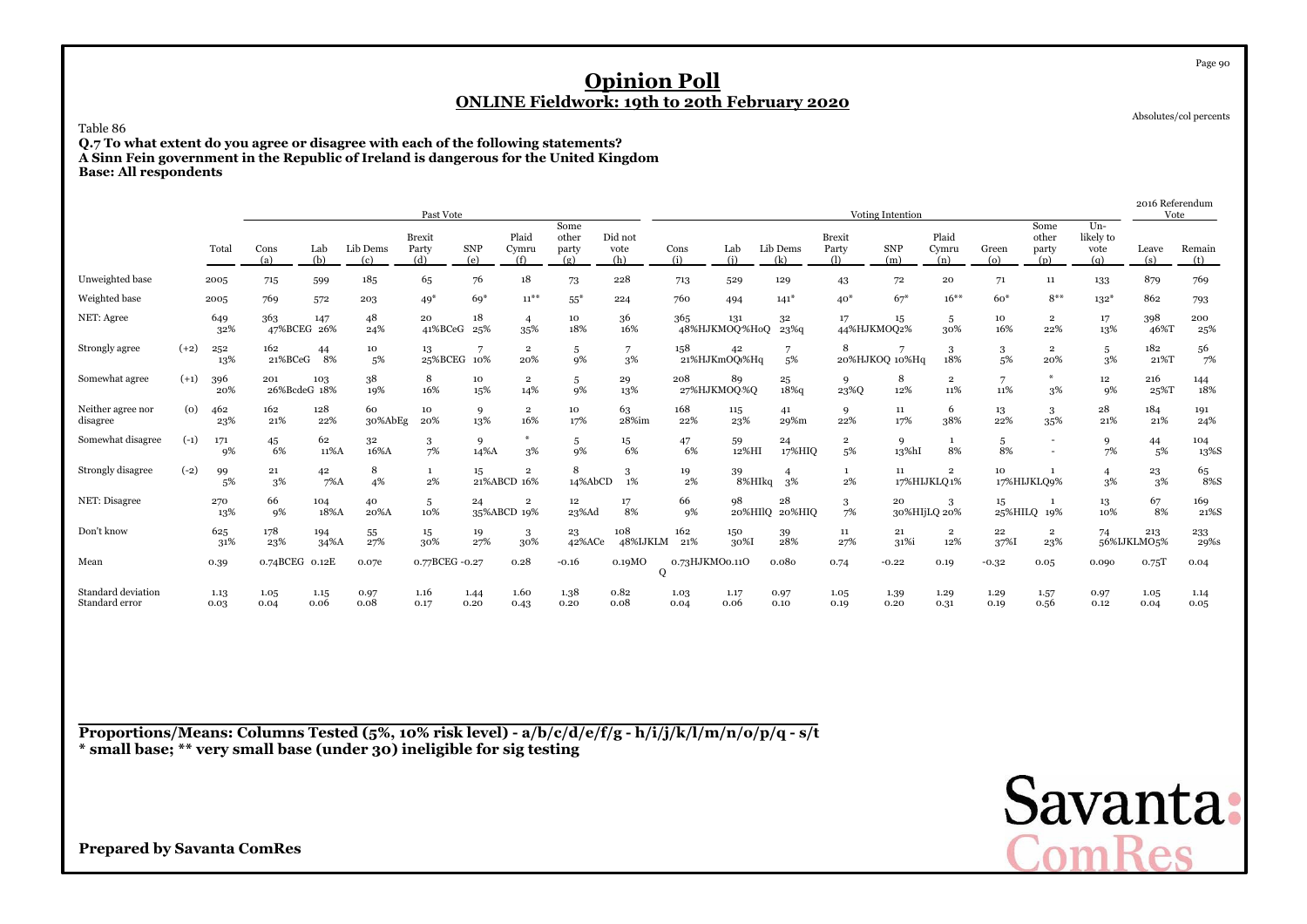# Opinion Poll

## ONLINE Fieldwork: 19th to 20th February 2020

Absolutes/col percents

Table 86

**Q.7 To what extent do you agree or disagree with each of the following statements?**
**A Sinn Fein government in the Republic of Ireland is dangerous for the United Kingdom**
**Base: All respondents**

| | | Total | Past Vote | | | | | | | | Voting Intention | | | | | | | | | 2016 Referendum Vote | |
|---|---|---|---|---|---|---|---|---|---|---|---|---|---|---|---|---|---|---|---|---|---|
| | | | Cons (a) | Lab (b) | Lib Dems (c) | Brexit Party (d) | SNP (e) | Plaid Cymru (f) | Some other party (g) | Did not vote (h) | Cons (i) | Lab (j) | Lib Dems (k) | Brexit Party (l) | SNP (m) | Plaid Cymru (n) | Green (o) | Some other party (p) | Un-likely to vote (q) | Leave (s) | Remain (t) |
| Unweighted base | | 2005 | 715 | 599 | 185 | 65 | 76 | 18 | 73 | 228 | 713 | 529 | 129 | 43 | 72 | 20 | 71 | 11 | 133 | 879 | 769 |
| Weighted base | | 2005 | 769 | 572 | 203 | 49* | 69* | 11** | 55* | 224 | 760 | 494 | 141* | 40* | 67* | 16** | 60* | 8** | 132* | 862 | 793 |
| NET: Agree | | 649<br>32% | 363<br>47%BCEG | 147<br>26% | 48<br>24% | 20<br>41%BCeG | 18<br>25% | 4<br>35% | 10<br>18% | 36<br>16% | 365<br>48%HJKMOQ%HoQ | 131 | 32<br>23%q | 17<br>44%HJKMOQ | 15<br>2% | 5<br>30% | 10<br>16% | 2<br>22% | 17<br>13% | 398<br>46%T | 200<br>25% |
| Strongly agree | (+2) | 252<br>13% | 162<br>21%BCeG | 44<br>8% | 10<br>5% | 13<br>25%BCEG | 7<br>10% | 2<br>20% | 5<br>9% | 7<br>3% | 158<br>21%HJKmOQ | 42<br>8%Hq | 7<br>5% | 8<br>20%HJKOQ | 7<br>10%Hq | 3<br>18% | 3<br>5% | 2<br>20% | 5<br>3% | 182<br>21%T | 56<br>7% |
| Somewhat agree | (+1) | 396<br>20% | 201<br>26%BcdeG | 103<br>18% | 38<br>19% | 8<br>16% | 10<br>15% | 2<br>14% | 5<br>9% | 29<br>13% | 208<br>27%HJKMOQ | 89<br>%Q | 25<br>18%q | 9<br>23%Q | 8<br>12% | 2<br>11% | 7<br>11% | *<br>3% | 12<br>9% | 216<br>25%T | 144<br>18% |
| Neither agree nor disagree | (0) | 462<br>23% | 162<br>21% | 128<br>22% | 60<br>30%AbEg | 10<br>20% | 9<br>13% | 2<br>16% | 10<br>17% | 63<br>28%im | 168<br>22% | 115<br>23% | 41<br>29%m | 9<br>22% | 11<br>17% | 6<br>38% | 13<br>22% | 3<br>35% | 28<br>21% | 184<br>21% | 191<br>24% |
| Somewhat disagree | (-1) | 171<br>9% | 45<br>6% | 62<br>11%A | 32<br>16%A | 3<br>7% | 9<br>14%A | *<br>3% | 5<br>9% | 15<br>6% | 47<br>6% | 59<br>12%HI | 24<br>17%HIQ | 2<br>5% | 9<br>13%hI | 1<br>8% | 5<br>8% | -<br>- | 9<br>7% | 44<br>5% | 104<br>13%S |
| Strongly disagree | (-2) | 99<br>5% | 21<br>3% | 42<br>7%A | 8<br>4% | 1<br>2% | 15<br>21%ABCD | 2<br>16% | 8<br>14%AbCD | 3<br>1% | 19<br>2% | 39<br>8%HIkq | 4<br>3% | 1<br>2% | 11<br>17%HIJKLQ | 2<br>1% | 10<br>17%HIJKLQ | 1<br>9% | 4<br>3% | 23<br>3% | 65<br>8%S |
| NET: Disagree | | 270<br>13% | 66<br>9% | 104<br>18%A | 40<br>20%A | 5<br>10% | 24<br>35%ABCD | 2<br>19% | 12<br>23%Ad | 17<br>8% | 66<br>9% | 98<br>20%HIlQ | 28<br>20%HIQ | 3<br>7% | 20<br>30%HIjLQ | 3<br>20% | 15<br>25%HILQ | 1<br>19% | 13<br>10% | 67<br>8% | 169<br>21%S |
| Don't know | | 625<br>31% | 178<br>23% | 194<br>34%A | 55<br>27% | 15<br>30% | 19<br>27% | 3<br>30% | 23<br>42%ACe | 108<br>48%IJKLM | 162<br>21% | 150<br>30%I | 39<br>28% | 11<br>27% | 21<br>31%i | 2<br>12% | 22<br>37%I | 2<br>23% | 74<br>56%IJKLMO | 213<br>5% | 233<br>29%s |
| Mean | | 0.39 | 0.74BCEG | 0.12E | 0.07e | 0.77BCEG | -0.27 | 0.28 | -0.16 | 0.19MO | 0.73HJKMO<br>Q | 0.11O | 0.08o | 0.74 | -0.22 | 0.19 | -0.32 | 0.05 | 0.09o | 0.75T | 0.04 |
| Standard deviation | | 1.13 | 1.05 | 1.15 | 0.97 | 1.16 | 1.44 | 1.60 | 1.38 | 0.82 | 1.03 | 1.17 | 0.97 | 1.05 | 1.39 | 1.29 | 1.29 | 1.57 | 0.97 | 1.05 | 1.14 |
| Standard error | | 0.03 | 0.04 | 0.06 | 0.08 | 0.17 | 0.20 | 0.43 | 0.20 | 0.08 | 0.04 | 0.06 | 0.10 | 0.19 | 0.20 | 0.31 | 0.19 | 0.56 | 0.12 | 0.04 | 0.05 |

**Proportions/Means: Columns Tested (5%, 10% risk level) - a/b/c/d/e/f/g - h/i/j/k/l/m/n/o/p/q - s/t**
*** small base; ** very small base (under 30) ineligible for sig testing**

**Prepared by Savanta ComRes**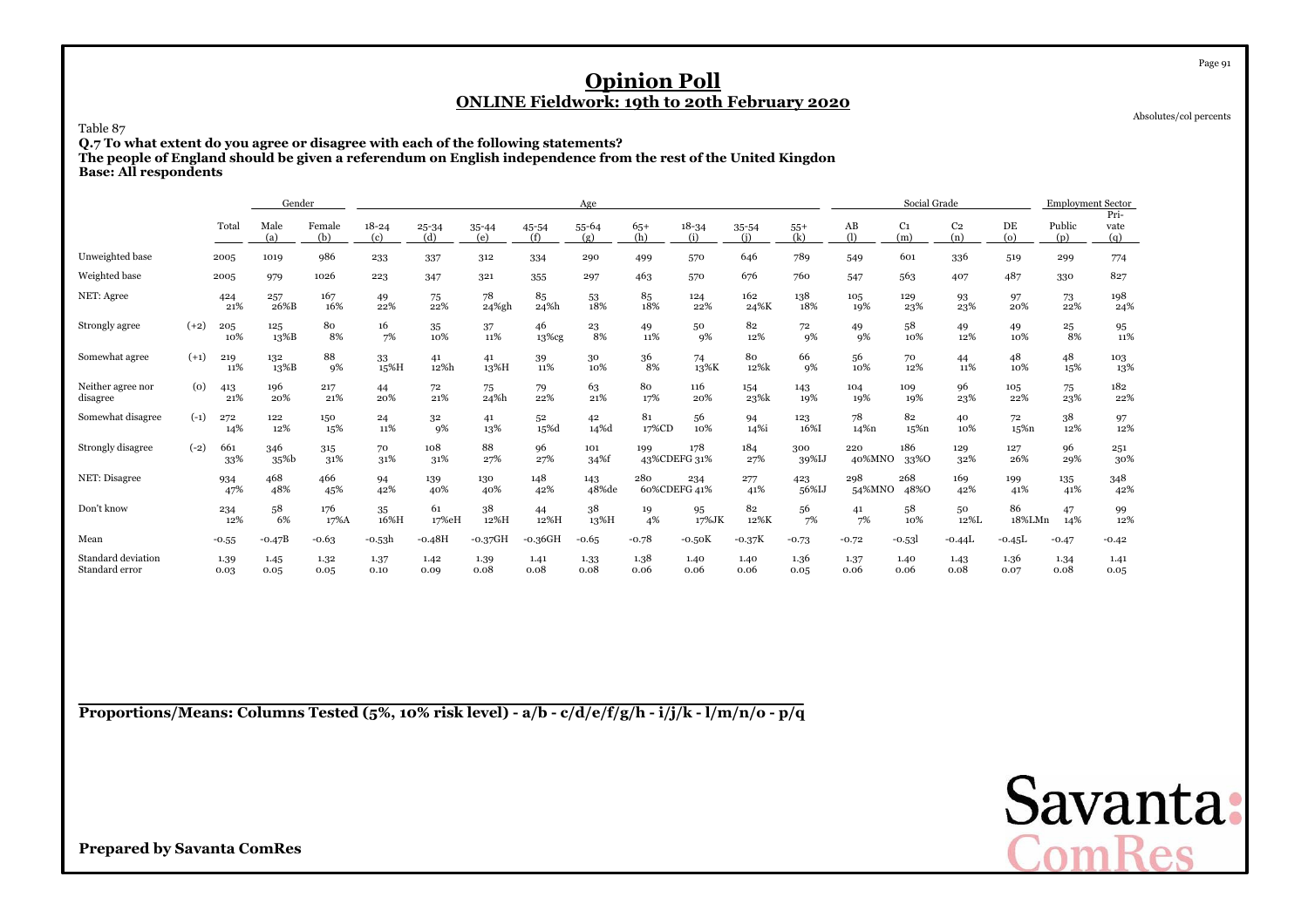# Opinion Poll

## ONLINE Fieldwork: 19th to 20th February 2020

Absolutes/col percents

Table 87

**Q.7 To what extent do you agree or disagree with each of the following statements?**
**The people of England should be given a referendum on English independence from the rest of the United Kingdon**
**Base: All respondents**

| | | | Gender | | Age | | | | | | | | | Social Grade | | | | Employment Sector | |
|---|---|---|---|---|---|---|---|---|---|---|---|---|---|---|---|---|---|---|---|
| | | Total | Male (a) | Female (b) | 18-24 (c) | 25-34 (d) | 35-44 (e) | 45-54 (f) | 55-64 (g) | 65+ (h) | 18-34 (i) | 35-54 (j) | 55+ (k) | AB (l) | C1 (m) | C2 (n) | DE (o) | Public (p) | Pri-vate (q) |
| Unweighted base | | 2005 | 1019 | 986 | 233 | 337 | 312 | 334 | 290 | 499 | 570 | 646 | 789 | 549 | 601 | 336 | 519 | 299 | 774 |
| Weighted base | | 2005 | 979 | 1026 | 223 | 347 | 321 | 355 | 297 | 463 | 570 | 676 | 760 | 547 | 563 | 407 | 487 | 330 | 827 |
| NET: Agree | | 424<br>21% | 257<br>26%B | 167<br>16% | 49<br>22% | 75<br>22% | 78<br>24%gh | 85<br>24%h | 53<br>18% | 85<br>18% | 124<br>22% | 162<br>24%K | 138<br>18% | 105<br>19% | 129<br>23% | 93<br>23% | 97<br>20% | 73<br>22% | 198<br>24% |
| Strongly agree | (+2) | 205<br>10% | 125<br>13%B | 80<br>8% | 16<br>7% | 35<br>10% | 37<br>11% | 46<br>13%cg | 23<br>8% | 49<br>11% | 50<br>9% | 82<br>12% | 72<br>9% | 49<br>9% | 58<br>10% | 49<br>12% | 49<br>10% | 25<br>8% | 95<br>11% |
| Somewhat agree | (+1) | 219<br>11% | 132<br>13%B | 88<br>9% | 33<br>15%H | 41<br>12%h | 41<br>13%H | 39<br>11% | 30<br>10% | 36<br>8% | 74<br>13%K | 80<br>12%k | 66<br>9% | 56<br>10% | 70<br>12% | 44<br>11% | 48<br>10% | 48<br>15% | 103<br>13% |
| Neither agree nor disagree | (0) | 413<br>21% | 196<br>20% | 217<br>21% | 44<br>20% | 72<br>21% | 75<br>24%h | 79<br>22% | 63<br>21% | 80<br>17% | 116<br>20% | 154<br>23%k | 143<br>19% | 104<br>19% | 109<br>19% | 96<br>23% | 105<br>22% | 75<br>23% | 182<br>22% |
| Somewhat disagree | (-1) | 272<br>14% | 122<br>12% | 150<br>15% | 24<br>11% | 32<br>9% | 41<br>13% | 52<br>15%d | 42<br>14%d | 81<br>17%CD | 56<br>10% | 94<br>14%i | 123<br>16%I | 78<br>14%n | 82<br>15%n | 40<br>10% | 72<br>15%n | 38<br>12% | 97<br>12% |
| Strongly disagree | (-2) | 661<br>33% | 346<br>35%b | 315<br>31% | 70<br>31% | 108<br>31% | 88<br>27% | 96<br>27% | 101<br>34%f | 199<br>43%CDEFG | 178<br>31% | 184<br>27% | 300<br>39%IJ | 220<br>40%MNO | 186<br>33%O | 129<br>32% | 127<br>26% | 96<br>29% | 251<br>30% |
| NET: Disagree | | 934<br>47% | 468<br>48% | 466<br>45% | 94<br>42% | 139<br>40% | 130<br>40% | 148<br>42% | 143<br>48%de | 280<br>60%CDEFG | 234<br>41% | 277<br>41% | 423<br>56%IJ | 298<br>54%MNO | 268<br>48%O | 169<br>42% | 199<br>41% | 135<br>41% | 348<br>42% |
| Don't know | | 234<br>12% | 58<br>6% | 176<br>17%A | 35<br>16%H | 61<br>17%eH | 38<br>12%H | 44<br>12%H | 38<br>13%H | 19<br>4% | 95<br>17%JK | 82<br>12%K | 56<br>7% | 41<br>7% | 58<br>10% | 50<br>12%L | 86<br>18%LMn | 47<br>14% | 99<br>12% |
| Mean | | -0.55 | -0.47B | -0.63 | -0.53h | -0.48H | -0.37GH | -0.36GH | -0.65 | -0.78 | -0.50K | -0.37K | -0.73 | -0.72 | -0.53l | -0.44L | -0.45L | -0.47 | -0.42 |
| Standard deviation | | 1.39 | 1.45 | 1.32 | 1.37 | 1.42 | 1.39 | 1.41 | 1.33 | 1.38 | 1.40 | 1.40 | 1.36 | 1.37 | 1.40 | 1.43 | 1.36 | 1.34 | 1.41 |
| Standard error | | 0.03 | 0.05 | 0.05 | 0.10 | 0.09 | 0.08 | 0.08 | 0.08 | 0.06 | 0.06 | 0.06 | 0.05 | 0.06 | 0.06 | 0.08 | 0.07 | 0.08 | 0.05 |

**Proportions/Means: Columns Tested (5%, 10% risk level) - a/b - c/d/e/f/g/h - i/j/k - l/m/n/o - p/q**

**Prepared by Savanta ComRes**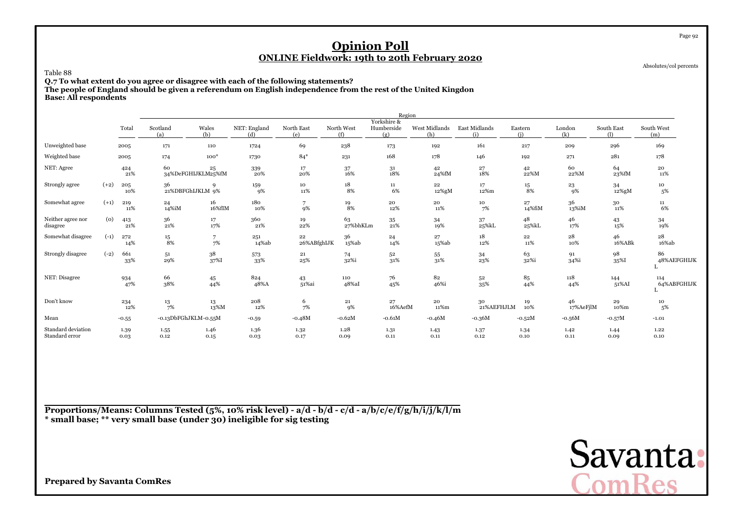# Opinion Poll

## ONLINE Fieldwork: 19th to 20th February 2020

Absolutes/col percents

Table 88

**Q.7 To what extent do you agree or disagree with each of the following statements?**
**The people of England should be given a referendum on English independence from the rest of the United Kingdon**
**Base: All respondents**

| | | Total | Region | | | | | | | | | | | | |
|---|---|---|---|---|---|---|---|---|---|---|---|---|---|---|---|
| | | | Scotland (a) | Wales (b) | NET: England (d) | North East (e) | North West (f) | Yorkshire & Humberside (g) | West Midlands (h) | East Midlands (i) | Eastern (j) | London (k) | South East (l) | South West (m) |
| Unweighted base | | 2005 | 171 | 110 | 1724 | 69 | 238 | 173 | 192 | 161 | 217 | 209 | 296 | 169 |
| Weighted base | | 2005 | 174 | 100* | 1730 | 84* | 231 | 168 | 178 | 146 | 192 | 271 | 281 | 178 |
| NET: Agree | | 424 21% | 60 34%DeFGHIJKLM | 25 25%fM | 339 20% | 17 20% | 37 16% | 31 18% | 42 24%fM | 27 18% | 42 22%M | 60 22%M | 64 23%fM | 20 11% |
| Strongly agree | (+2) | 205 10% | 36 21%DBFGhIJKLM | 9 9% | 159 9% | 10 11% | 18 8% | 11 6% | 22 12%gM | 17 12%m | 15 8% | 23 9% | 34 12%gM | 10 5% |
| Somewhat agree | (+1) | 219 11% | 24 14%iM | 16 16%fIM | 180 10% | 7 9% | 19 8% | 20 12% | 20 11% | 10 7% | 27 14%fiM | 36 13%iM | 30 11% | 11 6% |
| Neither agree nor disagree | (0) | 413 21% | 36 21% | 17 17% | 360 21% | 19 22% | 63 27%bhKLm | 35 21% | 34 19% | 37 25%kL | 48 25%kL | 46 17% | 43 15% | 34 19% |
| Somewhat disagree | (-1) | 272 14% | 15 8% | 7 7% | 251 14%ab | 22 26%ABfghIJK | 36 15%ab | 24 14% | 27 15%ab | 18 12% | 22 11% | 28 10% | 46 16%ABk | 28 16%ab |
| Strongly disagree | (-2) | 661 33% | 51 29% | 38 37%I | 573 33% | 21 25% | 74 32%i | 52 31% | 55 31% | 34 23% | 63 32%i | 91 34%i | 98 35%I | 86 48%AEFGHIJKL |
| NET: Disagree | | 934 47% | 66 38% | 45 44% | 824 48%A | 43 51%ai | 110 48%aI | 76 45% | 82 46%i | 52 35% | 85 44% | 118 44% | 144 51%AI | 114 64%ABFGHIJKL |
| Don't know | | 234 12% | 13 7% | 13 13%M | 208 12% | 6 7% | 21 9% | 27 16%AefM | 20 11%m | 30 21%AEFHJLM | 19 10% | 46 17%AeFjlM | 29 10%m | 10 5% |
| Mean | | -0.55 | -0.13DbFGhJKLM | -0.55M | -0.59 | -0.48M | -0.62M | -0.61M | -0.46M | -0.36M | -0.52M | -0.56M | -0.57M | -1.01 |
| Standard deviation | | 1.39 | 1.55 | 1.46 | 1.36 | 1.32 | 1.28 | 1.31 | 1.43 | 1.37 | 1.34 | 1.42 | 1.44 | 1.22 |
| Standard error | | 0.03 | 0.12 | 0.15 | 0.03 | 0.17 | 0.09 | 0.11 | 0.11 | 0.12 | 0.10 | 0.11 | 0.09 | 0.10 |

**Proportions/Means: Columns Tested (5%, 10% risk level) - a/d - b/d - c/d - a/b/c/e/f/g/h/i/j/k/l/m**
*** small base; ** very small base (under 30) ineligible for sig testing**

**Prepared by Savanta ComRes**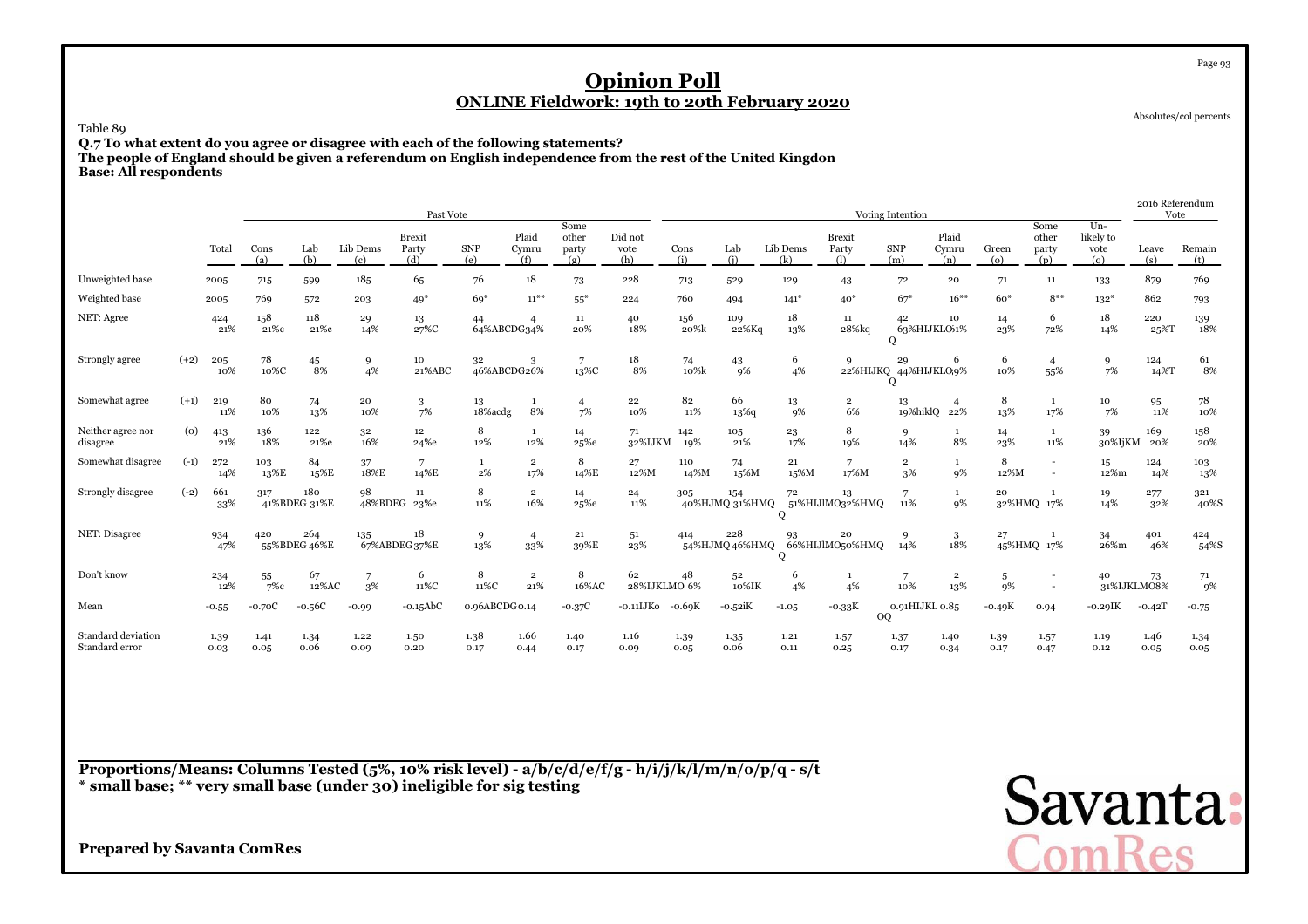# Opinion Poll
## ONLINE Fieldwork: 19th to 20th February 2020

Absolutes/col percents

Table 89

**Q.7 To what extent do you agree or disagree with each of the following statements?**
**The people of England should be given a referendum on English independence from the rest of the United Kingdon**
**Base: All respondents**

| | | | Past Vote | | | | | | | | Voting Intention | | | | | | | | | | 2016 Referendum Vote | |
|---|---|---|---|---|---|---|---|---|---|---|---|---|---|---|---|---|---|---|---|---|---|---|
| | | Total | Cons (a) | Lab (b) | Lib Dems (c) | Brexit Party (d) | SNP (e) | Plaid Cymru (f) | Some other party (g) | Did not vote (h) | Cons (i) | Lab (j) | Lib Dems (k) | Brexit Party (l) | SNP (m) | Plaid Cymru (n) | Green (o) | Some other party (p) | Un-likely to vote (q) | Leave (s) | Remain (t) |
| Unweighted base | | 2005 | 715 | 599 | 185 | 65 | 76 | 18 | 73 | 228 | 713 | 529 | 129 | 43 | 72 | 20 | 71 | 11 | 133 | 879 | 769 |
| Weighted base | | 2005 | 769 | 572 | 203 | 49* | 69* | 11** | 55* | 224 | 760 | 494 | 141* | 40* | 67* | 16** | 60* | 8** | 132* | 862 | 793 |
| NET: Agree | | 424 21% | 158 21%c | 118 21%c | 29 14% | 13 27%C | 44 64%ABCDG | 4 34% | 11 20% | 40 18% | 156 20%k | 109 22%Kq | 18 13% | 11 28%kq | 42 63%HIJKLOQ | 10 61% | 14 23% | 6 72% | 18 14% | 220 25%T | 139 18% |
| Strongly agree | (+2) | 205 10% | 78 10%C | 45 8% | 9 4% | 10 21%ABC | 32 46%ABCDG | 3 26% | 7 13%C | 18 8% | 74 10%k | 43 9% | 6 4% | 9 22%HIJKQ | 29 44%HIJKLOQ | 6 39% | 6 10% | 4 55% | 9 7% | 124 14%T | 61 8% |
| Somewhat agree | (+1) | 219 11% | 80 10% | 74 13% | 20 10% | 3 7% | 13 18%acdg | 1 8% | 4 7% | 22 10% | 82 11% | 66 13%q | 13 9% | 2 6% | 13 19%hiklQ | 4 22% | 8 13% | 1 17% | 10 7% | 95 11% | 78 10% |
| Neither agree nor disagree | (0) | 413 21% | 136 18% | 122 21%e | 32 16% | 12 24%e | 8 12% | 1 12% | 14 25%e | 71 32%IJKM | 142 19% | 105 21% | 23 17% | 8 19% | 9 14% | 1 8% | 14 23% | 1 11% | 39 30%IjKM | 169 20% | 158 20% |
| Somewhat disagree | (-1) | 272 14% | 103 13%E | 84 15%E | 37 18%E | 7 14%E | 1 2% | 2 17% | 8 14%E | 27 12%M | 110 14%M | 74 15%M | 21 15%M | 7 17%M | 2 3% | 1 9% | 8 12%M | - - | 15 12%m | 124 14% | 103 13% |
| Strongly disagree | (-2) | 661 33% | 317 41%BDEG | 180 31%E | 98 48%BDEG | 11 23%e | 8 11% | 2 16% | 14 25%e | 24 11% | 305 40%HJMQ | 154 31%HMQ | 72 51%HIJlMOQ | 13 32%HMQ | 7 11% | 1 9% | 20 32%HMQ | 1 17% | 19 14% | 277 32% | 321 40%S |
| NET: Disagree | | 934 47% | 420 55%BDEG | 264 46%E | 135 67%ABDEG | 18 37%E | 9 13% | 4 33% | 21 39%E | 51 23% | 414 54%HJMQ | 228 46%HMQ | 93 66%HIJlMOQ | 20 50%HMQ | 9 14% | 3 18% | 27 45%HMQ | 1 17% | 34 26%m | 401 46% | 424 54%S |
| Don't know | | 234 12% | 55 7%c | 67 12%AC | 7 3% | 6 11%C | 8 11%C | 2 21% | 8 16%AC | 62 28%IJKLMO | 48 6% | 52 10%IK | 6 4% | 1 4% | 7 10% | 2 13% | 5 9% | - - | 40 31%IJKLMO | 73 8% | 71 9% |
| Mean | | -0.55 | -0.70C | -0.56C | -0.99 | -0.15AbC | 0.96ABCDG | 0.14 | -0.37C | -0.11IJKo | -0.69K | -0.52iK | -1.05 | -0.33K | 0.91HIJKLOQ | 0.85 | -0.49K | 0.94 | -0.29IK | -0.42T | -0.75 |
| Standard deviation | | 1.39 | 1.41 | 1.34 | 1.22 | 1.50 | 1.38 | 1.66 | 1.40 | 1.16 | 1.39 | 1.35 | 1.21 | 1.57 | 1.37 | 1.40 | 1.39 | 1.57 | 1.19 | 1.46 | 1.34 |
| Standard error | | 0.03 | 0.05 | 0.06 | 0.09 | 0.20 | 0.17 | 0.44 | 0.17 | 0.09 | 0.05 | 0.06 | 0.11 | 0.25 | 0.17 | 0.34 | 0.17 | 0.47 | 0.12 | 0.05 | 0.05 |

**Proportions/Means: Columns Tested (5%, 10% risk level) - a/b/c/d/e/f/g - h/i/j/k/l/m/n/o/p/q - s/t**
*** small base; ** very small base (under 30) ineligible for sig testing**

**Prepared by Savanta ComRes**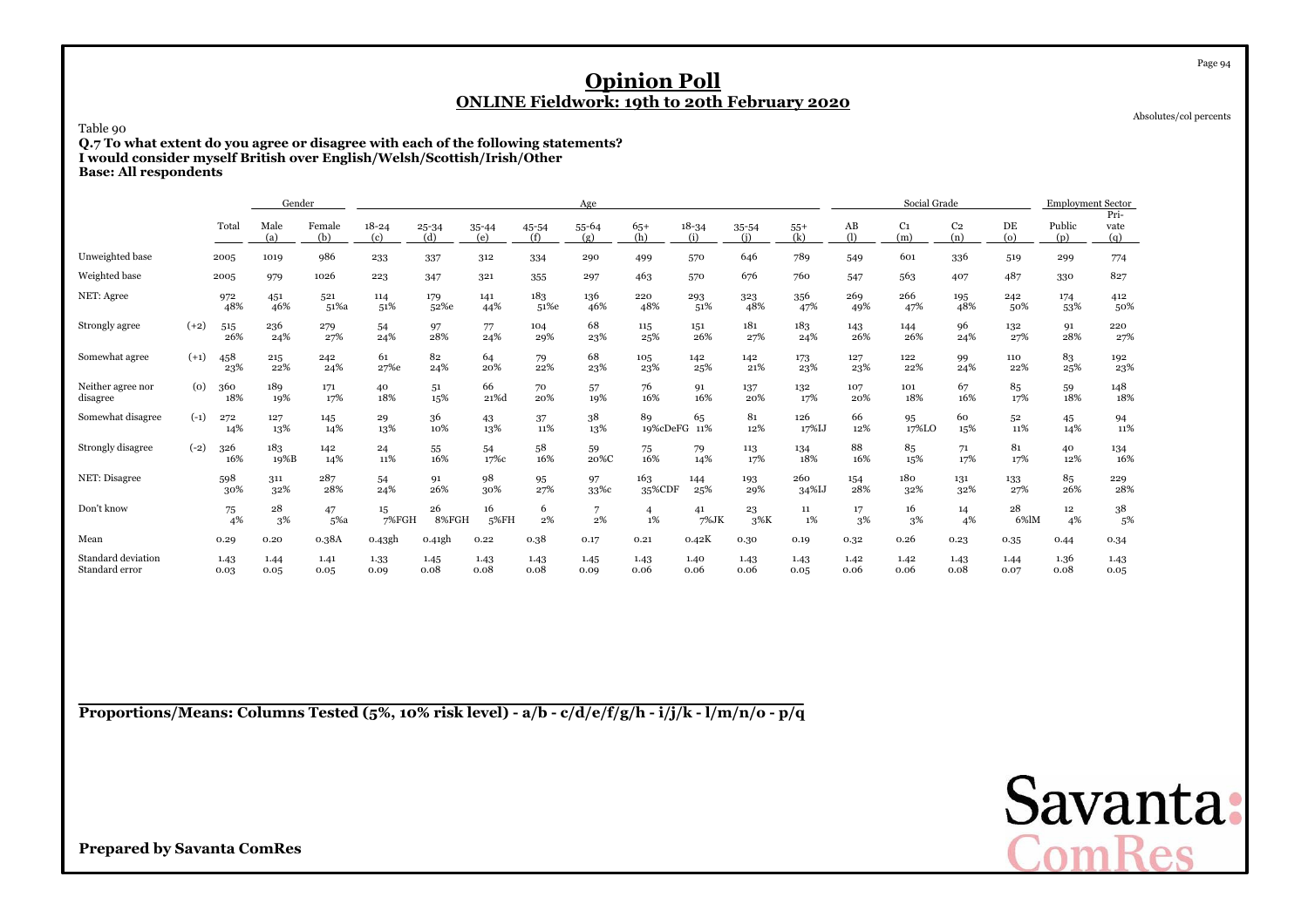# Opinion Poll

## ONLINE Fieldwork: 19th to 20th February 2020

Absolutes/col percents

Table 90

**Q.7 To what extent do you agree or disagree with each of the following statements?**
**I would consider myself British over English/Welsh/Scottish/Irish/Other**
**Base: All respondents**

| | | | Gender | | Age | | | | | | | | | Social Grade | | | | Employment Sector | |
|---|---|---|---|---|---|---|---|---|---|---|---|---|---|---|---|---|---|---|---|
| | | Total | Male (a) | Female (b) | 18-24 (c) | 25-34 (d) | 35-44 (e) | 45-54 (f) | 55-64 (g) | 65+ (h) | 18-34 (i) | 35-54 (j) | 55+ (k) | AB (l) | C1 (m) | C2 (n) | DE (o) | Public (p) | Private (q) |
| Unweighted base | | 2005 | 1019 | 986 | 233 | 337 | 312 | 334 | 290 | 499 | 570 | 646 | 789 | 549 | 601 | 336 | 519 | 299 | 774 |
| Weighted base | | 2005 | 979 | 1026 | 223 | 347 | 321 | 355 | 297 | 463 | 570 | 676 | 760 | 547 | 563 | 407 | 487 | 330 | 827 |
| NET: Agree | | 972 48% | 451 46% | 521 51%a | 114 51% | 179 52%e | 141 44% | 183 51%e | 136 46% | 220 48% | 293 51% | 323 48% | 356 47% | 269 49% | 266 47% | 195 48% | 242 50% | 174 53% | 412 50% |
| Strongly agree | (+2) | 515 26% | 236 24% | 279 27% | 54 24% | 97 28% | 77 24% | 104 29% | 68 23% | 115 25% | 151 26% | 181 27% | 183 24% | 143 26% | 144 26% | 96 24% | 132 27% | 91 28% | 220 27% |
| Somewhat agree | (+1) | 458 23% | 215 22% | 242 24% | 61 27%e | 82 24% | 64 20% | 79 22% | 68 23% | 105 23% | 142 25% | 142 21% | 173 23% | 127 23% | 122 22% | 99 24% | 110 22% | 83 25% | 192 23% |
| Neither agree nor disagree | (0) | 360 18% | 189 19% | 171 17% | 40 18% | 51 15% | 66 21%d | 70 20% | 57 19% | 76 16% | 91 16% | 137 20% | 132 17% | 107 20% | 101 18% | 67 16% | 85 17% | 59 18% | 148 18% |
| Somewhat disagree | (-1) | 272 14% | 127 13% | 145 14% | 29 13% | 36 10% | 43 13% | 37 11% | 38 13% | 89 19%cDeFG | 65 11% | 81 12% | 126 17%IJ | 66 12% | 95 17%LO | 60 15% | 52 11% | 45 14% | 94 11% |
| Strongly disagree | (-2) | 326 16% | 183 19%B | 142 14% | 24 11% | 55 16% | 54 17%c | 58 16% | 59 20%C | 75 16% | 79 14% | 113 17% | 134 18% | 88 16% | 85 15% | 71 17% | 81 17% | 40 12% | 134 16% |
| NET: Disagree | | 598 30% | 311 32% | 287 28% | 54 24% | 91 26% | 98 30% | 95 27% | 97 33%c | 163 35%CDF | 144 25% | 193 29% | 260 34%IJ | 154 28% | 180 32% | 131 32% | 133 27% | 85 26% | 229 28% |
| Don't know | | 75 4% | 28 3% | 47 5%a | 15 7%FGH | 26 8%FGH | 16 5%FH | 6 2% | 7 2% | 4 1% | 41 7%JK | 23 3%K | 11 1% | 17 3% | 16 3% | 14 4% | 28 6%lM | 12 4% | 38 5% |
| Mean | | 0.29 | 0.20 | 0.38A | 0.43gh | 0.41gh | 0.22 | 0.38 | 0.17 | 0.21 | 0.42K | 0.30 | 0.19 | 0.32 | 0.26 | 0.23 | 0.35 | 0.44 | 0.34 |
| Standard deviation | | 1.43 | 1.44 | 1.41 | 1.33 | 1.45 | 1.43 | 1.43 | 1.45 | 1.43 | 1.40 | 1.43 | 1.43 | 1.42 | 1.42 | 1.43 | 1.44 | 1.36 | 1.43 |
| Standard error | | 0.03 | 0.05 | 0.05 | 0.09 | 0.08 | 0.08 | 0.08 | 0.09 | 0.06 | 0.06 | 0.06 | 0.05 | 0.06 | 0.06 | 0.08 | 0.07 | 0.08 | 0.05 |

**Proportions/Means: Columns Tested (5%, 10% risk level) - a/b - c/d/e/f/g/h - i/j/k - l/m/n/o - p/q**

**Prepared by Savanta ComRes**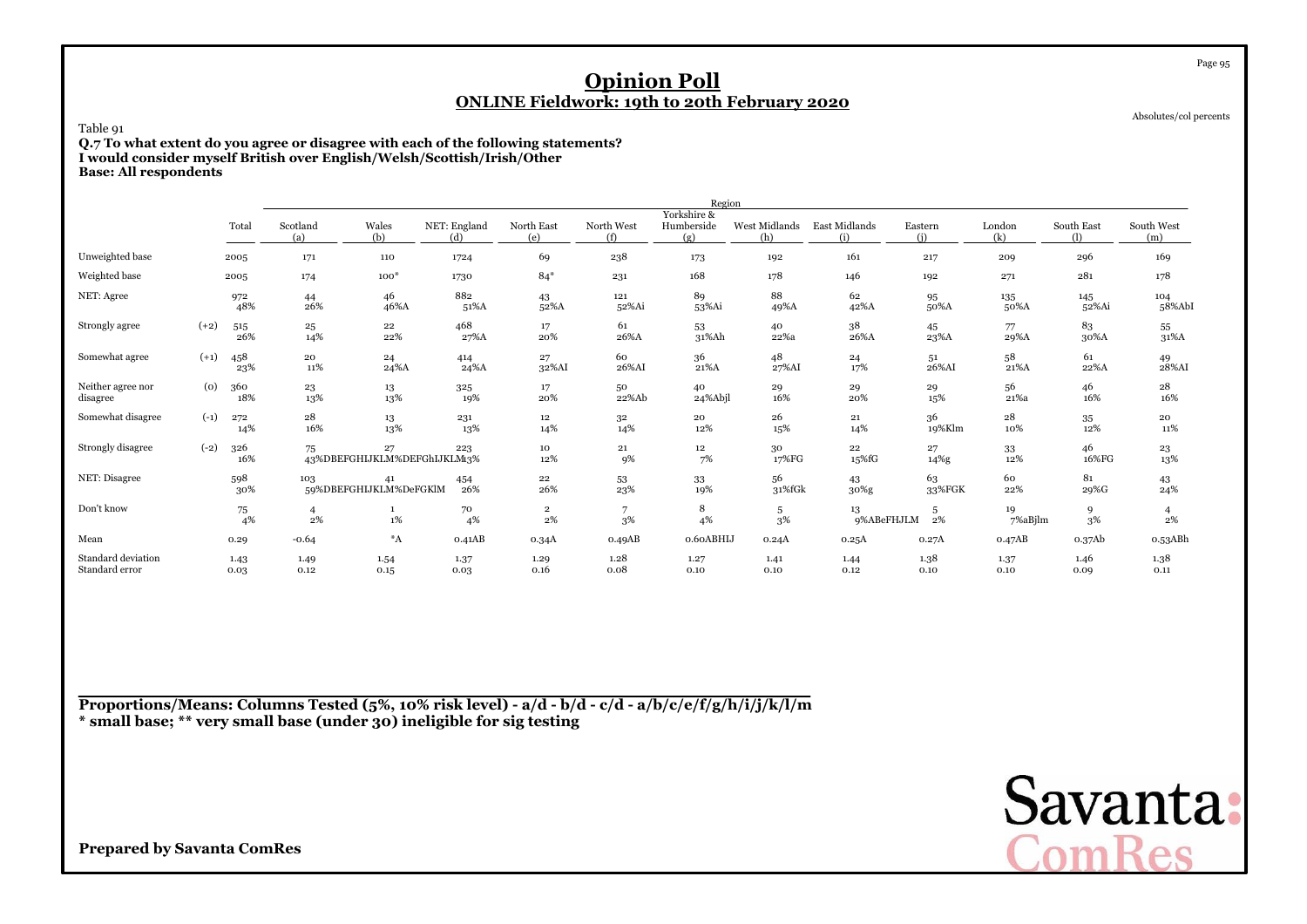# Opinion Poll

## ONLINE Fieldwork: 19th to 20th February 2020

Absolutes/col percents

Table 91

**Q.7 To what extent do you agree or disagree with each of the following statements?**
**I would consider myself British over English/Welsh/Scottish/Irish/Other**
**Base: All respondents**

| | | Total | Scotland (a) | Wales (b) | NET: England (d) | North East (e) | North West (f) | Yorkshire & Humberside (g) | West Midlands (h) | East Midlands (i) | Eastern (j) | London (k) | South East (l) | South West (m) |
|---|---|---|---|---|---|---|---|---|---|---|---|---|---|---|
| | | | Region | | | | | | | | | | | |
| Unweighted base | | 2005 | 171 | 110 | 1724 | 69 | 238 | 173 | 192 | 161 | 217 | 209 | 296 | 169 |
| Weighted base | | 2005 | 174 | 100* | 1730 | 84* | 231 | 168 | 178 | 146 | 192 | 271 | 281 | 178 |
| NET: Agree | | 972 | 44 | 46 | 882 | 43 | 121 | 89 | 88 | 62 | 95 | 135 | 145 | 104 |
| | | 48% | 26% | 46%A | 51%A | 52%A | 52%Ai | 53%Ai | 49%A | 42%A | 50%A | 50%A | 52%Ai | 58%AbI |
| Strongly agree | (+2) | 515 | 25 | 22 | 468 | 17 | 61 | 53 | 40 | 38 | 45 | 77 | 83 | 55 |
| | | 26% | 14% | 22% | 27%A | 20% | 26%A | 31%Ah | 22%a | 26%A | 23%A | 29%A | 30%A | 31%A |
| Somewhat agree | (+1) | 458 | 20 | 24 | 414 | 27 | 60 | 36 | 48 | 24 | 51 | 58 | 61 | 49 |
| | | 23% | 11% | 24%A | 24%A | 32%AI | 26%AI | 21%A | 27%AI | 17% | 26%AI | 21%A | 22%A | 28%AI |
| Neither agree nor disagree | (0) | 360 | 23 | 13 | 325 | 17 | 50 | 40 | 29 | 29 | 29 | 56 | 46 | 28 |
| | | 18% | 13% | 13% | 19% | 20% | 22%Ab | 24%Abjl | 16% | 20% | 15% | 21%a | 16% | 16% |
| Somewhat disagree | (-1) | 272 | 28 | 13 | 231 | 12 | 32 | 20 | 26 | 21 | 36 | 28 | 35 | 20 |
| | | 14% | 16% | 13% | 13% | 14% | 14% | 12% | 15% | 14% | 19%Klm | 10% | 12% | 11% |
| Strongly disagree | (-2) | 326 | 75 | 27 | 223 | 10 | 21 | 12 | 30 | 22 | 27 | 33 | 46 | 23 |
| | | 16% | 43%DBEFGHIJKLM | 27%DEFGhIJKLM | 13% | 12% | 9% | 7% | 17%FG | 15%fG | 14%g | 12% | 16%FG | 13% |
| NET: Disagree | | 598 | 103 | 41 | 454 | 22 | 53 | 33 | 56 | 43 | 63 | 60 | 81 | 43 |
| | | 30% | 59%DBEFGHIJKLM | 41%DeFGKlM | 26% | 26% | 23% | 19% | 31%fGk | 30%g | 33%FGK | 22% | 29%G | 24% |
| Don't know | | 75 | 4 | 1 | 70 | 2 | 7 | 8 | 5 | 13 | 5 | 19 | 9 | 4 |
| | | 4% | 2% | 1% | 4% | 2% | 3% | 4% | 3% | 9%ABeFHJLM | 2% | 7%aBjlm | 3% | 2% |
| Mean | | 0.29 | -0.64 | *A | 0.41AB | 0.34A | 0.49AB | 0.60ABHIJ | 0.24A | 0.25A | 0.27A | 0.47AB | 0.37Ab | 0.53ABh |
| Standard deviation | | 1.43 | 1.49 | 1.54 | 1.37 | 1.29 | 1.28 | 1.27 | 1.41 | 1.44 | 1.38 | 1.37 | 1.46 | 1.38 |
| Standard error | | 0.03 | 0.12 | 0.15 | 0.03 | 0.16 | 0.08 | 0.10 | 0.10 | 0.12 | 0.10 | 0.10 | 0.09 | 0.11 |

**Proportions/Means: Columns Tested (5%, 10% risk level) - a/d - b/d - c/d - a/b/c/e/f/g/h/i/j/k/l/m**
**\* small base; \*\* very small base (under 30) ineligible for sig testing**

**Prepared by Savanta ComRes**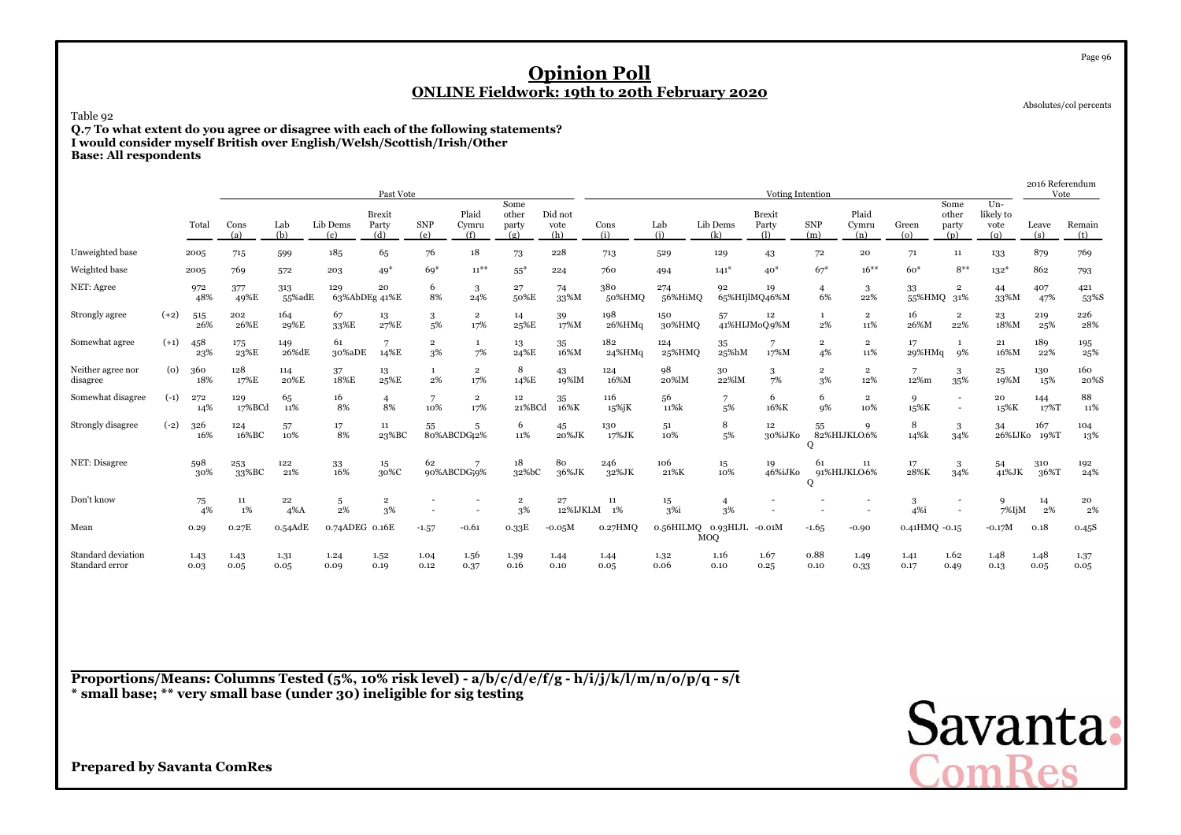# Opinion Poll
## ONLINE Fieldwork: 19th to 20th February 2020

Absolutes/col percents

Table 92

**Q.7 To what extent do you agree or disagree with each of the following statements?**
**I would consider myself British over English/Welsh/Scottish/Irish/Other**
**Base: All respondents**

| | | | Past Vote | | | | | | | | | Voting Intention | | | | | | | | | 2016 Referendum Vote | |
|---|---|---|---|---|---|---|---|---|---|---|---|---|---|---|---|---|---|---|---|---|---|---|
| | | Total | Cons (a) | Lab (b) | Lib Dems (c) | Brexit Party (d) | SNP (e) | Plaid Cymru (f) | Some other party (g) | Did not vote (h) | Cons (i) | Lab (j) | Lib Dems (k) | Brexit Party (l) | SNP (m) | Plaid Cymru (n) | Green (o) | Some other party (p) | Un-likely to vote (q) | Leave (s) | Remain (t) |
| Unweighted base | | 2005 | 715 | 599 | 185 | 65 | 76 | 18 | 73 | 228 | 713 | 529 | 129 | 43 | 72 | 20 | 71 | 11 | 133 | 879 | 769 |
| Weighted base | | 2005 | 769 | 572 | 203 | 49* | 69* | 11** | 55* | 224 | 760 | 494 | 141* | 40* | 67* | 16** | 60* | 8** | 132* | 862 | 793 |
| NET: Agree | | 972 48% | 377 49%E | 313 55%adE | 129 63%AbDEg | 20 41%E | 6 8% | 3 24% | 27 50%E | 74 33%M | 380 50%HMQ | 274 56%HiMQ | 92 65%HIjlMQ | 19 46%M | 4 6% | 3 22% | 33 55%HMQ | 2 31% | 44 33%M | 407 47% | 421 53%S |
| Strongly agree | (+2) | 515 26% | 202 26%E | 164 29%E | 67 33%E | 13 27%E | 3 5% | 2 17% | 14 25%E | 39 17%M | 198 26%HMq | 150 30%HMQ | 57 41%HIJMoQ | 12 29%M | 1 2% | 2 11% | 16 26%M | 2 22% | 23 18%M | 219 25% | 226 28% |
| Somewhat agree | (+1) | 458 23% | 175 23%E | 149 26%dE | 61 30%aDE | 7 14%E | 2 3% | 1 7% | 13 24%E | 35 16%M | 182 24%HMq | 124 25%HMQ | 35 25%hM | 7 17%M | 2 4% | 2 11% | 17 29%HMq | 1 9% | 21 16%M | 189 22% | 195 25% |
| Neither agree nor disagree | (0) | 360 18% | 128 17%E | 114 20%E | 37 18%E | 13 25%E | 1 2% | 2 17% | 8 14%E | 43 19%lM | 124 16%M | 98 20%lM | 30 22%lM | 3 7% | 2 3% | 2 12% | 7 12%m | 3 35% | 25 19%M | 130 15% | 160 20%S |
| Somewhat disagree | (-1) | 272 14% | 129 17%BCd | 65 11% | 16 8% | 4 8% | 7 10% | 2 17% | 12 21%BCd | 35 16%K | 116 15%jK | 56 11%k | 7 5% | 6 16%K | 6 9% | 2 10% | 9 15%K | - - | 20 15%K | 144 17%T | 88 11% |
| Strongly disagree | (-2) | 326 16% | 124 16%BC | 57 10% | 17 8% | 11 23%BC | 55 80%ABCDG | 5 42% | 6 11% | 45 20%JK | 130 17%JK | 51 10% | 8 5% | 12 30%iJKo | 55 82%HIJKLOQ | 9 56% | 8 14%k | 3 34% | 34 26%IJKo | 167 19%T | 104 13% |
| NET: Disagree | | 598 30% | 253 33%BC | 122 21% | 33 16% | 15 30%C | 62 90%ABCDG | 7 59% | 18 32%bC | 80 36%JK | 246 32%JK | 106 21%K | 15 10% | 19 46%iJKo | 61 91%HIJKLOQ | 11 66% | 17 28%K | 3 34% | 54 41%JK | 310 36%T | 192 24% |
| Don't know | | 75 4% | 11 1% | 22 4%A | 5 2% | 2 3% | - - | - - | 2 3% | 27 12%IJKLM | 11 1% | 15 3%i | 4 3% | - - | - - | - - | 3 4%i | - - | 9 7%IjM | 14 2% | 20 2% |
| Mean | | 0.29 | 0.27E | 0.54AdE | 0.74ADEG | 0.16E | -1.57 | -0.61 | 0.33E | -0.05M | 0.27HMQ | 0.56HILMQ | 0.93HIJL MOQ | -0.01M | -1.65 | -0.90 | 0.41HMQ | -0.15 | -0.17M | 0.18 | 0.45S |
| Standard deviation | | 1.43 | 1.43 | 1.31 | 1.24 | 1.52 | 1.04 | 1.56 | 1.39 | 1.44 | 1.44 | 1.32 | 1.16 | 1.67 | 0.88 | 1.49 | 1.41 | 1.62 | 1.48 | 1.48 | 1.37 |
| Standard error | | 0.03 | 0.05 | 0.05 | 0.09 | 0.19 | 0.12 | 0.37 | 0.16 | 0.10 | 0.05 | 0.06 | 0.10 | 0.25 | 0.10 | 0.33 | 0.17 | 0.49 | 0.13 | 0.05 | 0.05 |

**Proportions/Means: Columns Tested (5%, 10% risk level) - a/b/c/d/e/f/g - h/i/j/k/l/m/n/o/p/q - s/t**
*** small base; ** very small base (under 30) ineligible for sig testing**

**Prepared by Savanta ComRes**